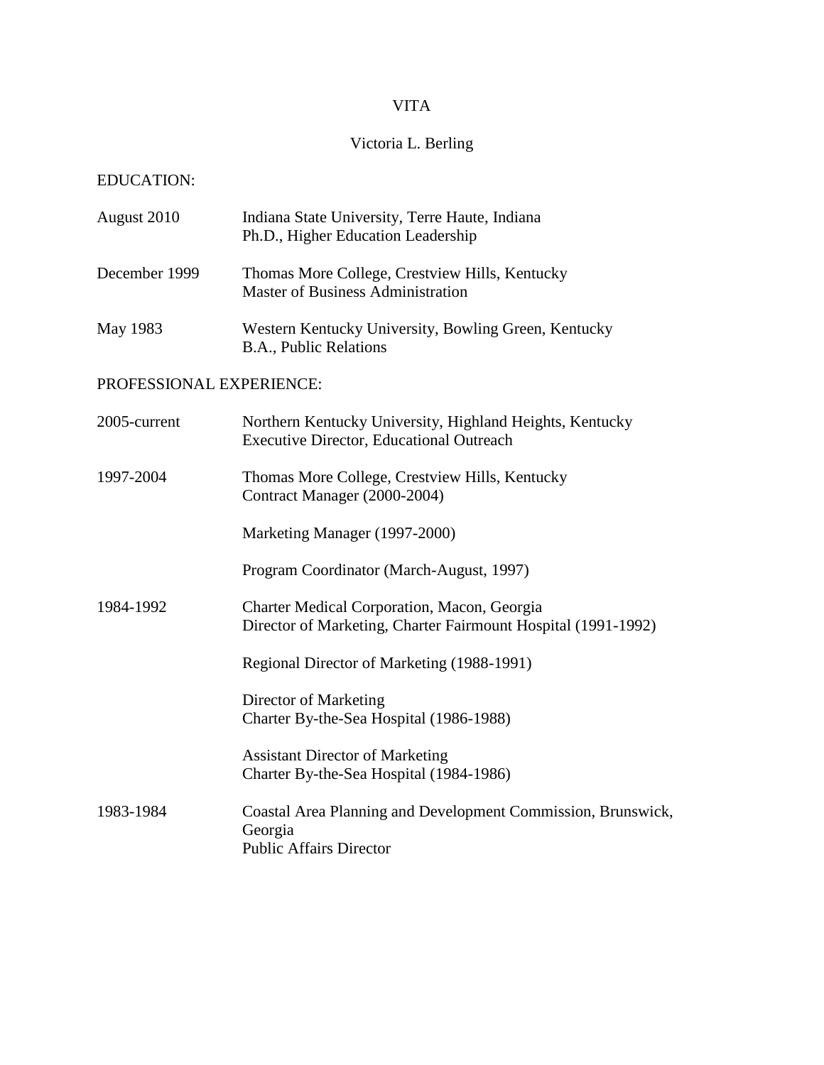# VITA

## Victoria L. Berling

### EDUCATION:

| | |
|---|---|
| August 2010 | Indiana State University, Terre Haute, Indiana<br>Ph.D., Higher Education Leadership |
| December 1999 | Thomas More College, Crestview Hills, Kentucky<br>Master of Business Administration |
| May 1983 | Western Kentucky University, Bowling Green, Kentucky<br>B.A., Public Relations |

### PROFESSIONAL EXPERIENCE:

| | |
|---|---|
| 2005-current | Northern Kentucky University, Highland Heights, Kentucky<br>Executive Director, Educational Outreach |
| 1997-2004 | Thomas More College, Crestview Hills, Kentucky<br>Contract Manager (2000-2004)<br><br>Marketing Manager (1997-2000)<br><br>Program Coordinator (March-August, 1997) |
| 1984-1992 | Charter Medical Corporation, Macon, Georgia<br>Director of Marketing, Charter Fairmount Hospital (1991-1992)<br><br>Regional Director of Marketing (1988-1991)<br><br>Director of Marketing<br>Charter By-the-Sea Hospital (1986-1988)<br><br>Assistant Director of Marketing<br>Charter By-the-Sea Hospital (1984-1986) |
| 1983-1984 | Coastal Area Planning and Development Commission, Brunswick, Georgia<br>Public Affairs Director |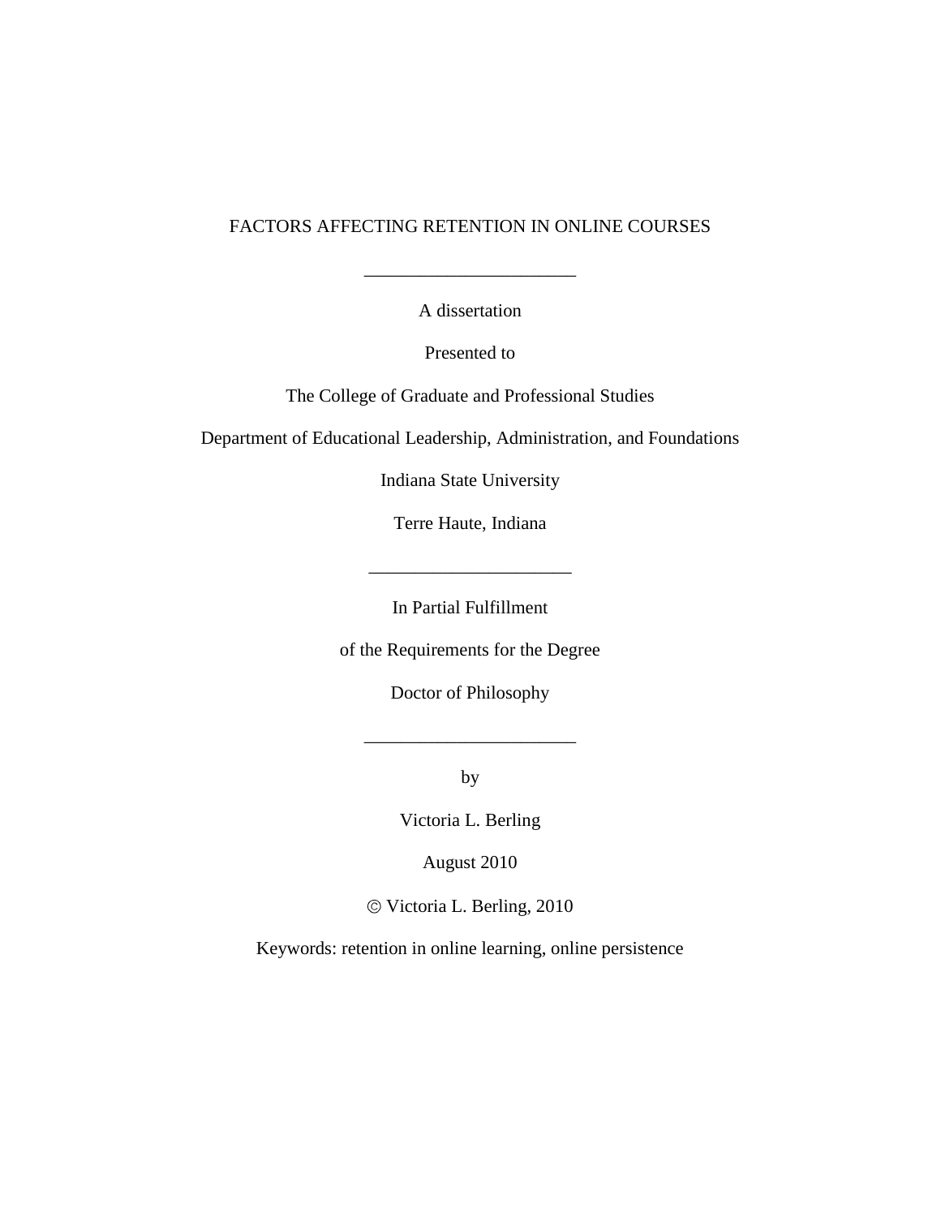# FACTORS AFFECTING RETENTION IN ONLINE COURSES

---

A dissertation

Presented to

The College of Graduate and Professional Studies

Department of Educational Leadership, Administration, and Foundations

Indiana State University

Terre Haute, Indiana

---

In Partial Fulfillment

of the Requirements for the Degree

Doctor of Philosophy

---

by

Victoria L. Berling

August 2010

© Victoria L. Berling, 2010

Keywords: retention in online learning, online persistence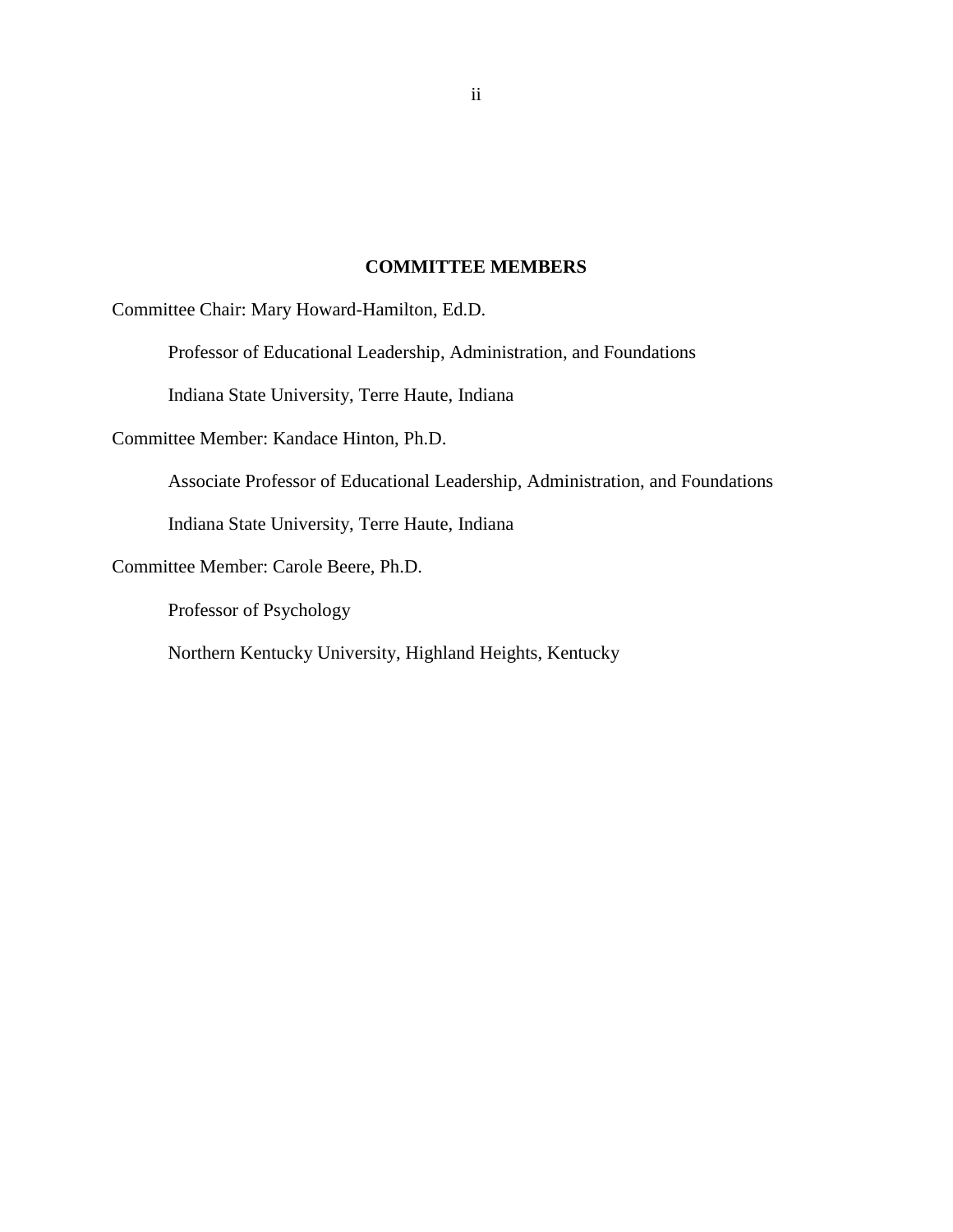## COMMITTEE MEMBERS

Committee Chair: Mary Howard-Hamilton, Ed.D.

Professor of Educational Leadership, Administration, and Foundations

Indiana State University, Terre Haute, Indiana

Committee Member: Kandace Hinton, Ph.D.

Associate Professor of Educational Leadership, Administration, and Foundations

Indiana State University, Terre Haute, Indiana

Committee Member: Carole Beere, Ph.D.

Professor of Psychology

Northern Kentucky University, Highland Heights, Kentucky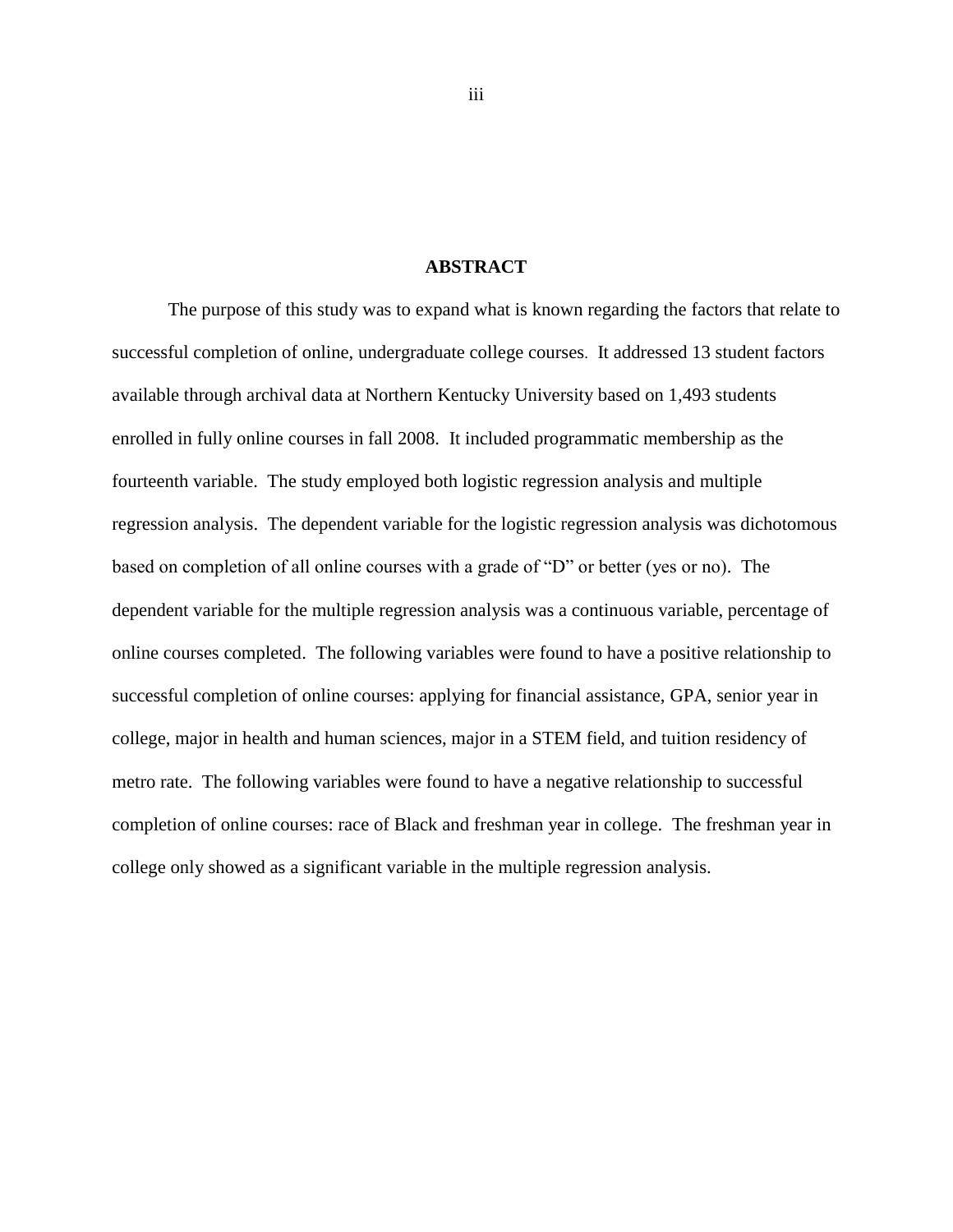# ABSTRACT

The purpose of this study was to expand what is known regarding the factors that relate to successful completion of online, undergraduate college courses. It addressed 13 student factors available through archival data at Northern Kentucky University based on 1,493 students enrolled in fully online courses in fall 2008. It included programmatic membership as the fourteenth variable. The study employed both logistic regression analysis and multiple regression analysis. The dependent variable for the logistic regression analysis was dichotomous based on completion of all online courses with a grade of "D" or better (yes or no). The dependent variable for the multiple regression analysis was a continuous variable, percentage of online courses completed. The following variables were found to have a positive relationship to successful completion of online courses: applying for financial assistance, GPA, senior year in college, major in health and human sciences, major in a STEM field, and tuition residency of metro rate. The following variables were found to have a negative relationship to successful completion of online courses: race of Black and freshman year in college. The freshman year in college only showed as a significant variable in the multiple regression analysis.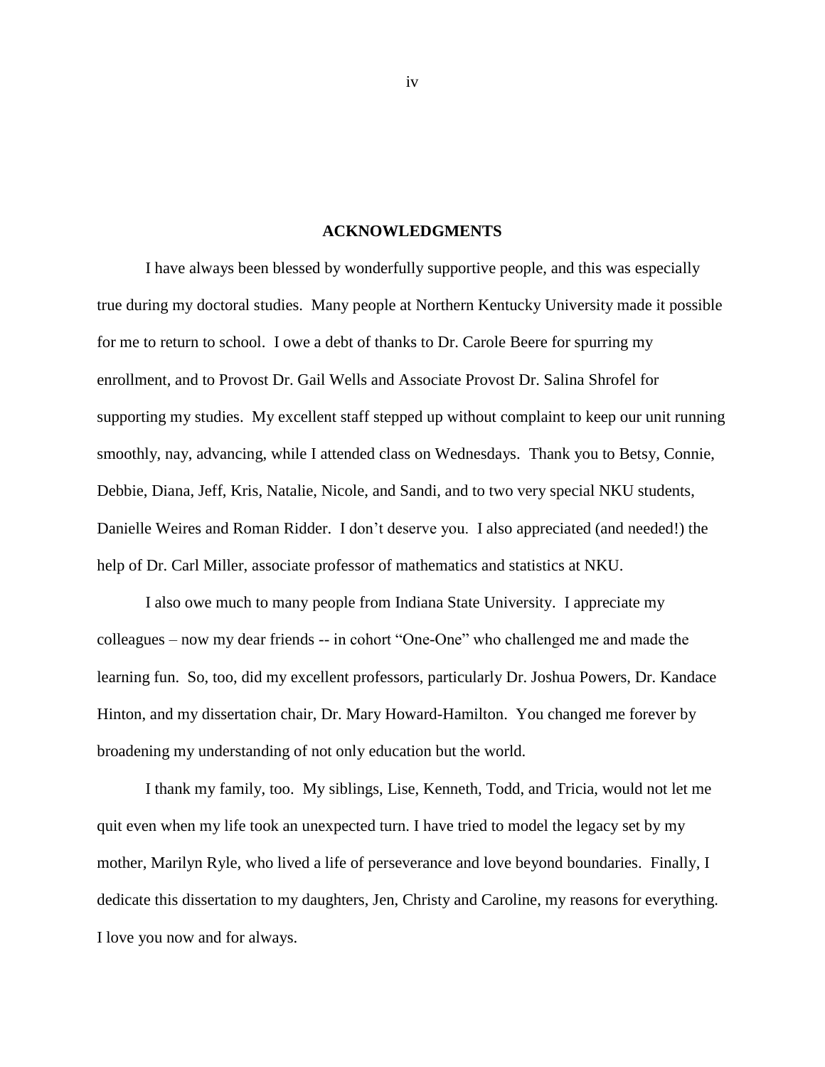## ACKNOWLEDGMENTS

I have always been blessed by wonderfully supportive people, and this was especially true during my doctoral studies. Many people at Northern Kentucky University made it possible for me to return to school. I owe a debt of thanks to Dr. Carole Beere for spurring my enrollment, and to Provost Dr. Gail Wells and Associate Provost Dr. Salina Shrofel for supporting my studies. My excellent staff stepped up without complaint to keep our unit running smoothly, nay, advancing, while I attended class on Wednesdays. Thank you to Betsy, Connie, Debbie, Diana, Jeff, Kris, Natalie, Nicole, and Sandi, and to two very special NKU students, Danielle Weires and Roman Ridder. I don't deserve you. I also appreciated (and needed!) the help of Dr. Carl Miller, associate professor of mathematics and statistics at NKU.

I also owe much to many people from Indiana State University. I appreciate my colleagues – now my dear friends -- in cohort "One-One" who challenged me and made the learning fun. So, too, did my excellent professors, particularly Dr. Joshua Powers, Dr. Kandace Hinton, and my dissertation chair, Dr. Mary Howard-Hamilton. You changed me forever by broadening my understanding of not only education but the world.

I thank my family, too. My siblings, Lise, Kenneth, Todd, and Tricia, would not let me quit even when my life took an unexpected turn. I have tried to model the legacy set by my mother, Marilyn Ryle, who lived a life of perseverance and love beyond boundaries. Finally, I dedicate this dissertation to my daughters, Jen, Christy and Caroline, my reasons for everything. I love you now and for always.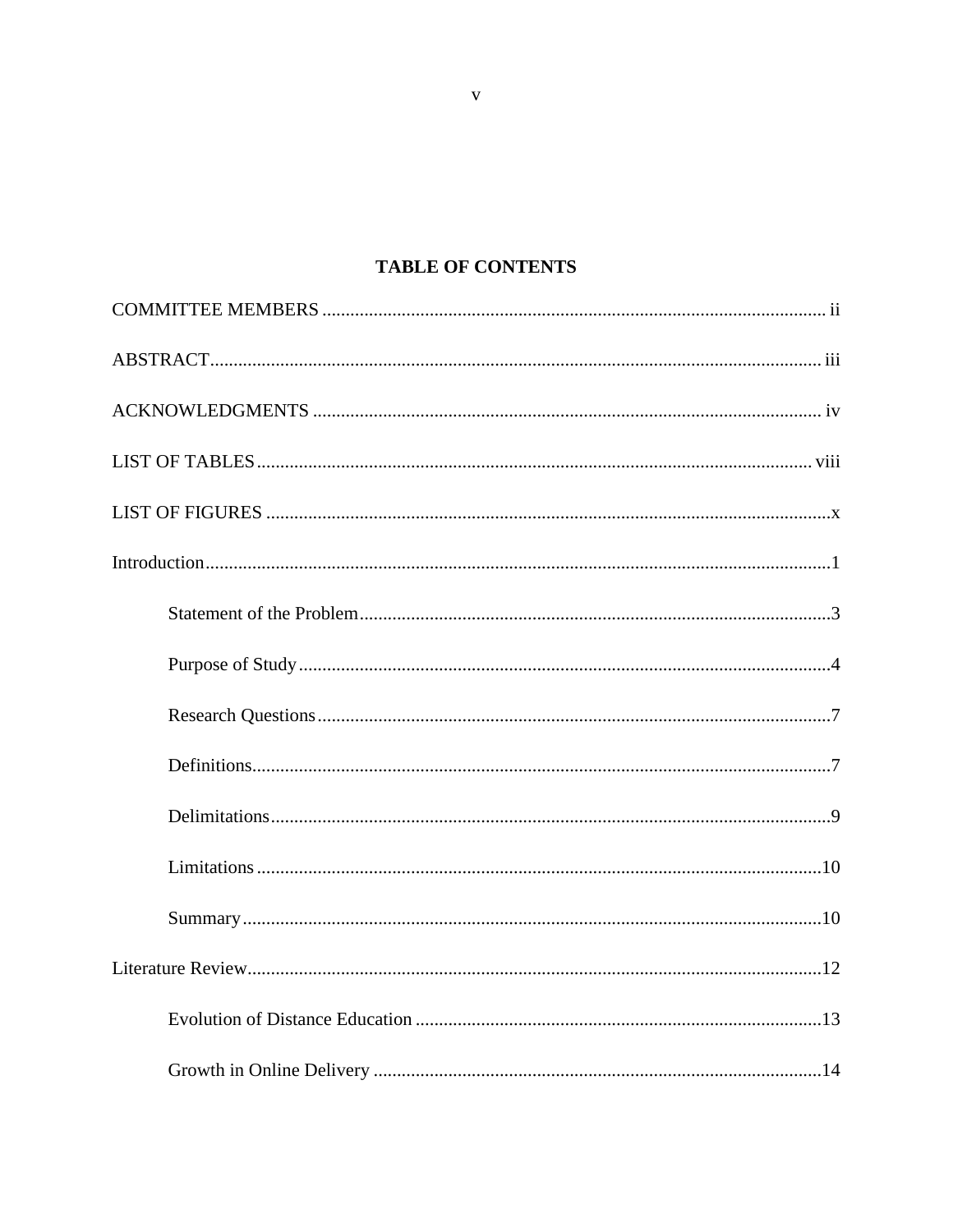# TABLE OF CONTENTS

COMMITTEE MEMBERS ........................................................................................................... ii

ABSTRACT.................................................................................................................................. iii

ACKNOWLEDGMENTS ............................................................................................................ iv

LIST OF TABLES ...................................................................................................................... viii

LIST OF FIGURES ........................................................................................................................x

Introduction.....................................................................................................................................1

- Statement of the Problem.....................................................................................................3
- Purpose of Study.................................................................................................................4
- Research Questions.............................................................................................................7
- Definitions...........................................................................................................................7
- Delimitations.......................................................................................................................9
- Limitations.........................................................................................................................10
- Summary...........................................................................................................................10

Literature Review..........................................................................................................................12

- Evolution of Distance Education.......................................................................................13
- Growth in Online Delivery................................................................................................14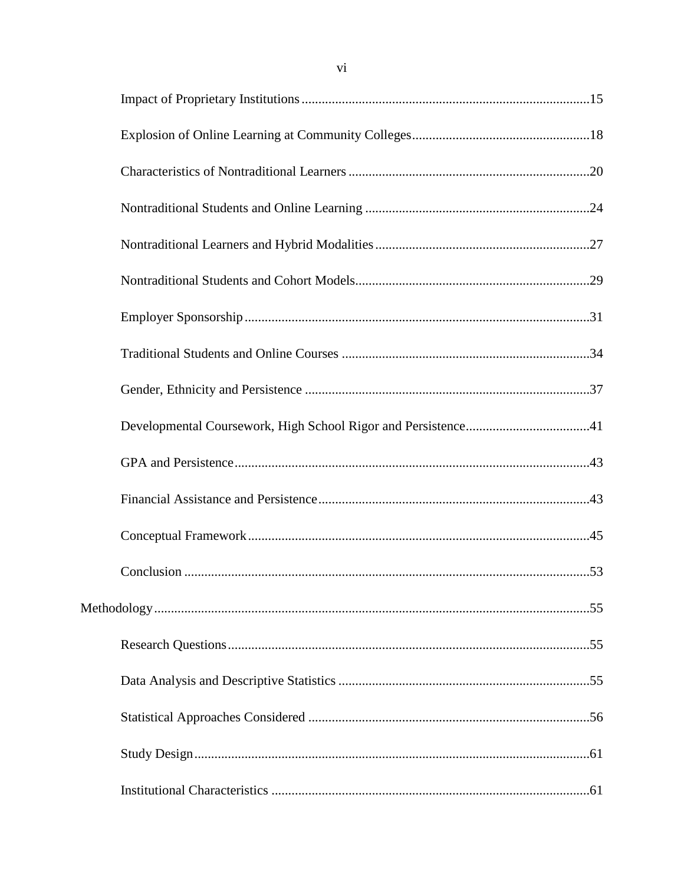Impact of Proprietary Institutions ......................................................................................15

Explosion of Online Learning at Community Colleges.....................................................18

Characteristics of Nontraditional Learners .......................................................................20

Nontraditional Students and Online Learning ..................................................................24

Nontraditional Learners and Hybrid Modalities................................................................27

Nontraditional Students and Cohort Models......................................................................29

Employer Sponsorship.......................................................................................................31

Traditional Students and Online Courses ..........................................................................34

Gender, Ethnicity and Persistence .....................................................................................37

Developmental Coursework, High School Rigor and Persistence.....................................41

GPA and Persistence..........................................................................................................43

Financial Assistance and Persistence.................................................................................43

Conceptual Framework......................................................................................................45

Conclusion .........................................................................................................................53

Methodology..................................................................................................................................55

Research Questions............................................................................................................55

Data Analysis and Descriptive Statistics ...........................................................................55

Statistical Approaches Considered ....................................................................................56

Study Design......................................................................................................................61

Institutional Characteristics ...............................................................................................61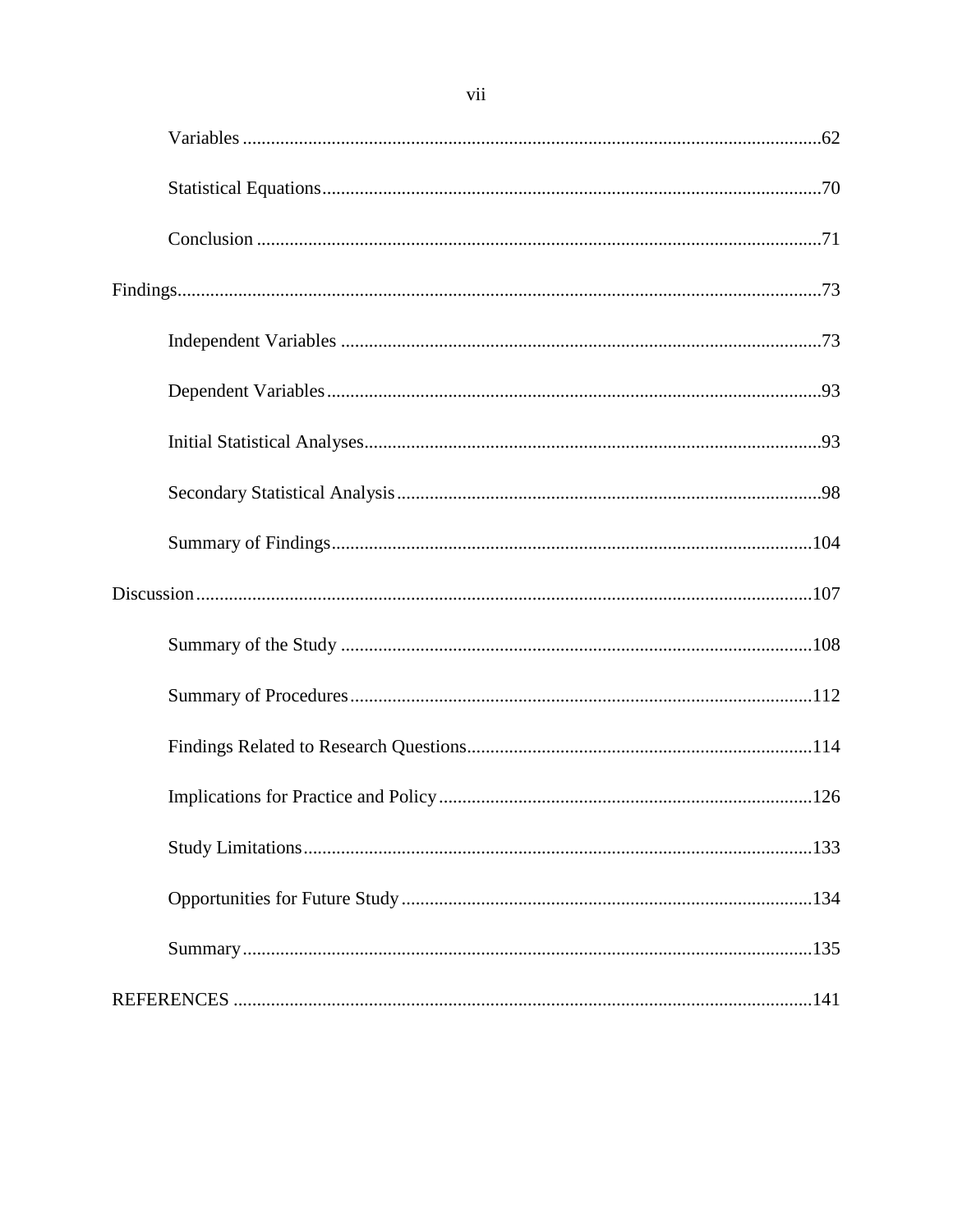Variables ..........62

Statistical Equations..........70

Conclusion ..........71

Findings..........73

Independent Variables ..........73

Dependent Variables..........93

Initial Statistical Analyses..........93

Secondary Statistical Analysis..........98

Summary of Findings..........104

Discussion..........107

Summary of the Study ..........108

Summary of Procedures..........112

Findings Related to Research Questions..........114

Implications for Practice and Policy..........126

Study Limitations..........133

Opportunities for Future Study..........134

Summary..........135

REFERENCES ..........141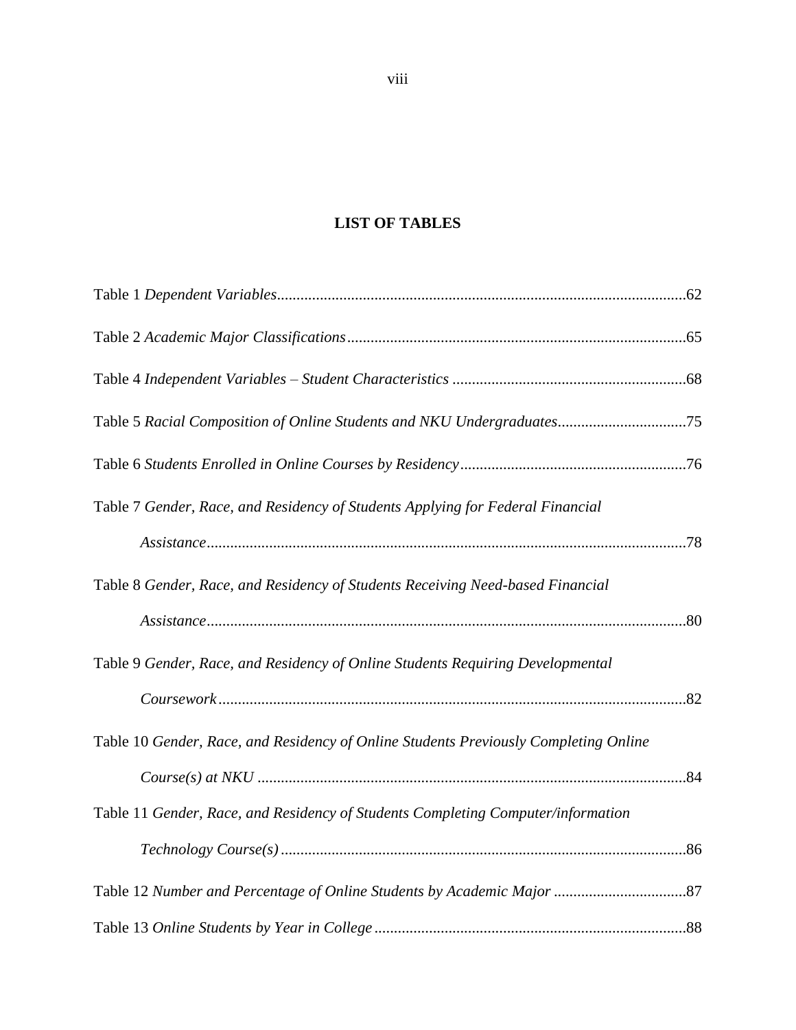## LIST OF TABLES

Table 1 *Dependent Variables*........................................................................................................62

Table 2 *Academic Major Classifications*......................................................................................65

Table 4 *Independent Variables – Student Characteristics* ............................................................68

Table 5 *Racial Composition of Online Students and NKU Undergraduates*.................................75

Table 6 *Students Enrolled in Online Courses by Residency*..........................................................76

Table 7 *Gender, Race, and Residency of Students Applying for Federal Financial Assistance*...........................................................................................................................78

Table 8 *Gender, Race, and Residency of Students Receiving Need-based Financial Assistance*...........................................................................................................................80

Table 9 *Gender, Race, and Residency of Online Students Requiring Developmental Coursework*.......................................................................................................................82

Table 10 *Gender, Race, and Residency of Online Students Previously Completing Online Course(s) at NKU* .............................................................................................................84

Table 11 *Gender, Race, and Residency of Students Completing Computer/information Technology Course(s)* ........................................................................................................86

Table 12 *Number and Percentage of Online Students by Academic Major* .................................87

Table 13 *Online Students by Year in College* ...............................................................................88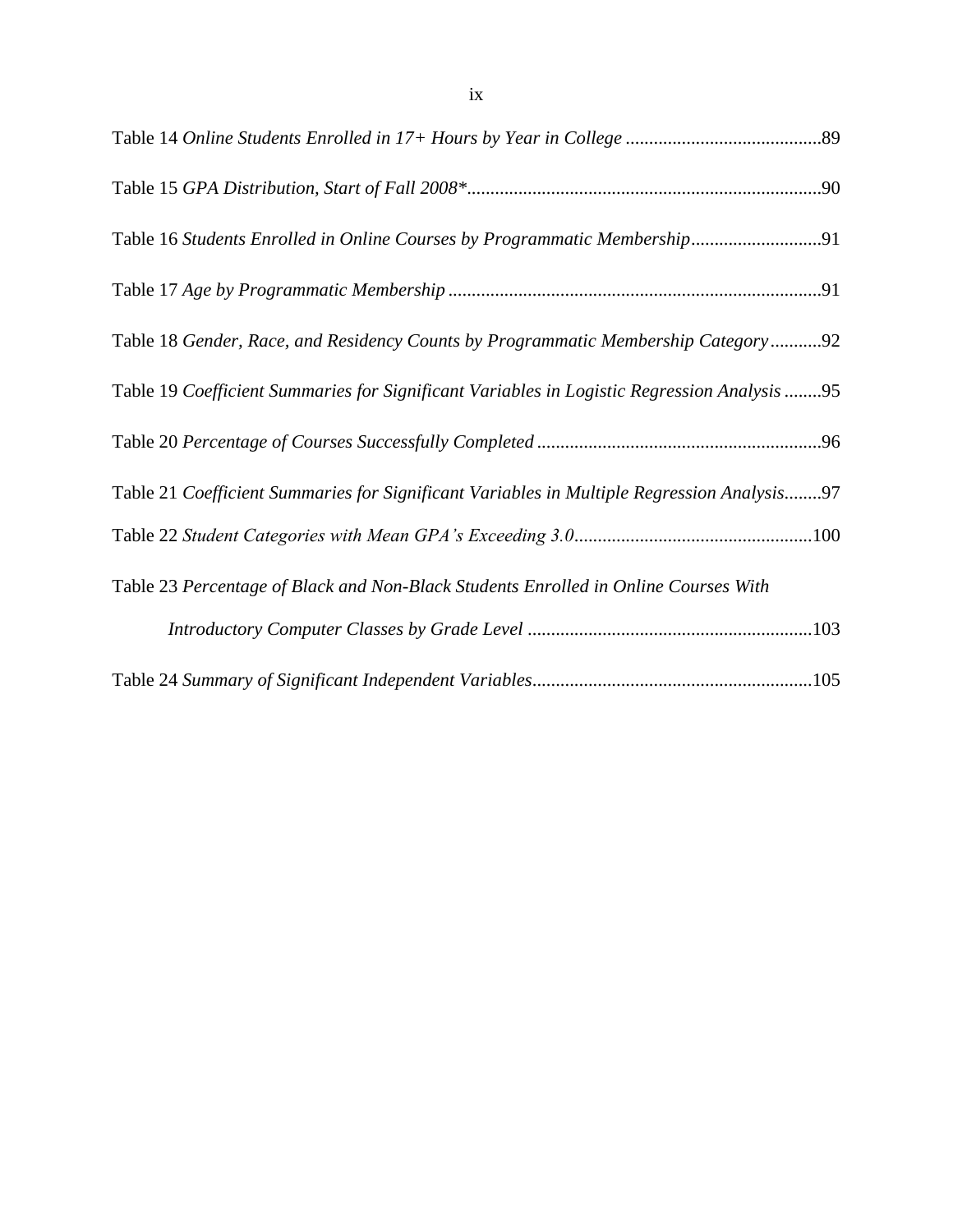Table 14 *Online Students Enrolled in 17+ Hours by Year in College* ..........................................89

Table 15 *GPA Distribution, Start of Fall 2008**............................................................................90

Table 16 *Students Enrolled in Online Courses by Programmatic Membership*............................91

Table 17 *Age by Programmatic Membership* ...............................................................................91

Table 18 *Gender, Race, and Residency Counts by Programmatic Membership Category*...........92

Table 19 *Coefficient Summaries for Significant Variables in Logistic Regression Analysis* ........95

Table 20 *Percentage of Courses Successfully Completed* ............................................................96

Table 21 *Coefficient Summaries for Significant Variables in Multiple Regression Analysis*........97

Table 22 *Student Categories with Mean GPA's Exceeding 3.0*...................................................100

Table 23 *Percentage of Black and Non-Black Students Enrolled in Online Courses With Introductory Computer Classes by Grade Level* ............................................................103

Table 24 *Summary of Significant Independent Variables*...........................................................105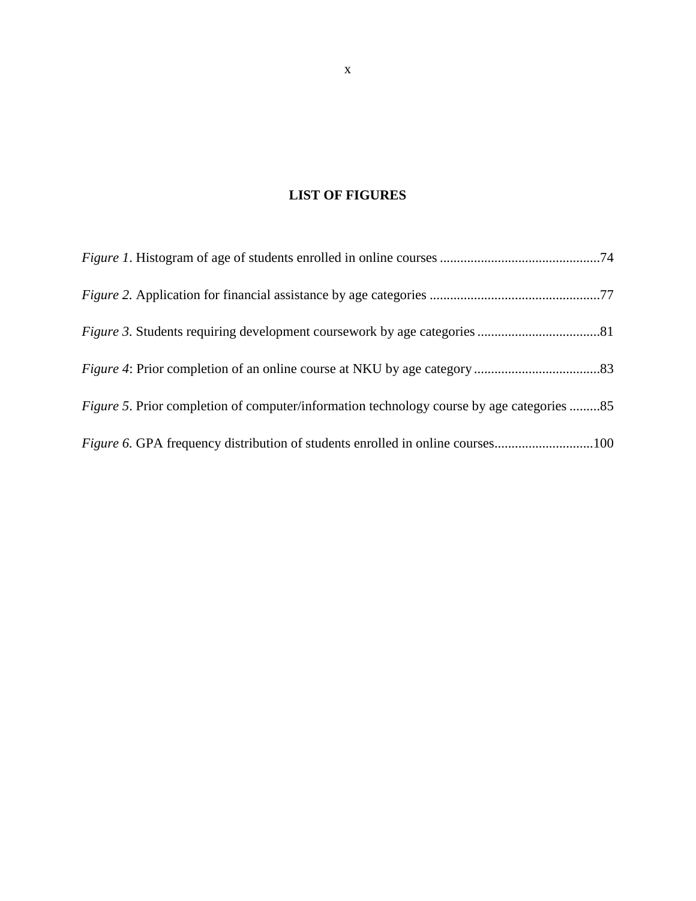# LIST OF FIGURES

*Figure 1*. Histogram of age of students enrolled in online courses ..............................................74

*Figure 2.* Application for financial assistance by age categories .................................................77

*Figure 3.* Students requiring development coursework by age categories ....................................81

*Figure 4*: Prior completion of an online course at NKU by age category.....................................83

*Figure 5*. Prior completion of computer/information technology course by age categories .........85

*Figure 6.* GPA frequency distribution of students enrolled in online courses............................100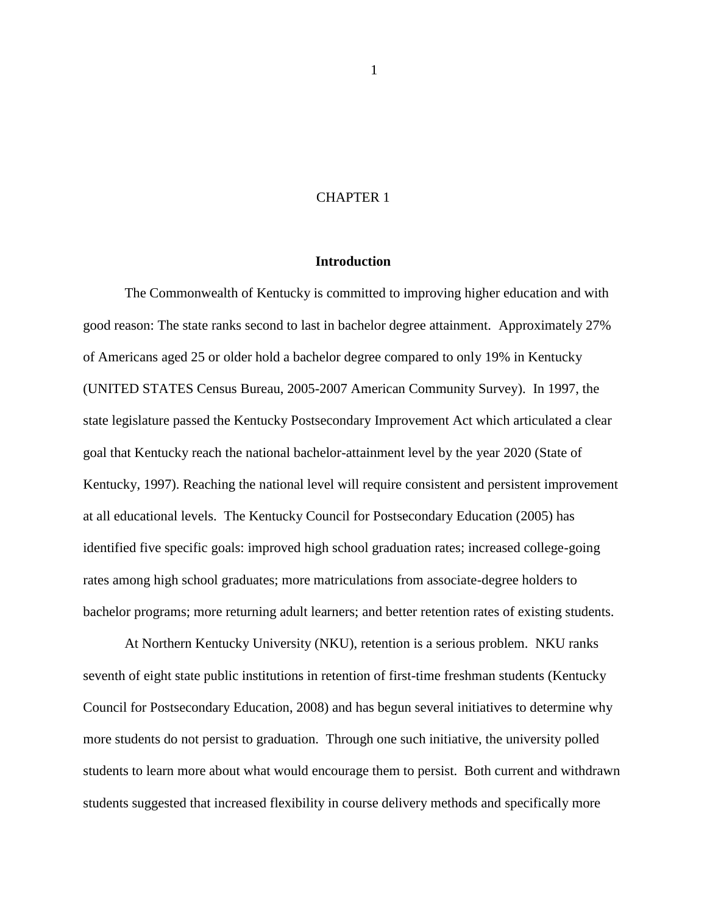# CHAPTER 1

## Introduction

The Commonwealth of Kentucky is committed to improving higher education and with good reason: The state ranks second to last in bachelor degree attainment. Approximately 27% of Americans aged 25 or older hold a bachelor degree compared to only 19% in Kentucky (UNITED STATES Census Bureau, 2005-2007 American Community Survey). In 1997, the state legislature passed the Kentucky Postsecondary Improvement Act which articulated a clear goal that Kentucky reach the national bachelor-attainment level by the year 2020 (State of Kentucky, 1997). Reaching the national level will require consistent and persistent improvement at all educational levels. The Kentucky Council for Postsecondary Education (2005) has identified five specific goals: improved high school graduation rates; increased college-going rates among high school graduates; more matriculations from associate-degree holders to bachelor programs; more returning adult learners; and better retention rates of existing students.

At Northern Kentucky University (NKU), retention is a serious problem. NKU ranks seventh of eight state public institutions in retention of first-time freshman students (Kentucky Council for Postsecondary Education, 2008) and has begun several initiatives to determine why more students do not persist to graduation. Through one such initiative, the university polled students to learn more about what would encourage them to persist. Both current and withdrawn students suggested that increased flexibility in course delivery methods and specifically more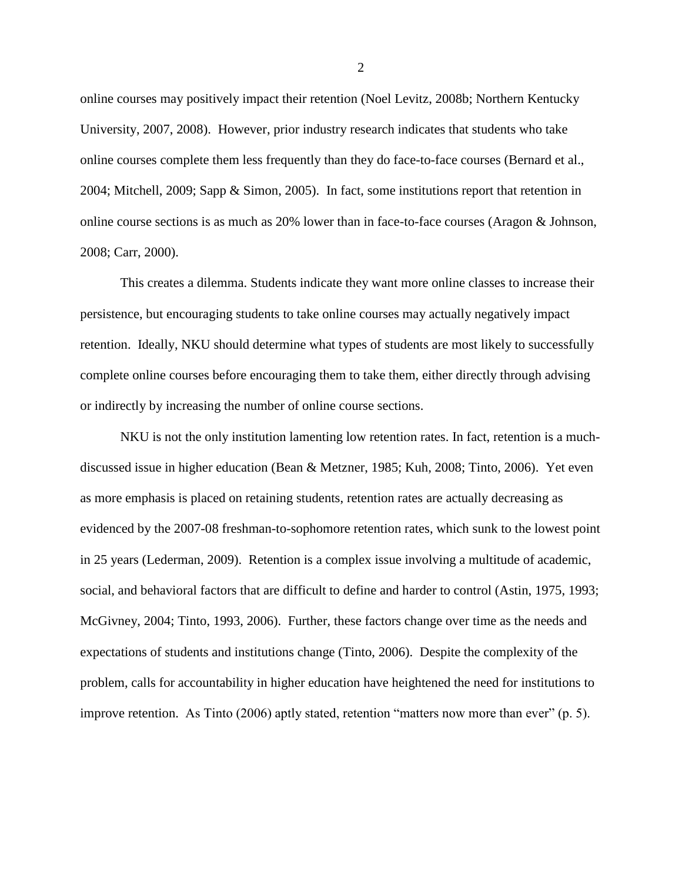online courses may positively impact their retention (Noel Levitz, 2008b; Northern Kentucky University, 2007, 2008). However, prior industry research indicates that students who take online courses complete them less frequently than they do face-to-face courses (Bernard et al., 2004; Mitchell, 2009; Sapp & Simon, 2005). In fact, some institutions report that retention in online course sections is as much as 20% lower than in face-to-face courses (Aragon & Johnson, 2008; Carr, 2000).

This creates a dilemma. Students indicate they want more online classes to increase their persistence, but encouraging students to take online courses may actually negatively impact retention. Ideally, NKU should determine what types of students are most likely to successfully complete online courses before encouraging them to take them, either directly through advising or indirectly by increasing the number of online course sections.

NKU is not the only institution lamenting low retention rates. In fact, retention is a much-discussed issue in higher education (Bean & Metzner, 1985; Kuh, 2008; Tinto, 2006). Yet even as more emphasis is placed on retaining students, retention rates are actually decreasing as evidenced by the 2007-08 freshman-to-sophomore retention rates, which sunk to the lowest point in 25 years (Lederman, 2009). Retention is a complex issue involving a multitude of academic, social, and behavioral factors that are difficult to define and harder to control (Astin, 1975, 1993; McGivney, 2004; Tinto, 1993, 2006). Further, these factors change over time as the needs and expectations of students and institutions change (Tinto, 2006). Despite the complexity of the problem, calls for accountability in higher education have heightened the need for institutions to improve retention. As Tinto (2006) aptly stated, retention "matters now more than ever" (p. 5).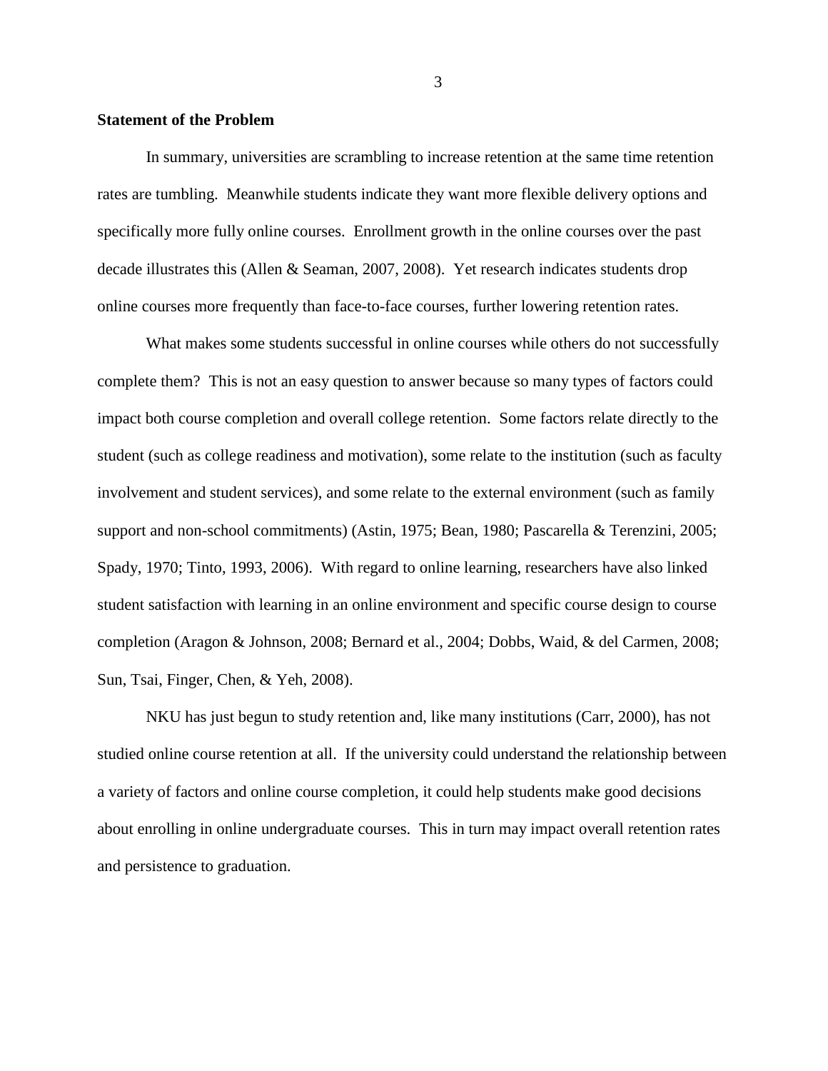**Statement of the Problem**

In summary, universities are scrambling to increase retention at the same time retention rates are tumbling. Meanwhile students indicate they want more flexible delivery options and specifically more fully online courses. Enrollment growth in the online courses over the past decade illustrates this (Allen & Seaman, 2007, 2008). Yet research indicates students drop online courses more frequently than face-to-face courses, further lowering retention rates.

What makes some students successful in online courses while others do not successfully complete them? This is not an easy question to answer because so many types of factors could impact both course completion and overall college retention. Some factors relate directly to the student (such as college readiness and motivation), some relate to the institution (such as faculty involvement and student services), and some relate to the external environment (such as family support and non-school commitments) (Astin, 1975; Bean, 1980; Pascarella & Terenzini, 2005; Spady, 1970; Tinto, 1993, 2006). With regard to online learning, researchers have also linked student satisfaction with learning in an online environment and specific course design to course completion (Aragon & Johnson, 2008; Bernard et al., 2004; Dobbs, Waid, & del Carmen, 2008; Sun, Tsai, Finger, Chen, & Yeh, 2008).

NKU has just begun to study retention and, like many institutions (Carr, 2000), has not studied online course retention at all. If the university could understand the relationship between a variety of factors and online course completion, it could help students make good decisions about enrolling in online undergraduate courses. This in turn may impact overall retention rates and persistence to graduation.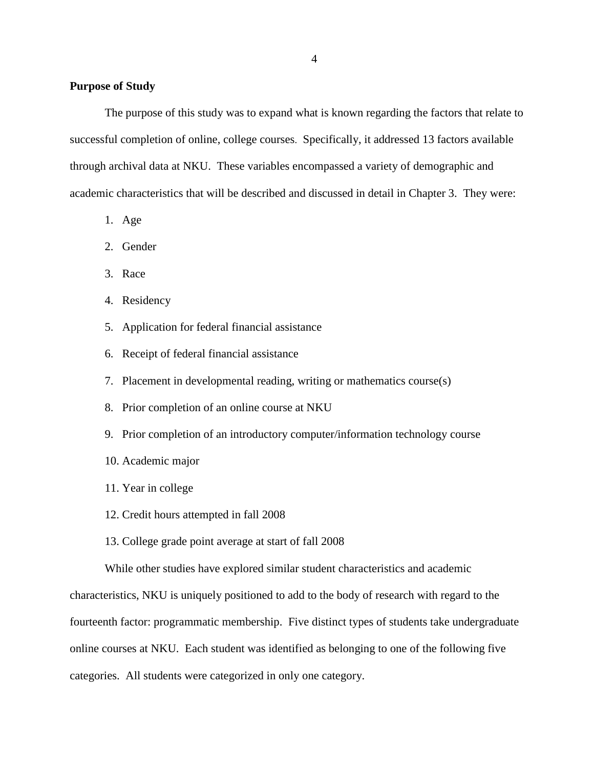**Purpose of Study**

The purpose of this study was to expand what is known regarding the factors that relate to successful completion of online, college courses. Specifically, it addressed 13 factors available through archival data at NKU. These variables encompassed a variety of demographic and academic characteristics that will be described and discussed in detail in Chapter 3. They were:

1. Age
2. Gender
3. Race
4. Residency
5. Application for federal financial assistance
6. Receipt of federal financial assistance
7. Placement in developmental reading, writing or mathematics course(s)
8. Prior completion of an online course at NKU
9. Prior completion of an introductory computer/information technology course
10. Academic major
11. Year in college
12. Credit hours attempted in fall 2008
13. College grade point average at start of fall 2008

While other studies have explored similar student characteristics and academic characteristics, NKU is uniquely positioned to add to the body of research with regard to the fourteenth factor: programmatic membership. Five distinct types of students take undergraduate online courses at NKU. Each student was identified as belonging to one of the following five categories. All students were categorized in only one category.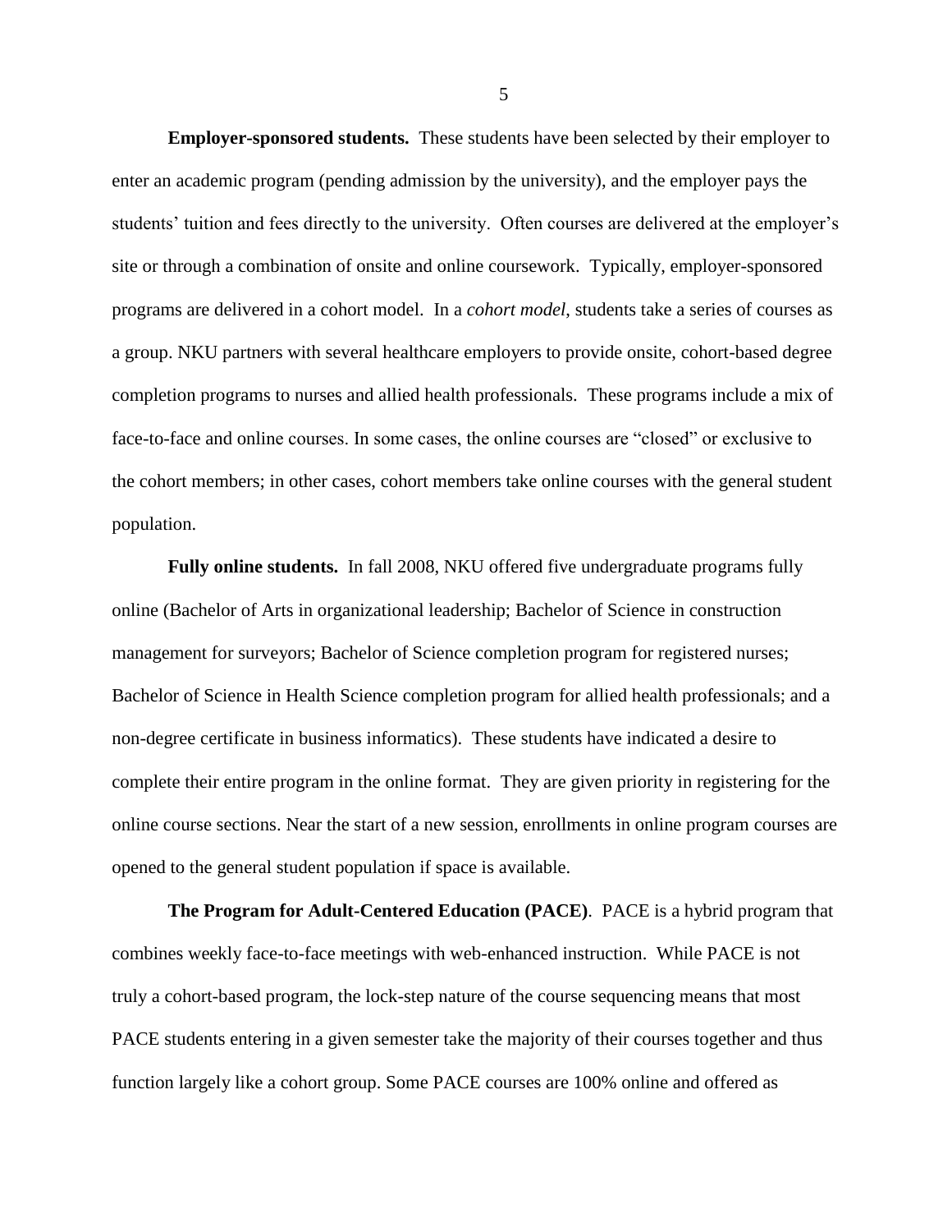**Employer-sponsored students.** These students have been selected by their employer to enter an academic program (pending admission by the university), and the employer pays the students' tuition and fees directly to the university. Often courses are delivered at the employer's site or through a combination of onsite and online coursework. Typically, employer-sponsored programs are delivered in a cohort model. In a *cohort model*, students take a series of courses as a group. NKU partners with several healthcare employers to provide onsite, cohort-based degree completion programs to nurses and allied health professionals. These programs include a mix of face-to-face and online courses. In some cases, the online courses are "closed" or exclusive to the cohort members; in other cases, cohort members take online courses with the general student population.

**Fully online students.** In fall 2008, NKU offered five undergraduate programs fully online (Bachelor of Arts in organizational leadership; Bachelor of Science in construction management for surveyors; Bachelor of Science completion program for registered nurses; Bachelor of Science in Health Science completion program for allied health professionals; and a non-degree certificate in business informatics). These students have indicated a desire to complete their entire program in the online format. They are given priority in registering for the online course sections. Near the start of a new session, enrollments in online program courses are opened to the general student population if space is available.

**The Program for Adult-Centered Education (PACE)**. PACE is a hybrid program that combines weekly face-to-face meetings with web-enhanced instruction. While PACE is not truly a cohort-based program, the lock-step nature of the course sequencing means that most PACE students entering in a given semester take the majority of their courses together and thus function largely like a cohort group. Some PACE courses are 100% online and offered as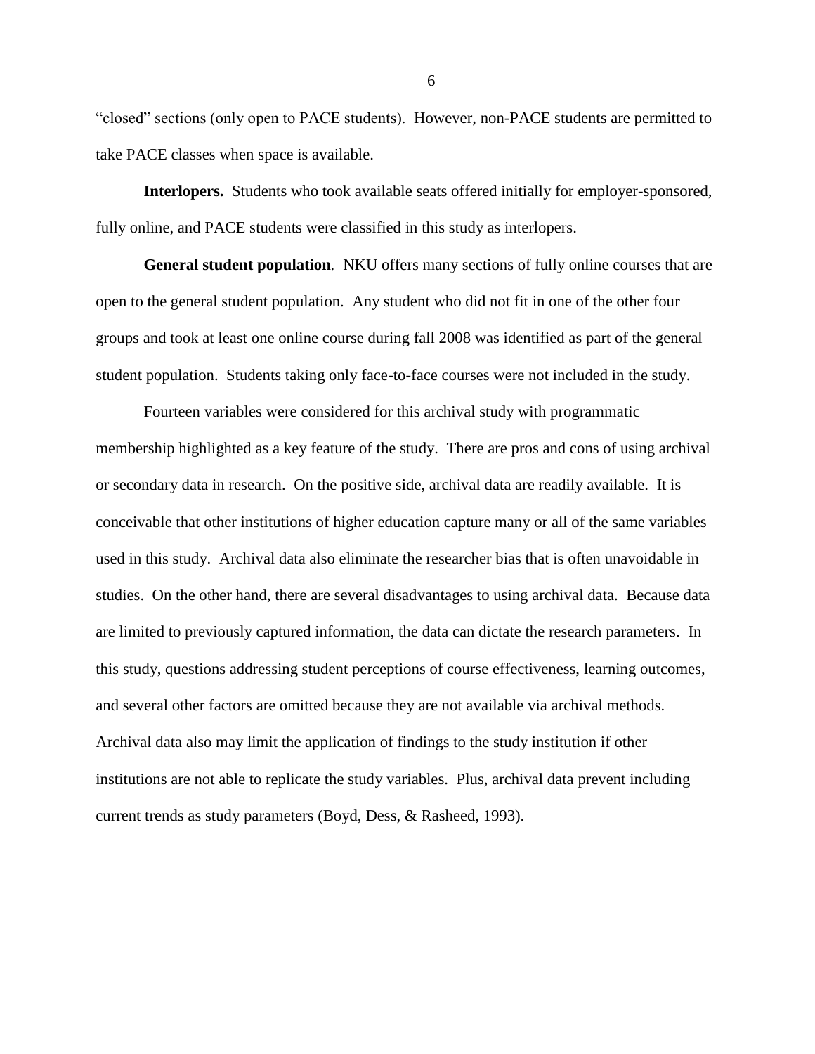"closed" sections (only open to PACE students). However, non-PACE students are permitted to take PACE classes when space is available.

**Interlopers.** Students who took available seats offered initially for employer-sponsored, fully online, and PACE students were classified in this study as interlopers.

**General student population***.* NKU offers many sections of fully online courses that are open to the general student population. Any student who did not fit in one of the other four groups and took at least one online course during fall 2008 was identified as part of the general student population. Students taking only face-to-face courses were not included in the study.

Fourteen variables were considered for this archival study with programmatic membership highlighted as a key feature of the study. There are pros and cons of using archival or secondary data in research. On the positive side, archival data are readily available. It is conceivable that other institutions of higher education capture many or all of the same variables used in this study. Archival data also eliminate the researcher bias that is often unavoidable in studies. On the other hand, there are several disadvantages to using archival data. Because data are limited to previously captured information, the data can dictate the research parameters. In this study, questions addressing student perceptions of course effectiveness, learning outcomes, and several other factors are omitted because they are not available via archival methods. Archival data also may limit the application of findings to the study institution if other institutions are not able to replicate the study variables. Plus, archival data prevent including current trends as study parameters (Boyd, Dess, & Rasheed, 1993).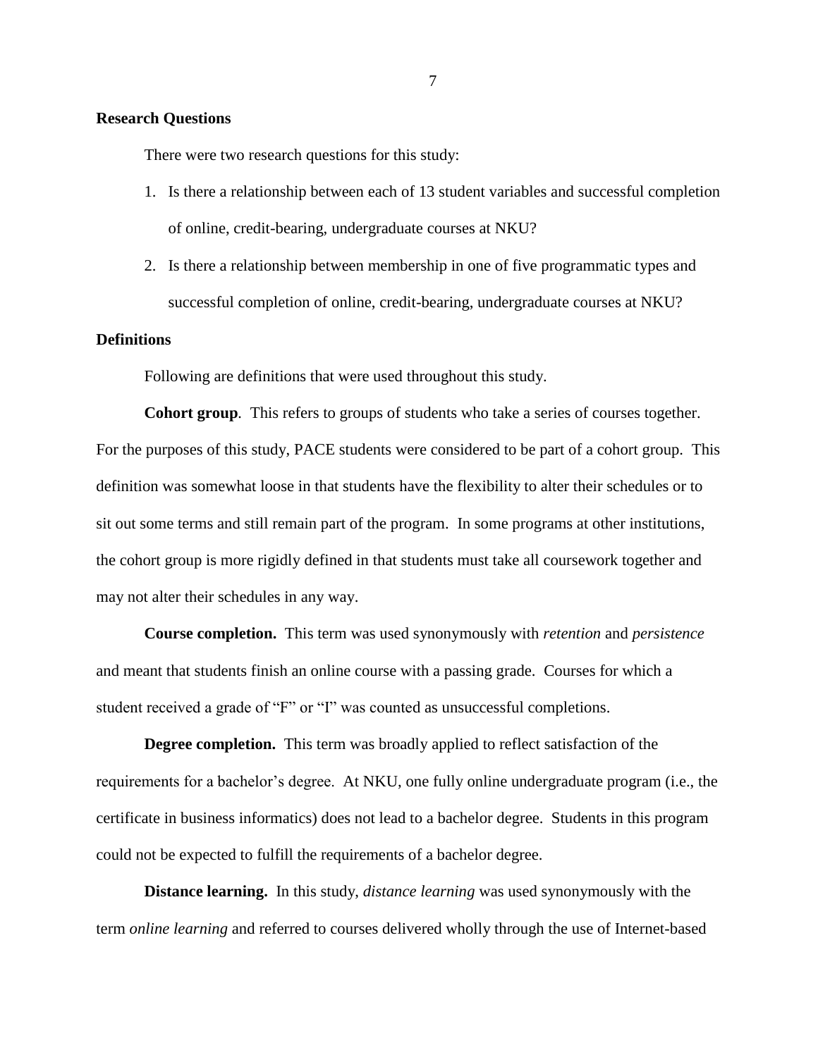## Research Questions

There were two research questions for this study:

1. Is there a relationship between each of 13 student variables and successful completion of online, credit-bearing, undergraduate courses at NKU?
2. Is there a relationship between membership in one of five programmatic types and successful completion of online, credit-bearing, undergraduate courses at NKU?

## Definitions

Following are definitions that were used throughout this study.

**Cohort group**. This refers to groups of students who take a series of courses together. For the purposes of this study, PACE students were considered to be part of a cohort group. This definition was somewhat loose in that students have the flexibility to alter their schedules or to sit out some terms and still remain part of the program. In some programs at other institutions, the cohort group is more rigidly defined in that students must take all coursework together and may not alter their schedules in any way.

**Course completion.** This term was used synonymously with *retention* and *persistence* and meant that students finish an online course with a passing grade. Courses for which a student received a grade of "F" or "I" was counted as unsuccessful completions.

**Degree completion.** This term was broadly applied to reflect satisfaction of the requirements for a bachelor's degree. At NKU, one fully online undergraduate program (i.e., the certificate in business informatics) does not lead to a bachelor degree. Students in this program could not be expected to fulfill the requirements of a bachelor degree.

**Distance learning.** In this study, *distance learning* was used synonymously with the term *online learning* and referred to courses delivered wholly through the use of Internet-based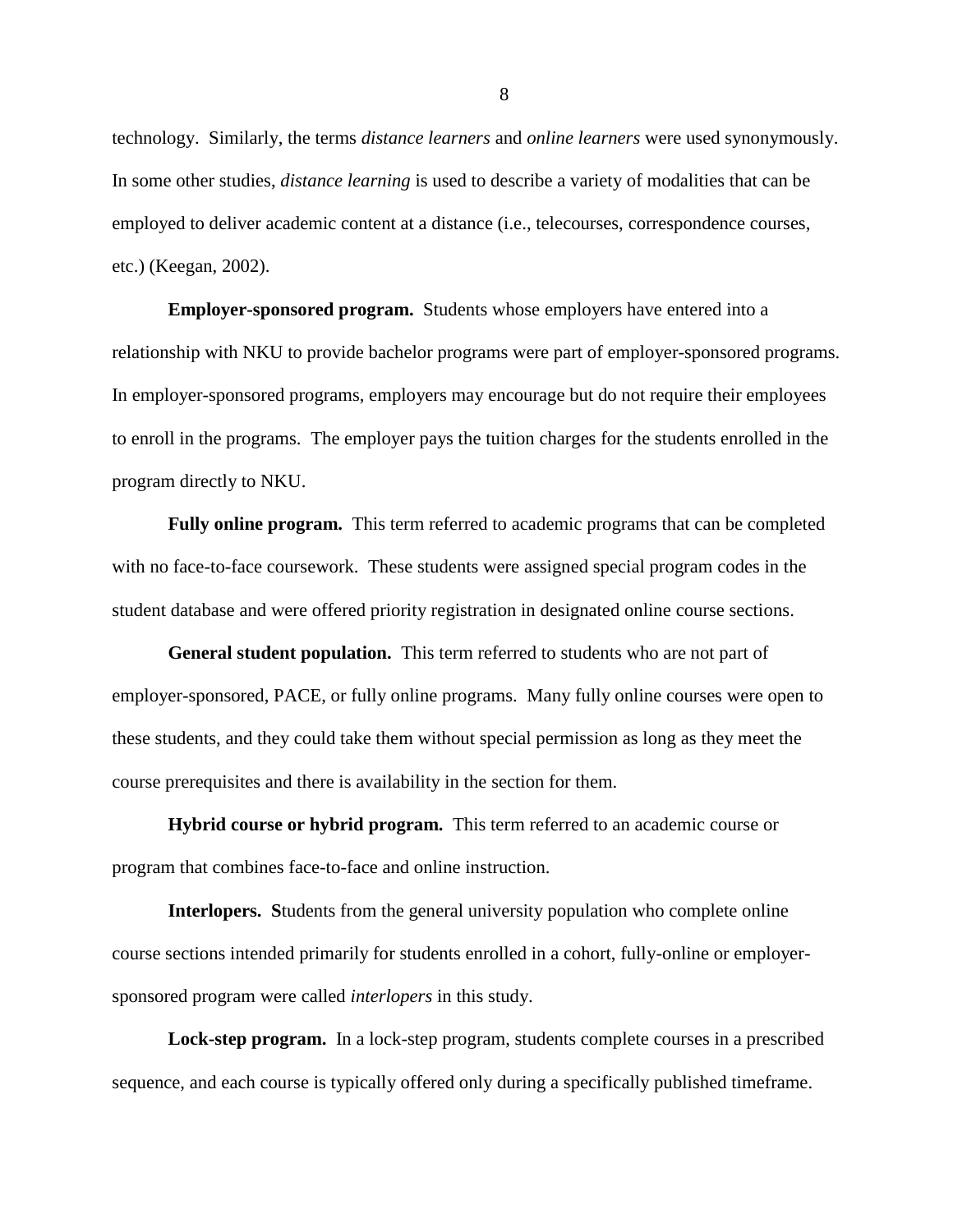technology. Similarly, the terms *distance learners* and *online learners* were used synonymously. In some other studies, *distance learning* is used to describe a variety of modalities that can be employed to deliver academic content at a distance (i.e., telecourses, correspondence courses, etc.) (Keegan, 2002).

**Employer-sponsored program.** Students whose employers have entered into a relationship with NKU to provide bachelor programs were part of employer-sponsored programs. In employer-sponsored programs, employers may encourage but do not require their employees to enroll in the programs. The employer pays the tuition charges for the students enrolled in the program directly to NKU.

**Fully online program.** This term referred to academic programs that can be completed with no face-to-face coursework. These students were assigned special program codes in the student database and were offered priority registration in designated online course sections.

**General student population.** This term referred to students who are not part of employer-sponsored, PACE, or fully online programs. Many fully online courses were open to these students, and they could take them without special permission as long as they meet the course prerequisites and there is availability in the section for them.

**Hybrid course or hybrid program.** This term referred to an academic course or program that combines face-to-face and online instruction.

**Interlopers. S**tudents from the general university population who complete online course sections intended primarily for students enrolled in a cohort, fully-online or employer-sponsored program were called *interlopers* in this study.

**Lock-step program.** In a lock-step program, students complete courses in a prescribed sequence, and each course is typically offered only during a specifically published timeframe.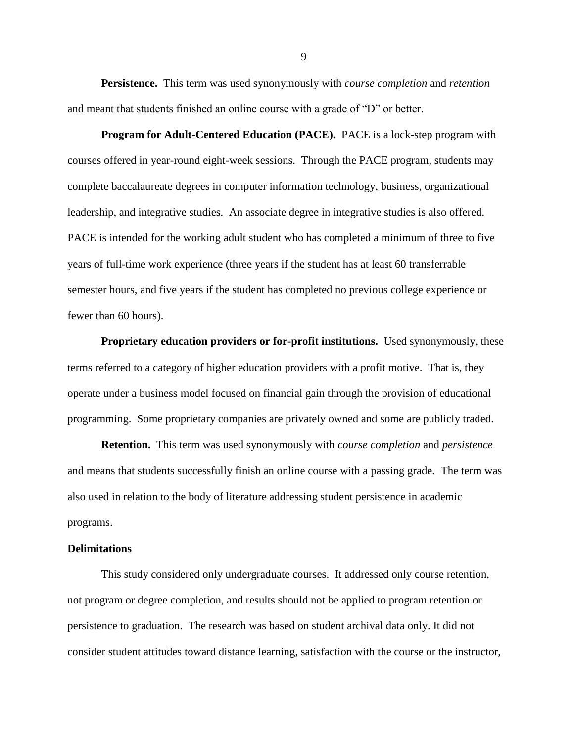**Persistence.** This term was used synonymously with *course completion* and *retention* and meant that students finished an online course with a grade of "D" or better.

**Program for Adult-Centered Education (PACE).** PACE is a lock-step program with courses offered in year-round eight-week sessions. Through the PACE program, students may complete baccalaureate degrees in computer information technology, business, organizational leadership, and integrative studies. An associate degree in integrative studies is also offered. PACE is intended for the working adult student who has completed a minimum of three to five years of full-time work experience (three years if the student has at least 60 transferrable semester hours, and five years if the student has completed no previous college experience or fewer than 60 hours).

**Proprietary education providers or for-profit institutions.** Used synonymously, these terms referred to a category of higher education providers with a profit motive. That is, they operate under a business model focused on financial gain through the provision of educational programming. Some proprietary companies are privately owned and some are publicly traded.

**Retention.** This term was used synonymously with *course completion* and *persistence* and means that students successfully finish an online course with a passing grade. The term was also used in relation to the body of literature addressing student persistence in academic programs.

## Delimitations

This study considered only undergraduate courses. It addressed only course retention, not program or degree completion, and results should not be applied to program retention or persistence to graduation. The research was based on student archival data only. It did not consider student attitudes toward distance learning, satisfaction with the course or the instructor,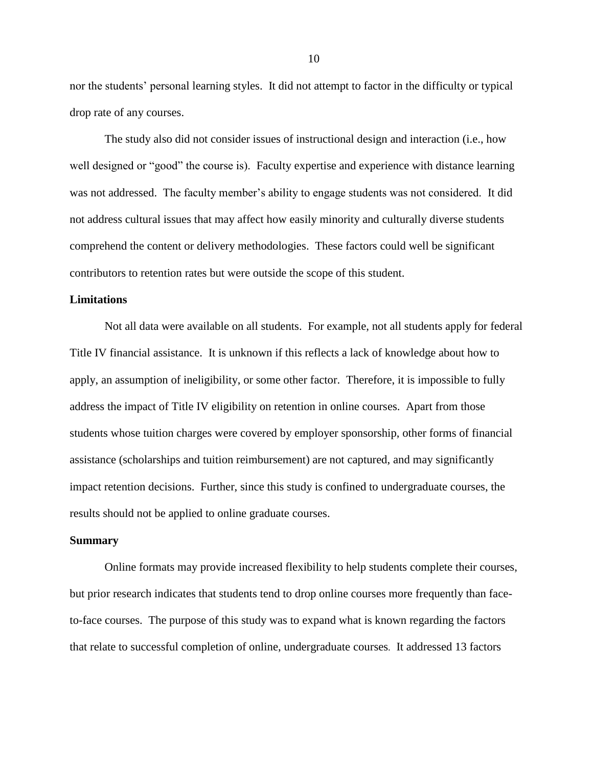nor the students' personal learning styles. It did not attempt to factor in the difficulty or typical drop rate of any courses.

The study also did not consider issues of instructional design and interaction (i.e., how well designed or "good" the course is). Faculty expertise and experience with distance learning was not addressed. The faculty member's ability to engage students was not considered. It did not address cultural issues that may affect how easily minority and culturally diverse students comprehend the content or delivery methodologies. These factors could well be significant contributors to retention rates but were outside the scope of this student.

**Limitations**

Not all data were available on all students. For example, not all students apply for federal Title IV financial assistance. It is unknown if this reflects a lack of knowledge about how to apply, an assumption of ineligibility, or some other factor. Therefore, it is impossible to fully address the impact of Title IV eligibility on retention in online courses. Apart from those students whose tuition charges were covered by employer sponsorship, other forms of financial assistance (scholarships and tuition reimbursement) are not captured, and may significantly impact retention decisions. Further, since this study is confined to undergraduate courses, the results should not be applied to online graduate courses.

**Summary**

Online formats may provide increased flexibility to help students complete their courses, but prior research indicates that students tend to drop online courses more frequently than face-to-face courses. The purpose of this study was to expand what is known regarding the factors that relate to successful completion of online, undergraduate courses. It addressed 13 factors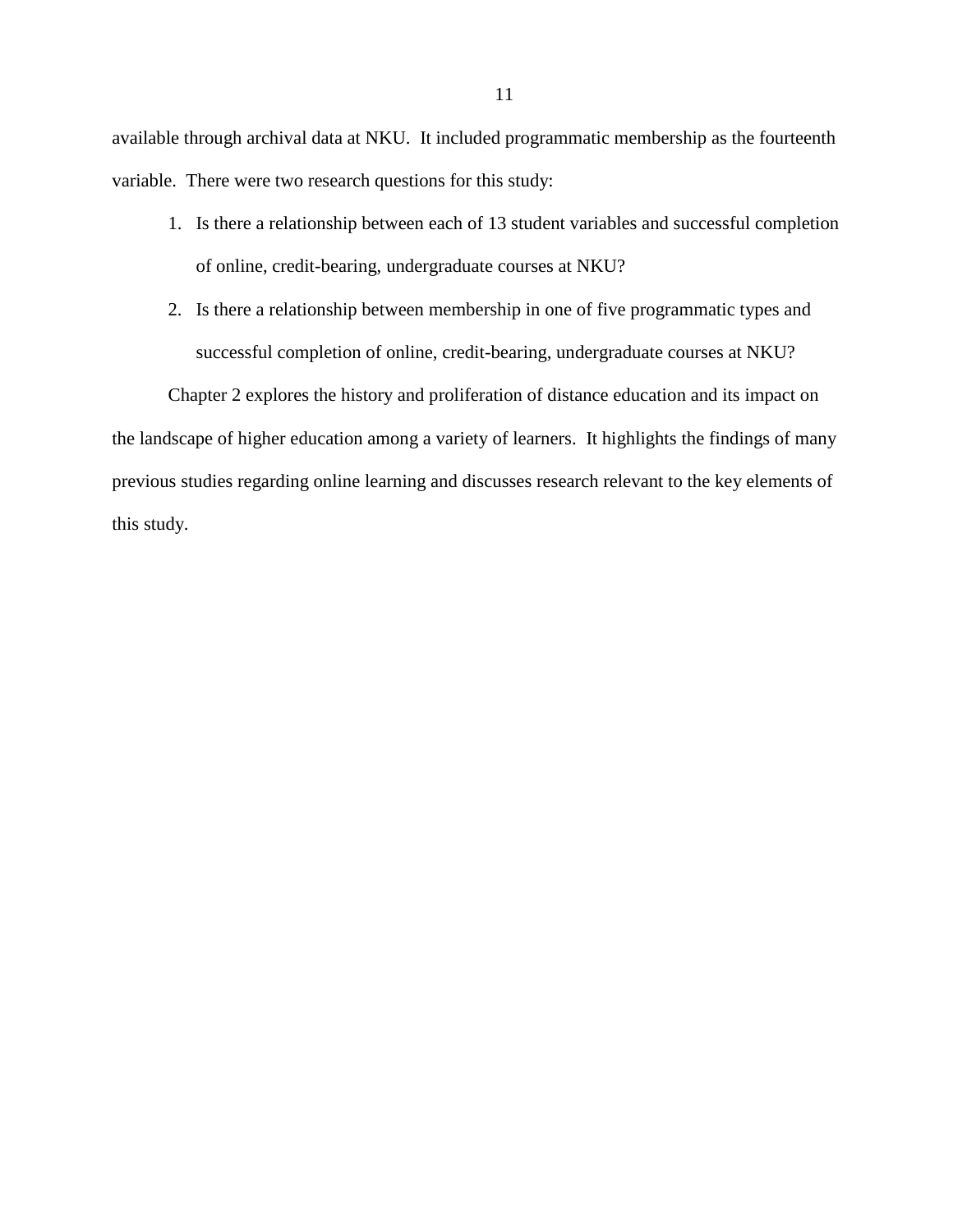available through archival data at NKU. It included programmatic membership as the fourteenth variable. There were two research questions for this study:

1. Is there a relationship between each of 13 student variables and successful completion of online, credit-bearing, undergraduate courses at NKU?
2. Is there a relationship between membership in one of five programmatic types and successful completion of online, credit-bearing, undergraduate courses at NKU?

Chapter 2 explores the history and proliferation of distance education and its impact on the landscape of higher education among a variety of learners. It highlights the findings of many previous studies regarding online learning and discusses research relevant to the key elements of this study.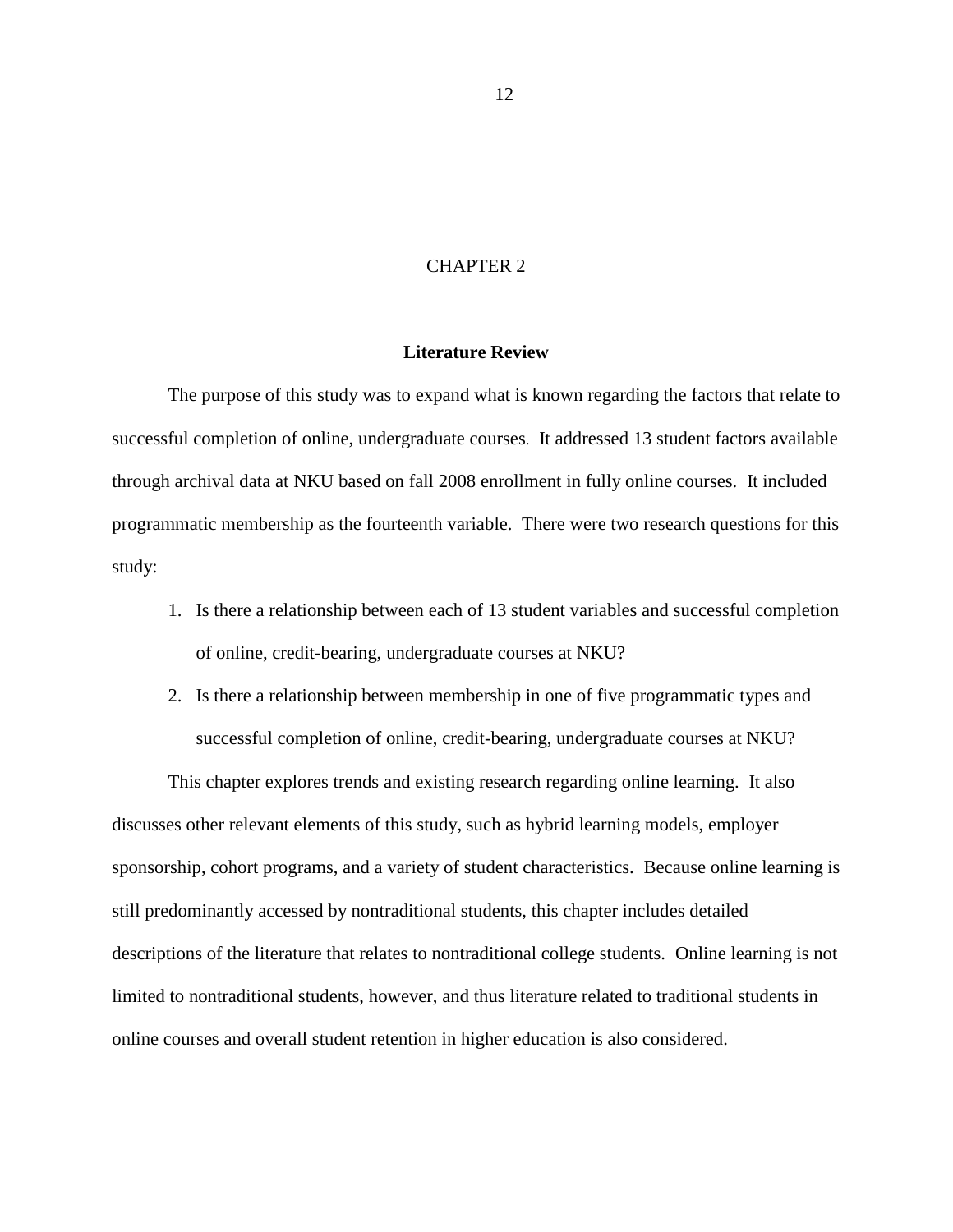# CHAPTER 2

## Literature Review

The purpose of this study was to expand what is known regarding the factors that relate to successful completion of online, undergraduate courses. It addressed 13 student factors available through archival data at NKU based on fall 2008 enrollment in fully online courses. It included programmatic membership as the fourteenth variable. There were two research questions for this study:

1. Is there a relationship between each of 13 student variables and successful completion of online, credit-bearing, undergraduate courses at NKU?
2. Is there a relationship between membership in one of five programmatic types and successful completion of online, credit-bearing, undergraduate courses at NKU?

This chapter explores trends and existing research regarding online learning. It also discusses other relevant elements of this study, such as hybrid learning models, employer sponsorship, cohort programs, and a variety of student characteristics. Because online learning is still predominantly accessed by nontraditional students, this chapter includes detailed descriptions of the literature that relates to nontraditional college students. Online learning is not limited to nontraditional students, however, and thus literature related to traditional students in online courses and overall student retention in higher education is also considered.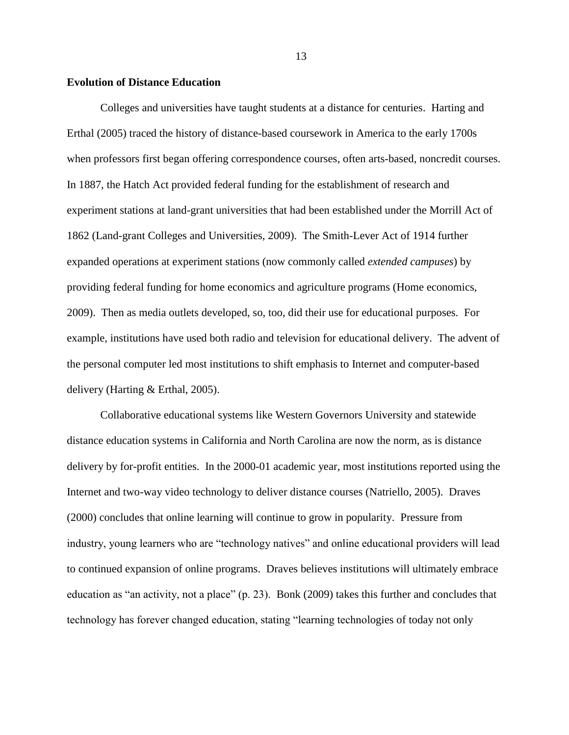## Evolution of Distance Education

Colleges and universities have taught students at a distance for centuries. Harting and Erthal (2005) traced the history of distance-based coursework in America to the early 1700s when professors first began offering correspondence courses, often arts-based, noncredit courses. In 1887, the Hatch Act provided federal funding for the establishment of research and experiment stations at land-grant universities that had been established under the Morrill Act of 1862 (Land-grant Colleges and Universities, 2009). The Smith-Lever Act of 1914 further expanded operations at experiment stations (now commonly called *extended campuses*) by providing federal funding for home economics and agriculture programs (Home economics, 2009). Then as media outlets developed, so, too, did their use for educational purposes. For example, institutions have used both radio and television for educational delivery. The advent of the personal computer led most institutions to shift emphasis to Internet and computer-based delivery (Harting & Erthal, 2005).

Collaborative educational systems like Western Governors University and statewide distance education systems in California and North Carolina are now the norm, as is distance delivery by for-profit entities. In the 2000-01 academic year, most institutions reported using the Internet and two-way video technology to deliver distance courses (Natriello, 2005). Draves (2000) concludes that online learning will continue to grow in popularity. Pressure from industry, young learners who are "technology natives" and online educational providers will lead to continued expansion of online programs. Draves believes institutions will ultimately embrace education as "an activity, not a place" (p. 23). Bonk (2009) takes this further and concludes that technology has forever changed education, stating "learning technologies of today not only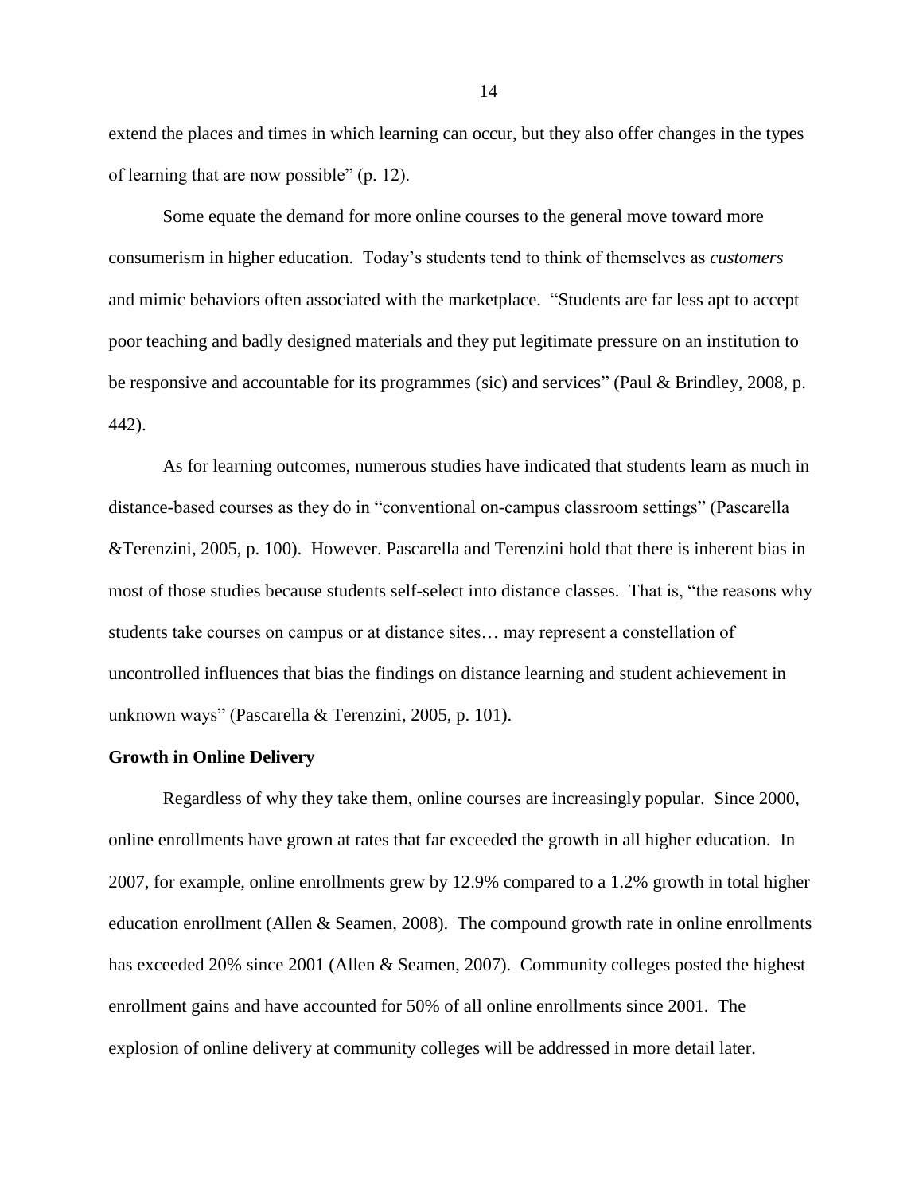extend the places and times in which learning can occur, but they also offer changes in the types of learning that are now possible" (p. 12).

Some equate the demand for more online courses to the general move toward more consumerism in higher education. Today's students tend to think of themselves as *customers* and mimic behaviors often associated with the marketplace. "Students are far less apt to accept poor teaching and badly designed materials and they put legitimate pressure on an institution to be responsive and accountable for its programmes (sic) and services" (Paul & Brindley, 2008, p. 442).

As for learning outcomes, numerous studies have indicated that students learn as much in distance-based courses as they do in "conventional on-campus classroom settings" (Pascarella &Terenzini, 2005, p. 100). However. Pascarella and Terenzini hold that there is inherent bias in most of those studies because students self-select into distance classes. That is, "the reasons why students take courses on campus or at distance sites… may represent a constellation of uncontrolled influences that bias the findings on distance learning and student achievement in unknown ways" (Pascarella & Terenzini, 2005, p. 101).

**Growth in Online Delivery**

Regardless of why they take them, online courses are increasingly popular. Since 2000, online enrollments have grown at rates that far exceeded the growth in all higher education. In 2007, for example, online enrollments grew by 12.9% compared to a 1.2% growth in total higher education enrollment (Allen & Seamen, 2008). The compound growth rate in online enrollments has exceeded 20% since 2001 (Allen & Seamen, 2007). Community colleges posted the highest enrollment gains and have accounted for 50% of all online enrollments since 2001. The explosion of online delivery at community colleges will be addressed in more detail later.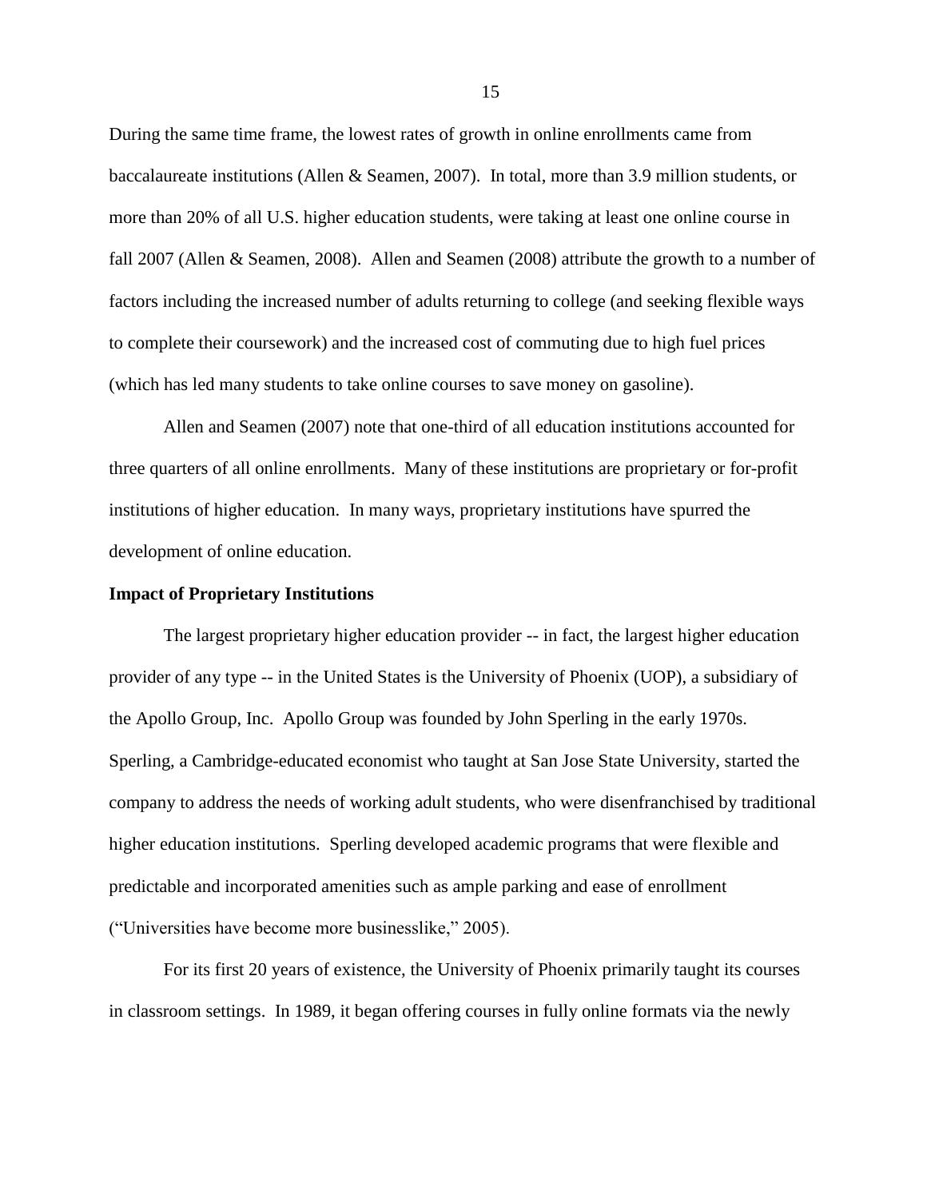During the same time frame, the lowest rates of growth in online enrollments came from baccalaureate institutions (Allen & Seamen, 2007). In total, more than 3.9 million students, or more than 20% of all U.S. higher education students, were taking at least one online course in fall 2007 (Allen & Seamen, 2008). Allen and Seamen (2008) attribute the growth to a number of factors including the increased number of adults returning to college (and seeking flexible ways to complete their coursework) and the increased cost of commuting due to high fuel prices (which has led many students to take online courses to save money on gasoline).

Allen and Seamen (2007) note that one-third of all education institutions accounted for three quarters of all online enrollments. Many of these institutions are proprietary or for-profit institutions of higher education. In many ways, proprietary institutions have spurred the development of online education.

**Impact of Proprietary Institutions**

The largest proprietary higher education provider -- in fact, the largest higher education provider of any type -- in the United States is the University of Phoenix (UOP), a subsidiary of the Apollo Group, Inc. Apollo Group was founded by John Sperling in the early 1970s. Sperling, a Cambridge-educated economist who taught at San Jose State University, started the company to address the needs of working adult students, who were disenfranchised by traditional higher education institutions. Sperling developed academic programs that were flexible and predictable and incorporated amenities such as ample parking and ease of enrollment ("Universities have become more businesslike," 2005).

For its first 20 years of existence, the University of Phoenix primarily taught its courses in classroom settings. In 1989, it began offering courses in fully online formats via the newly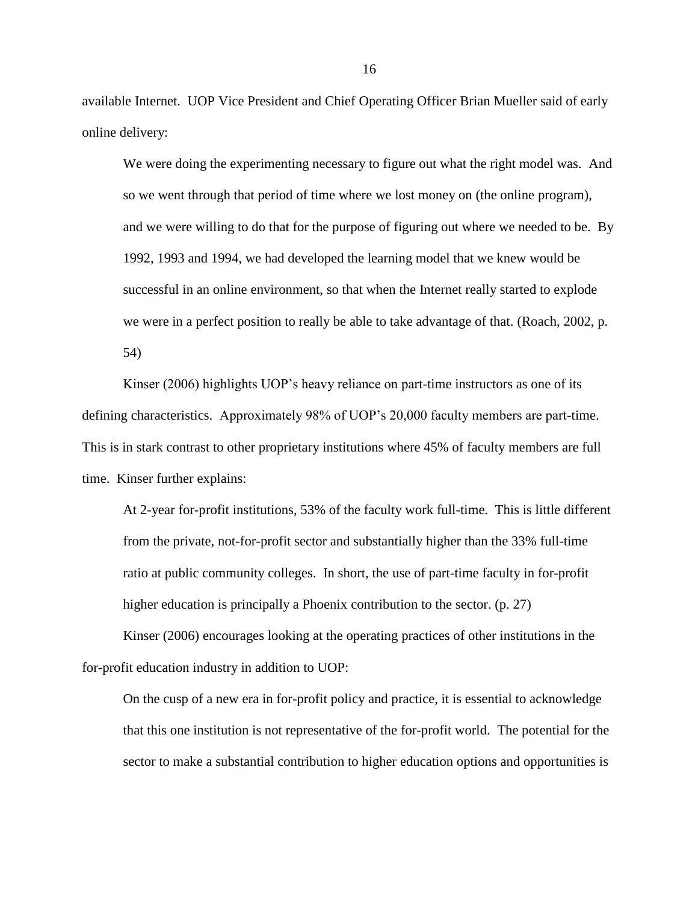available Internet. UOP Vice President and Chief Operating Officer Brian Mueller said of early online delivery:

> We were doing the experimenting necessary to figure out what the right model was. And so we went through that period of time where we lost money on (the online program), and we were willing to do that for the purpose of figuring out where we needed to be. By 1992, 1993 and 1994, we had developed the learning model that we knew would be successful in an online environment, so that when the Internet really started to explode we were in a perfect position to really be able to take advantage of that. (Roach, 2002, p. 54)

Kinser (2006) highlights UOP's heavy reliance on part-time instructors as one of its defining characteristics. Approximately 98% of UOP's 20,000 faculty members are part-time. This is in stark contrast to other proprietary institutions where 45% of faculty members are full time. Kinser further explains:

> At 2-year for-profit institutions, 53% of the faculty work full-time. This is little different from the private, not-for-profit sector and substantially higher than the 33% full-time ratio at public community colleges. In short, the use of part-time faculty in for-profit higher education is principally a Phoenix contribution to the sector. (p. 27)

Kinser (2006) encourages looking at the operating practices of other institutions in the for-profit education industry in addition to UOP:

> On the cusp of a new era in for-profit policy and practice, it is essential to acknowledge that this one institution is not representative of the for-profit world. The potential for the sector to make a substantial contribution to higher education options and opportunities is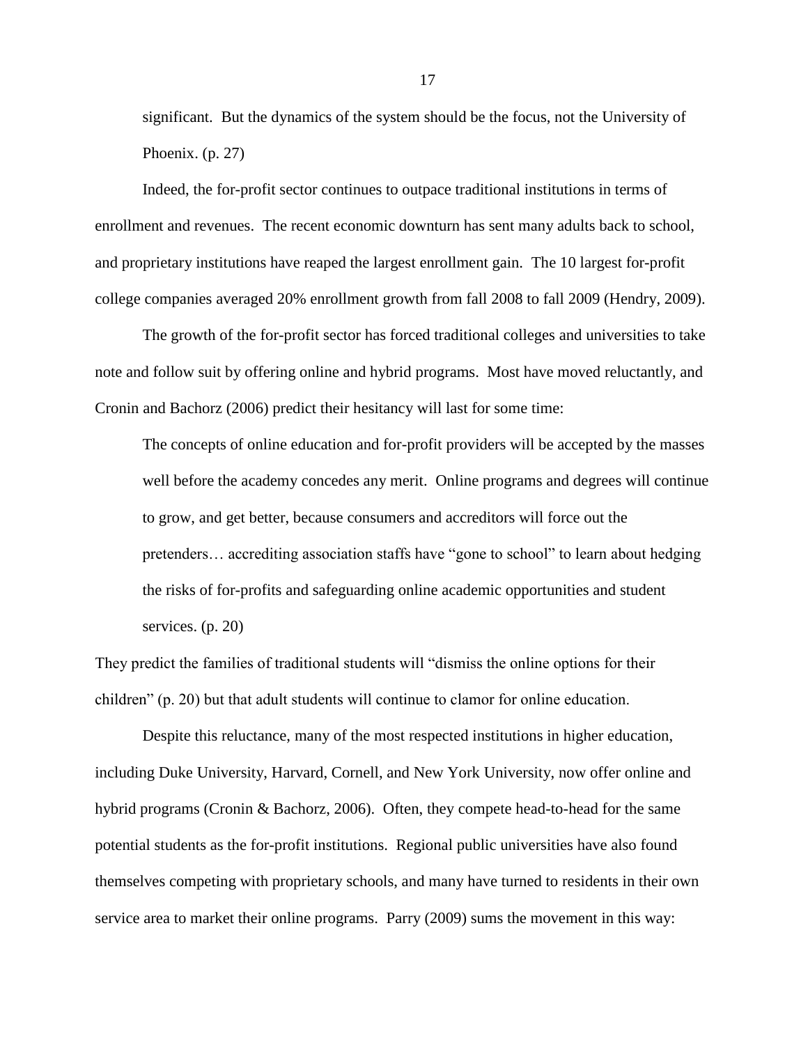> significant. But the dynamics of the system should be the focus, not the University of Phoenix. (p. 27)

Indeed, the for-profit sector continues to outpace traditional institutions in terms of enrollment and revenues. The recent economic downturn has sent many adults back to school, and proprietary institutions have reaped the largest enrollment gain. The 10 largest for-profit college companies averaged 20% enrollment growth from fall 2008 to fall 2009 (Hendry, 2009).

The growth of the for-profit sector has forced traditional colleges and universities to take note and follow suit by offering online and hybrid programs. Most have moved reluctantly, and Cronin and Bachorz (2006) predict their hesitancy will last for some time:

> The concepts of online education and for-profit providers will be accepted by the masses well before the academy concedes any merit. Online programs and degrees will continue to grow, and get better, because consumers and accreditors will force out the pretenders… accrediting association staffs have "gone to school" to learn about hedging the risks of for-profits and safeguarding online academic opportunities and student services. (p. 20)

They predict the families of traditional students will "dismiss the online options for their children" (p. 20) but that adult students will continue to clamor for online education.

Despite this reluctance, many of the most respected institutions in higher education, including Duke University, Harvard, Cornell, and New York University, now offer online and hybrid programs (Cronin & Bachorz, 2006). Often, they compete head-to-head for the same potential students as the for-profit institutions. Regional public universities have also found themselves competing with proprietary schools, and many have turned to residents in their own service area to market their online programs. Parry (2009) sums the movement in this way: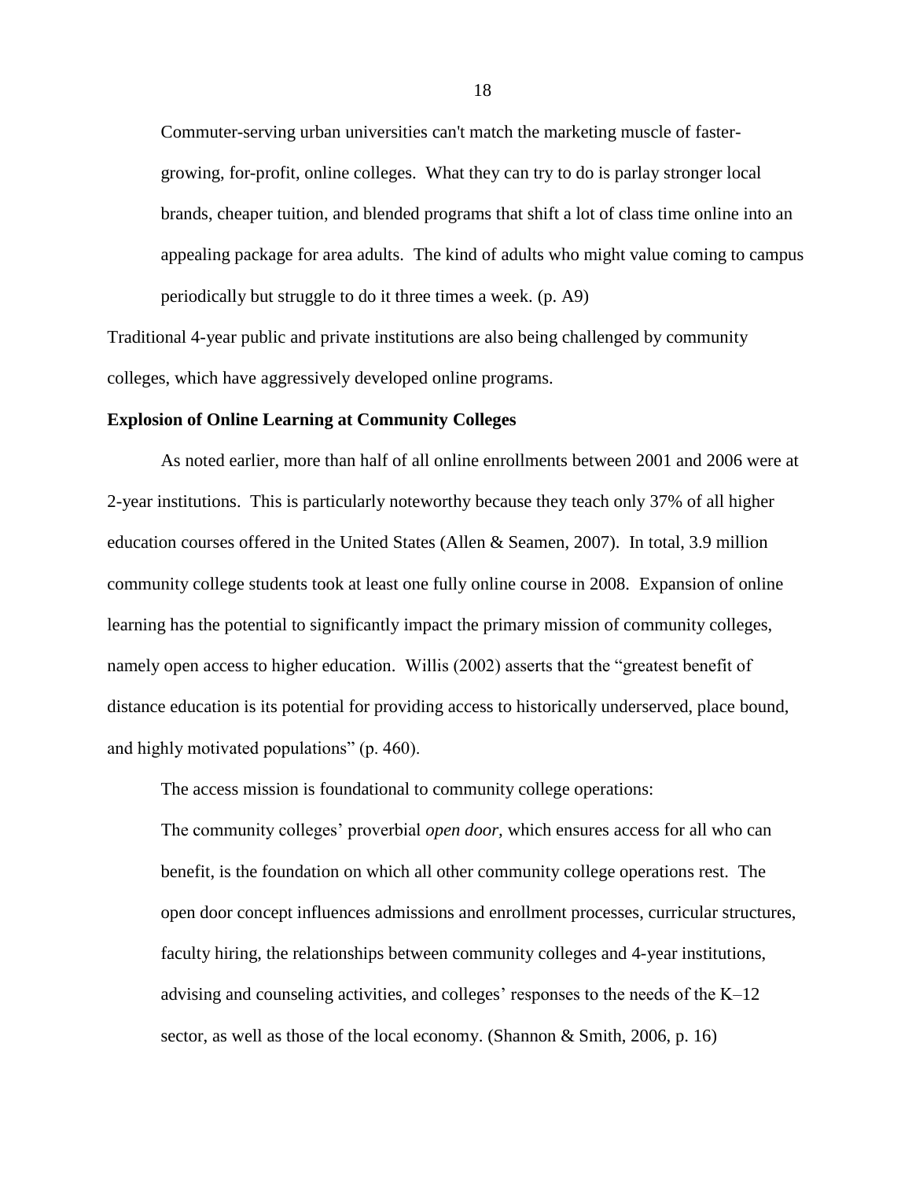> Commuter-serving urban universities can't match the marketing muscle of faster-growing, for-profit, online colleges. What they can try to do is parlay stronger local brands, cheaper tuition, and blended programs that shift a lot of class time online into an appealing package for area adults. The kind of adults who might value coming to campus periodically but struggle to do it three times a week. (p. A9)

Traditional 4-year public and private institutions are also being challenged by community colleges, which have aggressively developed online programs.

**Explosion of Online Learning at Community Colleges**

As noted earlier, more than half of all online enrollments between 2001 and 2006 were at 2-year institutions. This is particularly noteworthy because they teach only 37% of all higher education courses offered in the United States (Allen & Seamen, 2007). In total, 3.9 million community college students took at least one fully online course in 2008. Expansion of online learning has the potential to significantly impact the primary mission of community colleges, namely open access to higher education. Willis (2002) asserts that the "greatest benefit of distance education is its potential for providing access to historically underserved, place bound, and highly motivated populations" (p. 460).

The access mission is foundational to community college operations:

> The community colleges' proverbial *open door,* which ensures access for all who can benefit, is the foundation on which all other community college operations rest. The open door concept influences admissions and enrollment processes, curricular structures, faculty hiring, the relationships between community colleges and 4-year institutions, advising and counseling activities, and colleges' responses to the needs of the K–12 sector, as well as those of the local economy. (Shannon & Smith, 2006, p. 16)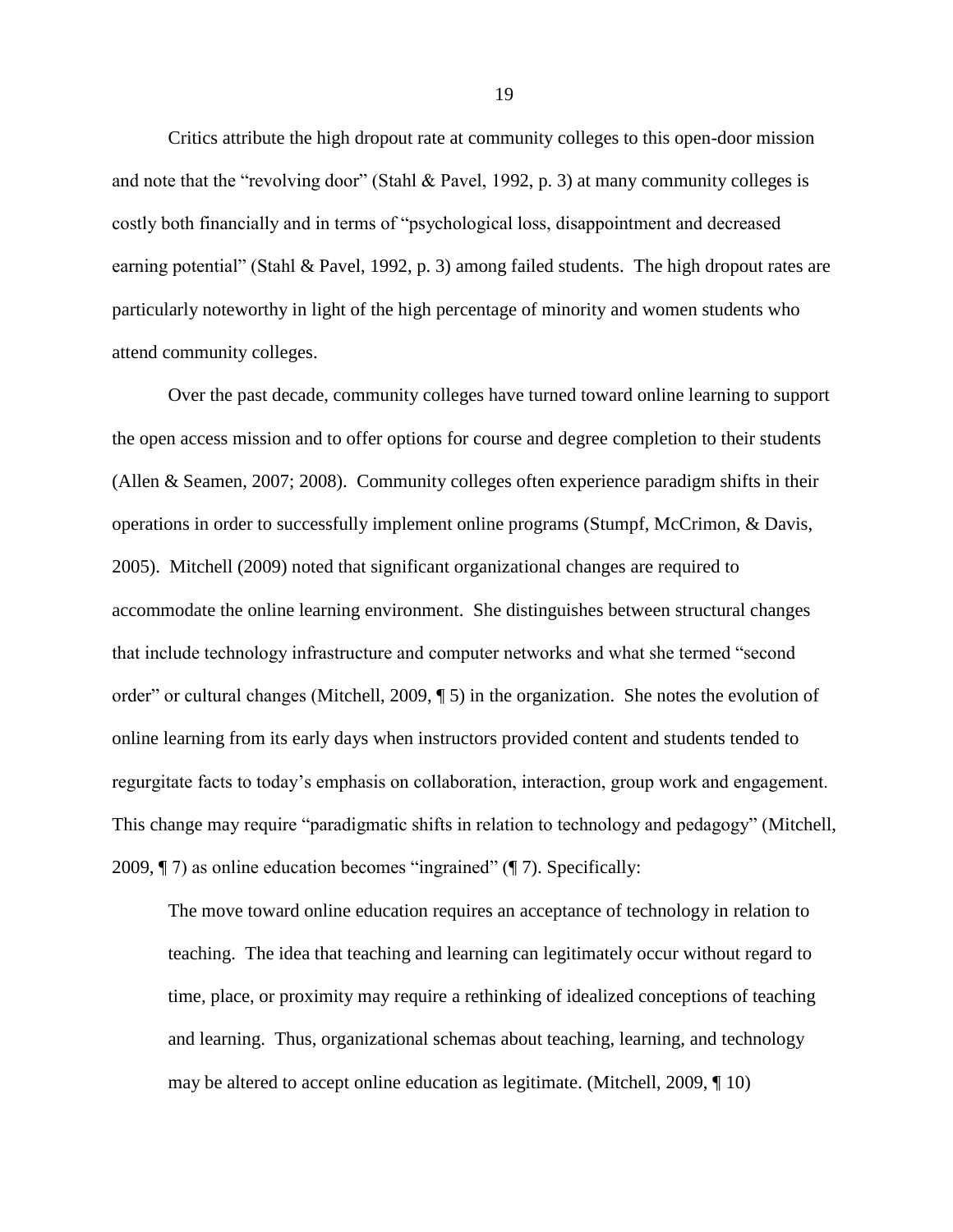Critics attribute the high dropout rate at community colleges to this open-door mission and note that the "revolving door" (Stahl & Pavel, 1992, p. 3) at many community colleges is costly both financially and in terms of "psychological loss, disappointment and decreased earning potential" (Stahl & Pavel, 1992, p. 3) among failed students. The high dropout rates are particularly noteworthy in light of the high percentage of minority and women students who attend community colleges.

Over the past decade, community colleges have turned toward online learning to support the open access mission and to offer options for course and degree completion to their students (Allen & Seamen, 2007; 2008). Community colleges often experience paradigm shifts in their operations in order to successfully implement online programs (Stumpf, McCrimon, & Davis, 2005). Mitchell (2009) noted that significant organizational changes are required to accommodate the online learning environment. She distinguishes between structural changes that include technology infrastructure and computer networks and what she termed "second order" or cultural changes (Mitchell, 2009, ¶ 5) in the organization. She notes the evolution of online learning from its early days when instructors provided content and students tended to regurgitate facts to today's emphasis on collaboration, interaction, group work and engagement. This change may require "paradigmatic shifts in relation to technology and pedagogy" (Mitchell, 2009, ¶ 7) as online education becomes "ingrained" (¶ 7). Specifically:

> The move toward online education requires an acceptance of technology in relation to teaching. The idea that teaching and learning can legitimately occur without regard to time, place, or proximity may require a rethinking of idealized conceptions of teaching and learning. Thus, organizational schemas about teaching, learning, and technology may be altered to accept online education as legitimate. (Mitchell, 2009, ¶ 10)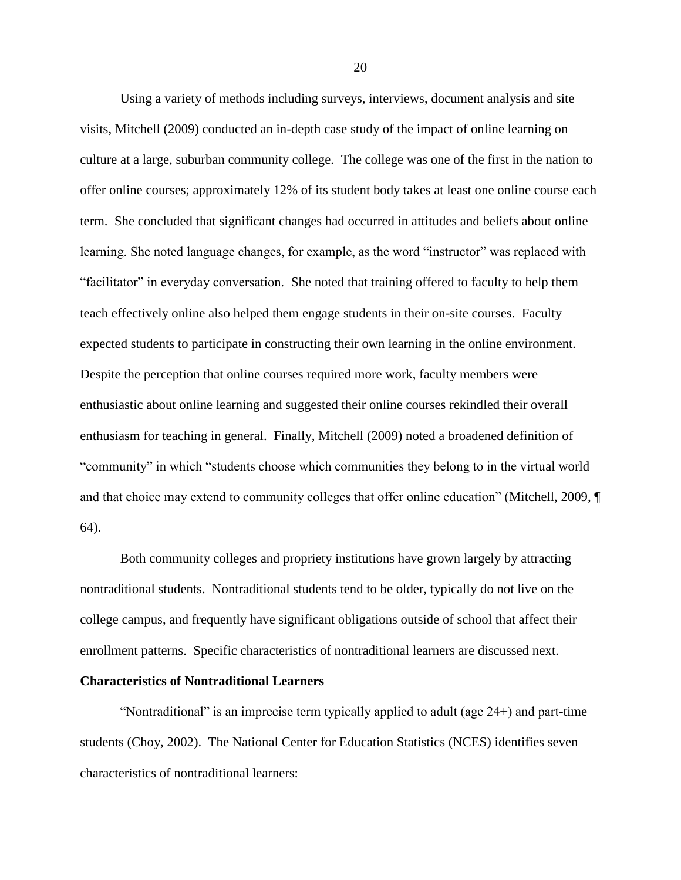Using a variety of methods including surveys, interviews, document analysis and site visits, Mitchell (2009) conducted an in-depth case study of the impact of online learning on culture at a large, suburban community college. The college was one of the first in the nation to offer online courses; approximately 12% of its student body takes at least one online course each term. She concluded that significant changes had occurred in attitudes and beliefs about online learning. She noted language changes, for example, as the word "instructor" was replaced with "facilitator" in everyday conversation. She noted that training offered to faculty to help them teach effectively online also helped them engage students in their on-site courses. Faculty expected students to participate in constructing their own learning in the online environment. Despite the perception that online courses required more work, faculty members were enthusiastic about online learning and suggested their online courses rekindled their overall enthusiasm for teaching in general. Finally, Mitchell (2009) noted a broadened definition of "community" in which "students choose which communities they belong to in the virtual world and that choice may extend to community colleges that offer online education" (Mitchell, 2009, ¶ 64).

Both community colleges and propriety institutions have grown largely by attracting nontraditional students. Nontraditional students tend to be older, typically do not live on the college campus, and frequently have significant obligations outside of school that affect their enrollment patterns. Specific characteristics of nontraditional learners are discussed next.

**Characteristics of Nontraditional Learners**

"Nontraditional" is an imprecise term typically applied to adult (age 24+) and part-time students (Choy, 2002). The National Center for Education Statistics (NCES) identifies seven characteristics of nontraditional learners: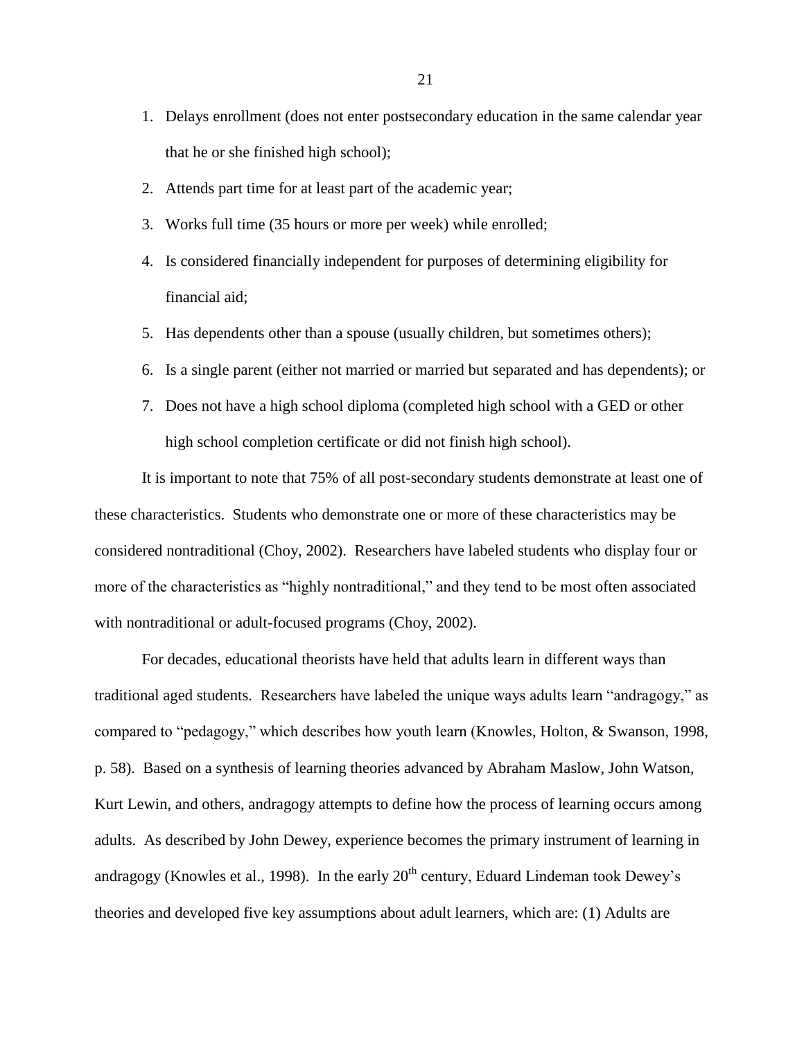1. Delays enrollment (does not enter postsecondary education in the same calendar year that he or she finished high school);
2. Attends part time for at least part of the academic year;
3. Works full time (35 hours or more per week) while enrolled;
4. Is considered financially independent for purposes of determining eligibility for financial aid;
5. Has dependents other than a spouse (usually children, but sometimes others);
6. Is a single parent (either not married or married but separated and has dependents); or
7. Does not have a high school diploma (completed high school with a GED or other high school completion certificate or did not finish high school).

It is important to note that 75% of all post-secondary students demonstrate at least one of these characteristics. Students who demonstrate one or more of these characteristics may be considered nontraditional (Choy, 2002). Researchers have labeled students who display four or more of the characteristics as "highly nontraditional," and they tend to be most often associated with nontraditional or adult-focused programs (Choy, 2002).

For decades, educational theorists have held that adults learn in different ways than traditional aged students. Researchers have labeled the unique ways adults learn "andragogy," as compared to "pedagogy," which describes how youth learn (Knowles, Holton, & Swanson, 1998, p. 58). Based on a synthesis of learning theories advanced by Abraham Maslow, John Watson, Kurt Lewin, and others, andragogy attempts to define how the process of learning occurs among adults. As described by John Dewey, experience becomes the primary instrument of learning in andragogy (Knowles et al., 1998). In the early 20th century, Eduard Lindeman took Dewey's theories and developed five key assumptions about adult learners, which are: (1) Adults are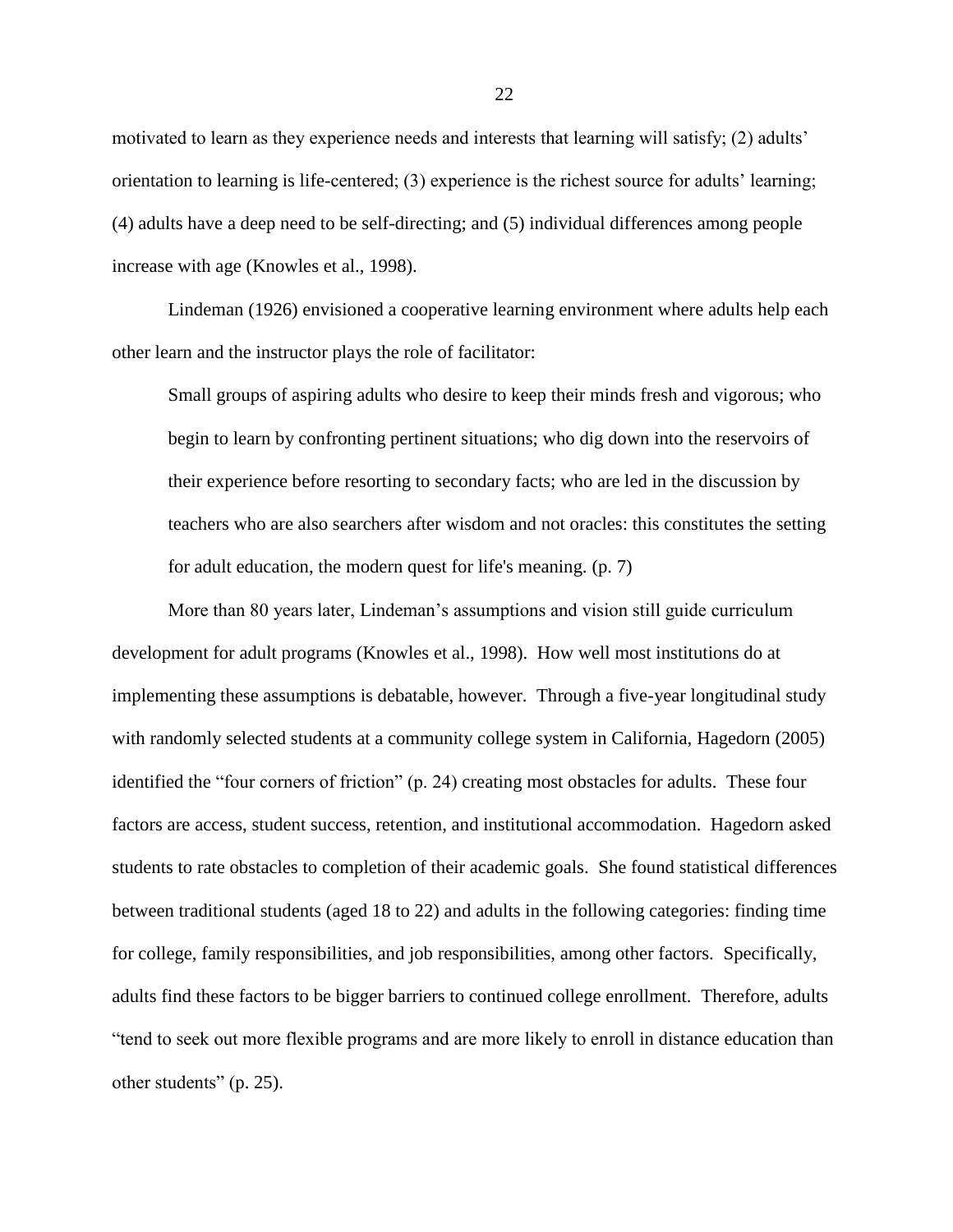motivated to learn as they experience needs and interests that learning will satisfy; (2) adults' orientation to learning is life-centered; (3) experience is the richest source for adults' learning; (4) adults have a deep need to be self-directing; and (5) individual differences among people increase with age (Knowles et al., 1998).

Lindeman (1926) envisioned a cooperative learning environment where adults help each other learn and the instructor plays the role of facilitator:

> Small groups of aspiring adults who desire to keep their minds fresh and vigorous; who begin to learn by confronting pertinent situations; who dig down into the reservoirs of their experience before resorting to secondary facts; who are led in the discussion by teachers who are also searchers after wisdom and not oracles: this constitutes the setting for adult education, the modern quest for life's meaning. (p. 7)

More than 80 years later, Lindeman's assumptions and vision still guide curriculum development for adult programs (Knowles et al., 1998). How well most institutions do at implementing these assumptions is debatable, however. Through a five-year longitudinal study with randomly selected students at a community college system in California, Hagedorn (2005) identified the "four corners of friction" (p. 24) creating most obstacles for adults. These four factors are access, student success, retention, and institutional accommodation. Hagedorn asked students to rate obstacles to completion of their academic goals. She found statistical differences between traditional students (aged 18 to 22) and adults in the following categories: finding time for college, family responsibilities, and job responsibilities, among other factors. Specifically, adults find these factors to be bigger barriers to continued college enrollment. Therefore, adults "tend to seek out more flexible programs and are more likely to enroll in distance education than other students" (p. 25).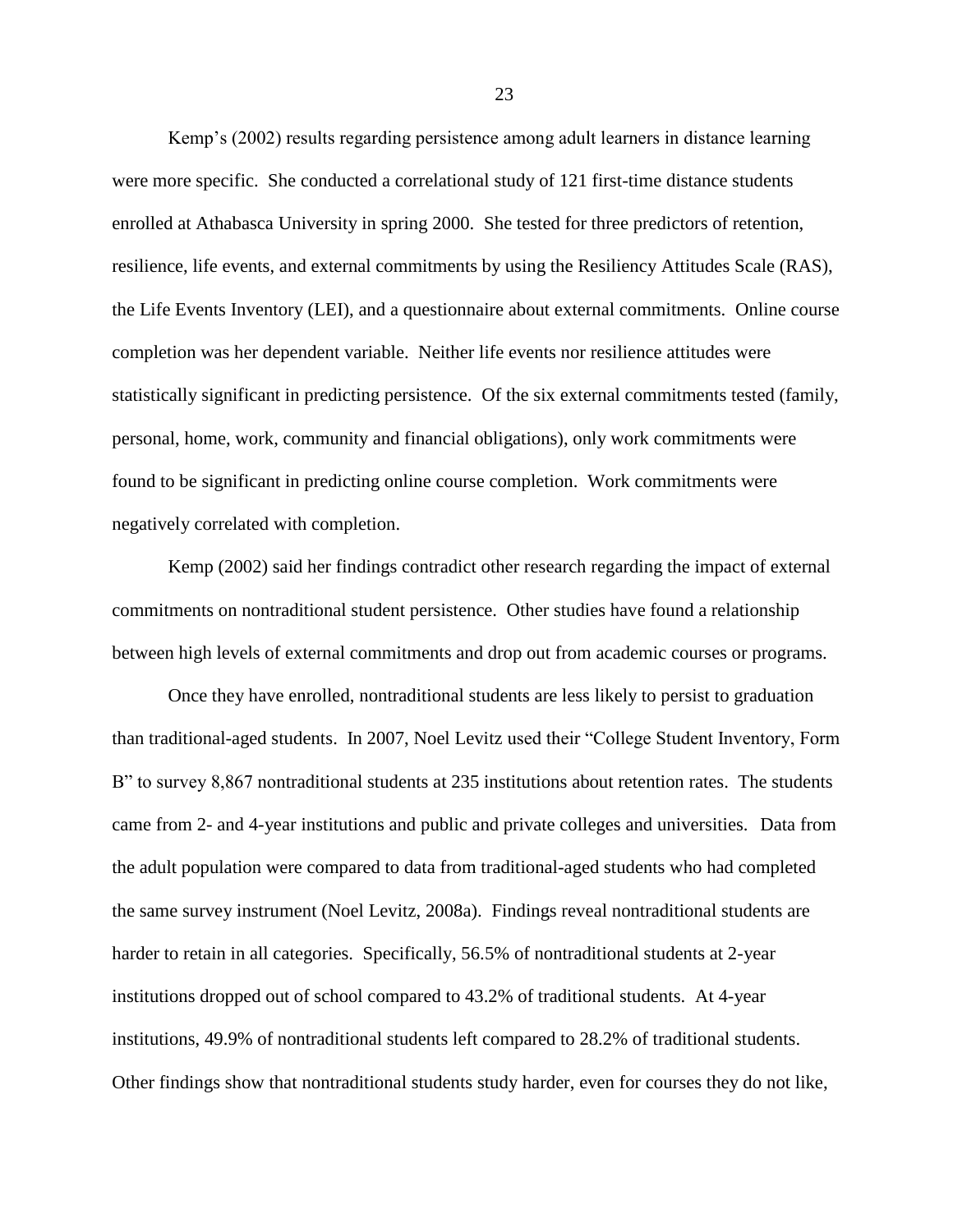Kemp's (2002) results regarding persistence among adult learners in distance learning were more specific. She conducted a correlational study of 121 first-time distance students enrolled at Athabasca University in spring 2000. She tested for three predictors of retention, resilience, life events, and external commitments by using the Resiliency Attitudes Scale (RAS), the Life Events Inventory (LEI), and a questionnaire about external commitments. Online course completion was her dependent variable. Neither life events nor resilience attitudes were statistically significant in predicting persistence. Of the six external commitments tested (family, personal, home, work, community and financial obligations), only work commitments were found to be significant in predicting online course completion. Work commitments were negatively correlated with completion.

Kemp (2002) said her findings contradict other research regarding the impact of external commitments on nontraditional student persistence. Other studies have found a relationship between high levels of external commitments and drop out from academic courses or programs.

Once they have enrolled, nontraditional students are less likely to persist to graduation than traditional-aged students. In 2007, Noel Levitz used their "College Student Inventory, Form B" to survey 8,867 nontraditional students at 235 institutions about retention rates. The students came from 2- and 4-year institutions and public and private colleges and universities. Data from the adult population were compared to data from traditional-aged students who had completed the same survey instrument (Noel Levitz, 2008a). Findings reveal nontraditional students are harder to retain in all categories. Specifically, 56.5% of nontraditional students at 2-year institutions dropped out of school compared to 43.2% of traditional students. At 4-year institutions, 49.9% of nontraditional students left compared to 28.2% of traditional students. Other findings show that nontraditional students study harder, even for courses they do not like,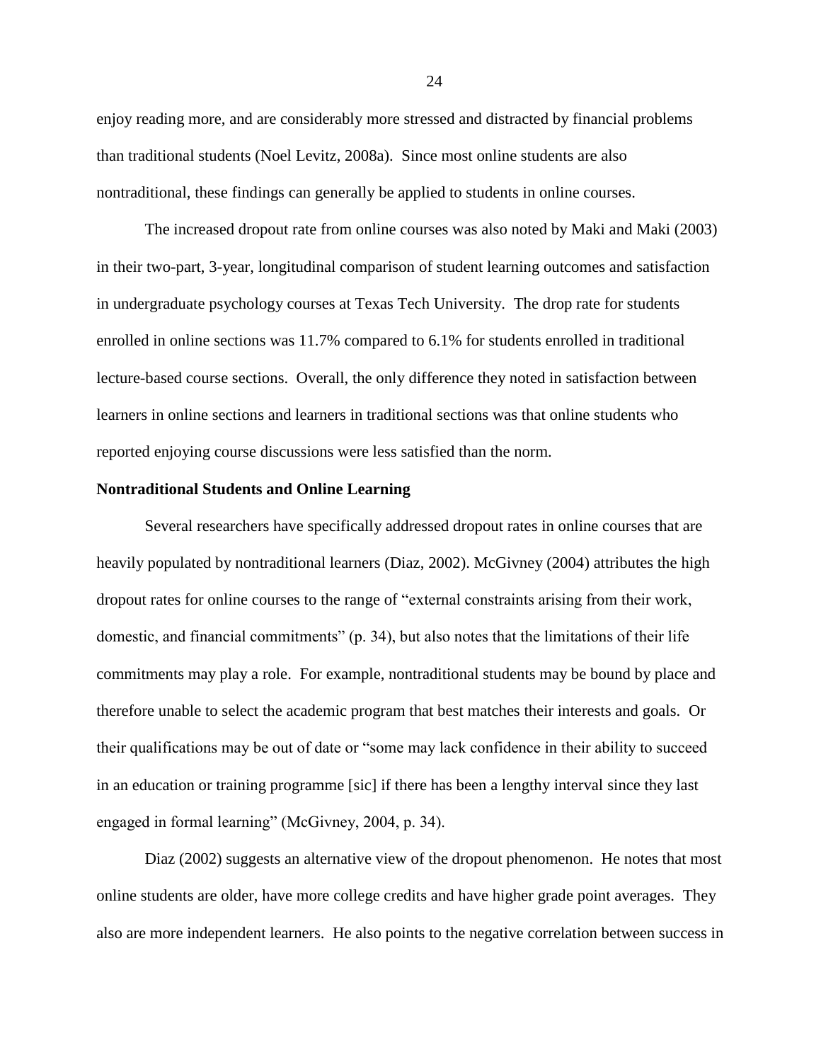enjoy reading more, and are considerably more stressed and distracted by financial problems than traditional students (Noel Levitz, 2008a). Since most online students are also nontraditional, these findings can generally be applied to students in online courses.

The increased dropout rate from online courses was also noted by Maki and Maki (2003) in their two-part, 3-year, longitudinal comparison of student learning outcomes and satisfaction in undergraduate psychology courses at Texas Tech University. The drop rate for students enrolled in online sections was 11.7% compared to 6.1% for students enrolled in traditional lecture-based course sections. Overall, the only difference they noted in satisfaction between learners in online sections and learners in traditional sections was that online students who reported enjoying course discussions were less satisfied than the norm.

**Nontraditional Students and Online Learning**

Several researchers have specifically addressed dropout rates in online courses that are heavily populated by nontraditional learners (Diaz, 2002). McGivney (2004) attributes the high dropout rates for online courses to the range of "external constraints arising from their work, domestic, and financial commitments" (p. 34), but also notes that the limitations of their life commitments may play a role. For example, nontraditional students may be bound by place and therefore unable to select the academic program that best matches their interests and goals. Or their qualifications may be out of date or "some may lack confidence in their ability to succeed in an education or training programme [sic] if there has been a lengthy interval since they last engaged in formal learning" (McGivney, 2004, p. 34).

Diaz (2002) suggests an alternative view of the dropout phenomenon. He notes that most online students are older, have more college credits and have higher grade point averages. They also are more independent learners. He also points to the negative correlation between success in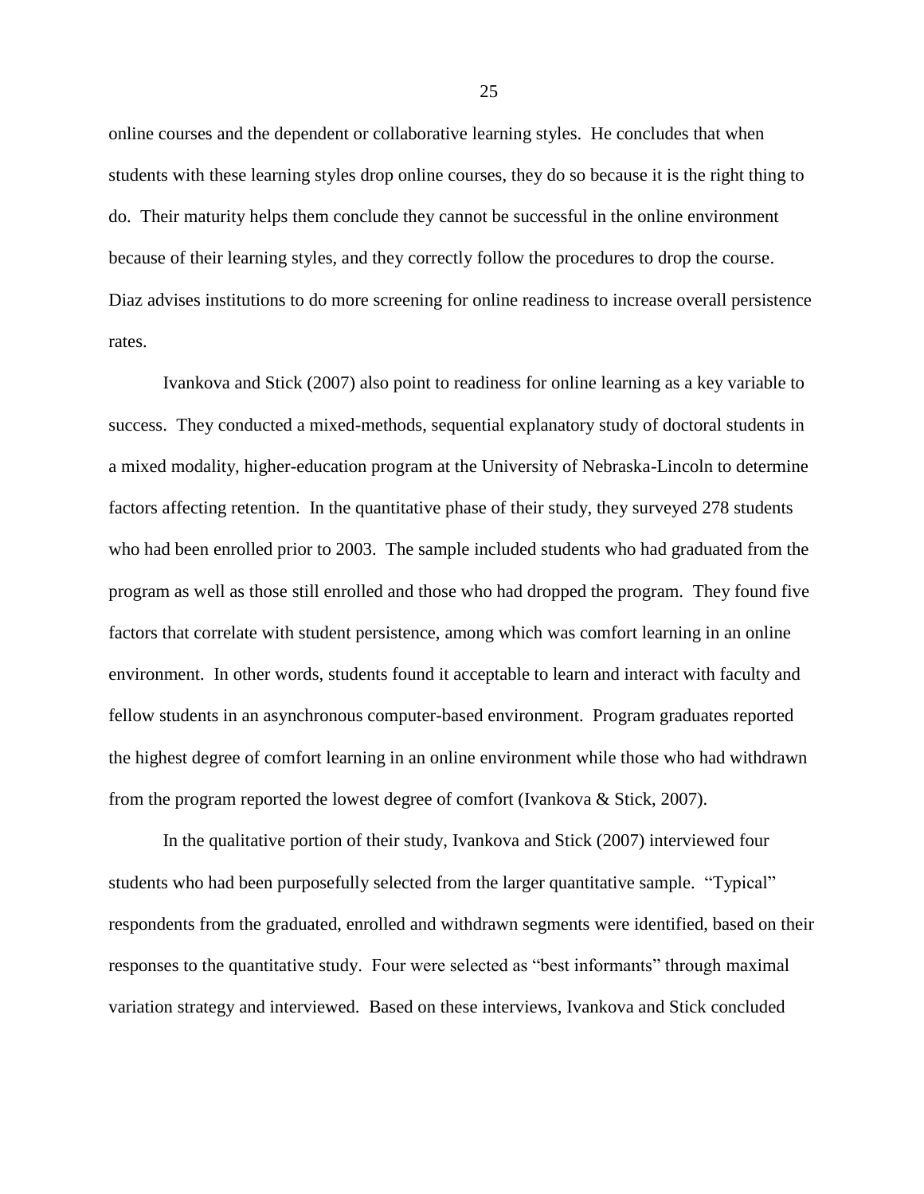online courses and the dependent or collaborative learning styles. He concludes that when students with these learning styles drop online courses, they do so because it is the right thing to do. Their maturity helps them conclude they cannot be successful in the online environment because of their learning styles, and they correctly follow the procedures to drop the course. Diaz advises institutions to do more screening for online readiness to increase overall persistence rates.

Ivankova and Stick (2007) also point to readiness for online learning as a key variable to success. They conducted a mixed-methods, sequential explanatory study of doctoral students in a mixed modality, higher-education program at the University of Nebraska-Lincoln to determine factors affecting retention. In the quantitative phase of their study, they surveyed 278 students who had been enrolled prior to 2003. The sample included students who had graduated from the program as well as those still enrolled and those who had dropped the program. They found five factors that correlate with student persistence, among which was comfort learning in an online environment. In other words, students found it acceptable to learn and interact with faculty and fellow students in an asynchronous computer-based environment. Program graduates reported the highest degree of comfort learning in an online environment while those who had withdrawn from the program reported the lowest degree of comfort (Ivankova & Stick, 2007).

In the qualitative portion of their study, Ivankova and Stick (2007) interviewed four students who had been purposefully selected from the larger quantitative sample. "Typical" respondents from the graduated, enrolled and withdrawn segments were identified, based on their responses to the quantitative study. Four were selected as "best informants" through maximal variation strategy and interviewed. Based on these interviews, Ivankova and Stick concluded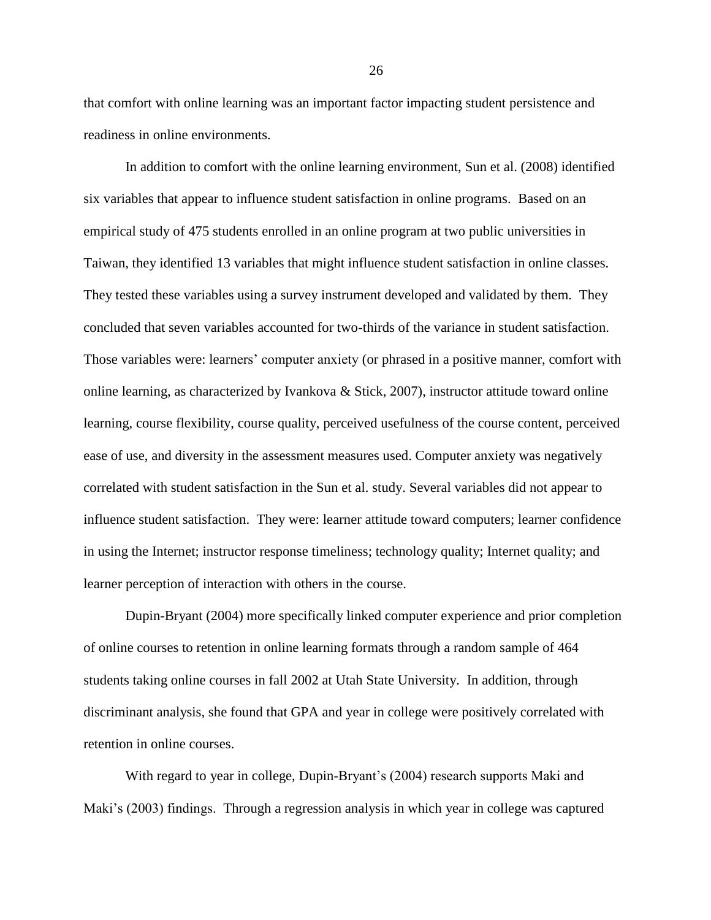that comfort with online learning was an important factor impacting student persistence and readiness in online environments.

In addition to comfort with the online learning environment, Sun et al. (2008) identified six variables that appear to influence student satisfaction in online programs. Based on an empirical study of 475 students enrolled in an online program at two public universities in Taiwan, they identified 13 variables that might influence student satisfaction in online classes. They tested these variables using a survey instrument developed and validated by them. They concluded that seven variables accounted for two-thirds of the variance in student satisfaction. Those variables were: learners' computer anxiety (or phrased in a positive manner, comfort with online learning, as characterized by Ivankova & Stick, 2007), instructor attitude toward online learning, course flexibility, course quality, perceived usefulness of the course content, perceived ease of use, and diversity in the assessment measures used. Computer anxiety was negatively correlated with student satisfaction in the Sun et al. study. Several variables did not appear to influence student satisfaction. They were: learner attitude toward computers; learner confidence in using the Internet; instructor response timeliness; technology quality; Internet quality; and learner perception of interaction with others in the course.

Dupin-Bryant (2004) more specifically linked computer experience and prior completion of online courses to retention in online learning formats through a random sample of 464 students taking online courses in fall 2002 at Utah State University. In addition, through discriminant analysis, she found that GPA and year in college were positively correlated with retention in online courses.

With regard to year in college, Dupin-Bryant's (2004) research supports Maki and Maki's (2003) findings. Through a regression analysis in which year in college was captured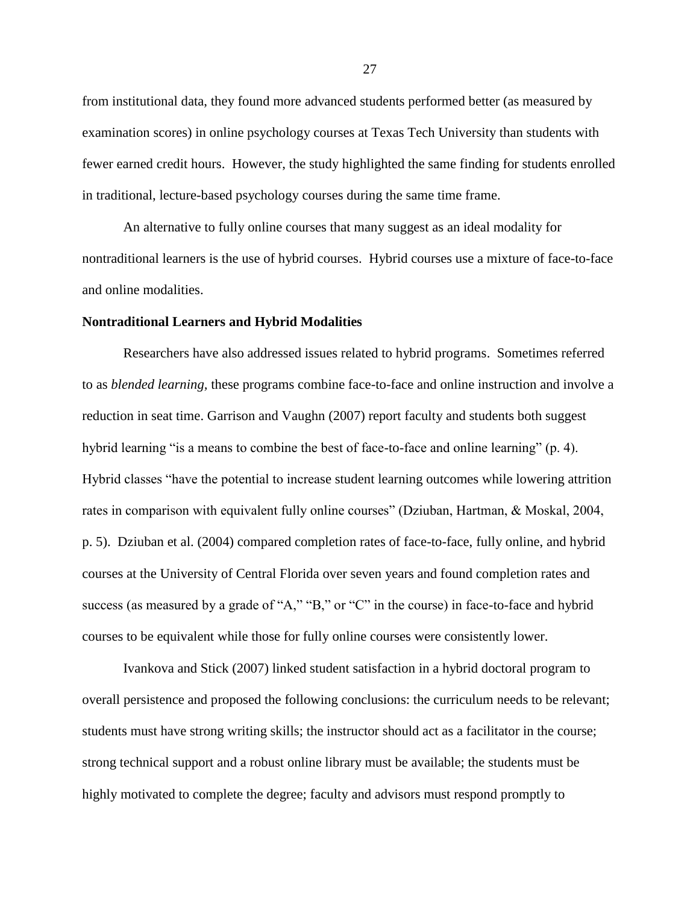from institutional data, they found more advanced students performed better (as measured by examination scores) in online psychology courses at Texas Tech University than students with fewer earned credit hours. However, the study highlighted the same finding for students enrolled in traditional, lecture-based psychology courses during the same time frame.

An alternative to fully online courses that many suggest as an ideal modality for nontraditional learners is the use of hybrid courses. Hybrid courses use a mixture of face-to-face and online modalities.

**Nontraditional Learners and Hybrid Modalities**

Researchers have also addressed issues related to hybrid programs. Sometimes referred to as *blended learning,* these programs combine face-to-face and online instruction and involve a reduction in seat time. Garrison and Vaughn (2007) report faculty and students both suggest hybrid learning "is a means to combine the best of face-to-face and online learning" (p. 4). Hybrid classes "have the potential to increase student learning outcomes while lowering attrition rates in comparison with equivalent fully online courses" (Dziuban, Hartman, & Moskal, 2004, p. 5). Dziuban et al. (2004) compared completion rates of face-to-face, fully online, and hybrid courses at the University of Central Florida over seven years and found completion rates and success (as measured by a grade of "A," "B," or "C" in the course) in face-to-face and hybrid courses to be equivalent while those for fully online courses were consistently lower.

Ivankova and Stick (2007) linked student satisfaction in a hybrid doctoral program to overall persistence and proposed the following conclusions: the curriculum needs to be relevant; students must have strong writing skills; the instructor should act as a facilitator in the course; strong technical support and a robust online library must be available; the students must be highly motivated to complete the degree; faculty and advisors must respond promptly to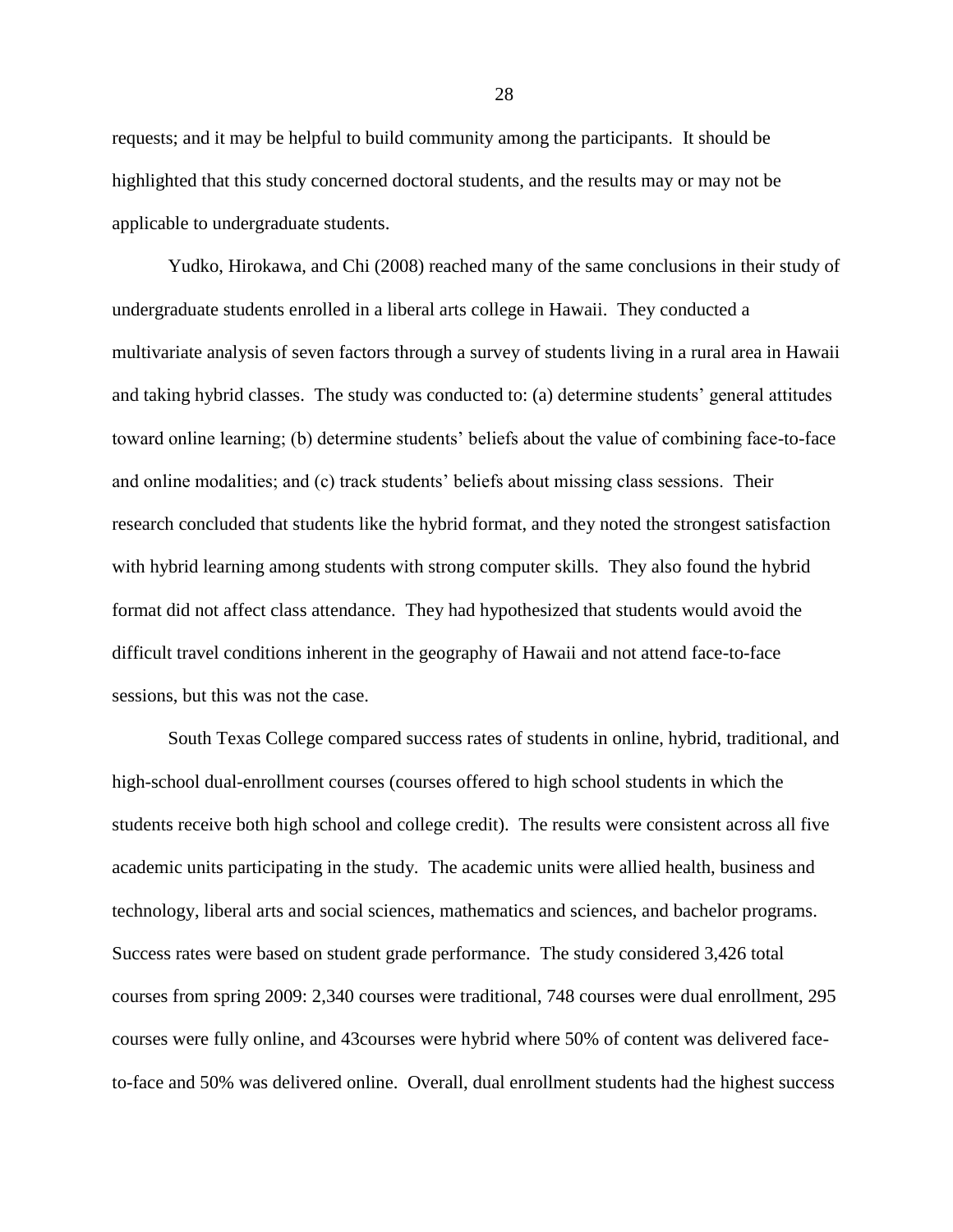requests; and it may be helpful to build community among the participants. It should be highlighted that this study concerned doctoral students, and the results may or may not be applicable to undergraduate students.

Yudko, Hirokawa, and Chi (2008) reached many of the same conclusions in their study of undergraduate students enrolled in a liberal arts college in Hawaii. They conducted a multivariate analysis of seven factors through a survey of students living in a rural area in Hawaii and taking hybrid classes. The study was conducted to: (a) determine students' general attitudes toward online learning; (b) determine students' beliefs about the value of combining face-to-face and online modalities; and (c) track students' beliefs about missing class sessions. Their research concluded that students like the hybrid format, and they noted the strongest satisfaction with hybrid learning among students with strong computer skills. They also found the hybrid format did not affect class attendance. They had hypothesized that students would avoid the difficult travel conditions inherent in the geography of Hawaii and not attend face-to-face sessions, but this was not the case.

South Texas College compared success rates of students in online, hybrid, traditional, and high-school dual-enrollment courses (courses offered to high school students in which the students receive both high school and college credit). The results were consistent across all five academic units participating in the study. The academic units were allied health, business and technology, liberal arts and social sciences, mathematics and sciences, and bachelor programs. Success rates were based on student grade performance. The study considered 3,426 total courses from spring 2009: 2,340 courses were traditional, 748 courses were dual enrollment, 295 courses were fully online, and 43courses were hybrid where 50% of content was delivered face-to-face and 50% was delivered online. Overall, dual enrollment students had the highest success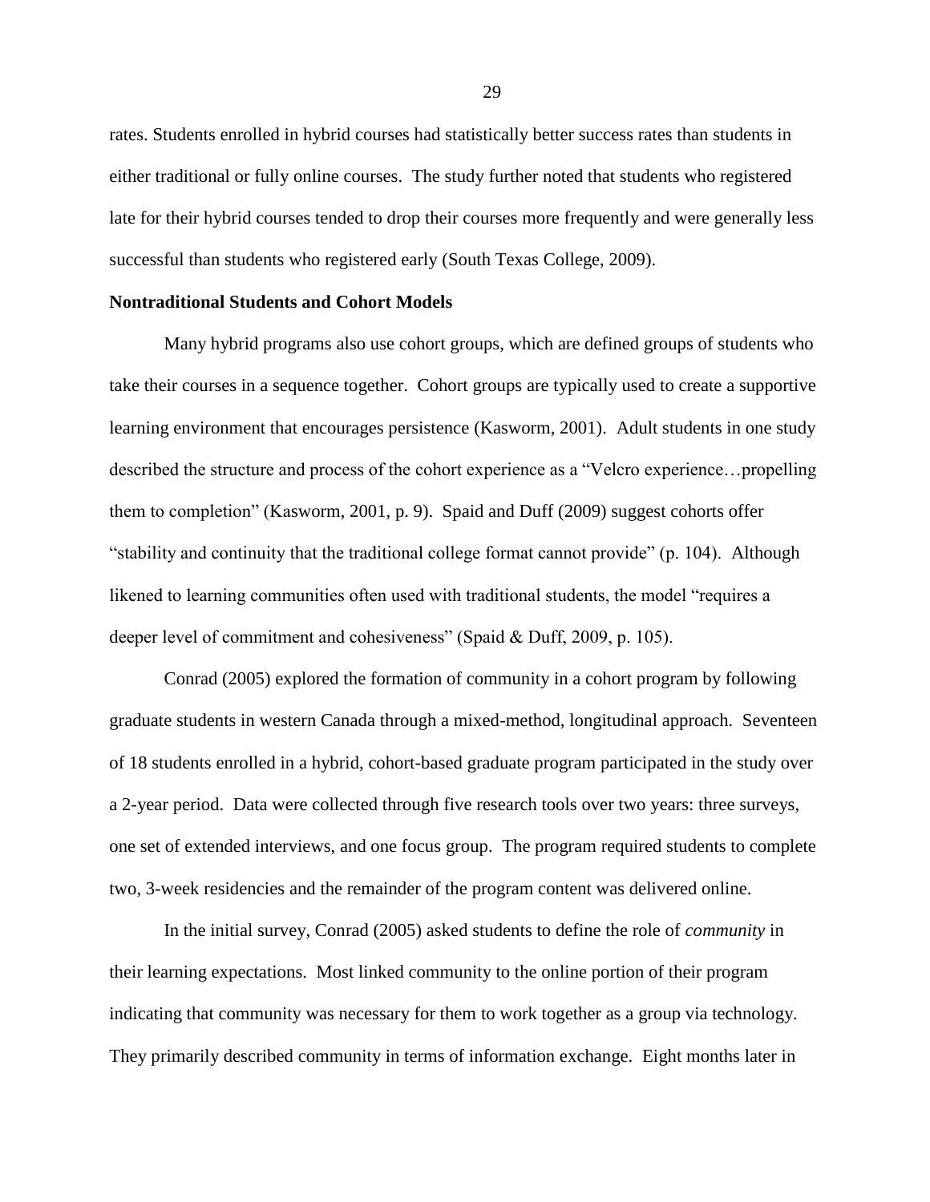rates. Students enrolled in hybrid courses had statistically better success rates than students in either traditional or fully online courses. The study further noted that students who registered late for their hybrid courses tended to drop their courses more frequently and were generally less successful than students who registered early (South Texas College, 2009).

**Nontraditional Students and Cohort Models**

Many hybrid programs also use cohort groups, which are defined groups of students who take their courses in a sequence together. Cohort groups are typically used to create a supportive learning environment that encourages persistence (Kasworm, 2001). Adult students in one study described the structure and process of the cohort experience as a "Velcro experience…propelling them to completion" (Kasworm, 2001, p. 9). Spaid and Duff (2009) suggest cohorts offer "stability and continuity that the traditional college format cannot provide" (p. 104). Although likened to learning communities often used with traditional students, the model "requires a deeper level of commitment and cohesiveness" (Spaid & Duff, 2009, p. 105).

Conrad (2005) explored the formation of community in a cohort program by following graduate students in western Canada through a mixed-method, longitudinal approach. Seventeen of 18 students enrolled in a hybrid, cohort-based graduate program participated in the study over a 2-year period. Data were collected through five research tools over two years: three surveys, one set of extended interviews, and one focus group. The program required students to complete two, 3-week residencies and the remainder of the program content was delivered online.

In the initial survey, Conrad (2005) asked students to define the role of *community* in their learning expectations. Most linked community to the online portion of their program indicating that community was necessary for them to work together as a group via technology. They primarily described community in terms of information exchange. Eight months later in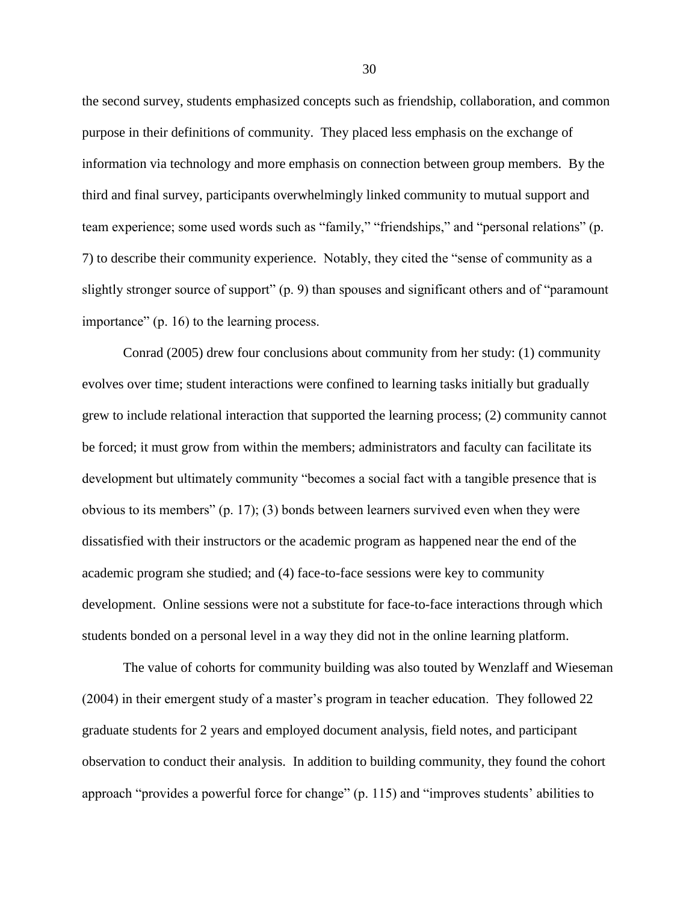the second survey, students emphasized concepts such as friendship, collaboration, and common purpose in their definitions of community. They placed less emphasis on the exchange of information via technology and more emphasis on connection between group members. By the third and final survey, participants overwhelmingly linked community to mutual support and team experience; some used words such as "family," "friendships," and "personal relations" (p. 7) to describe their community experience. Notably, they cited the "sense of community as a slightly stronger source of support" (p. 9) than spouses and significant others and of "paramount importance" (p. 16) to the learning process.

Conrad (2005) drew four conclusions about community from her study: (1) community evolves over time; student interactions were confined to learning tasks initially but gradually grew to include relational interaction that supported the learning process; (2) community cannot be forced; it must grow from within the members; administrators and faculty can facilitate its development but ultimately community "becomes a social fact with a tangible presence that is obvious to its members" (p. 17); (3) bonds between learners survived even when they were dissatisfied with their instructors or the academic program as happened near the end of the academic program she studied; and (4) face-to-face sessions were key to community development. Online sessions were not a substitute for face-to-face interactions through which students bonded on a personal level in a way they did not in the online learning platform.

The value of cohorts for community building was also touted by Wenzlaff and Wieseman (2004) in their emergent study of a master's program in teacher education. They followed 22 graduate students for 2 years and employed document analysis, field notes, and participant observation to conduct their analysis. In addition to building community, they found the cohort approach "provides a powerful force for change" (p. 115) and "improves students' abilities to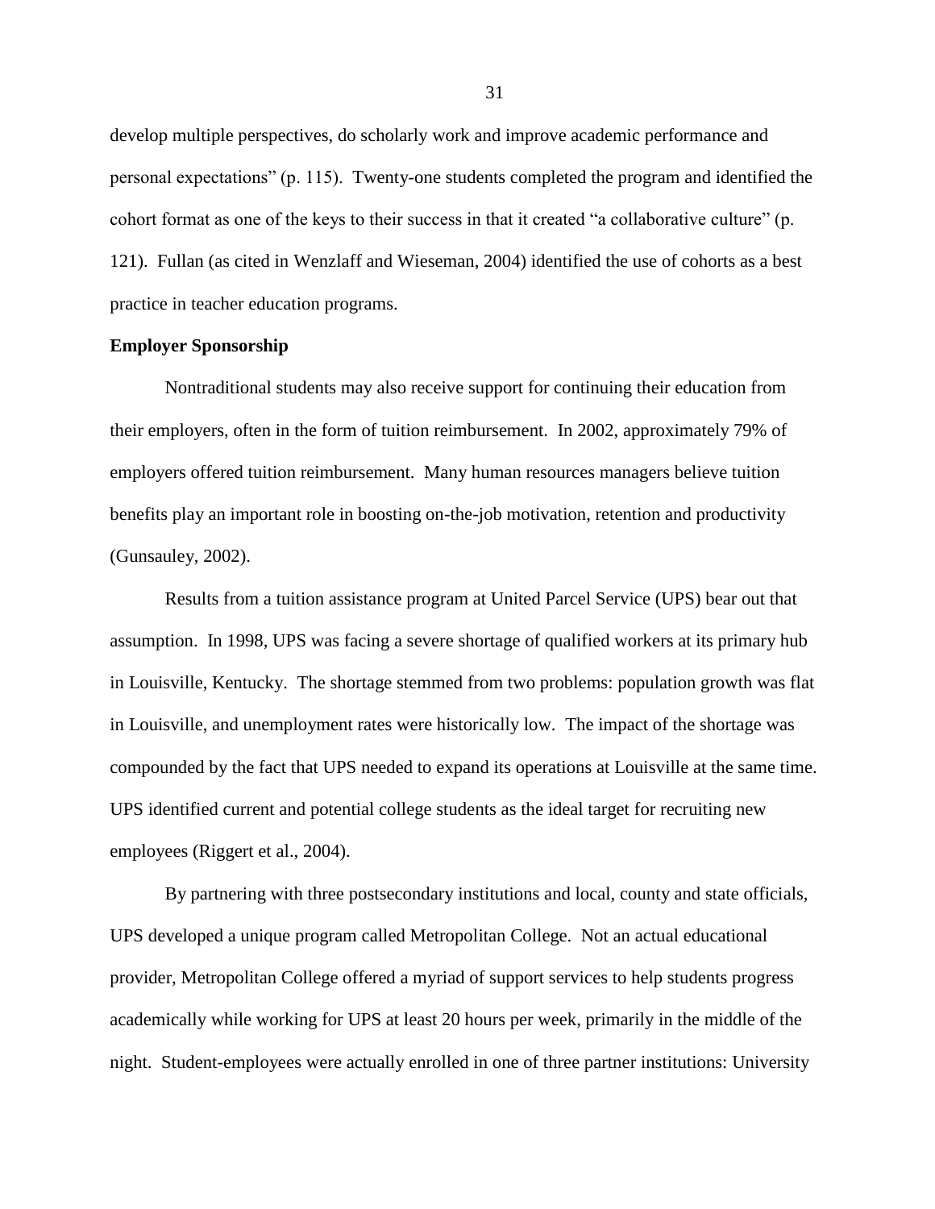develop multiple perspectives, do scholarly work and improve academic performance and personal expectations" (p. 115). Twenty-one students completed the program and identified the cohort format as one of the keys to their success in that it created "a collaborative culture" (p. 121). Fullan (as cited in Wenzlaff and Wieseman, 2004) identified the use of cohorts as a best practice in teacher education programs.

**Employer Sponsorship**

Nontraditional students may also receive support for continuing their education from their employers, often in the form of tuition reimbursement. In 2002, approximately 79% of employers offered tuition reimbursement. Many human resources managers believe tuition benefits play an important role in boosting on-the-job motivation, retention and productivity (Gunsauley, 2002).

Results from a tuition assistance program at United Parcel Service (UPS) bear out that assumption. In 1998, UPS was facing a severe shortage of qualified workers at its primary hub in Louisville, Kentucky. The shortage stemmed from two problems: population growth was flat in Louisville, and unemployment rates were historically low. The impact of the shortage was compounded by the fact that UPS needed to expand its operations at Louisville at the same time. UPS identified current and potential college students as the ideal target for recruiting new employees (Riggert et al., 2004).

By partnering with three postsecondary institutions and local, county and state officials, UPS developed a unique program called Metropolitan College. Not an actual educational provider, Metropolitan College offered a myriad of support services to help students progress academically while working for UPS at least 20 hours per week, primarily in the middle of the night. Student-employees were actually enrolled in one of three partner institutions: University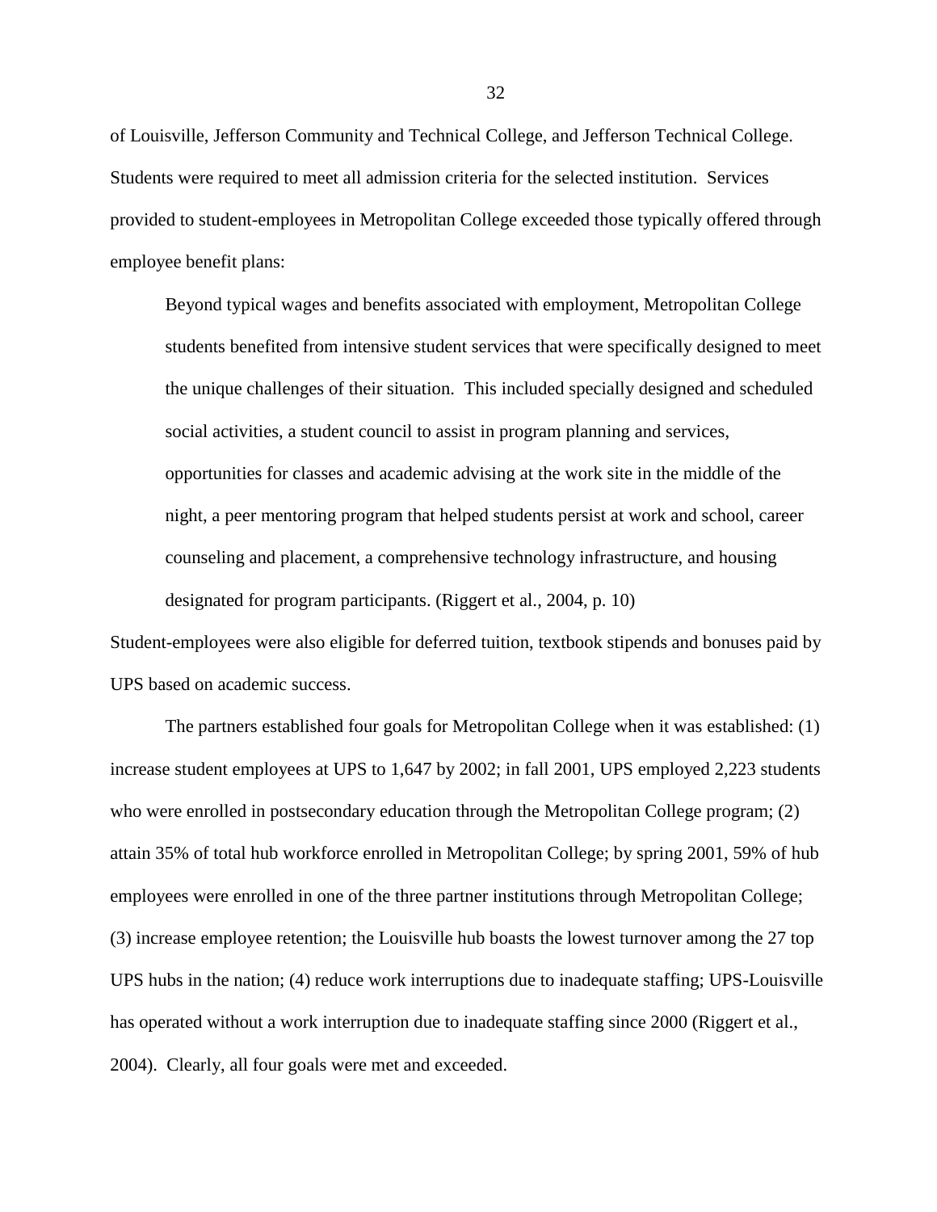of Louisville, Jefferson Community and Technical College, and Jefferson Technical College. Students were required to meet all admission criteria for the selected institution. Services provided to student-employees in Metropolitan College exceeded those typically offered through employee benefit plans:

> Beyond typical wages and benefits associated with employment, Metropolitan College students benefited from intensive student services that were specifically designed to meet the unique challenges of their situation. This included specially designed and scheduled social activities, a student council to assist in program planning and services, opportunities for classes and academic advising at the work site in the middle of the night, a peer mentoring program that helped students persist at work and school, career counseling and placement, a comprehensive technology infrastructure, and housing designated for program participants. (Riggert et al., 2004, p. 10)

Student-employees were also eligible for deferred tuition, textbook stipends and bonuses paid by UPS based on academic success.

The partners established four goals for Metropolitan College when it was established: (1) increase student employees at UPS to 1,647 by 2002; in fall 2001, UPS employed 2,223 students who were enrolled in postsecondary education through the Metropolitan College program; (2) attain 35% of total hub workforce enrolled in Metropolitan College; by spring 2001, 59% of hub employees were enrolled in one of the three partner institutions through Metropolitan College; (3) increase employee retention; the Louisville hub boasts the lowest turnover among the 27 top UPS hubs in the nation; (4) reduce work interruptions due to inadequate staffing; UPS-Louisville has operated without a work interruption due to inadequate staffing since 2000 (Riggert et al., 2004). Clearly, all four goals were met and exceeded.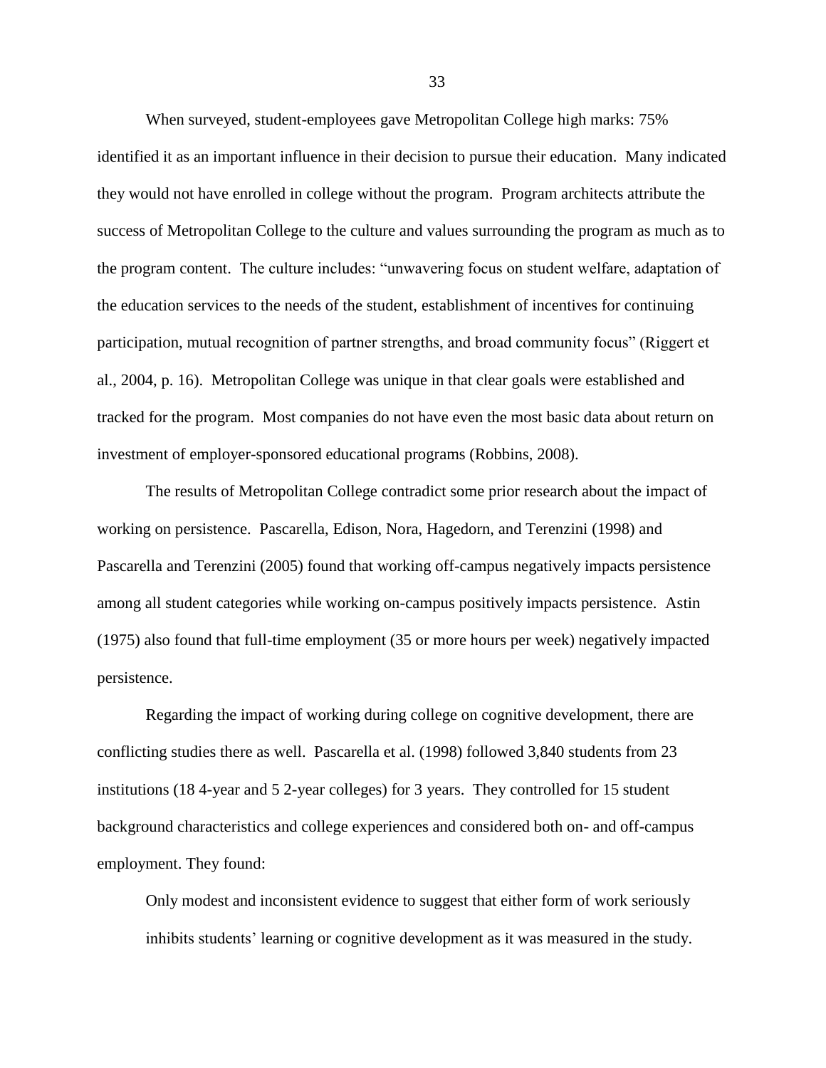When surveyed, student-employees gave Metropolitan College high marks: 75% identified it as an important influence in their decision to pursue their education. Many indicated they would not have enrolled in college without the program. Program architects attribute the success of Metropolitan College to the culture and values surrounding the program as much as to the program content. The culture includes: "unwavering focus on student welfare, adaptation of the education services to the needs of the student, establishment of incentives for continuing participation, mutual recognition of partner strengths, and broad community focus" (Riggert et al., 2004, p. 16). Metropolitan College was unique in that clear goals were established and tracked for the program. Most companies do not have even the most basic data about return on investment of employer-sponsored educational programs (Robbins, 2008).

The results of Metropolitan College contradict some prior research about the impact of working on persistence. Pascarella, Edison, Nora, Hagedorn, and Terenzini (1998) and Pascarella and Terenzini (2005) found that working off-campus negatively impacts persistence among all student categories while working on-campus positively impacts persistence. Astin (1975) also found that full-time employment (35 or more hours per week) negatively impacted persistence.

Regarding the impact of working during college on cognitive development, there are conflicting studies there as well. Pascarella et al. (1998) followed 3,840 students from 23 institutions (18 4-year and 5 2-year colleges) for 3 years. They controlled for 15 student background characteristics and college experiences and considered both on- and off-campus employment. They found:

> Only modest and inconsistent evidence to suggest that either form of work seriously inhibits students' learning or cognitive development as it was measured in the study.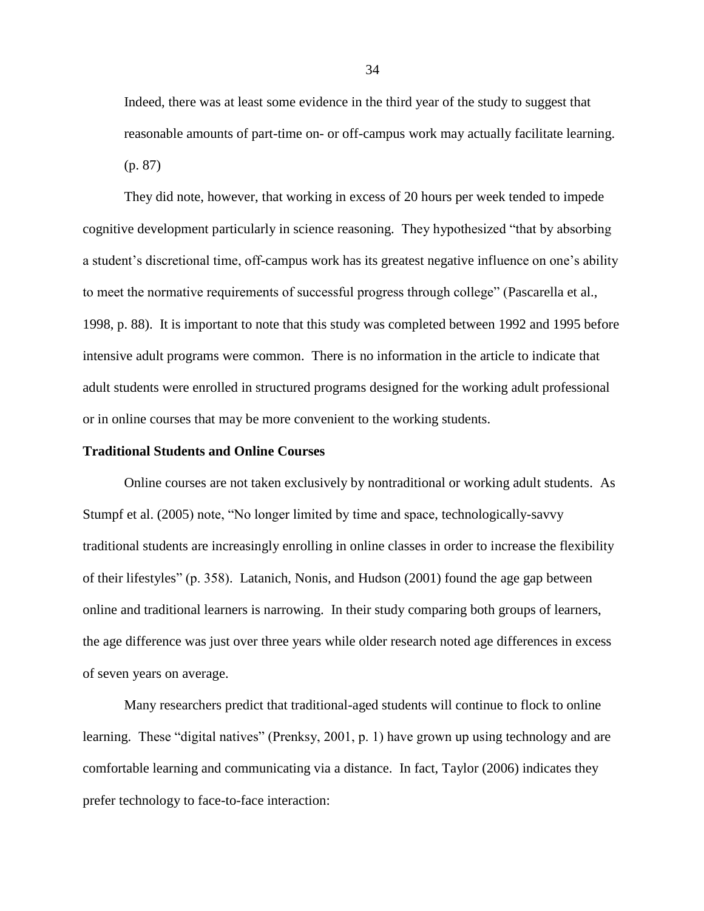Indeed, there was at least some evidence in the third year of the study to suggest that reasonable amounts of part-time on- or off-campus work may actually facilitate learning. (p. 87)

They did note, however, that working in excess of 20 hours per week tended to impede cognitive development particularly in science reasoning. They hypothesized "that by absorbing a student's discretional time, off-campus work has its greatest negative influence on one's ability to meet the normative requirements of successful progress through college" (Pascarella et al., 1998, p. 88). It is important to note that this study was completed between 1992 and 1995 before intensive adult programs were common. There is no information in the article to indicate that adult students were enrolled in structured programs designed for the working adult professional or in online courses that may be more convenient to the working students.

**Traditional Students and Online Courses**

Online courses are not taken exclusively by nontraditional or working adult students. As Stumpf et al. (2005) note, "No longer limited by time and space, technologically-savvy traditional students are increasingly enrolling in online classes in order to increase the flexibility of their lifestyles" (p. 358). Latanich, Nonis, and Hudson (2001) found the age gap between online and traditional learners is narrowing. In their study comparing both groups of learners, the age difference was just over three years while older research noted age differences in excess of seven years on average.

Many researchers predict that traditional-aged students will continue to flock to online learning. These "digital natives" (Prenksy, 2001, p. 1) have grown up using technology and are comfortable learning and communicating via a distance. In fact, Taylor (2006) indicates they prefer technology to face-to-face interaction: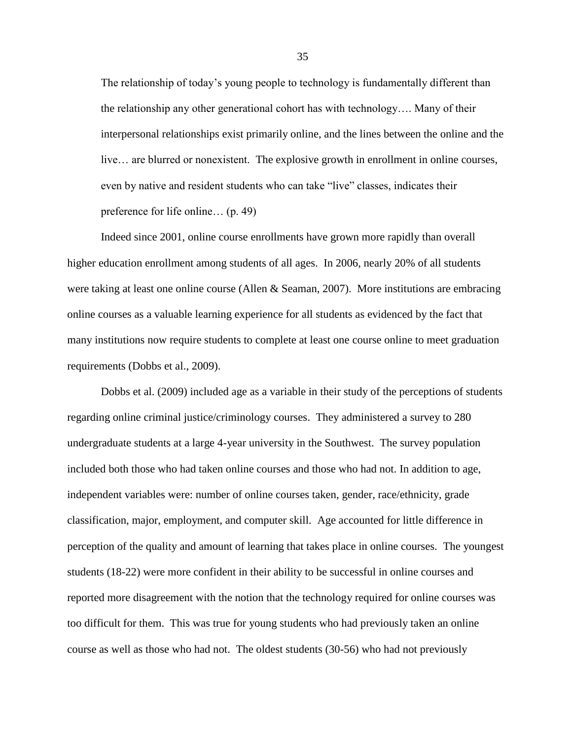> The relationship of today's young people to technology is fundamentally different than the relationship any other generational cohort has with technology…. Many of their interpersonal relationships exist primarily online, and the lines between the online and the live… are blurred or nonexistent. The explosive growth in enrollment in online courses, even by native and resident students who can take "live" classes, indicates their preference for life online… (p. 49)

Indeed since 2001, online course enrollments have grown more rapidly than overall higher education enrollment among students of all ages. In 2006, nearly 20% of all students were taking at least one online course (Allen & Seaman, 2007). More institutions are embracing online courses as a valuable learning experience for all students as evidenced by the fact that many institutions now require students to complete at least one course online to meet graduation requirements (Dobbs et al., 2009).

Dobbs et al. (2009) included age as a variable in their study of the perceptions of students regarding online criminal justice/criminology courses. They administered a survey to 280 undergraduate students at a large 4-year university in the Southwest. The survey population included both those who had taken online courses and those who had not. In addition to age, independent variables were: number of online courses taken, gender, race/ethnicity, grade classification, major, employment, and computer skill. Age accounted for little difference in perception of the quality and amount of learning that takes place in online courses. The youngest students (18-22) were more confident in their ability to be successful in online courses and reported more disagreement with the notion that the technology required for online courses was too difficult for them. This was true for young students who had previously taken an online course as well as those who had not. The oldest students (30-56) who had not previously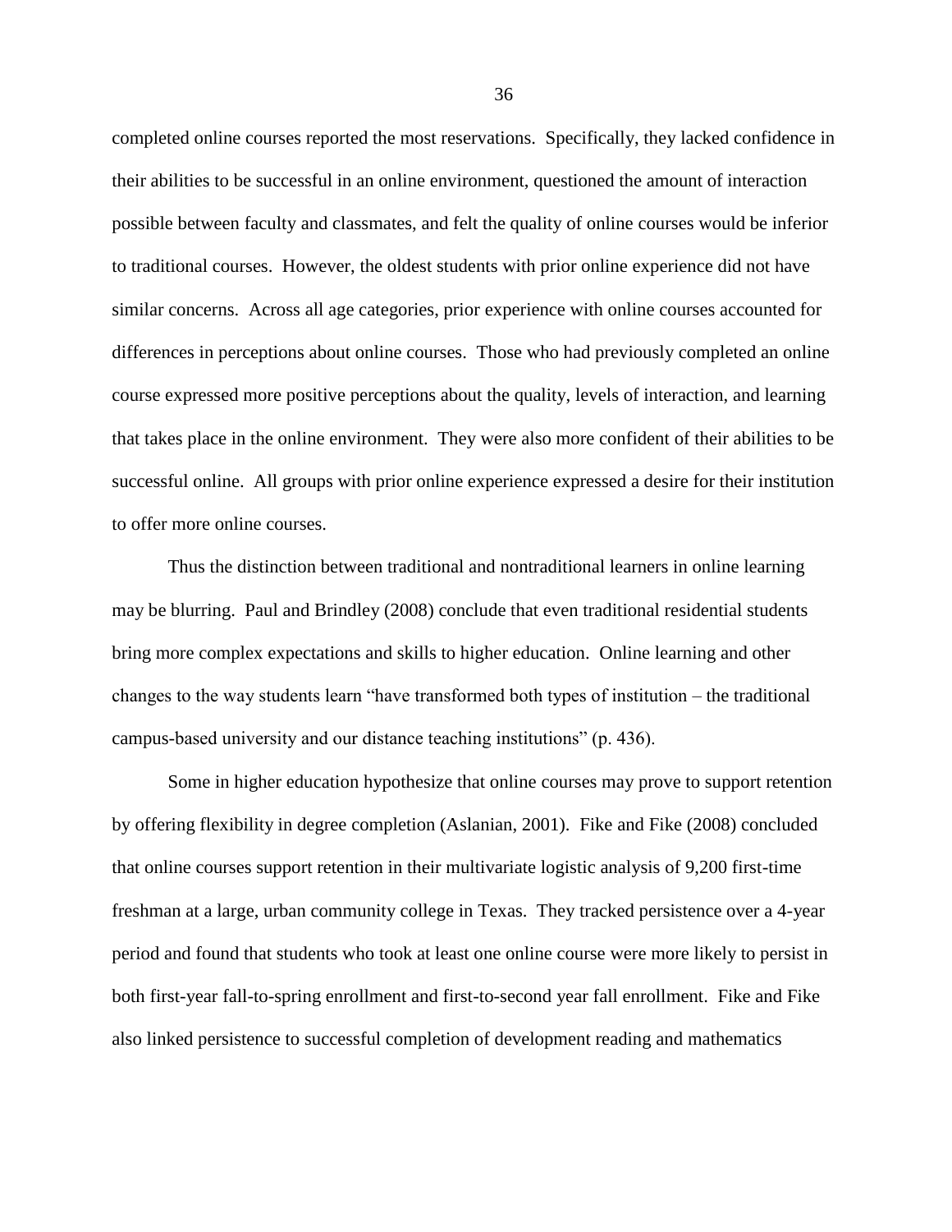completed online courses reported the most reservations. Specifically, they lacked confidence in their abilities to be successful in an online environment, questioned the amount of interaction possible between faculty and classmates, and felt the quality of online courses would be inferior to traditional courses. However, the oldest students with prior online experience did not have similar concerns. Across all age categories, prior experience with online courses accounted for differences in perceptions about online courses. Those who had previously completed an online course expressed more positive perceptions about the quality, levels of interaction, and learning that takes place in the online environment. They were also more confident of their abilities to be successful online. All groups with prior online experience expressed a desire for their institution to offer more online courses.

Thus the distinction between traditional and nontraditional learners in online learning may be blurring. Paul and Brindley (2008) conclude that even traditional residential students bring more complex expectations and skills to higher education. Online learning and other changes to the way students learn "have transformed both types of institution – the traditional campus-based university and our distance teaching institutions" (p. 436).

Some in higher education hypothesize that online courses may prove to support retention by offering flexibility in degree completion (Aslanian, 2001). Fike and Fike (2008) concluded that online courses support retention in their multivariate logistic analysis of 9,200 first-time freshman at a large, urban community college in Texas. They tracked persistence over a 4-year period and found that students who took at least one online course were more likely to persist in both first-year fall-to-spring enrollment and first-to-second year fall enrollment. Fike and Fike also linked persistence to successful completion of development reading and mathematics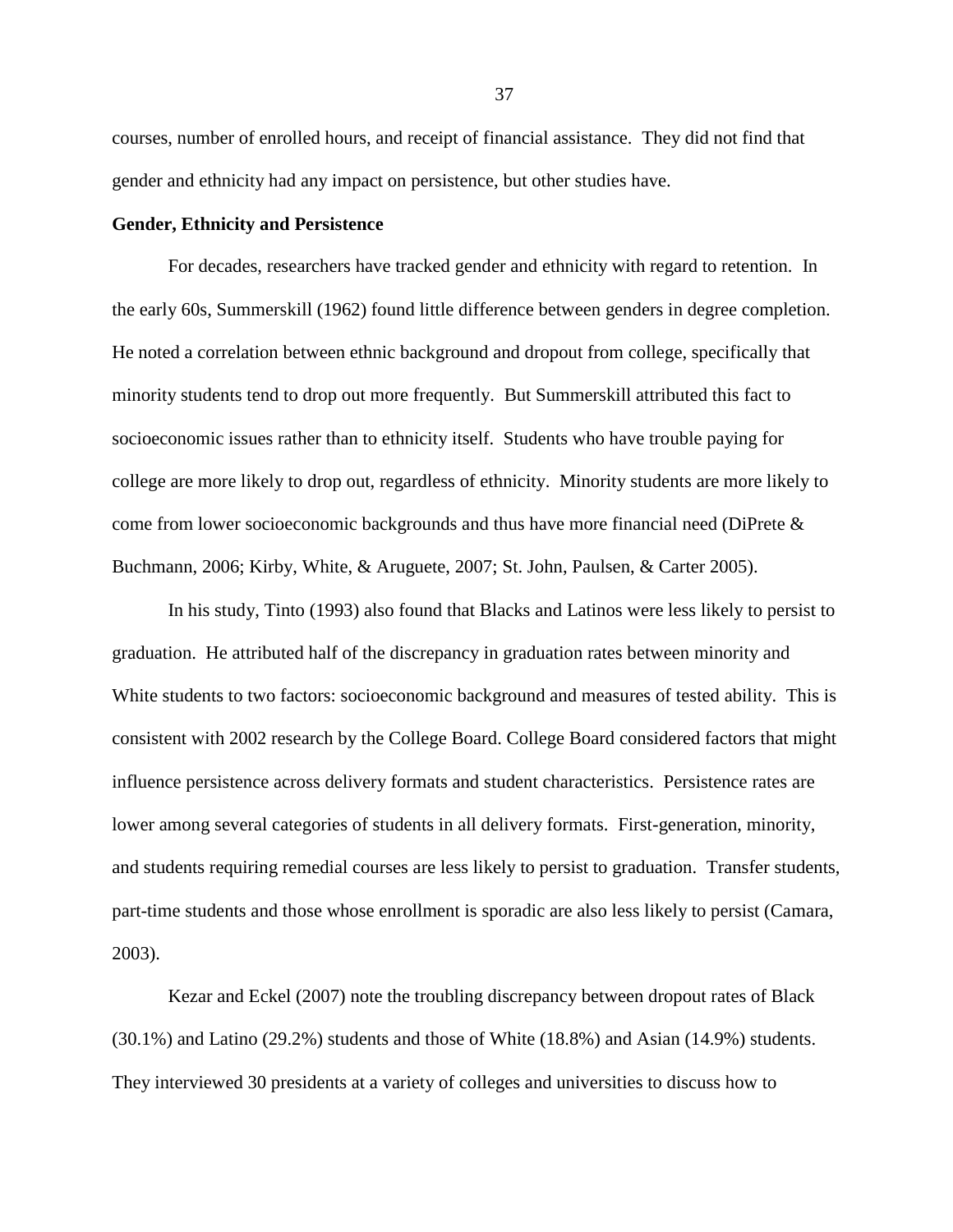courses, number of enrolled hours, and receipt of financial assistance. They did not find that gender and ethnicity had any impact on persistence, but other studies have.

**Gender, Ethnicity and Persistence**

For decades, researchers have tracked gender and ethnicity with regard to retention. In the early 60s, Summerskill (1962) found little difference between genders in degree completion. He noted a correlation between ethnic background and dropout from college, specifically that minority students tend to drop out more frequently. But Summerskill attributed this fact to socioeconomic issues rather than to ethnicity itself. Students who have trouble paying for college are more likely to drop out, regardless of ethnicity. Minority students are more likely to come from lower socioeconomic backgrounds and thus have more financial need (DiPrete & Buchmann, 2006; Kirby, White, & Aruguete, 2007; St. John, Paulsen, & Carter 2005).

In his study, Tinto (1993) also found that Blacks and Latinos were less likely to persist to graduation. He attributed half of the discrepancy in graduation rates between minority and White students to two factors: socioeconomic background and measures of tested ability. This is consistent with 2002 research by the College Board. College Board considered factors that might influence persistence across delivery formats and student characteristics. Persistence rates are lower among several categories of students in all delivery formats. First-generation, minority, and students requiring remedial courses are less likely to persist to graduation. Transfer students, part-time students and those whose enrollment is sporadic are also less likely to persist (Camara, 2003).

Kezar and Eckel (2007) note the troubling discrepancy between dropout rates of Black (30.1%) and Latino (29.2%) students and those of White (18.8%) and Asian (14.9%) students. They interviewed 30 presidents at a variety of colleges and universities to discuss how to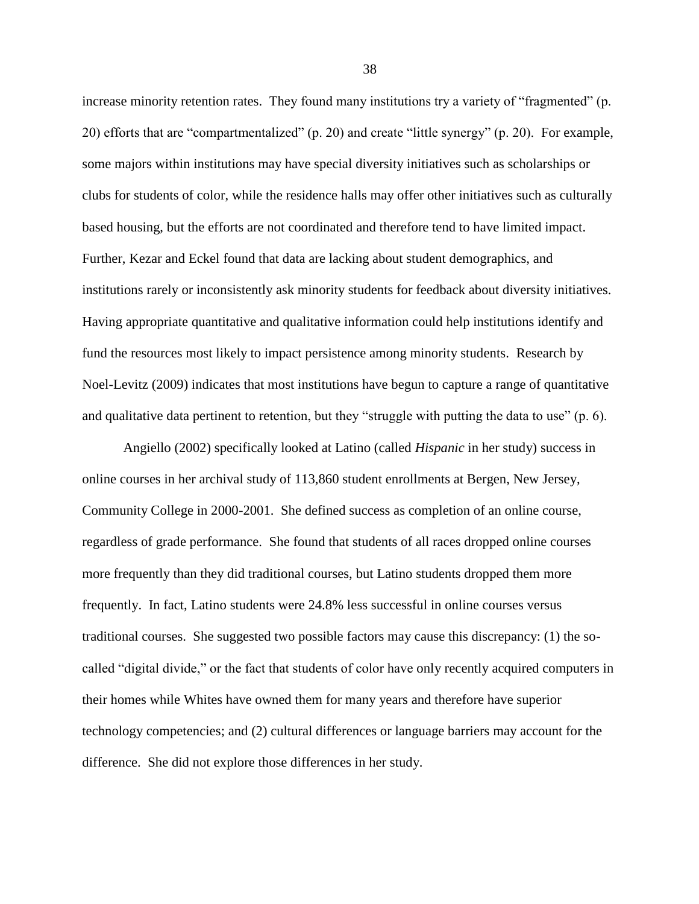increase minority retention rates. They found many institutions try a variety of "fragmented" (p. 20) efforts that are "compartmentalized" (p. 20) and create "little synergy" (p. 20). For example, some majors within institutions may have special diversity initiatives such as scholarships or clubs for students of color, while the residence halls may offer other initiatives such as culturally based housing, but the efforts are not coordinated and therefore tend to have limited impact. Further, Kezar and Eckel found that data are lacking about student demographics, and institutions rarely or inconsistently ask minority students for feedback about diversity initiatives. Having appropriate quantitative and qualitative information could help institutions identify and fund the resources most likely to impact persistence among minority students. Research by Noel-Levitz (2009) indicates that most institutions have begun to capture a range of quantitative and qualitative data pertinent to retention, but they "struggle with putting the data to use" (p. 6).

Angiello (2002) specifically looked at Latino (called *Hispanic* in her study) success in online courses in her archival study of 113,860 student enrollments at Bergen, New Jersey, Community College in 2000-2001. She defined success as completion of an online course, regardless of grade performance. She found that students of all races dropped online courses more frequently than they did traditional courses, but Latino students dropped them more frequently. In fact, Latino students were 24.8% less successful in online courses versus traditional courses. She suggested two possible factors may cause this discrepancy: (1) the so-called "digital divide," or the fact that students of color have only recently acquired computers in their homes while Whites have owned them for many years and therefore have superior technology competencies; and (2) cultural differences or language barriers may account for the difference. She did not explore those differences in her study.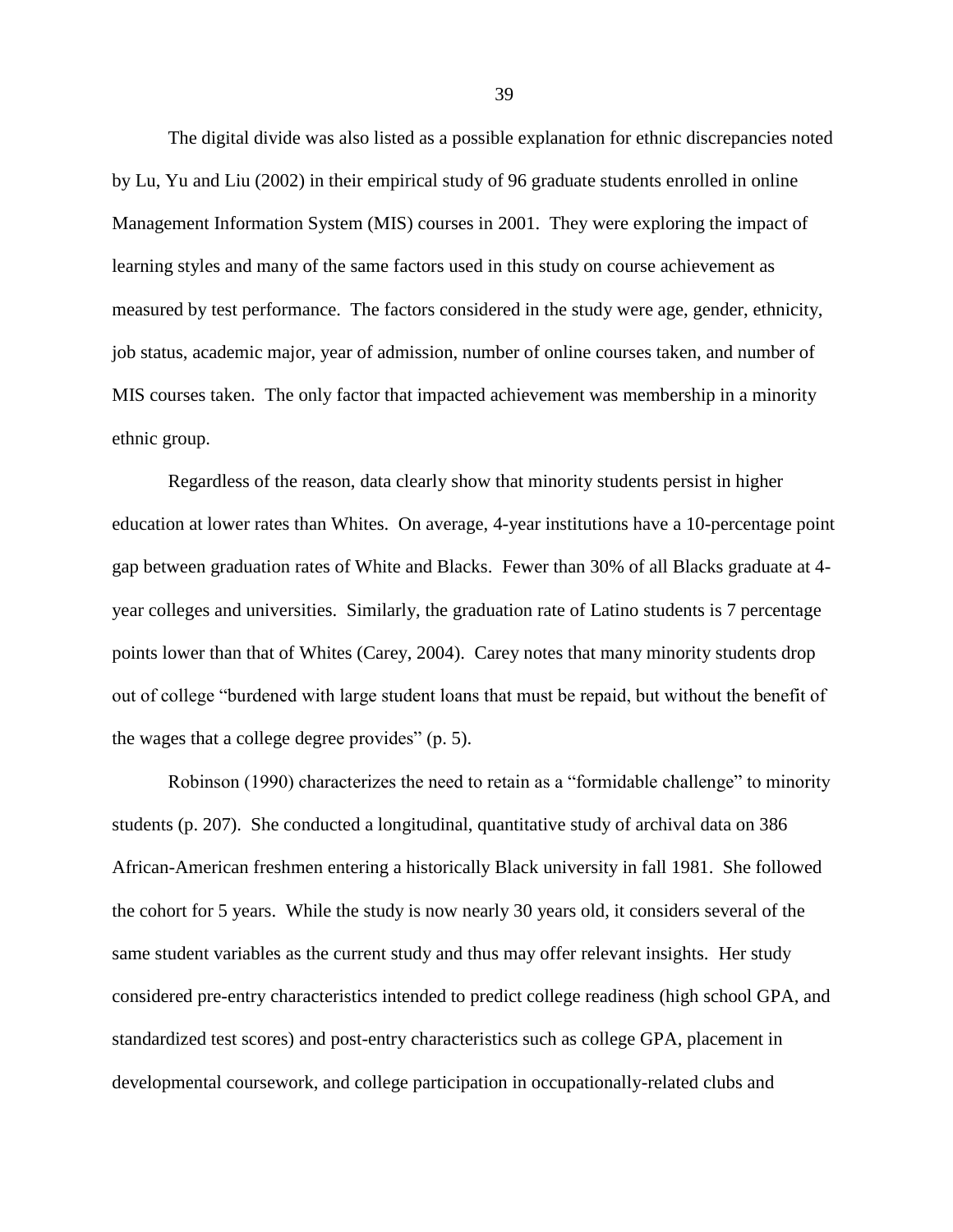The digital divide was also listed as a possible explanation for ethnic discrepancies noted by Lu, Yu and Liu (2002) in their empirical study of 96 graduate students enrolled in online Management Information System (MIS) courses in 2001. They were exploring the impact of learning styles and many of the same factors used in this study on course achievement as measured by test performance. The factors considered in the study were age, gender, ethnicity, job status, academic major, year of admission, number of online courses taken, and number of MIS courses taken. The only factor that impacted achievement was membership in a minority ethnic group.

Regardless of the reason, data clearly show that minority students persist in higher education at lower rates than Whites. On average, 4-year institutions have a 10-percentage point gap between graduation rates of White and Blacks. Fewer than 30% of all Blacks graduate at 4-year colleges and universities. Similarly, the graduation rate of Latino students is 7 percentage points lower than that of Whites (Carey, 2004). Carey notes that many minority students drop out of college "burdened with large student loans that must be repaid, but without the benefit of the wages that a college degree provides" (p. 5).

Robinson (1990) characterizes the need to retain as a "formidable challenge" to minority students (p. 207). She conducted a longitudinal, quantitative study of archival data on 386 African-American freshmen entering a historically Black university in fall 1981. She followed the cohort for 5 years. While the study is now nearly 30 years old, it considers several of the same student variables as the current study and thus may offer relevant insights. Her study considered pre-entry characteristics intended to predict college readiness (high school GPA, and standardized test scores) and post-entry characteristics such as college GPA, placement in developmental coursework, and college participation in occupationally-related clubs and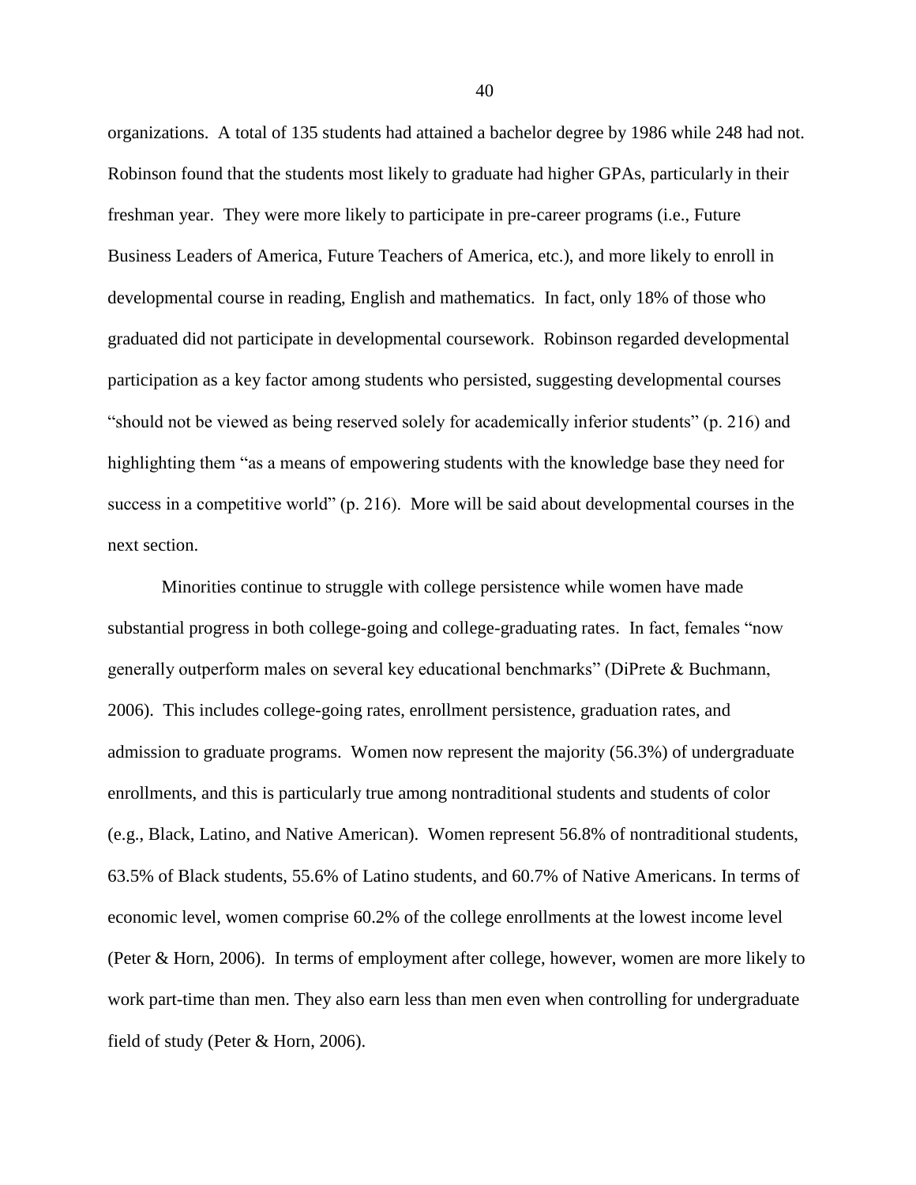organizations. A total of 135 students had attained a bachelor degree by 1986 while 248 had not. Robinson found that the students most likely to graduate had higher GPAs, particularly in their freshman year. They were more likely to participate in pre-career programs (i.e., Future Business Leaders of America, Future Teachers of America, etc.), and more likely to enroll in developmental course in reading, English and mathematics. In fact, only 18% of those who graduated did not participate in developmental coursework. Robinson regarded developmental participation as a key factor among students who persisted, suggesting developmental courses "should not be viewed as being reserved solely for academically inferior students" (p. 216) and highlighting them "as a means of empowering students with the knowledge base they need for success in a competitive world" (p. 216). More will be said about developmental courses in the next section.

Minorities continue to struggle with college persistence while women have made substantial progress in both college-going and college-graduating rates. In fact, females "now generally outperform males on several key educational benchmarks" (DiPrete & Buchmann, 2006). This includes college-going rates, enrollment persistence, graduation rates, and admission to graduate programs. Women now represent the majority (56.3%) of undergraduate enrollments, and this is particularly true among nontraditional students and students of color (e.g., Black, Latino, and Native American). Women represent 56.8% of nontraditional students, 63.5% of Black students, 55.6% of Latino students, and 60.7% of Native Americans. In terms of economic level, women comprise 60.2% of the college enrollments at the lowest income level (Peter & Horn, 2006). In terms of employment after college, however, women are more likely to work part-time than men. They also earn less than men even when controlling for undergraduate field of study (Peter & Horn, 2006).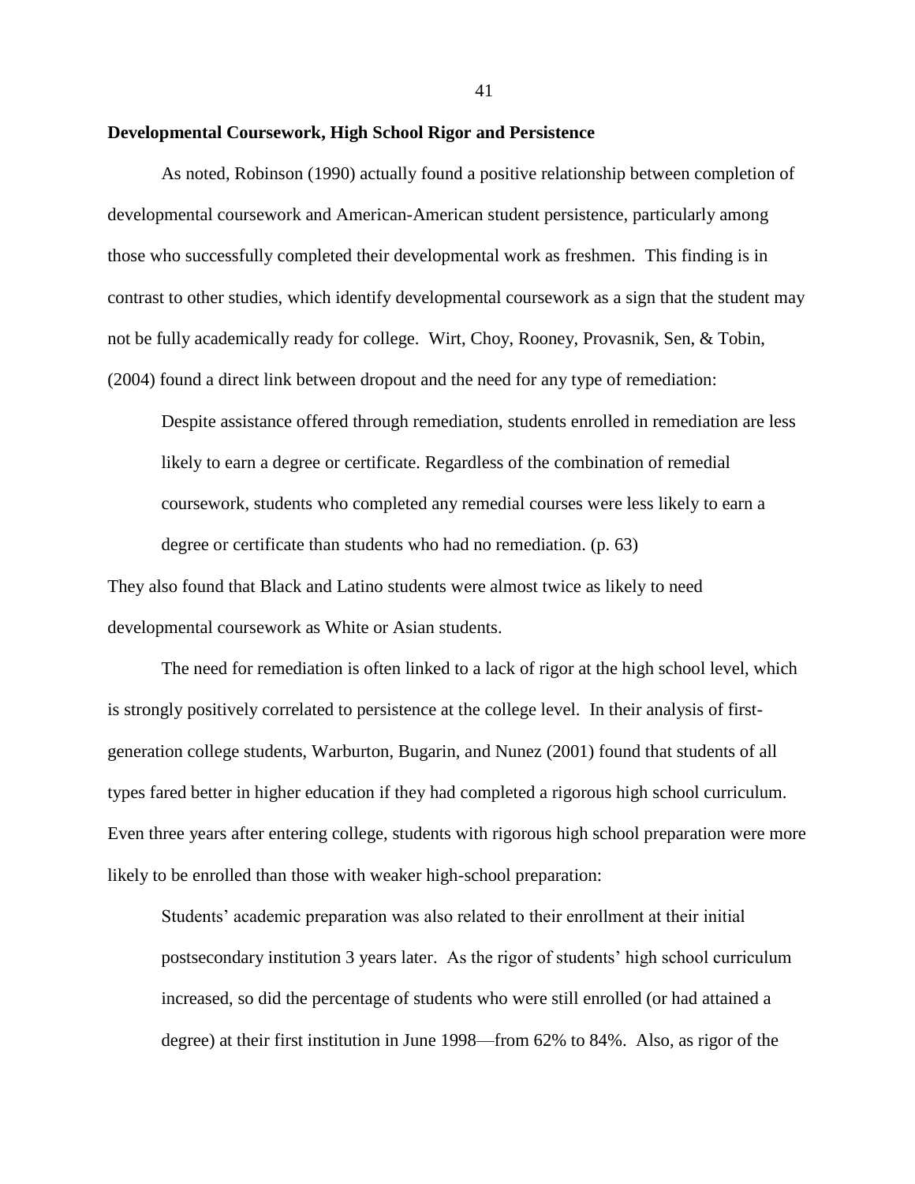**Developmental Coursework, High School Rigor and Persistence**

As noted, Robinson (1990) actually found a positive relationship between completion of developmental coursework and American-American student persistence, particularly among those who successfully completed their developmental work as freshmen. This finding is in contrast to other studies, which identify developmental coursework as a sign that the student may not be fully academically ready for college. Wirt, Choy, Rooney, Provasnik, Sen, & Tobin, (2004) found a direct link between dropout and the need for any type of remediation:

> Despite assistance offered through remediation, students enrolled in remediation are less likely to earn a degree or certificate. Regardless of the combination of remedial coursework, students who completed any remedial courses were less likely to earn a degree or certificate than students who had no remediation. (p. 63)

They also found that Black and Latino students were almost twice as likely to need developmental coursework as White or Asian students.

The need for remediation is often linked to a lack of rigor at the high school level, which is strongly positively correlated to persistence at the college level. In their analysis of first-generation college students, Warburton, Bugarin, and Nunez (2001) found that students of all types fared better in higher education if they had completed a rigorous high school curriculum. Even three years after entering college, students with rigorous high school preparation were more likely to be enrolled than those with weaker high-school preparation:

> Students' academic preparation was also related to their enrollment at their initial postsecondary institution 3 years later. As the rigor of students' high school curriculum increased, so did the percentage of students who were still enrolled (or had attained a degree) at their first institution in June 1998—from 62% to 84%. Also, as rigor of the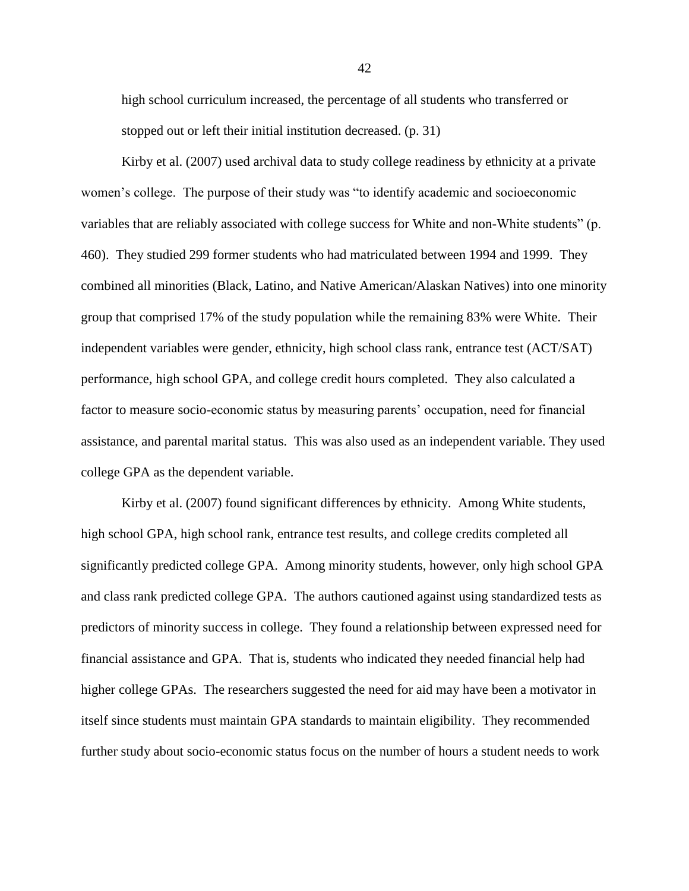high school curriculum increased, the percentage of all students who transferred or stopped out or left their initial institution decreased. (p. 31)

Kirby et al. (2007) used archival data to study college readiness by ethnicity at a private women's college. The purpose of their study was "to identify academic and socioeconomic variables that are reliably associated with college success for White and non-White students" (p. 460). They studied 299 former students who had matriculated between 1994 and 1999. They combined all minorities (Black, Latino, and Native American/Alaskan Natives) into one minority group that comprised 17% of the study population while the remaining 83% were White. Their independent variables were gender, ethnicity, high school class rank, entrance test (ACT/SAT) performance, high school GPA, and college credit hours completed. They also calculated a factor to measure socio-economic status by measuring parents' occupation, need for financial assistance, and parental marital status. This was also used as an independent variable. They used college GPA as the dependent variable.

Kirby et al. (2007) found significant differences by ethnicity. Among White students, high school GPA, high school rank, entrance test results, and college credits completed all significantly predicted college GPA. Among minority students, however, only high school GPA and class rank predicted college GPA. The authors cautioned against using standardized tests as predictors of minority success in college. They found a relationship between expressed need for financial assistance and GPA. That is, students who indicated they needed financial help had higher college GPAs. The researchers suggested the need for aid may have been a motivator in itself since students must maintain GPA standards to maintain eligibility. They recommended further study about socio-economic status focus on the number of hours a student needs to work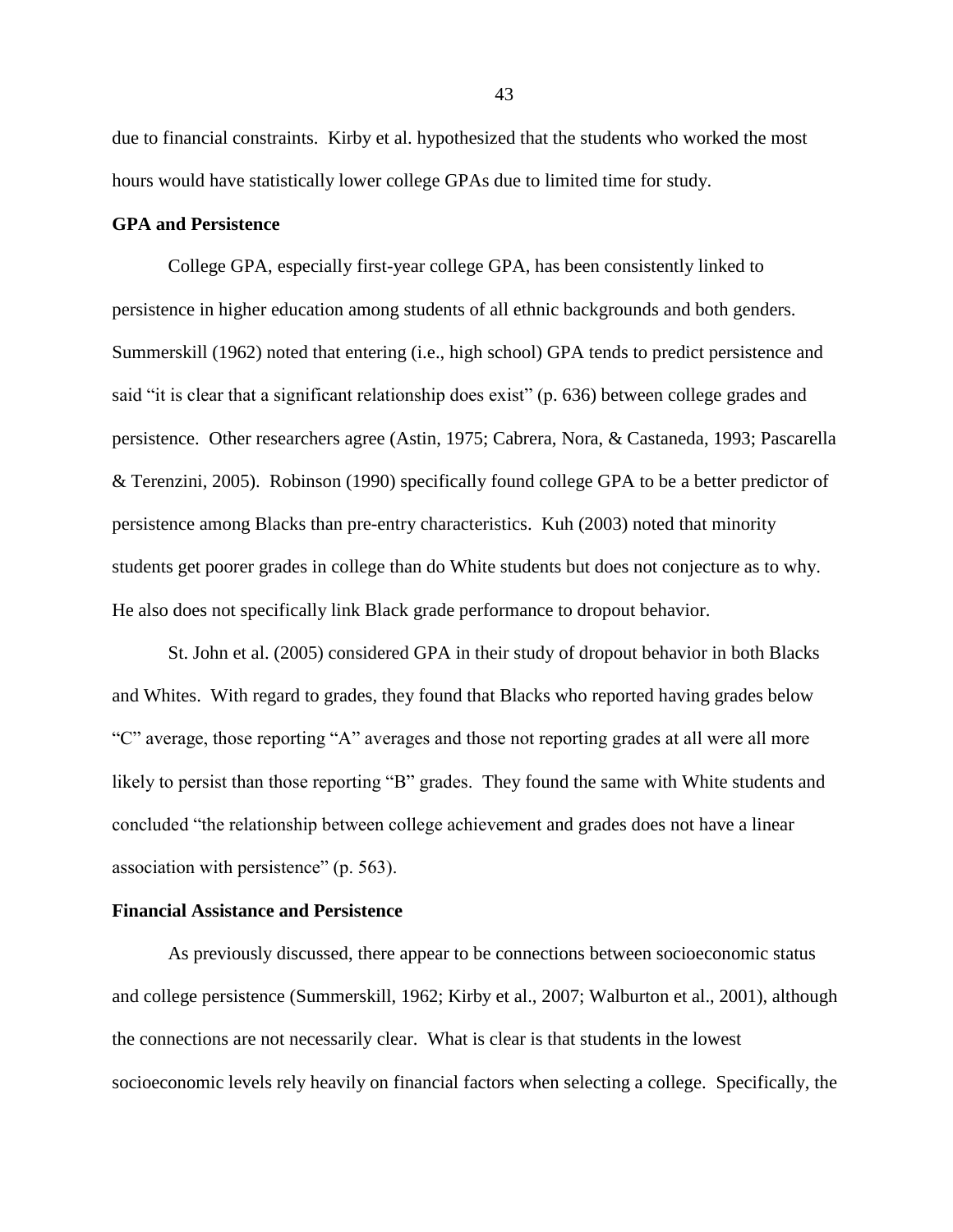due to financial constraints. Kirby et al. hypothesized that the students who worked the most hours would have statistically lower college GPAs due to limited time for study.

**GPA and Persistence**

College GPA, especially first-year college GPA, has been consistently linked to persistence in higher education among students of all ethnic backgrounds and both genders. Summerskill (1962) noted that entering (i.e., high school) GPA tends to predict persistence and said "it is clear that a significant relationship does exist" (p. 636) between college grades and persistence. Other researchers agree (Astin, 1975; Cabrera, Nora, & Castaneda, 1993; Pascarella & Terenzini, 2005). Robinson (1990) specifically found college GPA to be a better predictor of persistence among Blacks than pre-entry characteristics. Kuh (2003) noted that minority students get poorer grades in college than do White students but does not conjecture as to why. He also does not specifically link Black grade performance to dropout behavior.

St. John et al. (2005) considered GPA in their study of dropout behavior in both Blacks and Whites. With regard to grades, they found that Blacks who reported having grades below "C" average, those reporting "A" averages and those not reporting grades at all were all more likely to persist than those reporting "B" grades. They found the same with White students and concluded "the relationship between college achievement and grades does not have a linear association with persistence" (p. 563).

**Financial Assistance and Persistence**

As previously discussed, there appear to be connections between socioeconomic status and college persistence (Summerskill, 1962; Kirby et al., 2007; Walburton et al., 2001), although the connections are not necessarily clear. What is clear is that students in the lowest socioeconomic levels rely heavily on financial factors when selecting a college. Specifically, the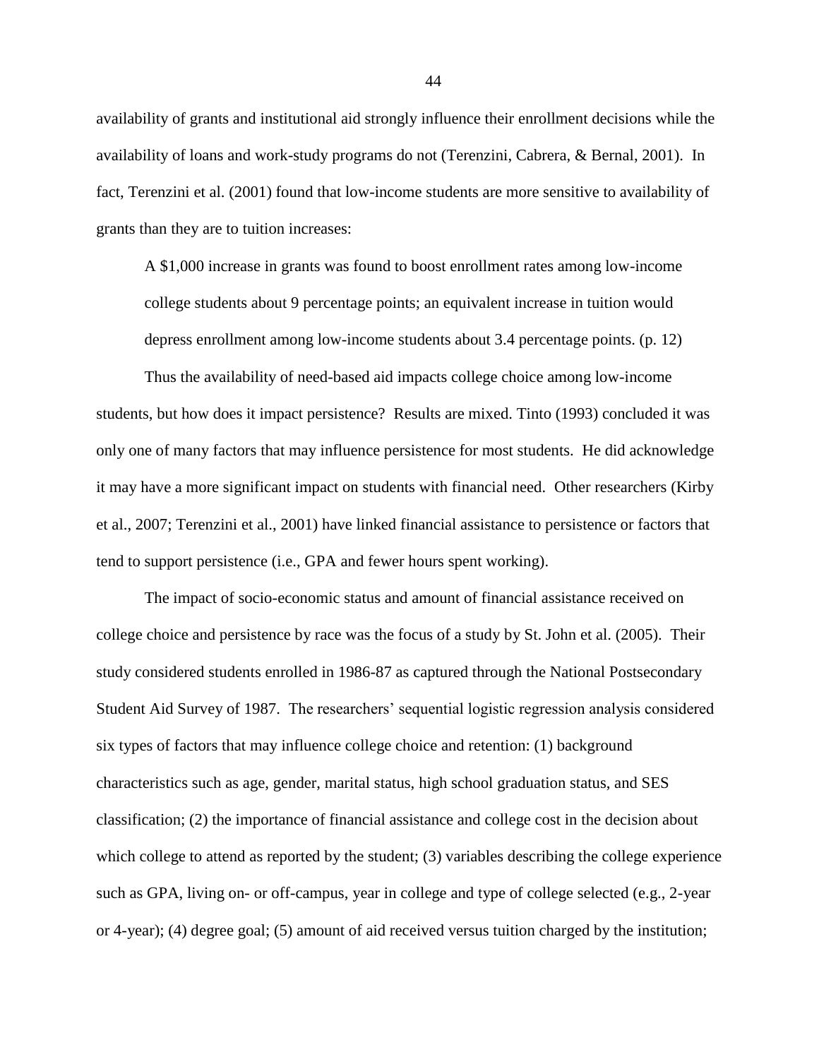availability of grants and institutional aid strongly influence their enrollment decisions while the availability of loans and work-study programs do not (Terenzini, Cabrera, & Bernal, 2001). In fact, Terenzini et al. (2001) found that low-income students are more sensitive to availability of grants than they are to tuition increases:

> A $1,000 increase in grants was found to boost enrollment rates among low-income college students about 9 percentage points; an equivalent increase in tuition would depress enrollment among low-income students about 3.4 percentage points. (p. 12)

Thus the availability of need-based aid impacts college choice among low-income students, but how does it impact persistence? Results are mixed. Tinto (1993) concluded it was only one of many factors that may influence persistence for most students. He did acknowledge it may have a more significant impact on students with financial need. Other researchers (Kirby et al., 2007; Terenzini et al., 2001) have linked financial assistance to persistence or factors that tend to support persistence (i.e., GPA and fewer hours spent working).

The impact of socio-economic status and amount of financial assistance received on college choice and persistence by race was the focus of a study by St. John et al. (2005). Their study considered students enrolled in 1986-87 as captured through the National Postsecondary Student Aid Survey of 1987. The researchers' sequential logistic regression analysis considered six types of factors that may influence college choice and retention: (1) background characteristics such as age, gender, marital status, high school graduation status, and SES classification; (2) the importance of financial assistance and college cost in the decision about which college to attend as reported by the student; (3) variables describing the college experience such as GPA, living on- or off-campus, year in college and type of college selected (e.g., 2-year or 4-year); (4) degree goal; (5) amount of aid received versus tuition charged by the institution;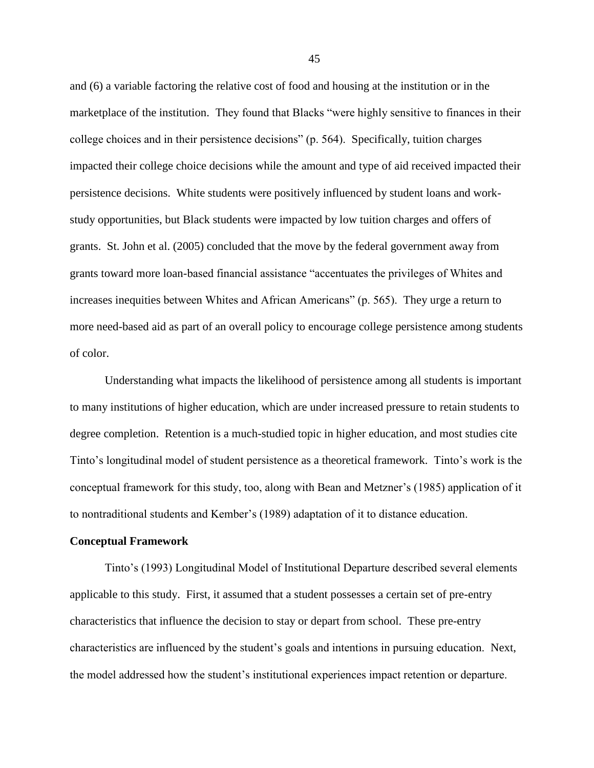and (6) a variable factoring the relative cost of food and housing at the institution or in the marketplace of the institution. They found that Blacks "were highly sensitive to finances in their college choices and in their persistence decisions" (p. 564). Specifically, tuition charges impacted their college choice decisions while the amount and type of aid received impacted their persistence decisions. White students were positively influenced by student loans and work-study opportunities, but Black students were impacted by low tuition charges and offers of grants. St. John et al. (2005) concluded that the move by the federal government away from grants toward more loan-based financial assistance "accentuates the privileges of Whites and increases inequities between Whites and African Americans" (p. 565). They urge a return to more need-based aid as part of an overall policy to encourage college persistence among students of color.

Understanding what impacts the likelihood of persistence among all students is important to many institutions of higher education, which are under increased pressure to retain students to degree completion. Retention is a much-studied topic in higher education, and most studies cite Tinto's longitudinal model of student persistence as a theoretical framework. Tinto's work is the conceptual framework for this study, too, along with Bean and Metzner's (1985) application of it to nontraditional students and Kember's (1989) adaptation of it to distance education.

**Conceptual Framework**

Tinto's (1993) Longitudinal Model of Institutional Departure described several elements applicable to this study. First, it assumed that a student possesses a certain set of pre-entry characteristics that influence the decision to stay or depart from school. These pre-entry characteristics are influenced by the student's goals and intentions in pursuing education. Next, the model addressed how the student's institutional experiences impact retention or departure.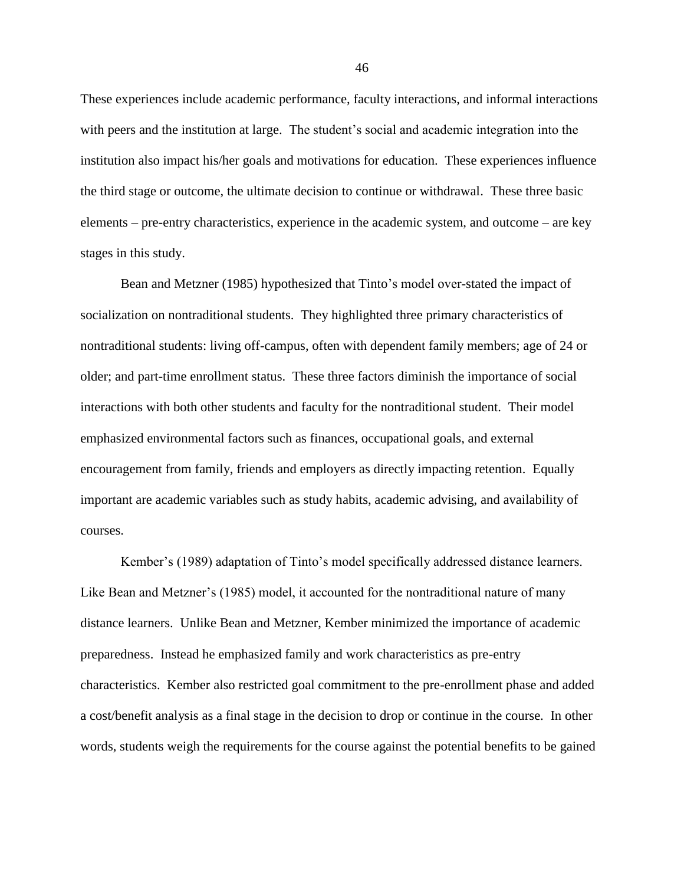These experiences include academic performance, faculty interactions, and informal interactions with peers and the institution at large. The student's social and academic integration into the institution also impact his/her goals and motivations for education. These experiences influence the third stage or outcome, the ultimate decision to continue or withdrawal. These three basic elements – pre-entry characteristics, experience in the academic system, and outcome – are key stages in this study.

Bean and Metzner (1985) hypothesized that Tinto's model over-stated the impact of socialization on nontraditional students. They highlighted three primary characteristics of nontraditional students: living off-campus, often with dependent family members; age of 24 or older; and part-time enrollment status. These three factors diminish the importance of social interactions with both other students and faculty for the nontraditional student. Their model emphasized environmental factors such as finances, occupational goals, and external encouragement from family, friends and employers as directly impacting retention. Equally important are academic variables such as study habits, academic advising, and availability of courses.

Kember's (1989) adaptation of Tinto's model specifically addressed distance learners. Like Bean and Metzner's (1985) model, it accounted for the nontraditional nature of many distance learners. Unlike Bean and Metzner, Kember minimized the importance of academic preparedness. Instead he emphasized family and work characteristics as pre-entry characteristics. Kember also restricted goal commitment to the pre-enrollment phase and added a cost/benefit analysis as a final stage in the decision to drop or continue in the course. In other words, students weigh the requirements for the course against the potential benefits to be gained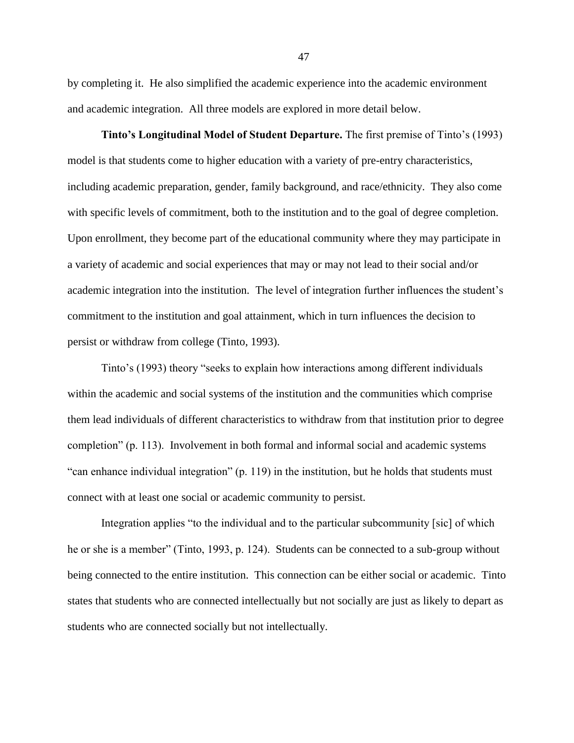by completing it. He also simplified the academic experience into the academic environment and academic integration. All three models are explored in more detail below.

**Tinto's Longitudinal Model of Student Departure.** The first premise of Tinto's (1993) model is that students come to higher education with a variety of pre-entry characteristics, including academic preparation, gender, family background, and race/ethnicity. They also come with specific levels of commitment, both to the institution and to the goal of degree completion. Upon enrollment, they become part of the educational community where they may participate in a variety of academic and social experiences that may or may not lead to their social and/or academic integration into the institution. The level of integration further influences the student's commitment to the institution and goal attainment, which in turn influences the decision to persist or withdraw from college (Tinto, 1993).

Tinto's (1993) theory "seeks to explain how interactions among different individuals within the academic and social systems of the institution and the communities which comprise them lead individuals of different characteristics to withdraw from that institution prior to degree completion" (p. 113). Involvement in both formal and informal social and academic systems "can enhance individual integration" (p. 119) in the institution, but he holds that students must connect with at least one social or academic community to persist.

Integration applies "to the individual and to the particular subcommunity [sic] of which he or she is a member" (Tinto, 1993, p. 124). Students can be connected to a sub-group without being connected to the entire institution. This connection can be either social or academic. Tinto states that students who are connected intellectually but not socially are just as likely to depart as students who are connected socially but not intellectually.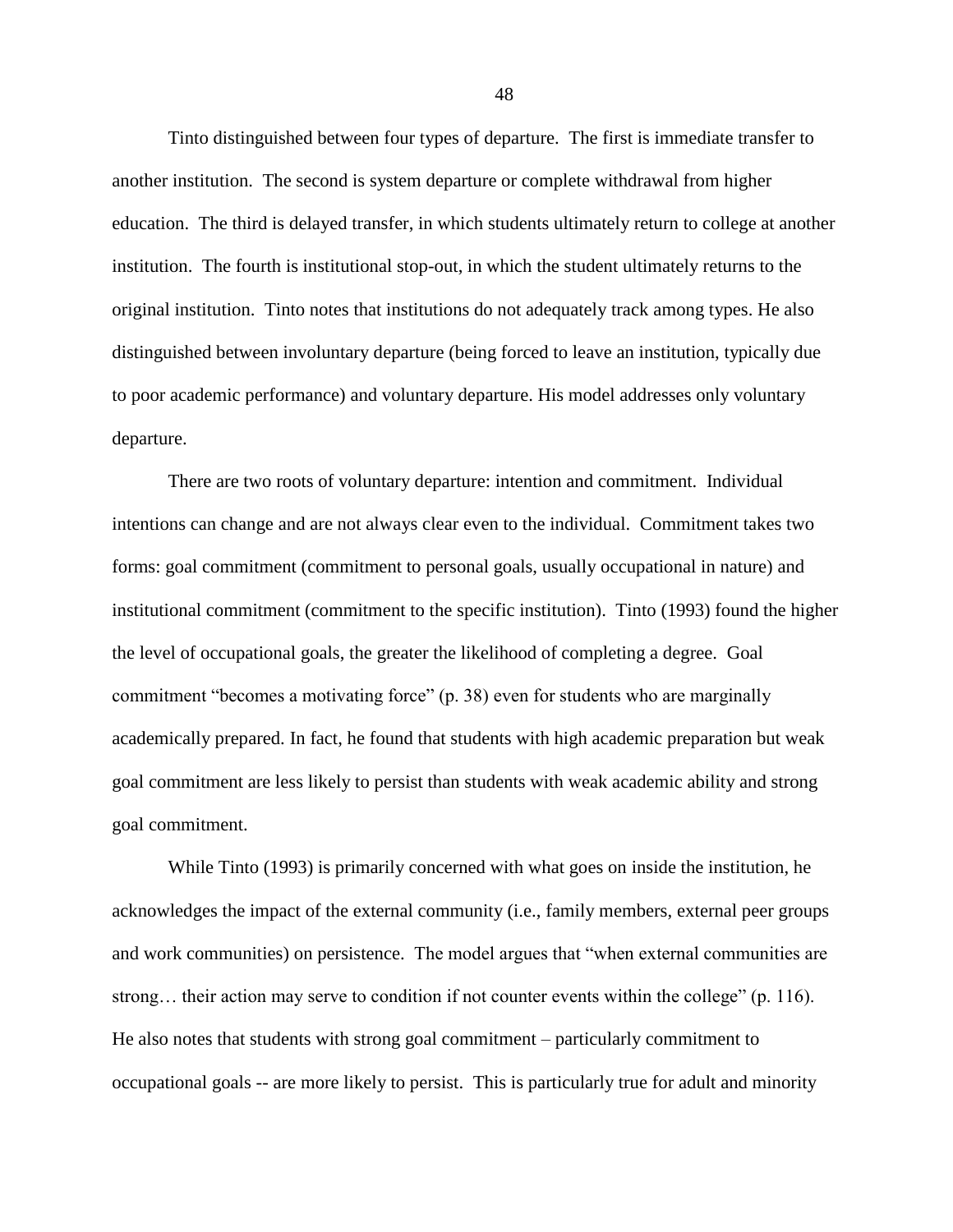Tinto distinguished between four types of departure. The first is immediate transfer to another institution. The second is system departure or complete withdrawal from higher education. The third is delayed transfer, in which students ultimately return to college at another institution. The fourth is institutional stop-out, in which the student ultimately returns to the original institution. Tinto notes that institutions do not adequately track among types. He also distinguished between involuntary departure (being forced to leave an institution, typically due to poor academic performance) and voluntary departure. His model addresses only voluntary departure.

There are two roots of voluntary departure: intention and commitment. Individual intentions can change and are not always clear even to the individual. Commitment takes two forms: goal commitment (commitment to personal goals, usually occupational in nature) and institutional commitment (commitment to the specific institution). Tinto (1993) found the higher the level of occupational goals, the greater the likelihood of completing a degree. Goal commitment "becomes a motivating force" (p. 38) even for students who are marginally academically prepared. In fact, he found that students with high academic preparation but weak goal commitment are less likely to persist than students with weak academic ability and strong goal commitment.

While Tinto (1993) is primarily concerned with what goes on inside the institution, he acknowledges the impact of the external community (i.e., family members, external peer groups and work communities) on persistence. The model argues that "when external communities are strong… their action may serve to condition if not counter events within the college" (p. 116). He also notes that students with strong goal commitment – particularly commitment to occupational goals -- are more likely to persist. This is particularly true for adult and minority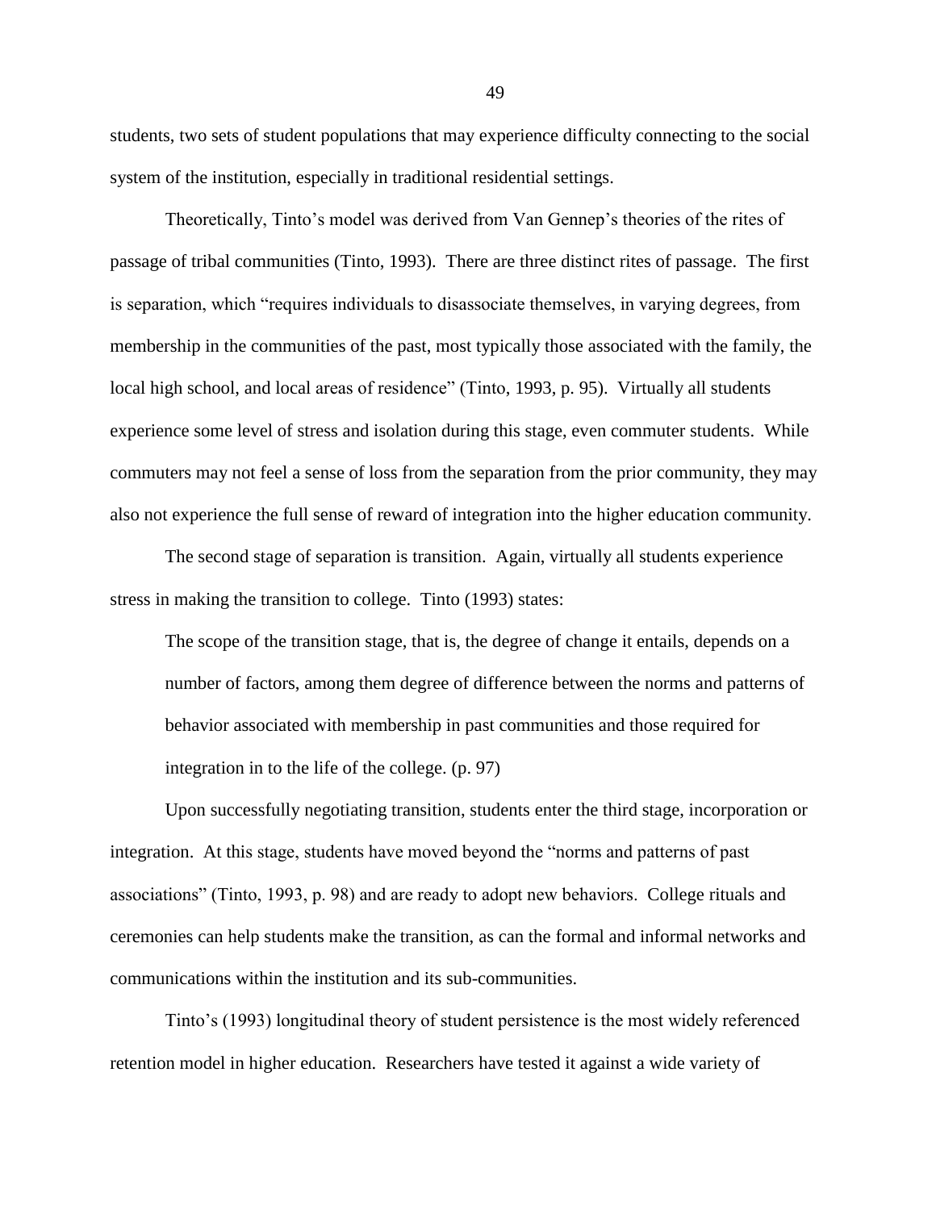students, two sets of student populations that may experience difficulty connecting to the social system of the institution, especially in traditional residential settings.

Theoretically, Tinto's model was derived from Van Gennep's theories of the rites of passage of tribal communities (Tinto, 1993). There are three distinct rites of passage. The first is separation, which "requires individuals to disassociate themselves, in varying degrees, from membership in the communities of the past, most typically those associated with the family, the local high school, and local areas of residence" (Tinto, 1993, p. 95). Virtually all students experience some level of stress and isolation during this stage, even commuter students. While commuters may not feel a sense of loss from the separation from the prior community, they may also not experience the full sense of reward of integration into the higher education community.

The second stage of separation is transition. Again, virtually all students experience stress in making the transition to college. Tinto (1993) states:

> The scope of the transition stage, that is, the degree of change it entails, depends on a number of factors, among them degree of difference between the norms and patterns of behavior associated with membership in past communities and those required for integration in to the life of the college. (p. 97)

Upon successfully negotiating transition, students enter the third stage, incorporation or integration. At this stage, students have moved beyond the "norms and patterns of past associations" (Tinto, 1993, p. 98) and are ready to adopt new behaviors. College rituals and ceremonies can help students make the transition, as can the formal and informal networks and communications within the institution and its sub-communities.

Tinto's (1993) longitudinal theory of student persistence is the most widely referenced retention model in higher education. Researchers have tested it against a wide variety of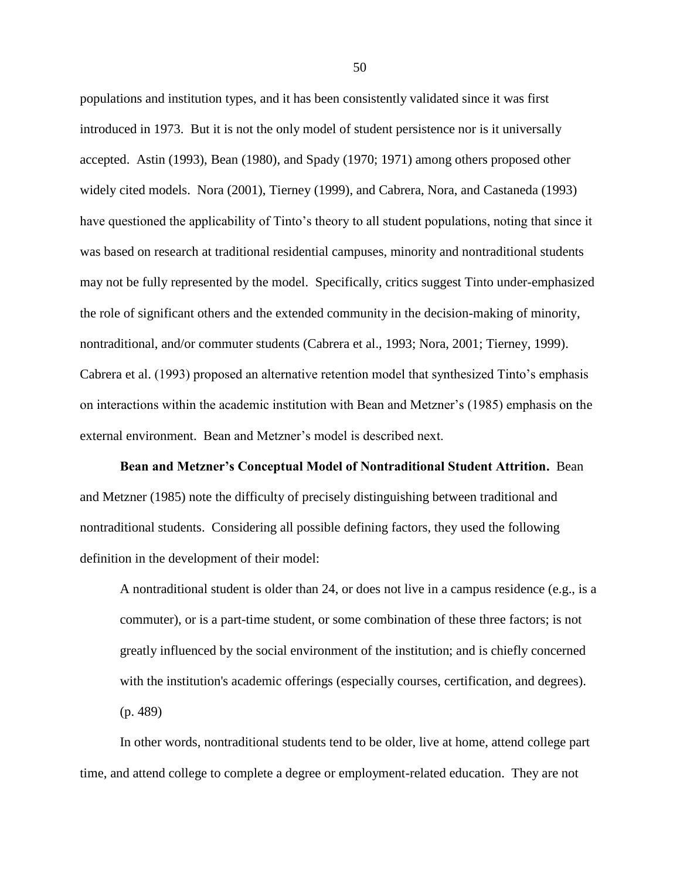populations and institution types, and it has been consistently validated since it was first introduced in 1973. But it is not the only model of student persistence nor is it universally accepted. Astin (1993), Bean (1980), and Spady (1970; 1971) among others proposed other widely cited models. Nora (2001), Tierney (1999), and Cabrera, Nora, and Castaneda (1993) have questioned the applicability of Tinto's theory to all student populations, noting that since it was based on research at traditional residential campuses, minority and nontraditional students may not be fully represented by the model. Specifically, critics suggest Tinto under-emphasized the role of significant others and the extended community in the decision-making of minority, nontraditional, and/or commuter students (Cabrera et al., 1993; Nora, 2001; Tierney, 1999). Cabrera et al. (1993) proposed an alternative retention model that synthesized Tinto's emphasis on interactions within the academic institution with Bean and Metzner's (1985) emphasis on the external environment. Bean and Metzner's model is described next.

**Bean and Metzner's Conceptual Model of Nontraditional Student Attrition.** Bean and Metzner (1985) note the difficulty of precisely distinguishing between traditional and nontraditional students. Considering all possible defining factors, they used the following definition in the development of their model:

> A nontraditional student is older than 24, or does not live in a campus residence (e.g., is a commuter), or is a part-time student, or some combination of these three factors; is not greatly influenced by the social environment of the institution; and is chiefly concerned with the institution's academic offerings (especially courses, certification, and degrees). (p. 489)

In other words, nontraditional students tend to be older, live at home, attend college part time, and attend college to complete a degree or employment-related education. They are not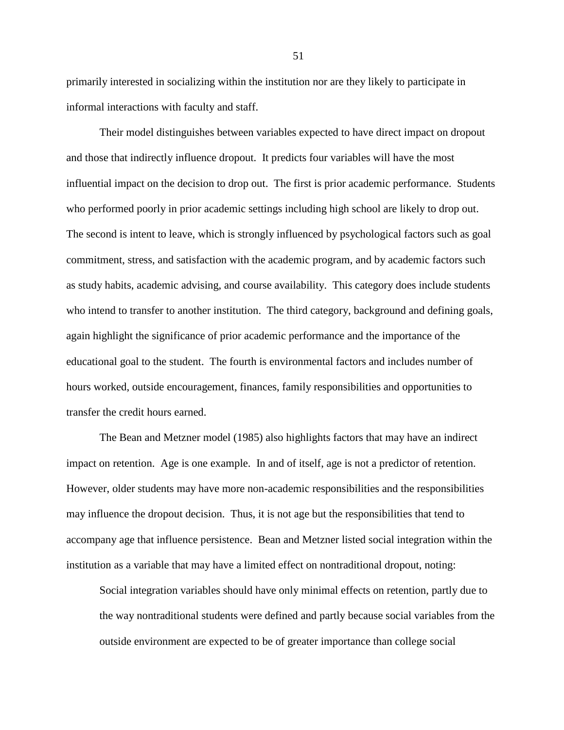primarily interested in socializing within the institution nor are they likely to participate in informal interactions with faculty and staff.

Their model distinguishes between variables expected to have direct impact on dropout and those that indirectly influence dropout. It predicts four variables will have the most influential impact on the decision to drop out. The first is prior academic performance. Students who performed poorly in prior academic settings including high school are likely to drop out. The second is intent to leave, which is strongly influenced by psychological factors such as goal commitment, stress, and satisfaction with the academic program, and by academic factors such as study habits, academic advising, and course availability. This category does include students who intend to transfer to another institution. The third category, background and defining goals, again highlight the significance of prior academic performance and the importance of the educational goal to the student. The fourth is environmental factors and includes number of hours worked, outside encouragement, finances, family responsibilities and opportunities to transfer the credit hours earned.

The Bean and Metzner model (1985) also highlights factors that may have an indirect impact on retention. Age is one example. In and of itself, age is not a predictor of retention. However, older students may have more non-academic responsibilities and the responsibilities may influence the dropout decision. Thus, it is not age but the responsibilities that tend to accompany age that influence persistence. Bean and Metzner listed social integration within the institution as a variable that may have a limited effect on nontraditional dropout, noting:

> Social integration variables should have only minimal effects on retention, partly due to the way nontraditional students were defined and partly because social variables from the outside environment are expected to be of greater importance than college social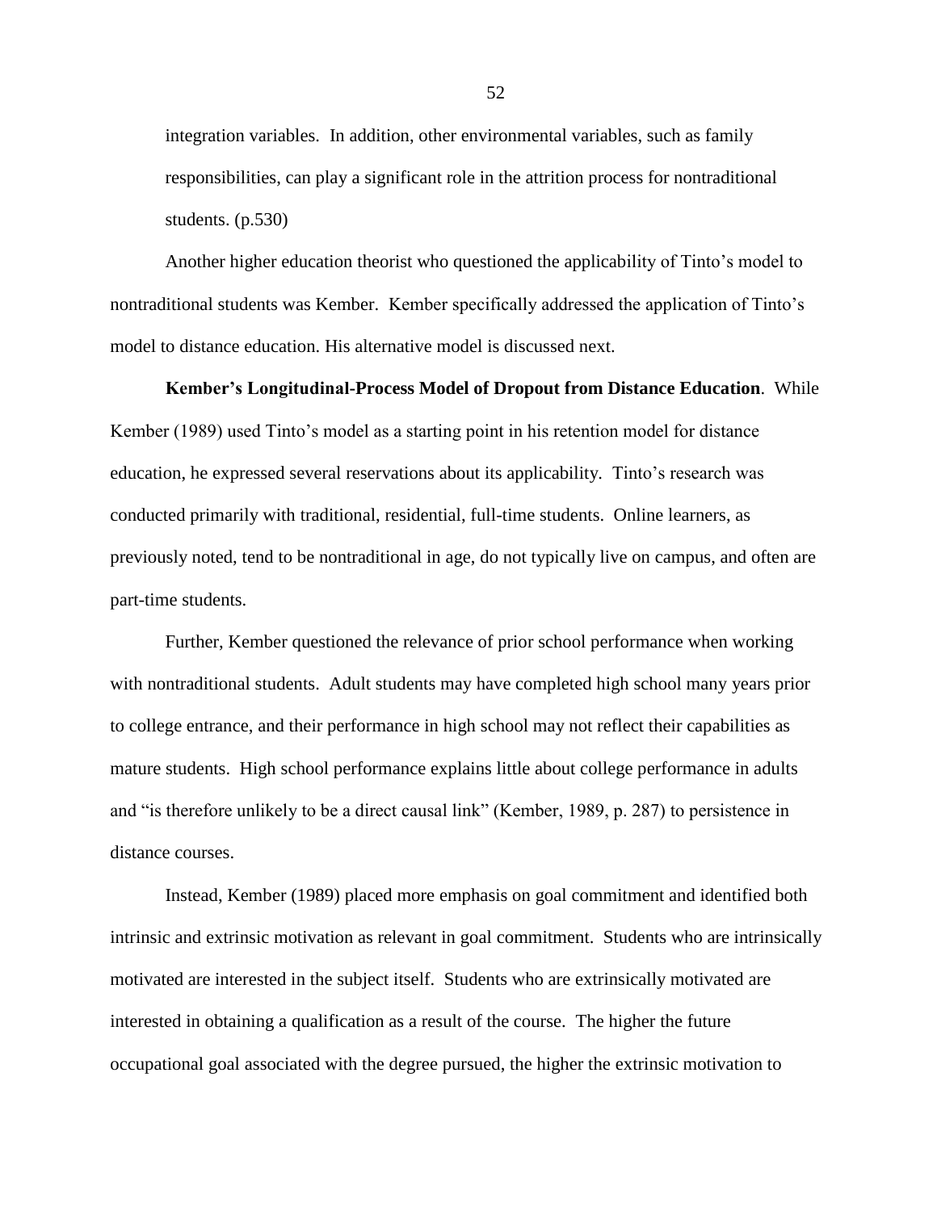integration variables. In addition, other environmental variables, such as family responsibilities, can play a significant role in the attrition process for nontraditional students. (p.530)

Another higher education theorist who questioned the applicability of Tinto's model to nontraditional students was Kember. Kember specifically addressed the application of Tinto's model to distance education. His alternative model is discussed next.

**Kember's Longitudinal-Process Model of Dropout from Distance Education**. While Kember (1989) used Tinto's model as a starting point in his retention model for distance education, he expressed several reservations about its applicability. Tinto's research was conducted primarily with traditional, residential, full-time students. Online learners, as previously noted, tend to be nontraditional in age, do not typically live on campus, and often are part-time students.

Further, Kember questioned the relevance of prior school performance when working with nontraditional students. Adult students may have completed high school many years prior to college entrance, and their performance in high school may not reflect their capabilities as mature students. High school performance explains little about college performance in adults and "is therefore unlikely to be a direct causal link" (Kember, 1989, p. 287) to persistence in distance courses.

Instead, Kember (1989) placed more emphasis on goal commitment and identified both intrinsic and extrinsic motivation as relevant in goal commitment. Students who are intrinsically motivated are interested in the subject itself. Students who are extrinsically motivated are interested in obtaining a qualification as a result of the course. The higher the future occupational goal associated with the degree pursued, the higher the extrinsic motivation to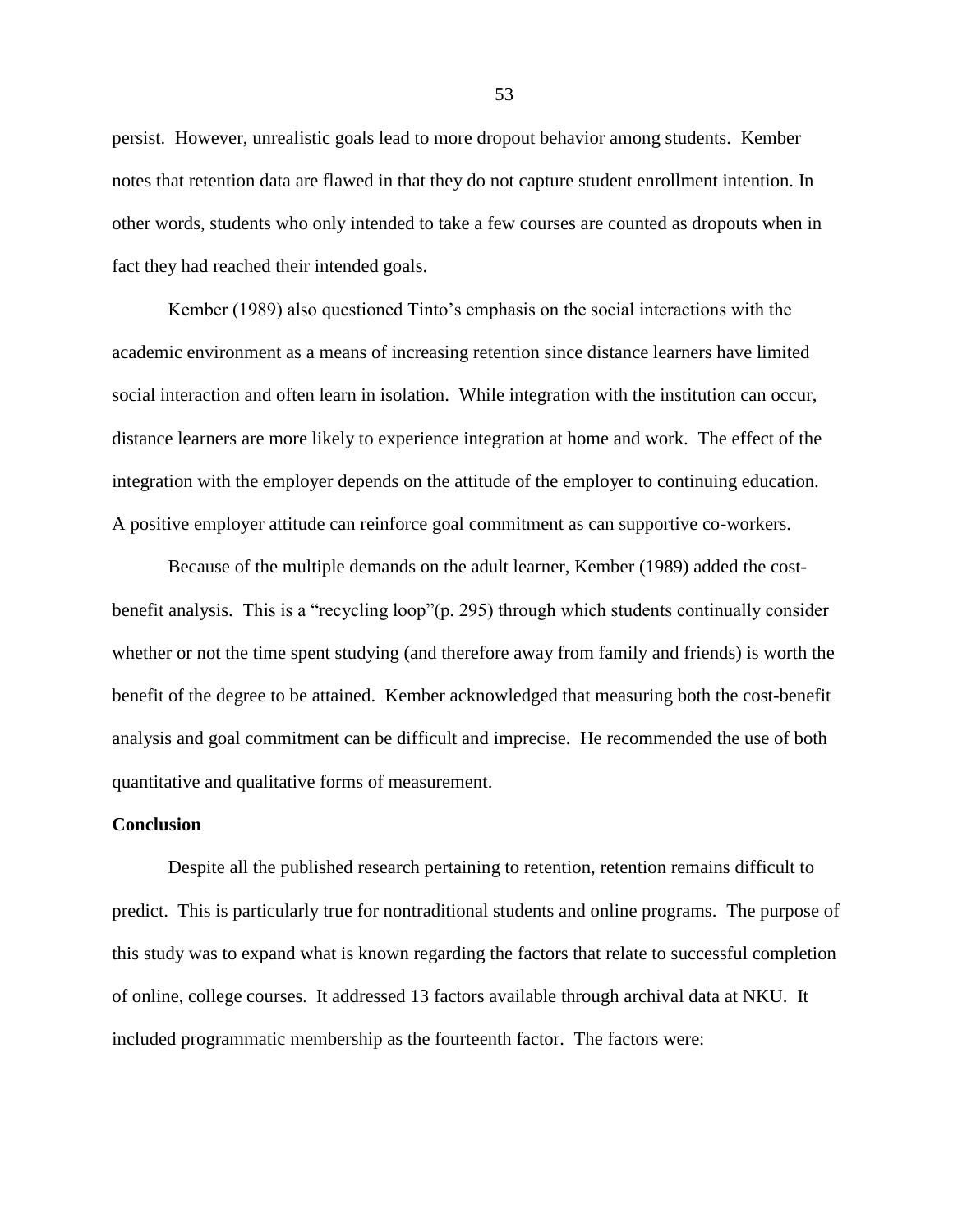persist. However, unrealistic goals lead to more dropout behavior among students. Kember notes that retention data are flawed in that they do not capture student enrollment intention. In other words, students who only intended to take a few courses are counted as dropouts when in fact they had reached their intended goals.

Kember (1989) also questioned Tinto's emphasis on the social interactions with the academic environment as a means of increasing retention since distance learners have limited social interaction and often learn in isolation. While integration with the institution can occur, distance learners are more likely to experience integration at home and work. The effect of the integration with the employer depends on the attitude of the employer to continuing education. A positive employer attitude can reinforce goal commitment as can supportive co-workers.

Because of the multiple demands on the adult learner, Kember (1989) added the cost-benefit analysis. This is a "recycling loop"(p. 295) through which students continually consider whether or not the time spent studying (and therefore away from family and friends) is worth the benefit of the degree to be attained. Kember acknowledged that measuring both the cost-benefit analysis and goal commitment can be difficult and imprecise. He recommended the use of both quantitative and qualitative forms of measurement.

**Conclusion**

Despite all the published research pertaining to retention, retention remains difficult to predict. This is particularly true for nontraditional students and online programs. The purpose of this study was to expand what is known regarding the factors that relate to successful completion of online, college courses. It addressed 13 factors available through archival data at NKU. It included programmatic membership as the fourteenth factor. The factors were: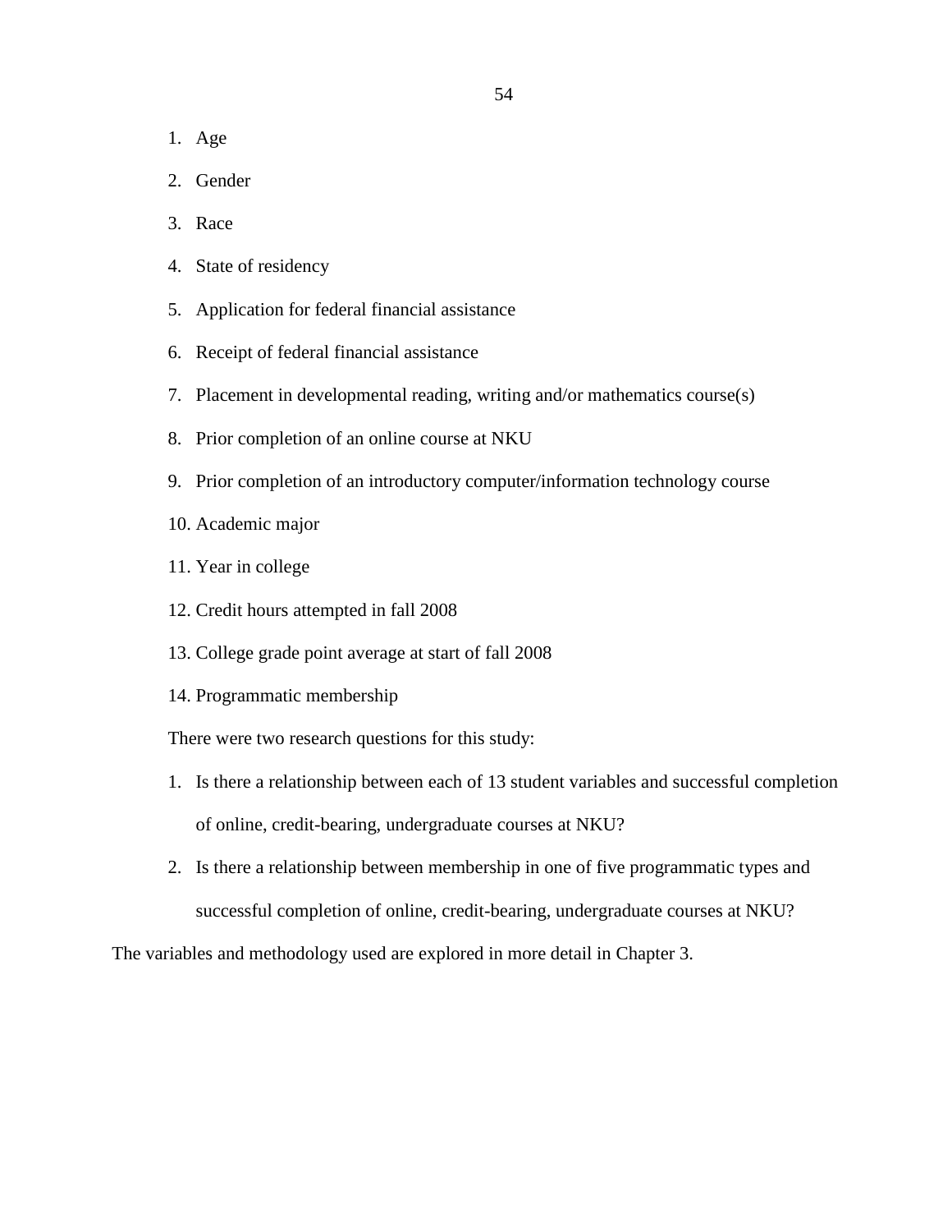1. Age
2. Gender
3. Race
4. State of residency
5. Application for federal financial assistance
6. Receipt of federal financial assistance
7. Placement in developmental reading, writing and/or mathematics course(s)
8. Prior completion of an online course at NKU
9. Prior completion of an introductory computer/information technology course
10. Academic major
11. Year in college
12. Credit hours attempted in fall 2008
13. College grade point average at start of fall 2008
14. Programmatic membership

There were two research questions for this study:

1. Is there a relationship between each of 13 student variables and successful completion of online, credit-bearing, undergraduate courses at NKU?
2. Is there a relationship between membership in one of five programmatic types and successful completion of online, credit-bearing, undergraduate courses at NKU?

The variables and methodology used are explored in more detail in Chapter 3.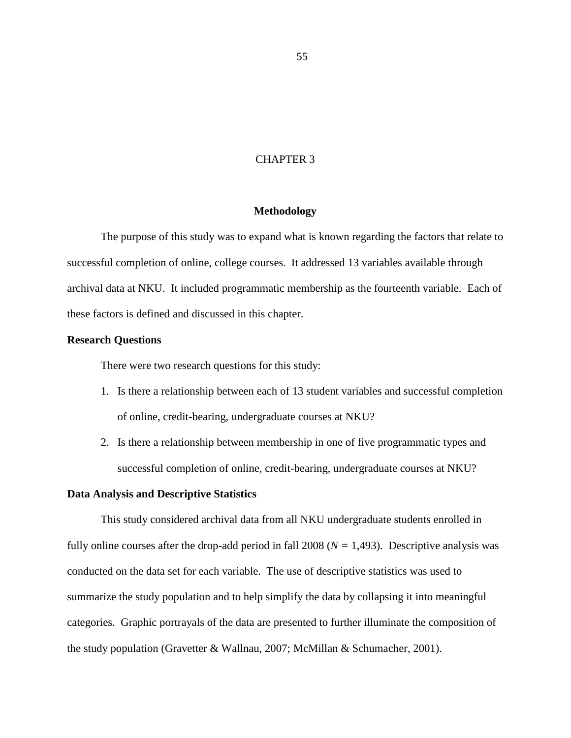# CHAPTER 3

## Methodology

The purpose of this study was to expand what is known regarding the factors that relate to successful completion of online, college courses. It addressed 13 variables available through archival data at NKU. It included programmatic membership as the fourteenth variable. Each of these factors is defined and discussed in this chapter.

### Research Questions

There were two research questions for this study:

1. Is there a relationship between each of 13 student variables and successful completion of online, credit-bearing, undergraduate courses at NKU?
2. Is there a relationship between membership in one of five programmatic types and successful completion of online, credit-bearing, undergraduate courses at NKU?

### Data Analysis and Descriptive Statistics

This study considered archival data from all NKU undergraduate students enrolled in fully online courses after the drop-add period in fall 2008 ($N$ = 1,493). Descriptive analysis was conducted on the data set for each variable. The use of descriptive statistics was used to summarize the study population and to help simplify the data by collapsing it into meaningful categories. Graphic portrayals of the data are presented to further illuminate the composition of the study population (Gravetter & Wallnau, 2007; McMillan & Schumacher, 2001).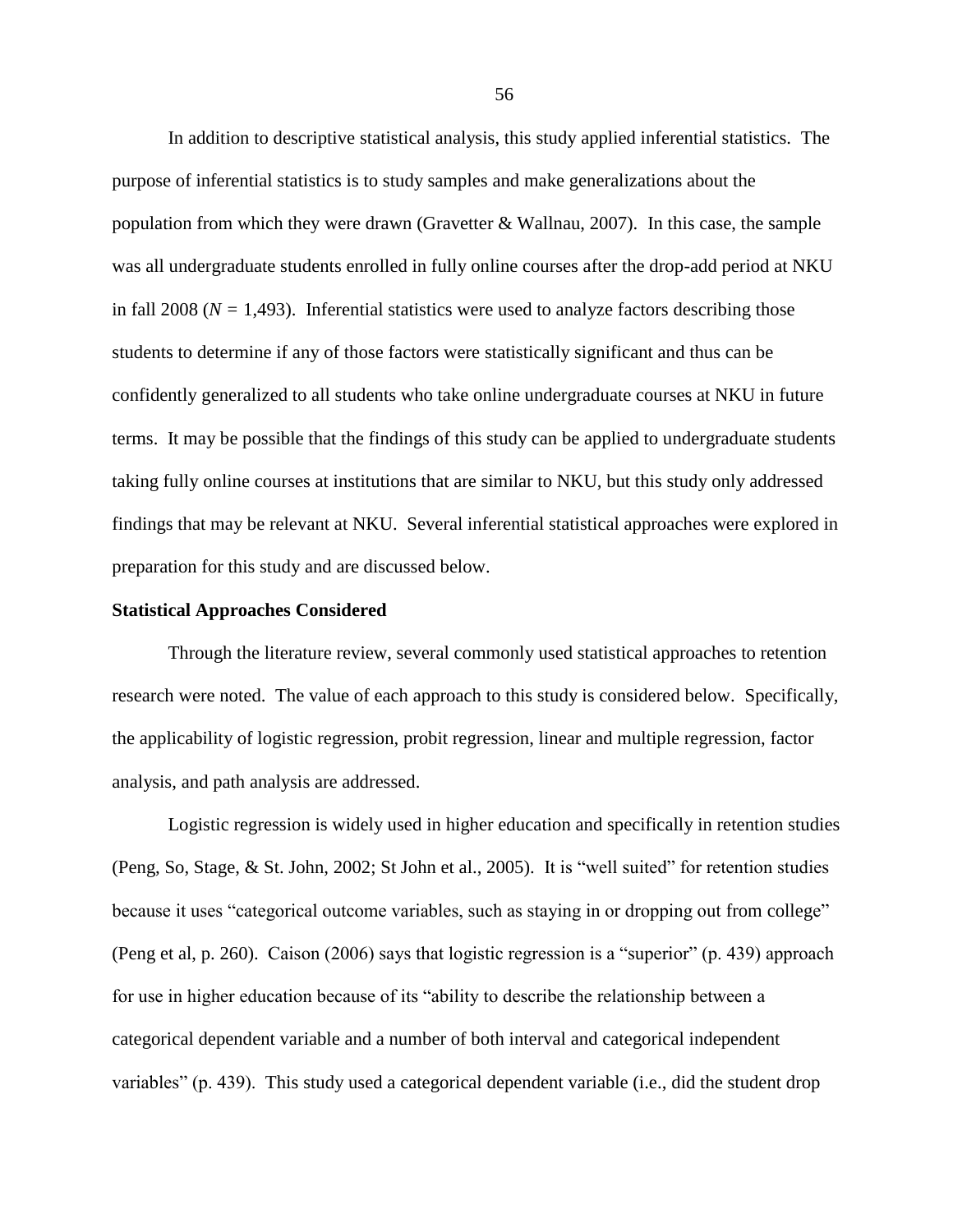In addition to descriptive statistical analysis, this study applied inferential statistics. The purpose of inferential statistics is to study samples and make generalizations about the population from which they were drawn (Gravetter & Wallnau, 2007). In this case, the sample was all undergraduate students enrolled in fully online courses after the drop-add period at NKU in fall 2008 ($N$ = 1,493). Inferential statistics were used to analyze factors describing those students to determine if any of those factors were statistically significant and thus can be confidently generalized to all students who take online undergraduate courses at NKU in future terms. It may be possible that the findings of this study can be applied to undergraduate students taking fully online courses at institutions that are similar to NKU, but this study only addressed findings that may be relevant at NKU. Several inferential statistical approaches were explored in preparation for this study and are discussed below.

**Statistical Approaches Considered**

Through the literature review, several commonly used statistical approaches to retention research were noted. The value of each approach to this study is considered below. Specifically, the applicability of logistic regression, probit regression, linear and multiple regression, factor analysis, and path analysis are addressed.

Logistic regression is widely used in higher education and specifically in retention studies (Peng, So, Stage, & St. John, 2002; St John et al., 2005). It is "well suited" for retention studies because it uses "categorical outcome variables, such as staying in or dropping out from college" (Peng et al, p. 260). Caison (2006) says that logistic regression is a "superior" (p. 439) approach for use in higher education because of its "ability to describe the relationship between a categorical dependent variable and a number of both interval and categorical independent variables" (p. 439). This study used a categorical dependent variable (i.e., did the student drop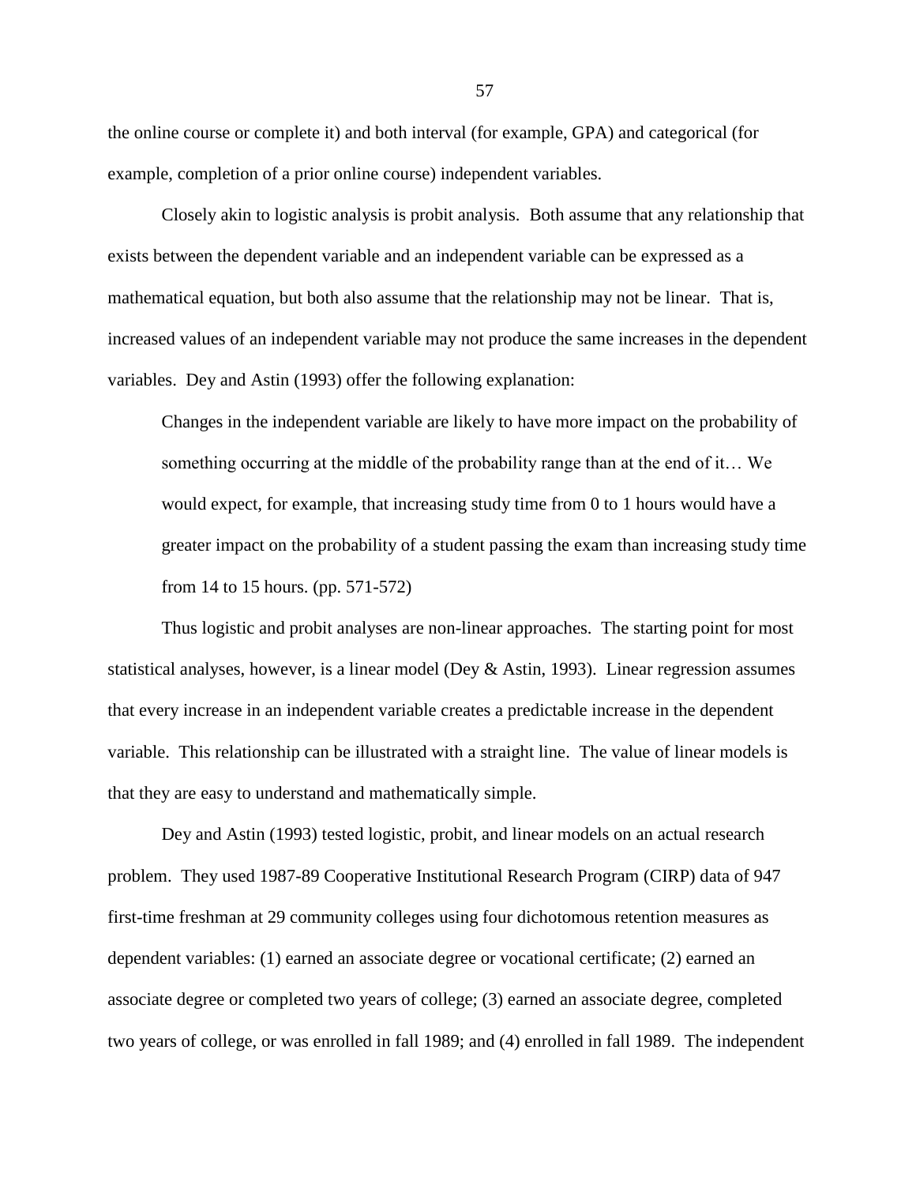the online course or complete it) and both interval (for example, GPA) and categorical (for example, completion of a prior online course) independent variables.

Closely akin to logistic analysis is probit analysis. Both assume that any relationship that exists between the dependent variable and an independent variable can be expressed as a mathematical equation, but both also assume that the relationship may not be linear. That is, increased values of an independent variable may not produce the same increases in the dependent variables. Dey and Astin (1993) offer the following explanation:

> Changes in the independent variable are likely to have more impact on the probability of something occurring at the middle of the probability range than at the end of it… We would expect, for example, that increasing study time from 0 to 1 hours would have a greater impact on the probability of a student passing the exam than increasing study time from 14 to 15 hours. (pp. 571-572)

Thus logistic and probit analyses are non-linear approaches. The starting point for most statistical analyses, however, is a linear model (Dey & Astin, 1993). Linear regression assumes that every increase in an independent variable creates a predictable increase in the dependent variable. This relationship can be illustrated with a straight line. The value of linear models is that they are easy to understand and mathematically simple.

Dey and Astin (1993) tested logistic, probit, and linear models on an actual research problem. They used 1987-89 Cooperative Institutional Research Program (CIRP) data of 947 first-time freshman at 29 community colleges using four dichotomous retention measures as dependent variables: (1) earned an associate degree or vocational certificate; (2) earned an associate degree or completed two years of college; (3) earned an associate degree, completed two years of college, or was enrolled in fall 1989; and (4) enrolled in fall 1989. The independent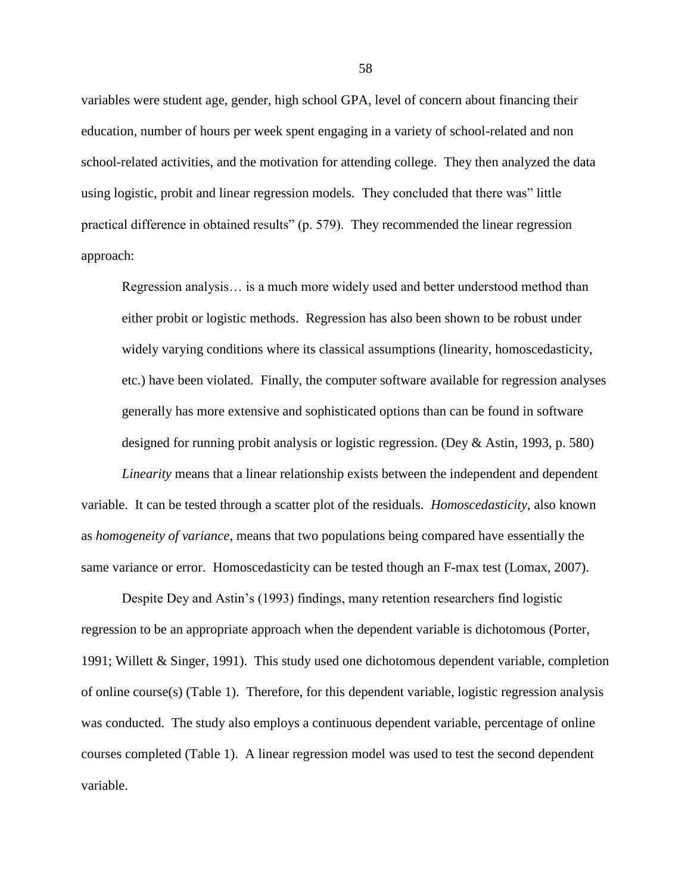variables were student age, gender, high school GPA, level of concern about financing their education, number of hours per week spent engaging in a variety of school-related and non school-related activities, and the motivation for attending college. They then analyzed the data using logistic, probit and linear regression models. They concluded that there was" little practical difference in obtained results" (p. 579). They recommended the linear regression approach:

> Regression analysis… is a much more widely used and better understood method than either probit or logistic methods. Regression has also been shown to be robust under widely varying conditions where its classical assumptions (linearity, homoscedasticity, etc.) have been violated. Finally, the computer software available for regression analyses generally has more extensive and sophisticated options than can be found in software designed for running probit analysis or logistic regression. (Dey & Astin, 1993, p. 580)

*Linearity* means that a linear relationship exists between the independent and dependent variable. It can be tested through a scatter plot of the residuals. *Homoscedasticity*, also known as *homogeneity of variance*, means that two populations being compared have essentially the same variance or error. Homoscedasticity can be tested though an F-max test (Lomax, 2007).

Despite Dey and Astin's (1993) findings, many retention researchers find logistic regression to be an appropriate approach when the dependent variable is dichotomous (Porter, 1991; Willett & Singer, 1991). This study used one dichotomous dependent variable, completion of online course(s) (Table 1). Therefore, for this dependent variable, logistic regression analysis was conducted. The study also employs a continuous dependent variable, percentage of online courses completed (Table 1). A linear regression model was used to test the second dependent variable.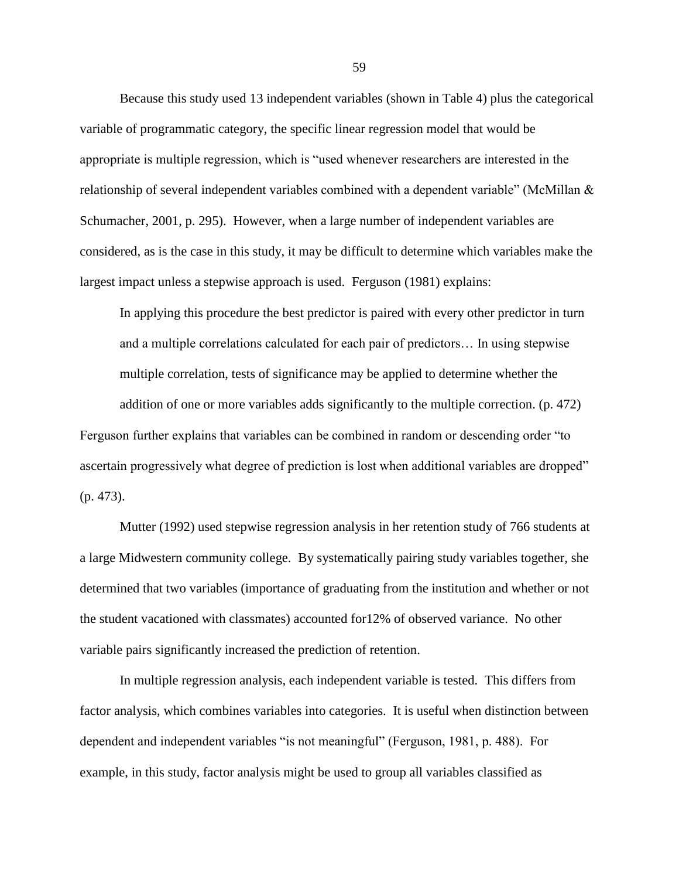Because this study used 13 independent variables (shown in Table 4) plus the categorical variable of programmatic category, the specific linear regression model that would be appropriate is multiple regression, which is "used whenever researchers are interested in the relationship of several independent variables combined with a dependent variable" (McMillan & Schumacher, 2001, p. 295). However, when a large number of independent variables are considered, as is the case in this study, it may be difficult to determine which variables make the largest impact unless a stepwise approach is used. Ferguson (1981) explains:

> In applying this procedure the best predictor is paired with every other predictor in turn and a multiple correlations calculated for each pair of predictors… In using stepwise multiple correlation, tests of significance may be applied to determine whether the addition of one or more variables adds significantly to the multiple correction. (p. 472)

Ferguson further explains that variables can be combined in random or descending order "to ascertain progressively what degree of prediction is lost when additional variables are dropped" (p. 473).

Mutter (1992) used stepwise regression analysis in her retention study of 766 students at a large Midwestern community college. By systematically pairing study variables together, she determined that two variables (importance of graduating from the institution and whether or not the student vacationed with classmates) accounted for12% of observed variance. No other variable pairs significantly increased the prediction of retention.

In multiple regression analysis, each independent variable is tested. This differs from factor analysis, which combines variables into categories. It is useful when distinction between dependent and independent variables "is not meaningful" (Ferguson, 1981, p. 488). For example, in this study, factor analysis might be used to group all variables classified as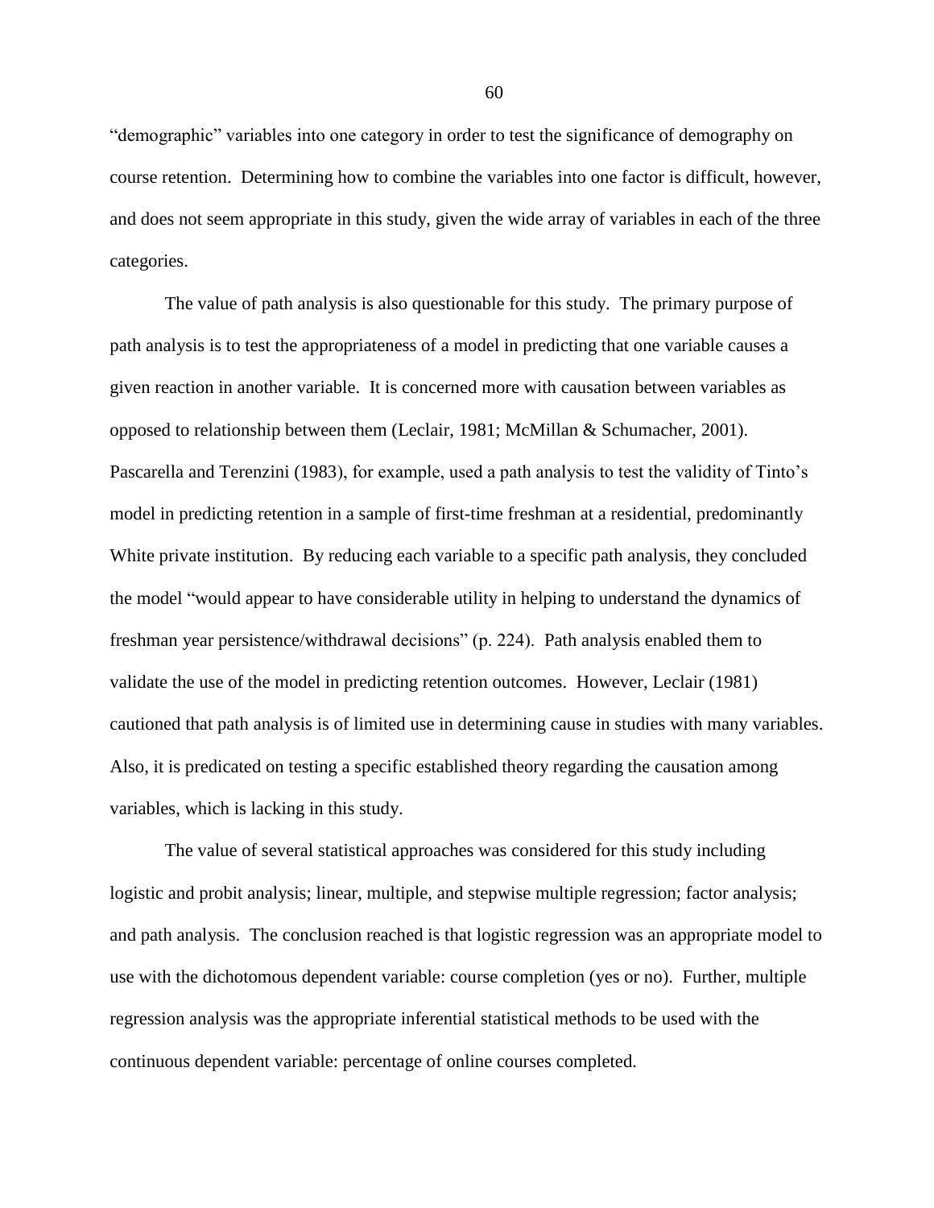"demographic" variables into one category in order to test the significance of demography on course retention. Determining how to combine the variables into one factor is difficult, however, and does not seem appropriate in this study, given the wide array of variables in each of the three categories.

The value of path analysis is also questionable for this study. The primary purpose of path analysis is to test the appropriateness of a model in predicting that one variable causes a given reaction in another variable. It is concerned more with causation between variables as opposed to relationship between them (Leclair, 1981; McMillan & Schumacher, 2001). Pascarella and Terenzini (1983), for example, used a path analysis to test the validity of Tinto's model in predicting retention in a sample of first-time freshman at a residential, predominantly White private institution. By reducing each variable to a specific path analysis, they concluded the model "would appear to have considerable utility in helping to understand the dynamics of freshman year persistence/withdrawal decisions" (p. 224). Path analysis enabled them to validate the use of the model in predicting retention outcomes. However, Leclair (1981) cautioned that path analysis is of limited use in determining cause in studies with many variables. Also, it is predicated on testing a specific established theory regarding the causation among variables, which is lacking in this study.

The value of several statistical approaches was considered for this study including logistic and probit analysis; linear, multiple, and stepwise multiple regression; factor analysis; and path analysis. The conclusion reached is that logistic regression was an appropriate model to use with the dichotomous dependent variable: course completion (yes or no). Further, multiple regression analysis was the appropriate inferential statistical methods to be used with the continuous dependent variable: percentage of online courses completed.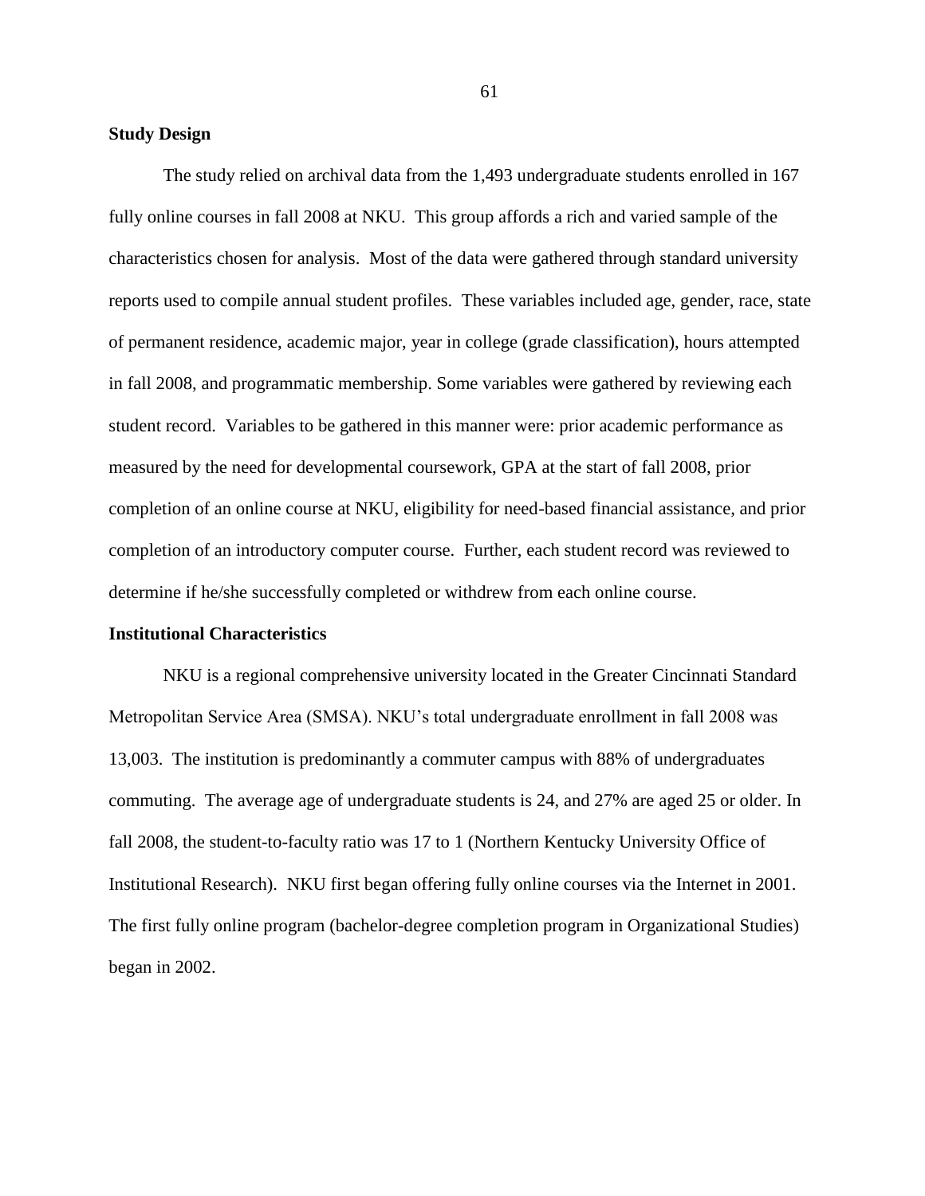**Study Design**

The study relied on archival data from the 1,493 undergraduate students enrolled in 167 fully online courses in fall 2008 at NKU. This group affords a rich and varied sample of the characteristics chosen for analysis. Most of the data were gathered through standard university reports used to compile annual student profiles. These variables included age, gender, race, state of permanent residence, academic major, year in college (grade classification), hours attempted in fall 2008, and programmatic membership. Some variables were gathered by reviewing each student record. Variables to be gathered in this manner were: prior academic performance as measured by the need for developmental coursework, GPA at the start of fall 2008, prior completion of an online course at NKU, eligibility for need-based financial assistance, and prior completion of an introductory computer course. Further, each student record was reviewed to determine if he/she successfully completed or withdrew from each online course.

**Institutional Characteristics**

NKU is a regional comprehensive university located in the Greater Cincinnati Standard Metropolitan Service Area (SMSA). NKU's total undergraduate enrollment in fall 2008 was 13,003. The institution is predominantly a commuter campus with 88% of undergraduates commuting. The average age of undergraduate students is 24, and 27% are aged 25 or older. In fall 2008, the student-to-faculty ratio was 17 to 1 (Northern Kentucky University Office of Institutional Research). NKU first began offering fully online courses via the Internet in 2001. The first fully online program (bachelor-degree completion program in Organizational Studies) began in 2002.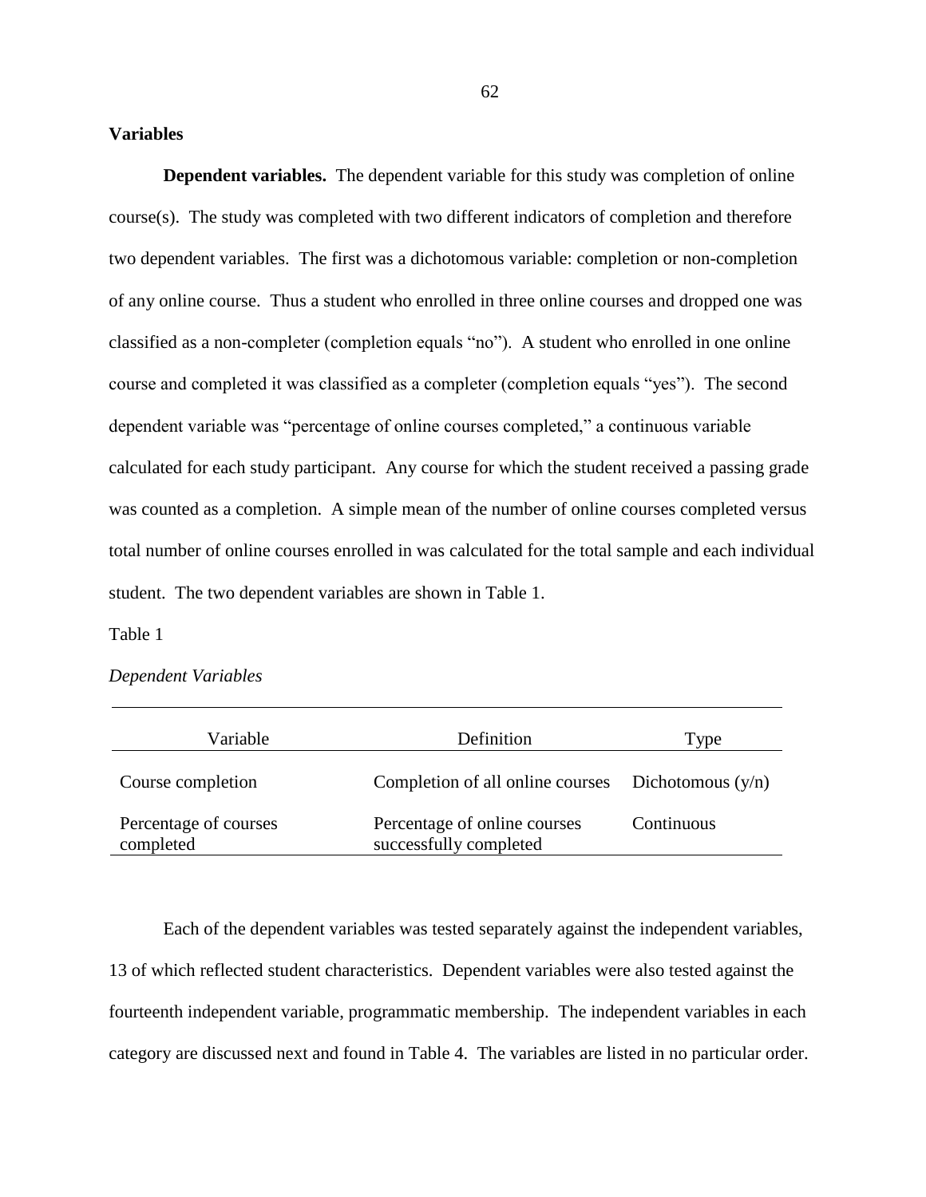## Variables

**Dependent variables.** The dependent variable for this study was completion of online course(s). The study was completed with two different indicators of completion and therefore two dependent variables. The first was a dichotomous variable: completion or non-completion of any online course. Thus a student who enrolled in three online courses and dropped one was classified as a non-completer (completion equals "no"). A student who enrolled in one online course and completed it was classified as a completer (completion equals "yes"). The second dependent variable was "percentage of online courses completed," a continuous variable calculated for each study participant. Any course for which the student received a passing grade was counted as a completion. A simple mean of the number of online courses completed versus total number of online courses enrolled in was calculated for the total sample and each individual student. The two dependent variables are shown in Table 1.

Table 1

*Dependent Variables*

| Variable | Definition | Type |
|---|---|---|
| Course completion | Completion of all online courses | Dichotomous (y/n) |
| Percentage of courses completed | Percentage of online courses successfully completed | Continuous |

Each of the dependent variables was tested separately against the independent variables, 13 of which reflected student characteristics. Dependent variables were also tested against the fourteenth independent variable, programmatic membership. The independent variables in each category are discussed next and found in Table 4. The variables are listed in no particular order.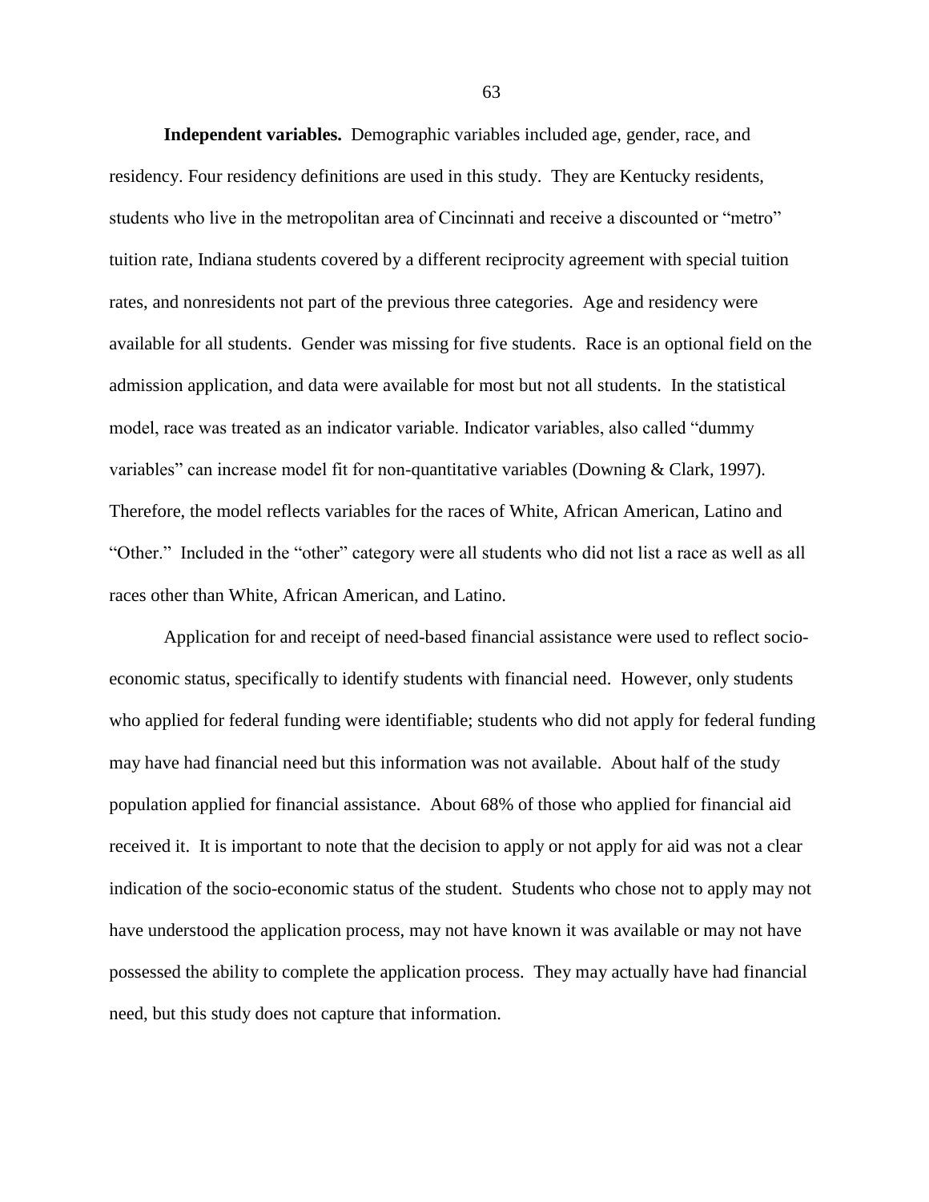**Independent variables.** Demographic variables included age, gender, race, and residency. Four residency definitions are used in this study. They are Kentucky residents, students who live in the metropolitan area of Cincinnati and receive a discounted or "metro" tuition rate, Indiana students covered by a different reciprocity agreement with special tuition rates, and nonresidents not part of the previous three categories. Age and residency were available for all students. Gender was missing for five students. Race is an optional field on the admission application, and data were available for most but not all students. In the statistical model, race was treated as an indicator variable. Indicator variables, also called "dummy variables" can increase model fit for non-quantitative variables (Downing & Clark, 1997). Therefore, the model reflects variables for the races of White, African American, Latino and "Other." Included in the "other" category were all students who did not list a race as well as all races other than White, African American, and Latino.

Application for and receipt of need-based financial assistance were used to reflect socio-economic status, specifically to identify students with financial need. However, only students who applied for federal funding were identifiable; students who did not apply for federal funding may have had financial need but this information was not available. About half of the study population applied for financial assistance. About 68% of those who applied for financial aid received it. It is important to note that the decision to apply or not apply for aid was not a clear indication of the socio-economic status of the student. Students who chose not to apply may not have understood the application process, may not have known it was available or may not have possessed the ability to complete the application process. They may actually have had financial need, but this study does not capture that information.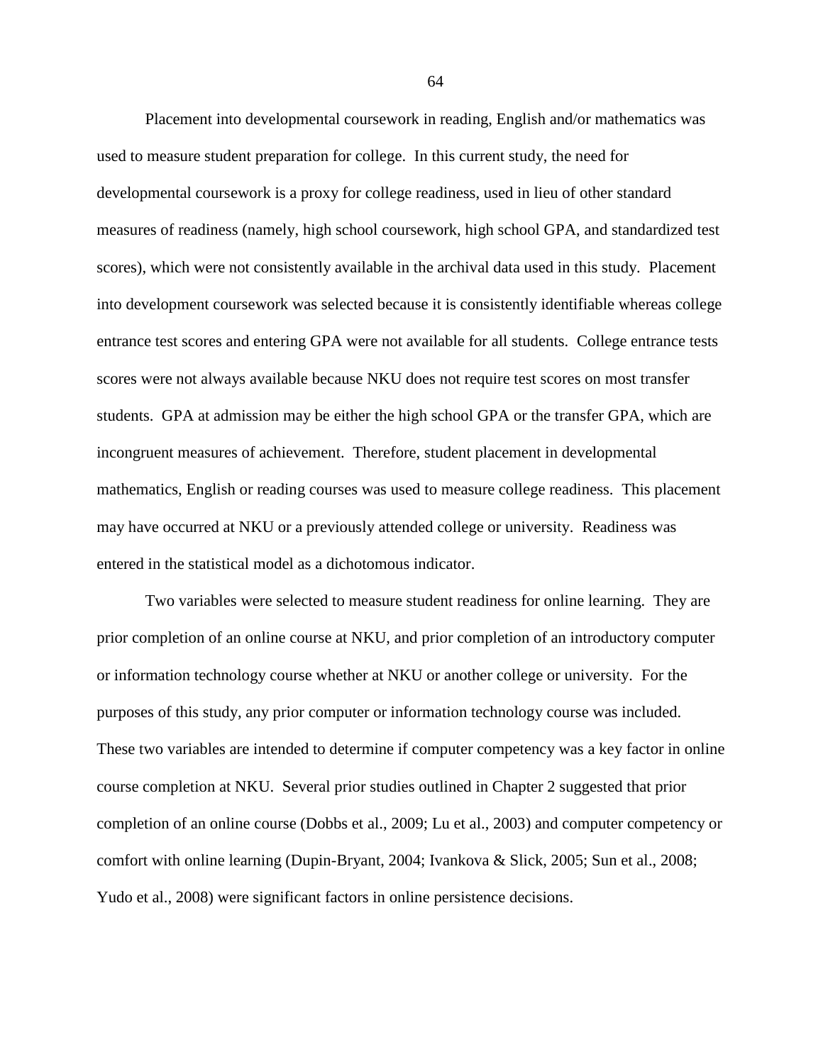Placement into developmental coursework in reading, English and/or mathematics was used to measure student preparation for college. In this current study, the need for developmental coursework is a proxy for college readiness, used in lieu of other standard measures of readiness (namely, high school coursework, high school GPA, and standardized test scores), which were not consistently available in the archival data used in this study. Placement into development coursework was selected because it is consistently identifiable whereas college entrance test scores and entering GPA were not available for all students. College entrance tests scores were not always available because NKU does not require test scores on most transfer students. GPA at admission may be either the high school GPA or the transfer GPA, which are incongruent measures of achievement. Therefore, student placement in developmental mathematics, English or reading courses was used to measure college readiness. This placement may have occurred at NKU or a previously attended college or university. Readiness was entered in the statistical model as a dichotomous indicator.

Two variables were selected to measure student readiness for online learning. They are prior completion of an online course at NKU, and prior completion of an introductory computer or information technology course whether at NKU or another college or university. For the purposes of this study, any prior computer or information technology course was included. These two variables are intended to determine if computer competency was a key factor in online course completion at NKU. Several prior studies outlined in Chapter 2 suggested that prior completion of an online course (Dobbs et al., 2009; Lu et al., 2003) and computer competency or comfort with online learning (Dupin-Bryant, 2004; Ivankova & Slick, 2005; Sun et al., 2008; Yudo et al., 2008) were significant factors in online persistence decisions.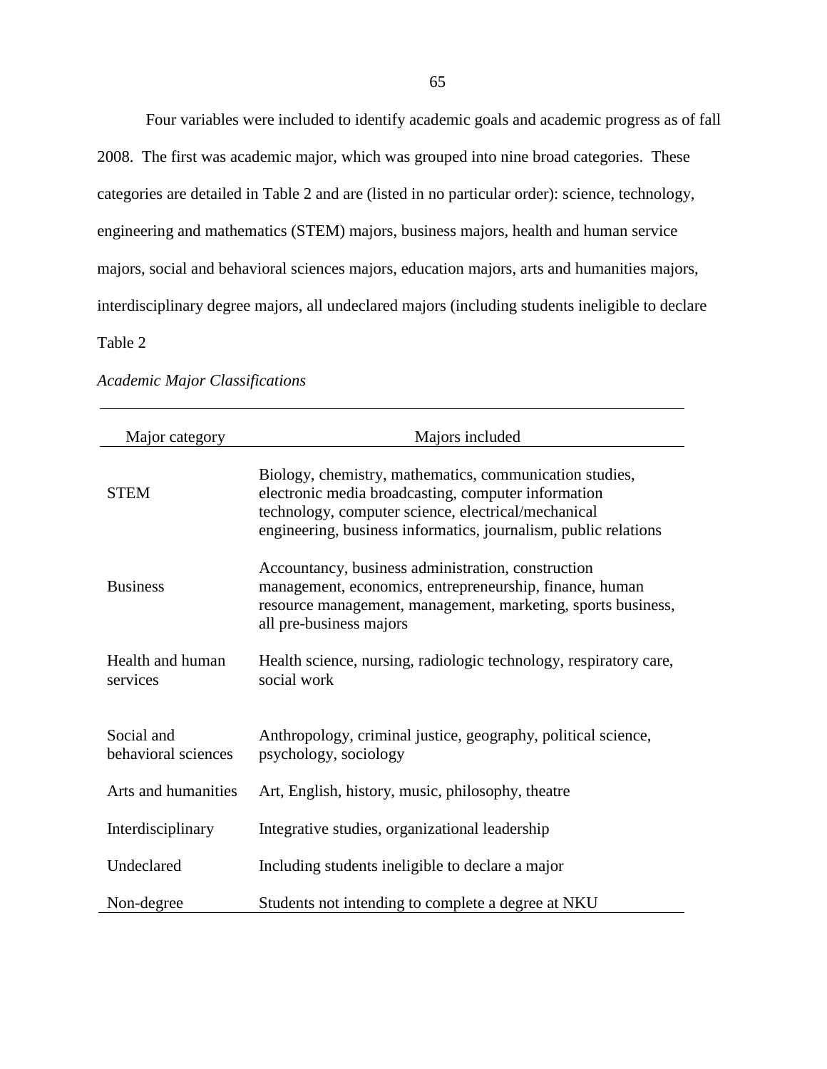Four variables were included to identify academic goals and academic progress as of fall 2008. The first was academic major, which was grouped into nine broad categories. These categories are detailed in Table 2 and are (listed in no particular order): science, technology, engineering and mathematics (STEM) majors, business majors, health and human service majors, social and behavioral sciences majors, education majors, arts and humanities majors, interdisciplinary degree majors, all undeclared majors (including students ineligible to declare

Table 2

*Academic Major Classifications*

| Major category | Majors included |
|---|---|
| STEM | Biology, chemistry, mathematics, communication studies, electronic media broadcasting, computer information technology, computer science, electrical/mechanical engineering, business informatics, journalism, public relations |
| Business | Accountancy, business administration, construction management, economics, entrepreneurship, finance, human resource management, management, marketing, sports business, all pre-business majors |
| Health and human services | Health science, nursing, radiologic technology, respiratory care, social work |
| Social and behavioral sciences | Anthropology, criminal justice, geography, political science, psychology, sociology |
| Arts and humanities | Art, English, history, music, philosophy, theatre |
| Interdisciplinary | Integrative studies, organizational leadership |
| Undeclared | Including students ineligible to declare a major |
| Non-degree | Students not intending to complete a degree at NKU |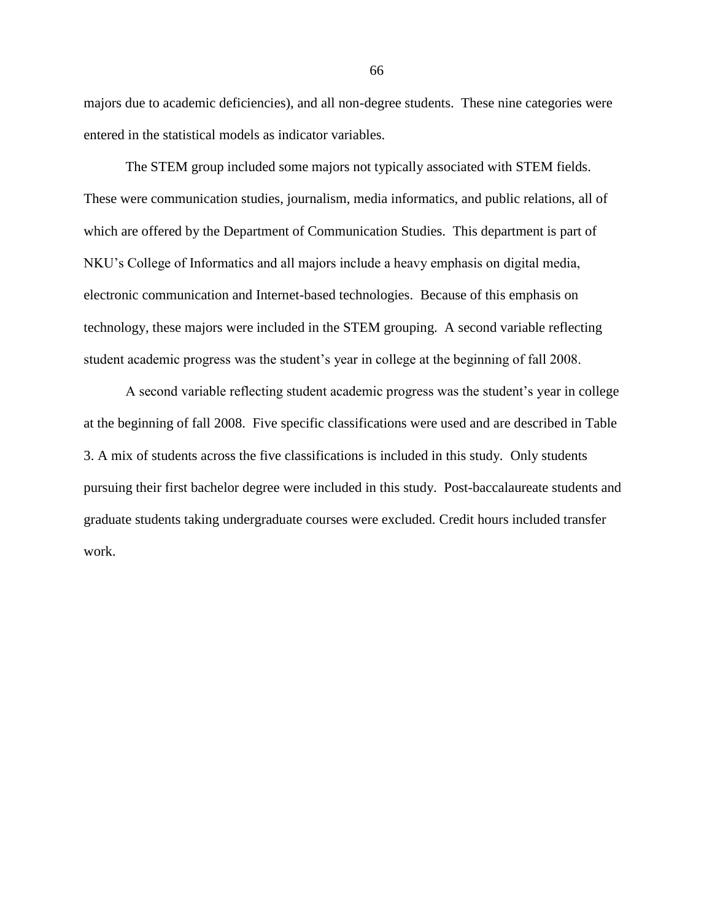majors due to academic deficiencies), and all non-degree students. These nine categories were entered in the statistical models as indicator variables.

The STEM group included some majors not typically associated with STEM fields. These were communication studies, journalism, media informatics, and public relations, all of which are offered by the Department of Communication Studies. This department is part of NKU's College of Informatics and all majors include a heavy emphasis on digital media, electronic communication and Internet-based technologies. Because of this emphasis on technology, these majors were included in the STEM grouping. A second variable reflecting student academic progress was the student's year in college at the beginning of fall 2008.

A second variable reflecting student academic progress was the student's year in college at the beginning of fall 2008. Five specific classifications were used and are described in Table 3. A mix of students across the five classifications is included in this study. Only students pursuing their first bachelor degree were included in this study. Post-baccalaureate students and graduate students taking undergraduate courses were excluded. Credit hours included transfer work.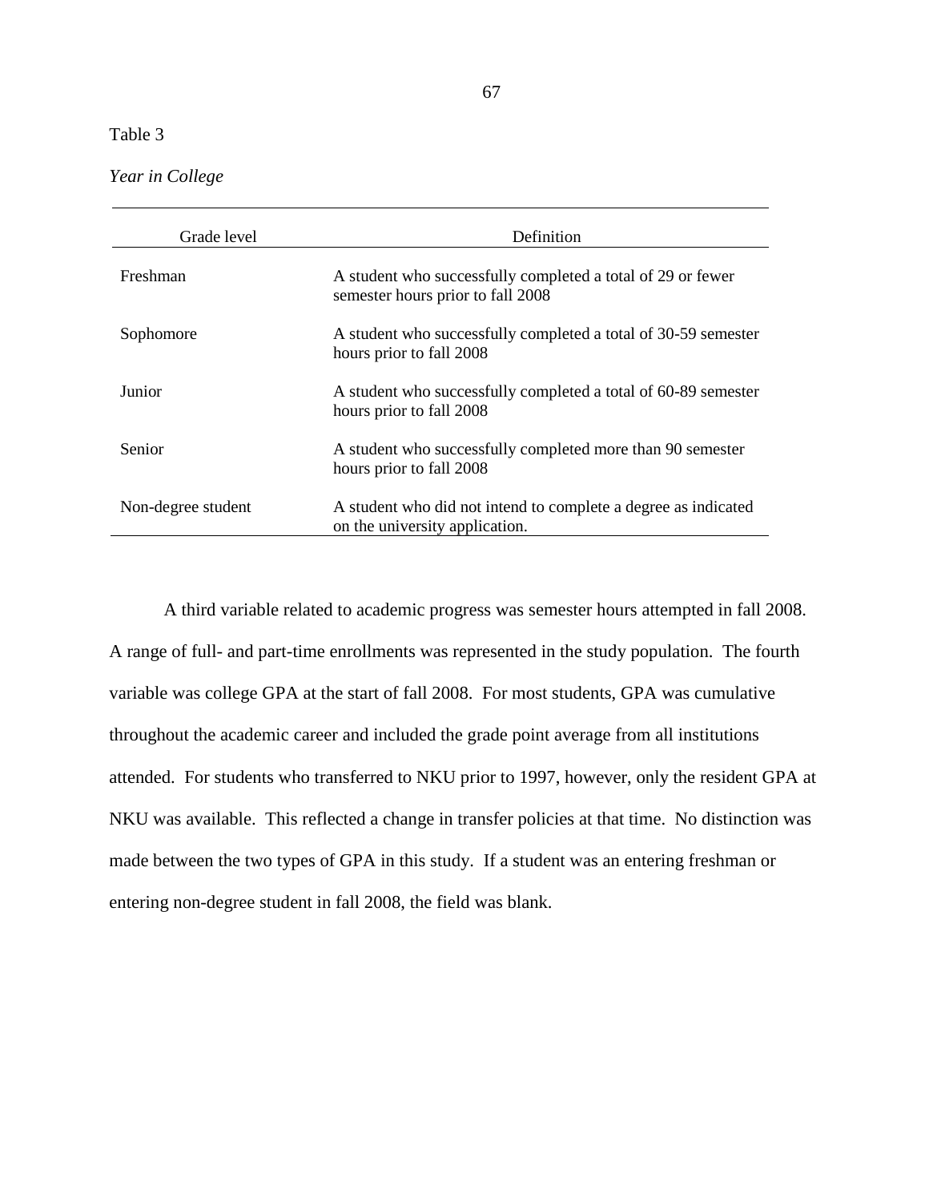Table 3

*Year in College*

| Grade level | Definition |
|---|---|
| Freshman | A student who successfully completed a total of 29 or fewer semester hours prior to fall 2008 |
| Sophomore | A student who successfully completed a total of 30-59 semester hours prior to fall 2008 |
| Junior | A student who successfully completed a total of 60-89 semester hours prior to fall 2008 |
| Senior | A student who successfully completed more than 90 semester hours prior to fall 2008 |
| Non-degree student | A student who did not intend to complete a degree as indicated on the university application. |

A third variable related to academic progress was semester hours attempted in fall 2008. A range of full- and part-time enrollments was represented in the study population. The fourth variable was college GPA at the start of fall 2008. For most students, GPA was cumulative throughout the academic career and included the grade point average from all institutions attended. For students who transferred to NKU prior to 1997, however, only the resident GPA at NKU was available. This reflected a change in transfer policies at that time. No distinction was made between the two types of GPA in this study. If a student was an entering freshman or entering non-degree student in fall 2008, the field was blank.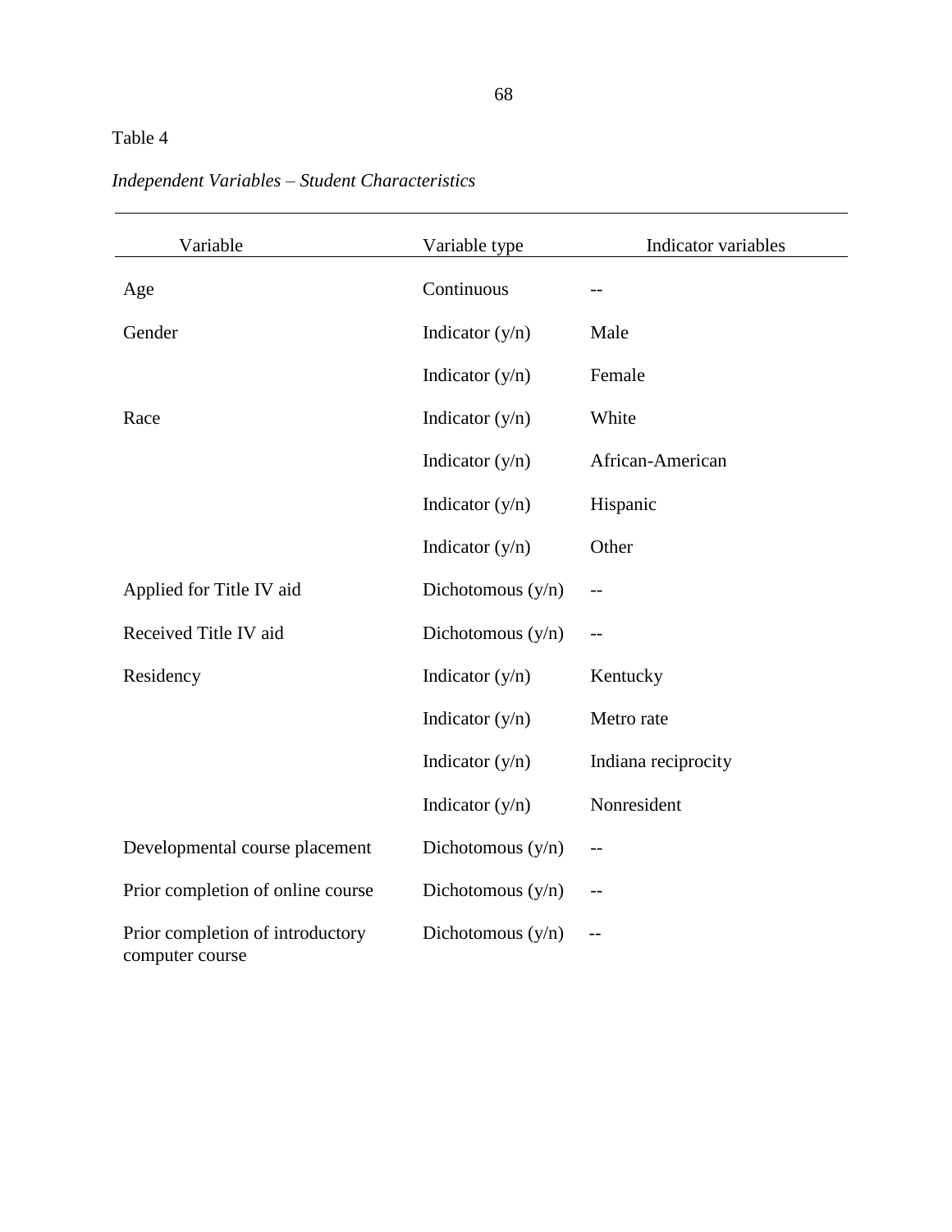Table 4

*Independent Variables – Student Characteristics*

| Variable | Variable type | Indicator variables |
|---|---|---|
| Age | Continuous | -- |
| Gender | Indicator (y/n) | Male |
| | Indicator (y/n) | Female |
| Race | Indicator (y/n) | White |
| | Indicator (y/n) | African-American |
| | Indicator (y/n) | Hispanic |
| | Indicator (y/n) | Other |
| Applied for Title IV aid | Dichotomous (y/n) | -- |
| Received Title IV aid | Dichotomous (y/n) | -- |
| Residency | Indicator (y/n) | Kentucky |
| | Indicator (y/n) | Metro rate |
| | Indicator (y/n) | Indiana reciprocity |
| | Indicator (y/n) | Nonresident |
| Developmental course placement | Dichotomous (y/n) | -- |
| Prior completion of online course | Dichotomous (y/n) | -- |
| Prior completion of introductory computer course | Dichotomous (y/n) | -- |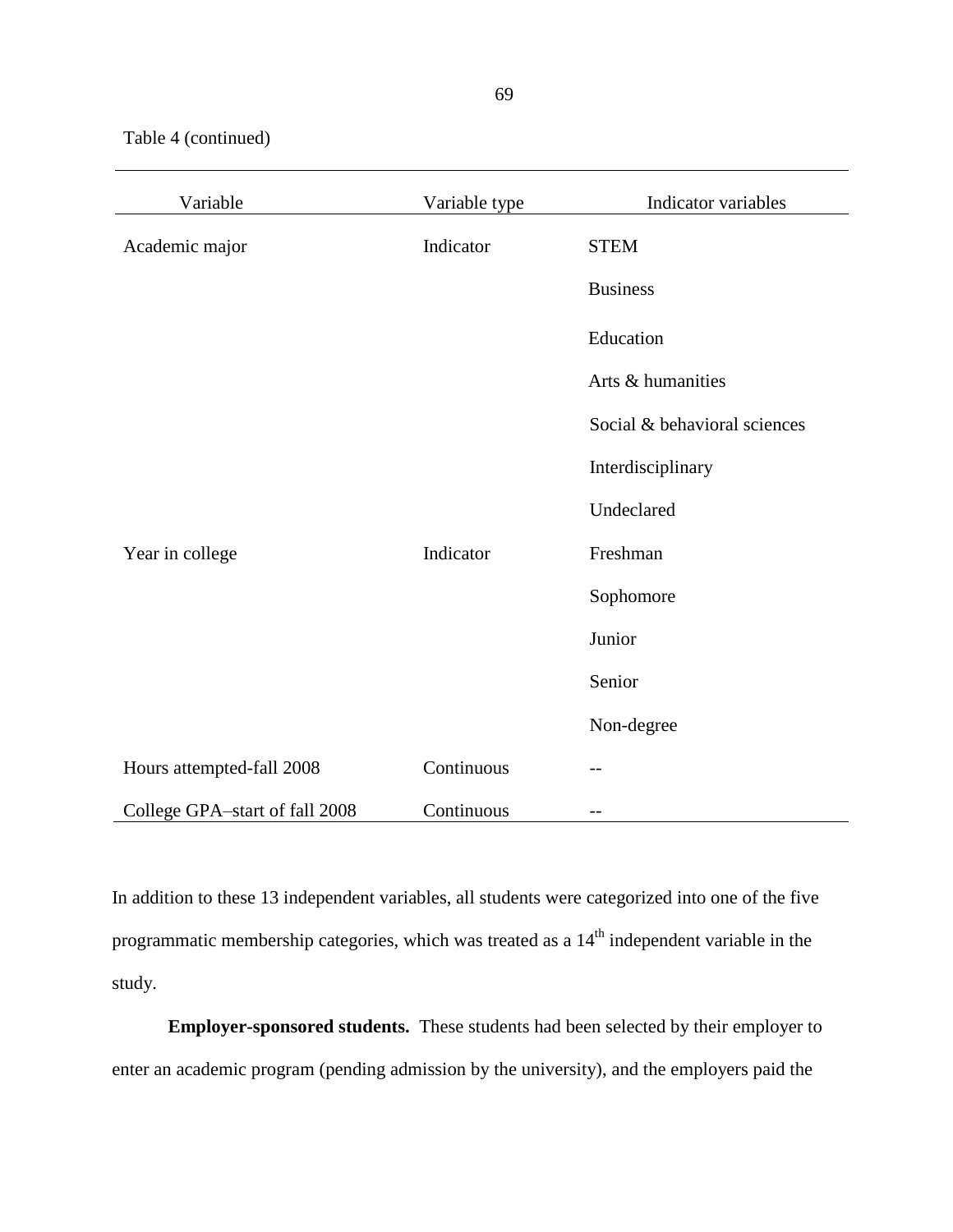Table 4 (continued)

| Variable | Variable type | Indicator variables |
|---|---|---|
| Academic major | Indicator | STEM |
| | | Business |
| | | Education |
| | | Arts & humanities |
| | | Social & behavioral sciences |
| | | Interdisciplinary |
| | | Undeclared |
| Year in college | Indicator | Freshman |
| | | Sophomore |
| | | Junior |
| | | Senior |
| | | Non-degree |
| Hours attempted-fall 2008 | Continuous | -- |
| College GPA–start of fall 2008 | Continuous | -- |

In addition to these 13 independent variables, all students were categorized into one of the five programmatic membership categories, which was treated as a 14th independent variable in the study.

**Employer-sponsored students.** These students had been selected by their employer to enter an academic program (pending admission by the university), and the employers paid the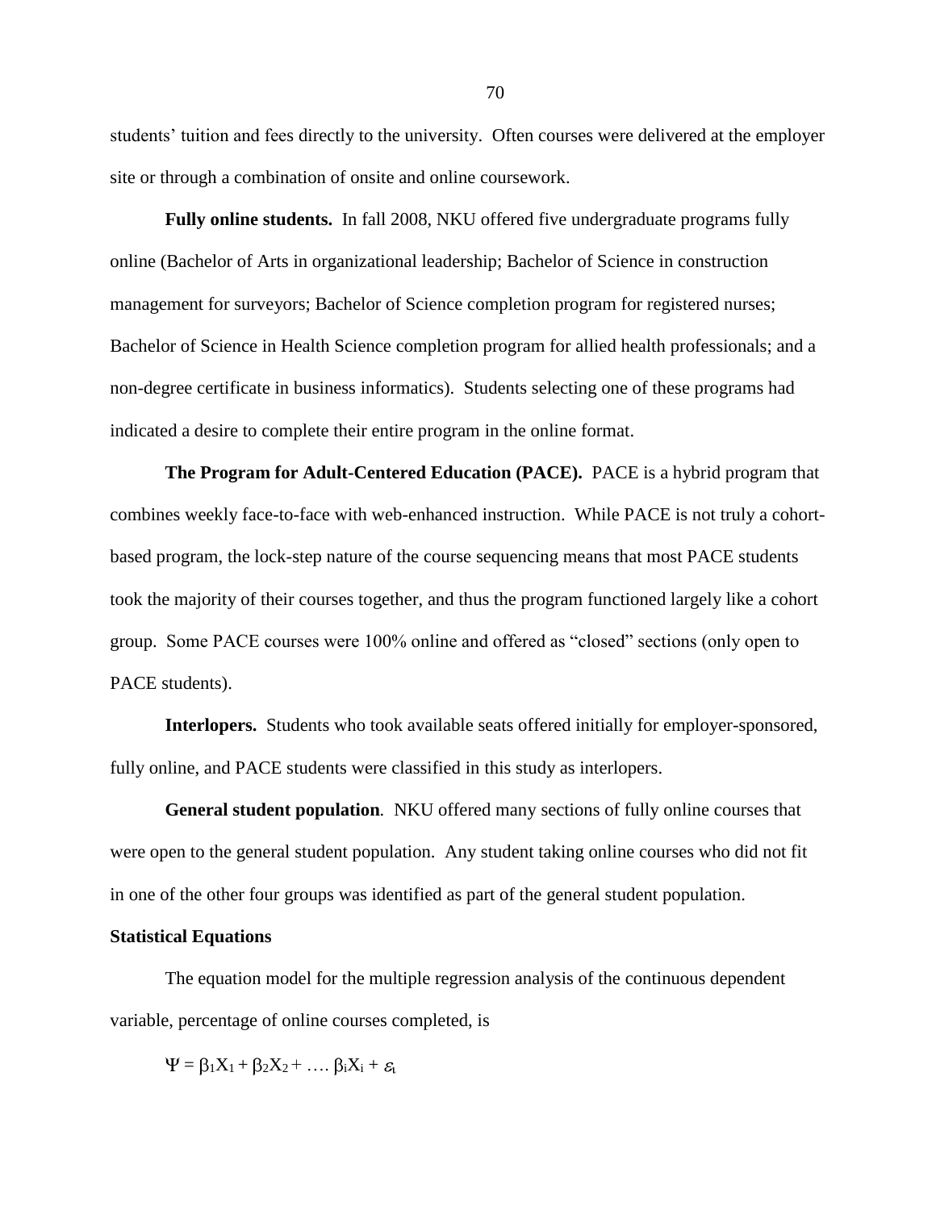students' tuition and fees directly to the university. Often courses were delivered at the employer site or through a combination of onsite and online coursework.

**Fully online students.** In fall 2008, NKU offered five undergraduate programs fully online (Bachelor of Arts in organizational leadership; Bachelor of Science in construction management for surveyors; Bachelor of Science completion program for registered nurses; Bachelor of Science in Health Science completion program for allied health professionals; and a non-degree certificate in business informatics). Students selecting one of these programs had indicated a desire to complete their entire program in the online format.

**The Program for Adult-Centered Education (PACE).** PACE is a hybrid program that combines weekly face-to-face with web-enhanced instruction. While PACE is not truly a cohort-based program, the lock-step nature of the course sequencing means that most PACE students took the majority of their courses together, and thus the program functioned largely like a cohort group. Some PACE courses were 100% online and offered as "closed" sections (only open to PACE students).

**Interlopers.** Students who took available seats offered initially for employer-sponsored, fully online, and PACE students were classified in this study as interlopers.

***General student population***. NKU offered many sections of fully online courses that were open to the general student population. Any student taking online courses who did not fit in one of the other four groups was identified as part of the general student population.

**Statistical Equations**

The equation model for the multiple regression analysis of the continuous dependent variable, percentage of online courses completed, is

$$\Psi = \beta_1 X_1 + \beta_2 X_2 + \ldots \beta_i X_i + \varepsilon_i$$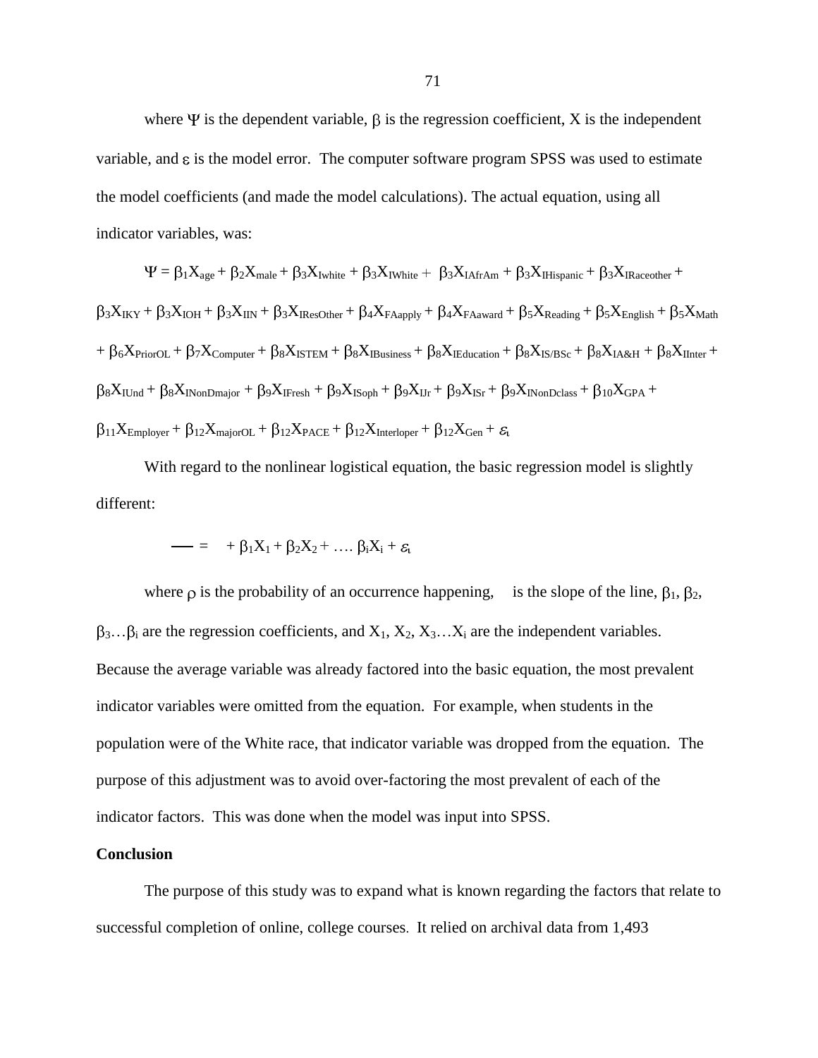where $\Psi$ is the dependent variable, $\beta$ is the regression coefficient, X is the independent variable, and $\varepsilon$ is the model error. The computer software program SPSS was used to estimate the model coefficients (and made the model calculations). The actual equation, using all indicator variables, was:

$$\Psi = \beta_1 X_{age} + \beta_2 X_{male} + \beta_3 X_{Iwhite} + \beta_3 X_{IWhite} + \beta_3 X_{IAfrAm} + \beta_3 X_{IHispanic} + \beta_3 X_{IRaceother} + \beta_3 X_{IKY} + \beta_3 X_{IOH} + \beta_3 X_{IIN} + \beta_3 X_{IResOther} + \beta_4 X_{FAapply} + \beta_4 X_{FAaward} + \beta_5 X_{Reading} + \beta_5 X_{English} + \beta_5 X_{Math} + \beta_6 X_{PriorOL} + \beta_7 X_{Computer} + \beta_8 X_{ISTEM} + \beta_8 X_{IBusiness} + \beta_8 X_{IEducation} + \beta_8 X_{IS/BSc} + \beta_8 X_{IA\&H} + \beta_8 X_{IInter} + \beta_8 X_{IUnd} + \beta_8 X_{INonDmajor} + \beta_9 X_{IFresh} + \beta_9 X_{ISoph} + \beta_9 X_{IJr} + \beta_9 X_{ISr} + \beta_9 X_{INonDclass} + \beta_{10} X_{GPA} + \beta_{11} X_{Employer} + \beta_{12} X_{majorOL} + \beta_{12} X_{PACE} + \beta_{12} X_{Interloper} + \beta_{12} X_{Gen} + \varepsilon_i$$

With regard to the nonlinear logistical equation, the basic regression model is slightly different:

$$\text{—} = \quad + \beta_1 X_1 + \beta_2 X_2 + \ldots \beta_i X_i + \varepsilon_i$$

where $\rho$ is the probability of an occurrence happening, is the slope of the line, $\beta_1$, $\beta_2$, $\beta_3 \ldots \beta_i$ are the regression coefficients, and $X_1$, $X_2$, $X_3 \ldots X_i$ are the independent variables. Because the average variable was already factored into the basic equation, the most prevalent indicator variables were omitted from the equation. For example, when students in the population were of the White race, that indicator variable was dropped from the equation. The purpose of this adjustment was to avoid over-factoring the most prevalent of each of the indicator factors. This was done when the model was input into SPSS.

**Conclusion**

The purpose of this study was to expand what is known regarding the factors that relate to successful completion of online, college courses. It relied on archival data from 1,493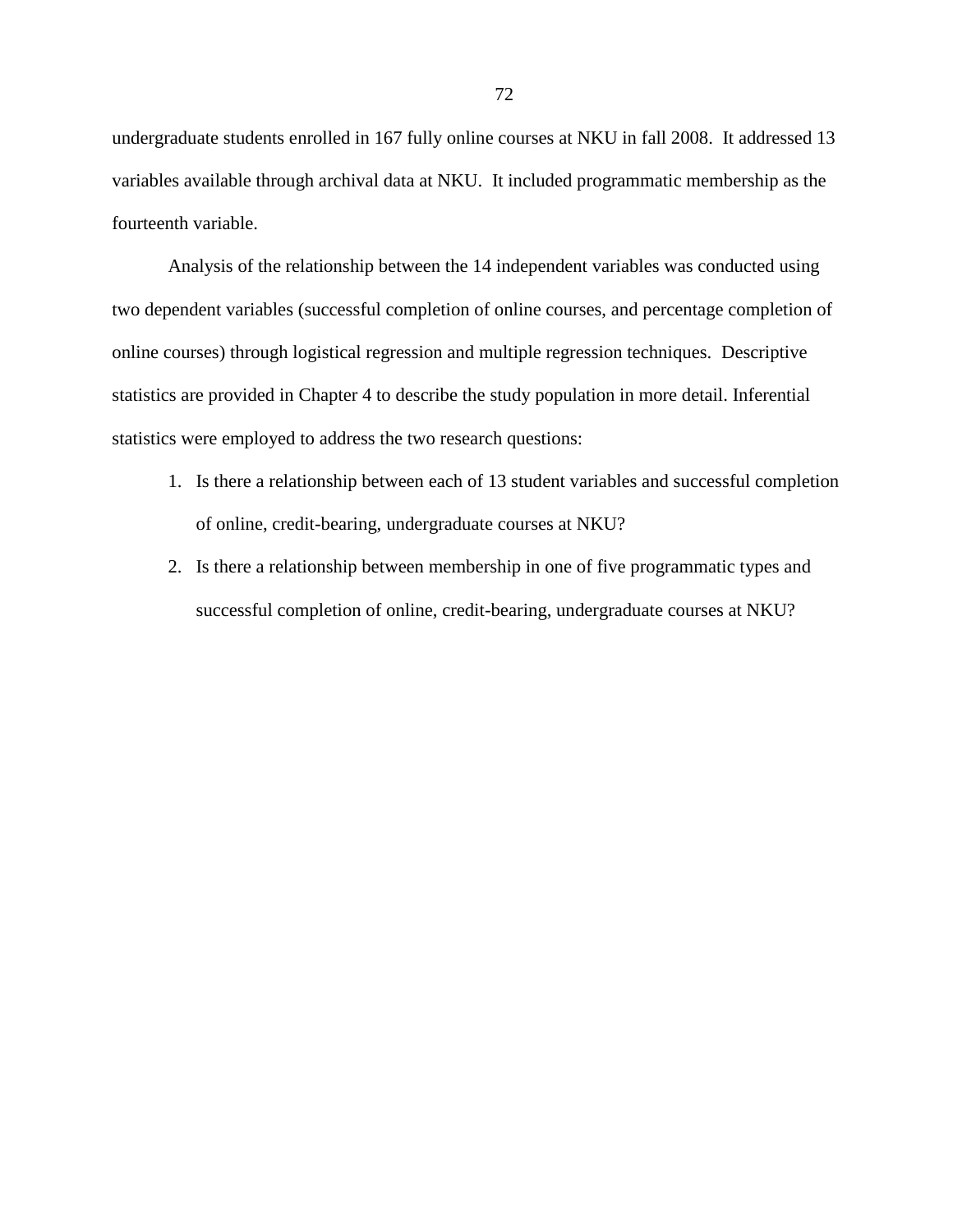undergraduate students enrolled in 167 fully online courses at NKU in fall 2008. It addressed 13 variables available through archival data at NKU. It included programmatic membership as the fourteenth variable.

Analysis of the relationship between the 14 independent variables was conducted using two dependent variables (successful completion of online courses, and percentage completion of online courses) through logistical regression and multiple regression techniques. Descriptive statistics are provided in Chapter 4 to describe the study population in more detail. Inferential statistics were employed to address the two research questions:

1. Is there a relationship between each of 13 student variables and successful completion of online, credit-bearing, undergraduate courses at NKU?
2. Is there a relationship between membership in one of five programmatic types and successful completion of online, credit-bearing, undergraduate courses at NKU?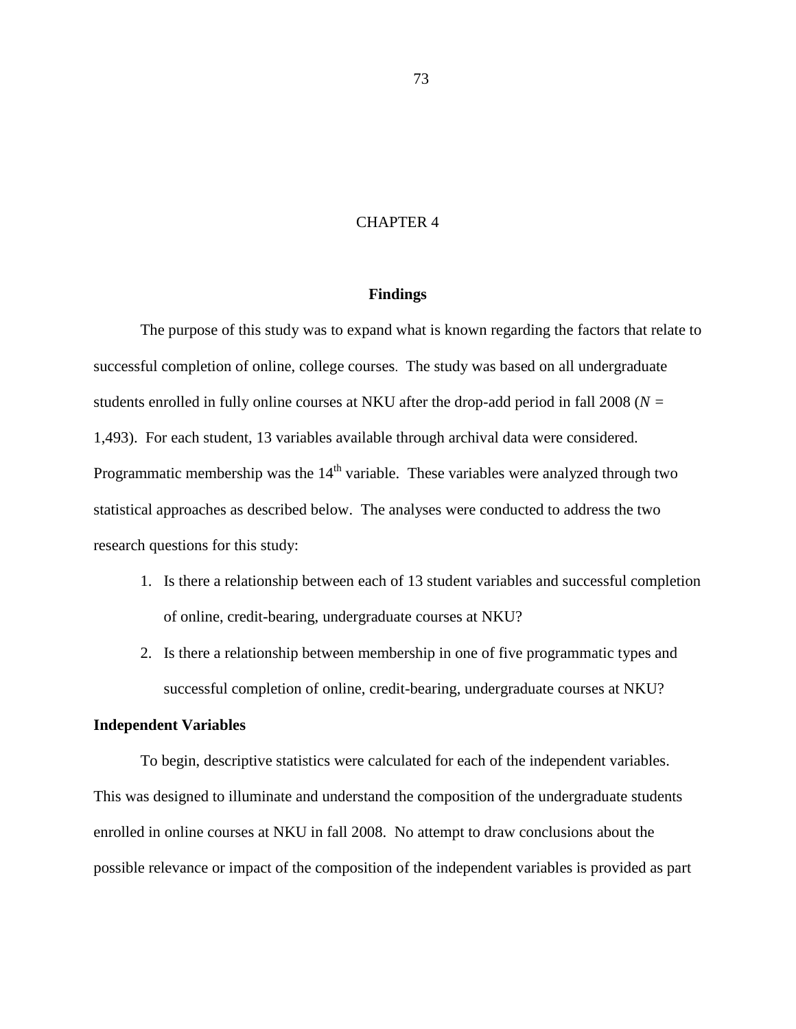# CHAPTER 4

## Findings

The purpose of this study was to expand what is known regarding the factors that relate to successful completion of online, college courses. The study was based on all undergraduate students enrolled in fully online courses at NKU after the drop-add period in fall 2008 ($N$ = 1,493). For each student, 13 variables available through archival data were considered. Programmatic membership was the 14th variable. These variables were analyzed through two statistical approaches as described below. The analyses were conducted to address the two research questions for this study:

1. Is there a relationship between each of 13 student variables and successful completion of online, credit-bearing, undergraduate courses at NKU?
2. Is there a relationship between membership in one of five programmatic types and successful completion of online, credit-bearing, undergraduate courses at NKU?

### Independent Variables

To begin, descriptive statistics were calculated for each of the independent variables. This was designed to illuminate and understand the composition of the undergraduate students enrolled in online courses at NKU in fall 2008. No attempt to draw conclusions about the possible relevance or impact of the composition of the independent variables is provided as part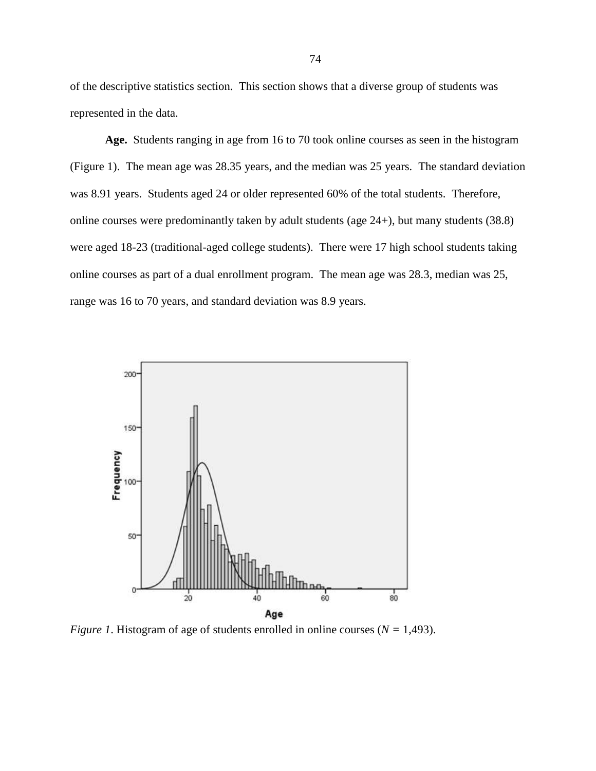of the descriptive statistics section. This section shows that a diverse group of students was represented in the data.

**Age.** Students ranging in age from 16 to 70 took online courses as seen in the histogram (Figure 1). The mean age was 28.35 years, and the median was 25 years. The standard deviation was 8.91 years. Students aged 24 or older represented 60% of the total students. Therefore, online courses were predominantly taken by adult students (age 24+), but many students (38.8) were aged 18-23 (traditional-aged college students). There were 17 high school students taking online courses as part of a dual enrollment program. The mean age was 28.3, median was 25, range was 16 to 70 years, and standard deviation was 8.9 years.

*Figure 1*. Histogram of age of students enrolled in online courses ($N$ = 1,493).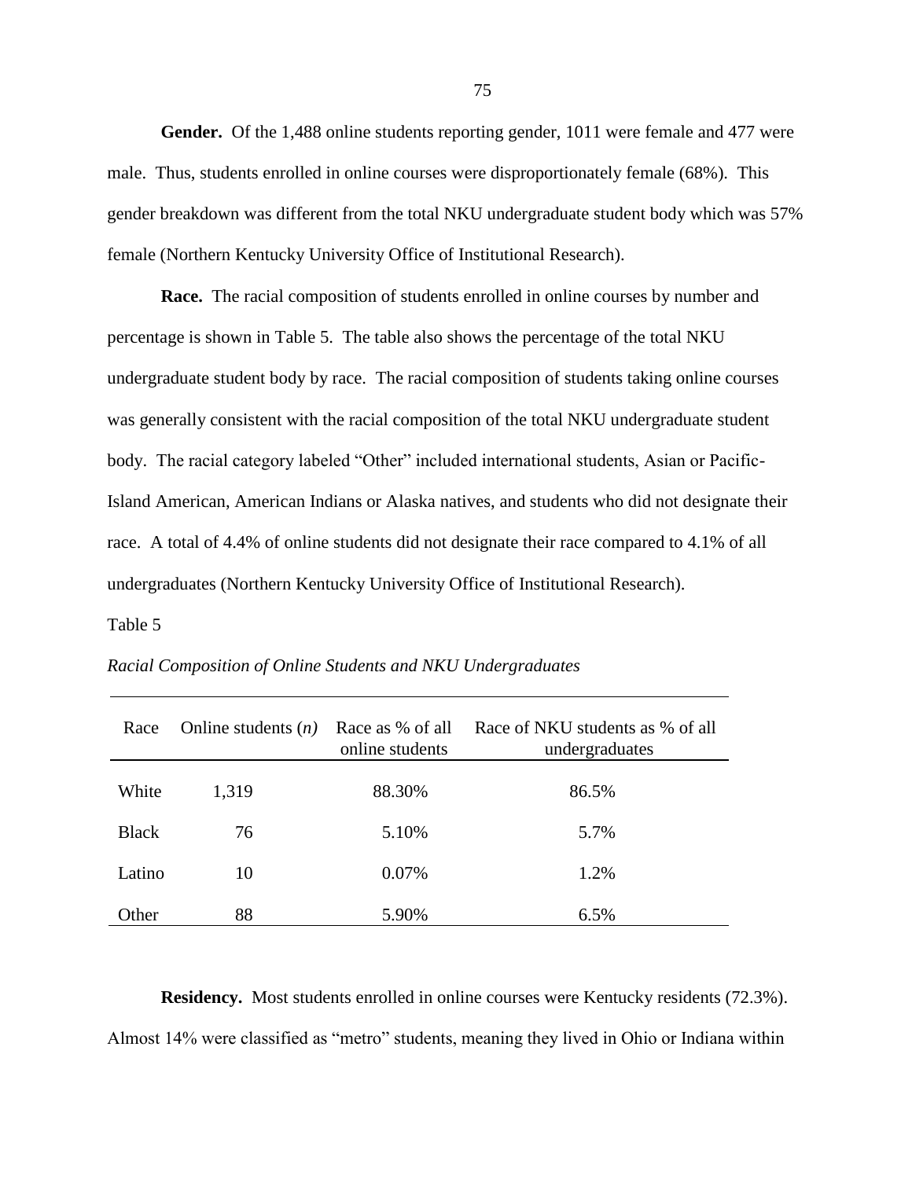**Gender.** Of the 1,488 online students reporting gender, 1011 were female and 477 were male. Thus, students enrolled in online courses were disproportionately female (68%). This gender breakdown was different from the total NKU undergraduate student body which was 57% female (Northern Kentucky University Office of Institutional Research).

**Race.** The racial composition of students enrolled in online courses by number and percentage is shown in Table 5. The table also shows the percentage of the total NKU undergraduate student body by race. The racial composition of students taking online courses was generally consistent with the racial composition of the total NKU undergraduate student body. The racial category labeled "Other" included international students, Asian or Pacific-Island American, American Indians or Alaska natives, and students who did not designate their race. A total of 4.4% of online students did not designate their race compared to 4.1% of all undergraduates (Northern Kentucky University Office of Institutional Research).

Table 5

*Racial Composition of Online Students and NKU Undergraduates*

| Race | Online students (*n*) | Race as % of all online students | Race of NKU students as % of all undergraduates |
|---|---|---|---|
| White | 1,319 | 88.30% | 86.5% |
| Black | 76 | 5.10% | 5.7% |
| Latino | 10 | 0.07% | 1.2% |
| Other | 88 | 5.90% | 6.5% |

**Residency.** Most students enrolled in online courses were Kentucky residents (72.3%). Almost 14% were classified as "metro" students, meaning they lived in Ohio or Indiana within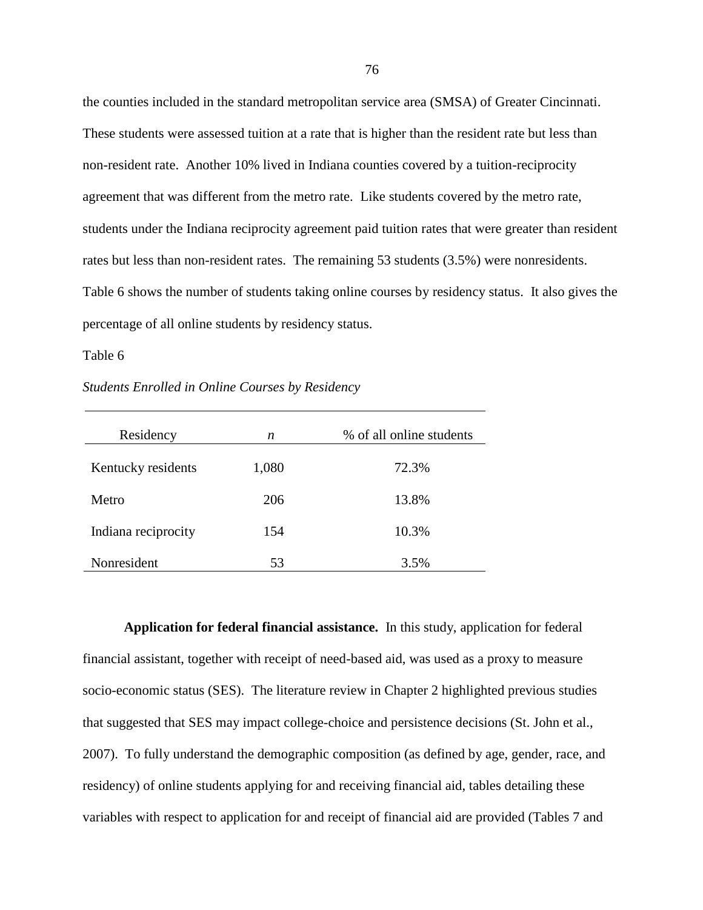the counties included in the standard metropolitan service area (SMSA) of Greater Cincinnati. These students were assessed tuition at a rate that is higher than the resident rate but less than non-resident rate. Another 10% lived in Indiana counties covered by a tuition-reciprocity agreement that was different from the metro rate. Like students covered by the metro rate, students under the Indiana reciprocity agreement paid tuition rates that were greater than resident rates but less than non-resident rates. The remaining 53 students (3.5%) were nonresidents. Table 6 shows the number of students taking online courses by residency status. It also gives the percentage of all online students by residency status.

Table 6

*Students Enrolled in Online Courses by Residency*

| Residency | *n* | % of all online students |
|---|---|---|
| Kentucky residents | 1,080 | 72.3% |
| Metro | 206 | 13.8% |
| Indiana reciprocity | 154 | 10.3% |
| Nonresident | 53 | 3.5% |

**Application for federal financial assistance.** In this study, application for federal financial assistant, together with receipt of need-based aid, was used as a proxy to measure socio-economic status (SES). The literature review in Chapter 2 highlighted previous studies that suggested that SES may impact college-choice and persistence decisions (St. John et al., 2007). To fully understand the demographic composition (as defined by age, gender, race, and residency) of online students applying for and receiving financial aid, tables detailing these variables with respect to application for and receipt of financial aid are provided (Tables 7 and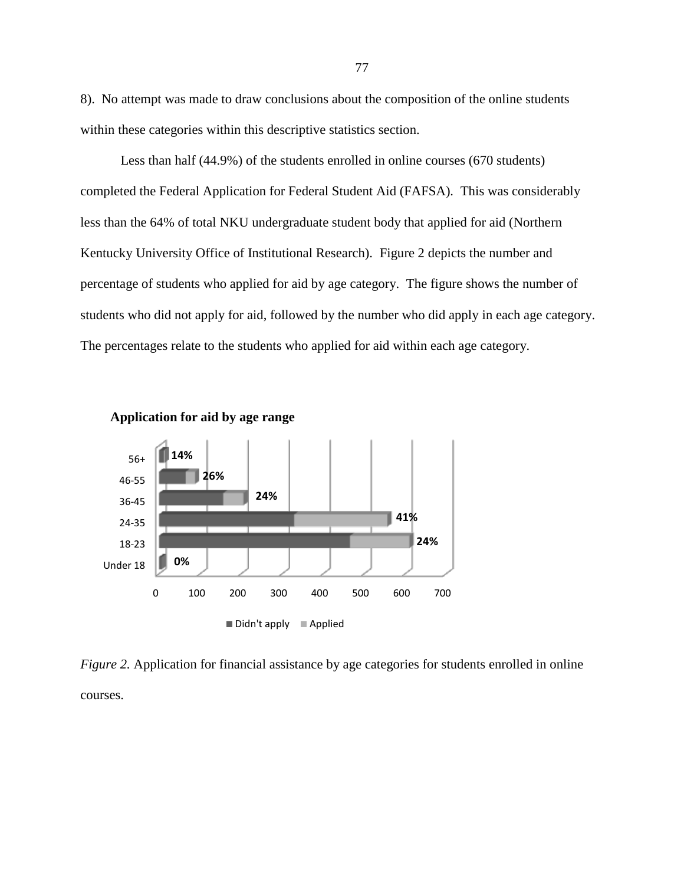8). No attempt was made to draw conclusions about the composition of the online students within these categories within this descriptive statistics section.

Less than half (44.9%) of the students enrolled in online courses (670 students) completed the Federal Application for Federal Student Aid (FAFSA). This was considerably less than the 64% of total NKU undergraduate student body that applied for aid (Northern Kentucky University Office of Institutional Research). Figure 2 depicts the number and percentage of students who applied for aid by age category. The figure shows the number of students who did not apply for aid, followed by the number who did apply in each age category. The percentages relate to the students who applied for aid within each age category.

**Application for aid by age range**

| Age range | Applied (%) |
|---|---|
| 56+ | 14% |
| 46-55 | 26% |
| 36-45 | 24% |
| 24-35 | 41% |
| 18-23 | 24% |
| Under 18 | 0% |

*Figure 2.* Application for financial assistance by age categories for students enrolled in online courses.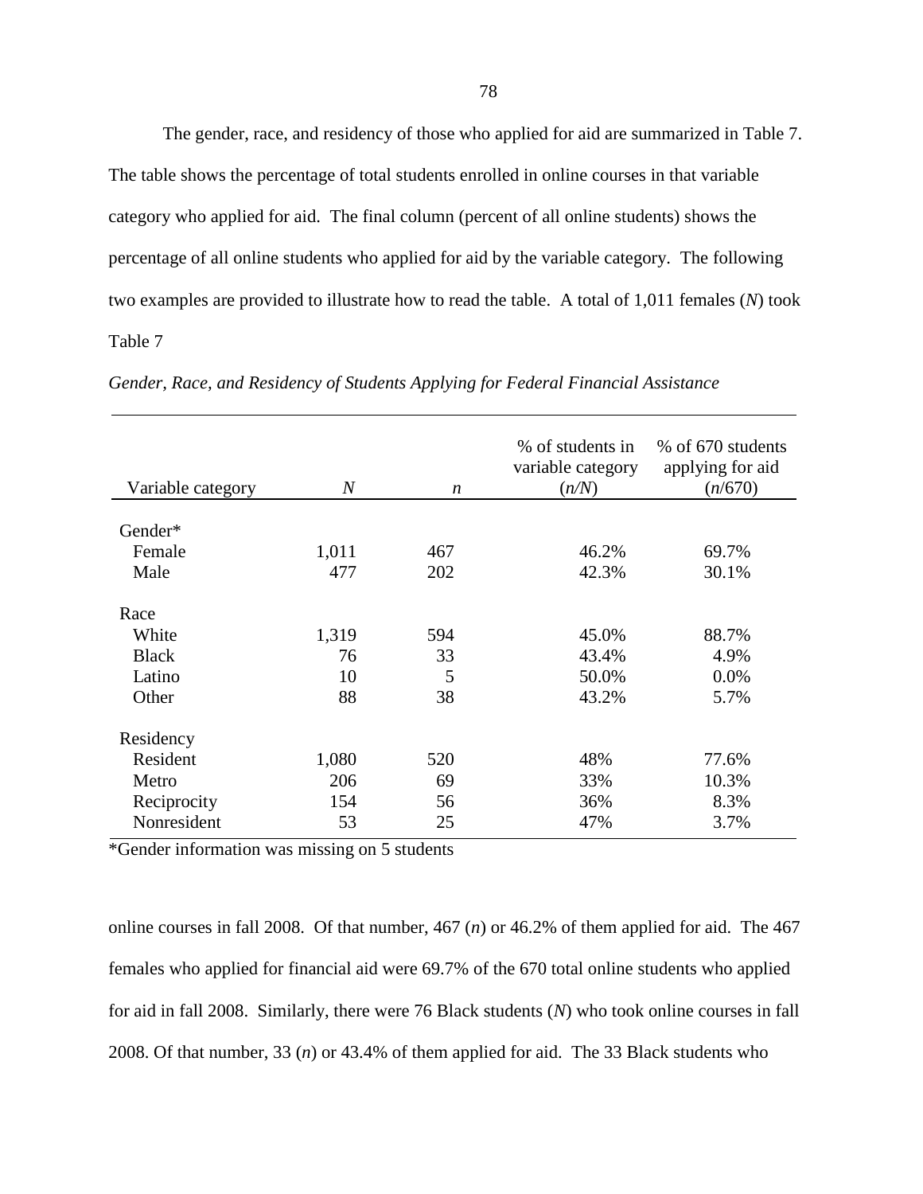The gender, race, and residency of those who applied for aid are summarized in Table 7. The table shows the percentage of total students enrolled in online courses in that variable category who applied for aid. The final column (percent of all online students) shows the percentage of all online students who applied for aid by the variable category. The following two examples are provided to illustrate how to read the table. A total of 1,011 females (*N*) took

Table 7

*Gender, Race, and Residency of Students Applying for Federal Financial Assistance*

| Variable category | *N* | *n* | % of students in variable category (*n/N*) | % of 670 students applying for aid (*n*/670) |
|---|---|---|---|---|
| Gender* | | | | |
| Female | 1,011 | 467 | 46.2% | 69.7% |
| Male | 477 | 202 | 42.3% | 30.1% |
| Race | | | | |
| White | 1,319 | 594 | 45.0% | 88.7% |
| Black | 76 | 33 | 43.4% | 4.9% |
| Latino | 10 | 5 | 50.0% | 0.0% |
| Other | 88 | 38 | 43.2% | 5.7% |
| Residency | | | | |
| Resident | 1,080 | 520 | 48% | 77.6% |
| Metro | 206 | 69 | 33% | 10.3% |
| Reciprocity | 154 | 56 | 36% | 8.3% |
| Nonresident | 53 | 25 | 47% | 3.7% |

*Gender information was missing on 5 students

online courses in fall 2008. Of that number, 467 (*n*) or 46.2% of them applied for aid. The 467 females who applied for financial aid were 69.7% of the 670 total online students who applied for aid in fall 2008. Similarly, there were 76 Black students (*N*) who took online courses in fall 2008. Of that number, 33 (*n*) or 43.4% of them applied for aid. The 33 Black students who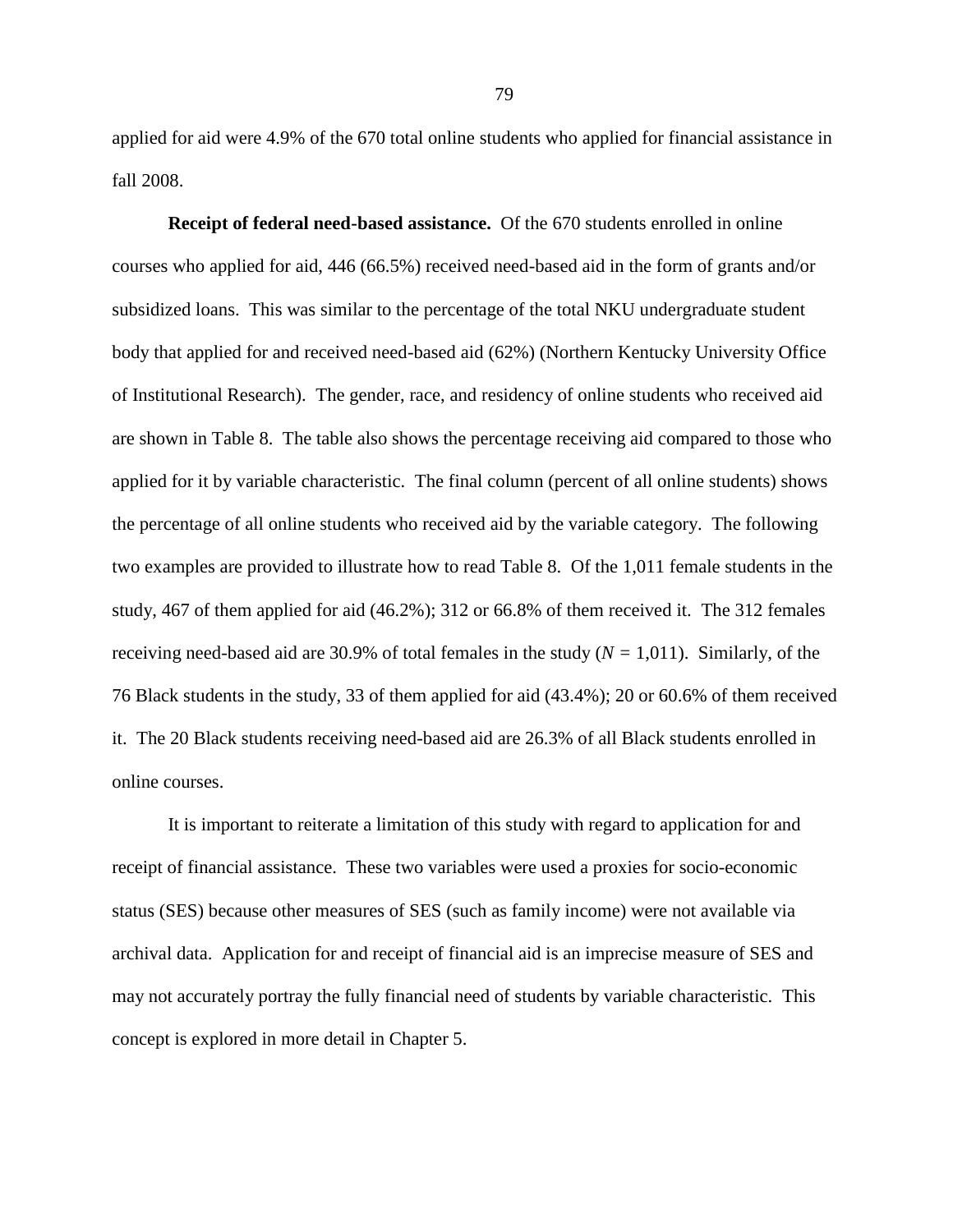applied for aid were 4.9% of the 670 total online students who applied for financial assistance in fall 2008.

**Receipt of federal need-based assistance.** Of the 670 students enrolled in online courses who applied for aid, 446 (66.5%) received need-based aid in the form of grants and/or subsidized loans. This was similar to the percentage of the total NKU undergraduate student body that applied for and received need-based aid (62%) (Northern Kentucky University Office of Institutional Research). The gender, race, and residency of online students who received aid are shown in Table 8. The table also shows the percentage receiving aid compared to those who applied for it by variable characteristic. The final column (percent of all online students) shows the percentage of all online students who received aid by the variable category. The following two examples are provided to illustrate how to read Table 8. Of the 1,011 female students in the study, 467 of them applied for aid (46.2%); 312 or 66.8% of them received it. The 312 females receiving need-based aid are 30.9% of total females in the study ($N$ = 1,011). Similarly, of the 76 Black students in the study, 33 of them applied for aid (43.4%); 20 or 60.6% of them received it. The 20 Black students receiving need-based aid are 26.3% of all Black students enrolled in online courses.

It is important to reiterate a limitation of this study with regard to application for and receipt of financial assistance. These two variables were used a proxies for socio-economic status (SES) because other measures of SES (such as family income) were not available via archival data. Application for and receipt of financial aid is an imprecise measure of SES and may not accurately portray the fully financial need of students by variable characteristic. This concept is explored in more detail in Chapter 5.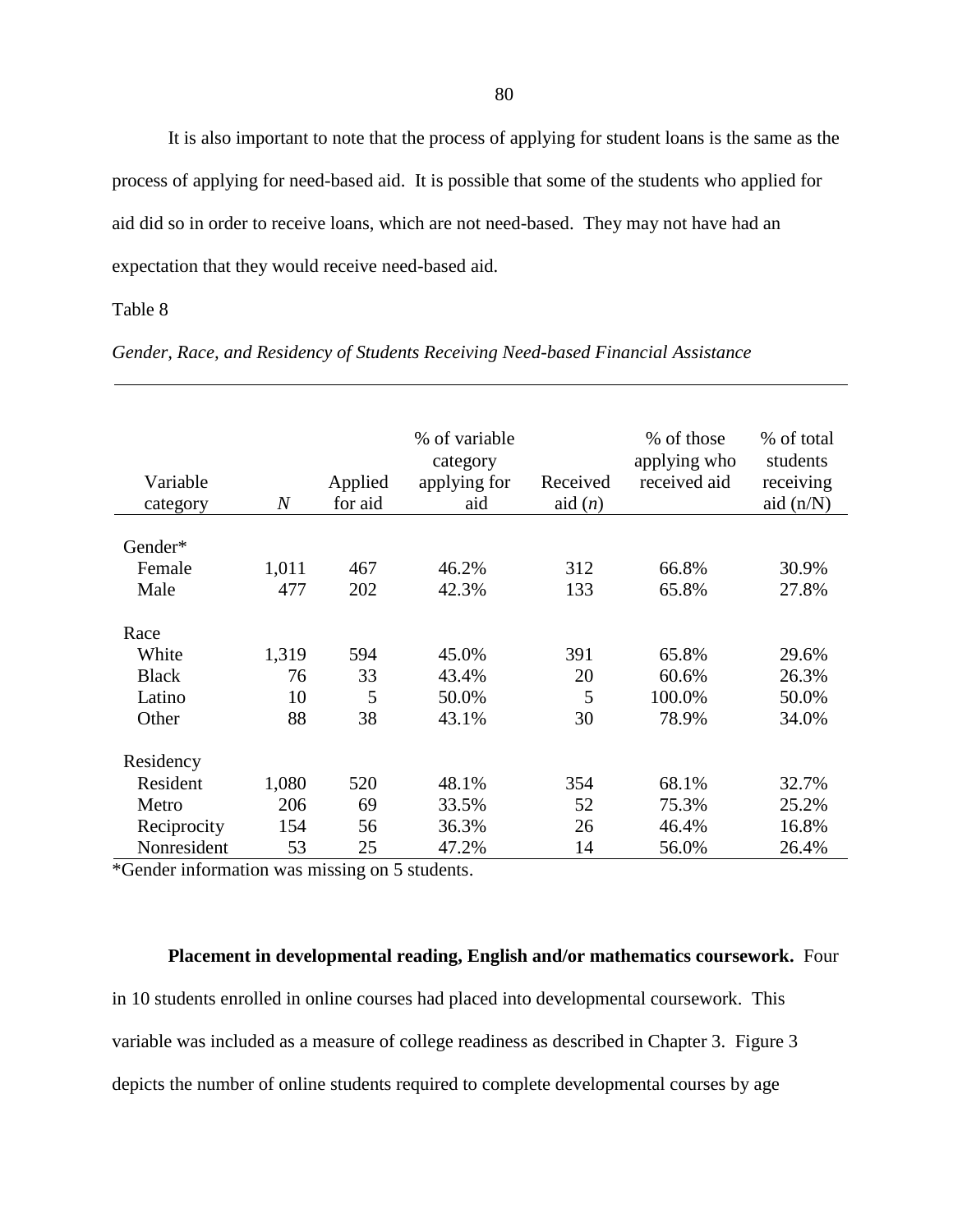It is also important to note that the process of applying for student loans is the same as the process of applying for need-based aid. It is possible that some of the students who applied for aid did so in order to receive loans, which are not need-based. They may not have had an expectation that they would receive need-based aid.

Table 8

*Gender, Race, and Residency of Students Receiving Need-based Financial Assistance*

| Variable category | *N* | Applied for aid | % of variable category applying for aid | Received aid (*n*) | % of those applying who received aid | % of total students receiving aid (n/N) |
|---|---|---|---|---|---|---|
| Gender* | | | | | | |
| Female | 1,011 | 467 | 46.2% | 312 | 66.8% | 30.9% |
| Male | 477 | 202 | 42.3% | 133 | 65.8% | 27.8% |
| Race | | | | | | |
| White | 1,319 | 594 | 45.0% | 391 | 65.8% | 29.6% |
| Black | 76 | 33 | 43.4% | 20 | 60.6% | 26.3% |
| Latino | 10 | 5 | 50.0% | 5 | 100.0% | 50.0% |
| Other | 88 | 38 | 43.1% | 30 | 78.9% | 34.0% |
| Residency | | | | | | |
| Resident | 1,080 | 520 | 48.1% | 354 | 68.1% | 32.7% |
| Metro | 206 | 69 | 33.5% | 52 | 75.3% | 25.2% |
| Reciprocity | 154 | 56 | 36.3% | 26 | 46.4% | 16.8% |
| Nonresident | 53 | 25 | 47.2% | 14 | 56.0% | 26.4% |

*Gender information was missing on 5 students.

**Placement in developmental reading, English and/or mathematics coursework.** Four in 10 students enrolled in online courses had placed into developmental coursework. This variable was included as a measure of college readiness as described in Chapter 3. Figure 3 depicts the number of online students required to complete developmental courses by age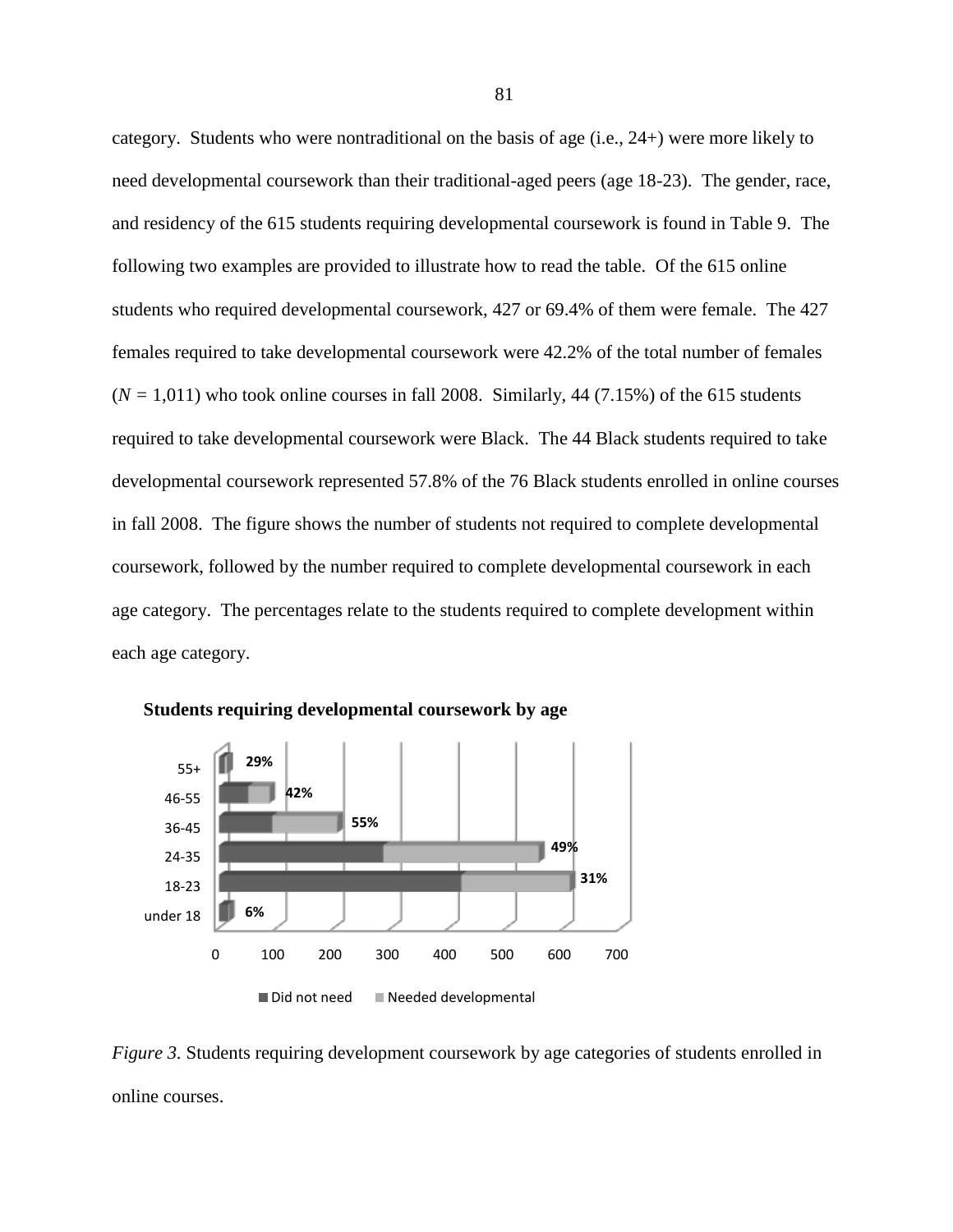category. Students who were nontraditional on the basis of age (i.e., 24+) were more likely to need developmental coursework than their traditional-aged peers (age 18-23). The gender, race, and residency of the 615 students requiring developmental coursework is found in Table 9. The following two examples are provided to illustrate how to read the table. Of the 615 online students who required developmental coursework, 427 or 69.4% of them were female. The 427 females required to take developmental coursework were 42.2% of the total number of females ($N$ = 1,011) who took online courses in fall 2008. Similarly, 44 (7.15%) of the 615 students required to take developmental coursework were Black. The 44 Black students required to take developmental coursework represented 57.8% of the 76 Black students enrolled in online courses in fall 2008. The figure shows the number of students not required to complete developmental coursework, followed by the number required to complete developmental coursework in each age category. The percentages relate to the students required to complete development within each age category.

**Students requiring developmental coursework by age**

| Age | Needed developmental (%) |
|---|---|
| 55+ | 29% |
| 46-55 | 42% |
| 36-45 | 55% |
| 24-35 | 49% |
| 18-23 | 31% |
| under 18 | 6% |

*Figure 3.* Students requiring development coursework by age categories of students enrolled in online courses.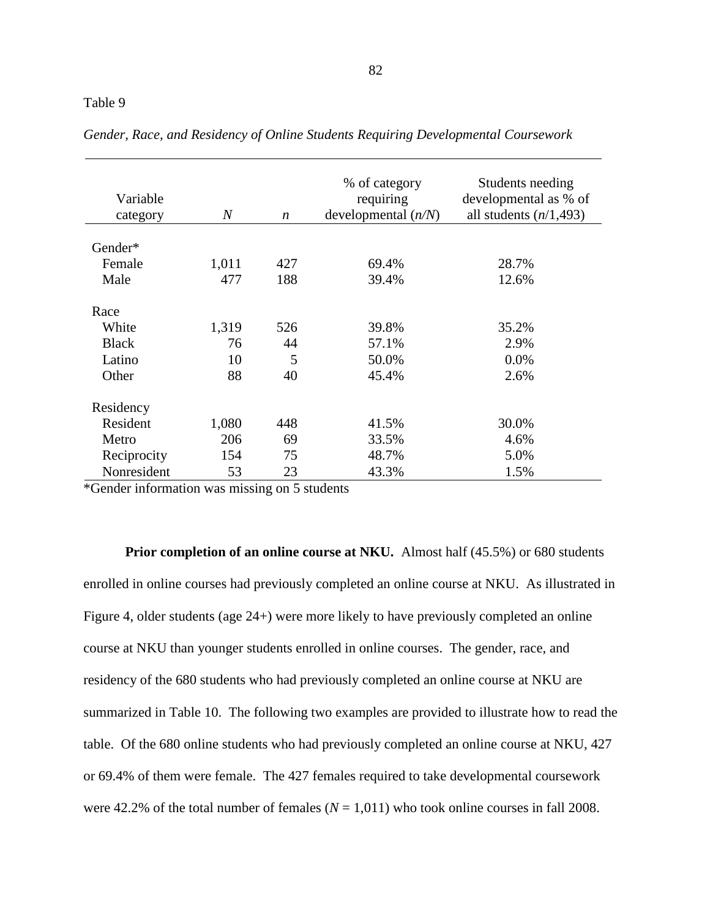Table 9

*Gender, Race, and Residency of Online Students Requiring Developmental Coursework*

| Variable category | *N* | *n* | % of category requiring developmental (*n/N*) | Students needing developmental as % of all students (*n*/1,493) |
|---|---|---|---|---|
| Gender* | | | | |
| Female | 1,011 | 427 | 69.4% | 28.7% |
| Male | 477 | 188 | 39.4% | 12.6% |
| Race | | | | |
| White | 1,319 | 526 | 39.8% | 35.2% |
| Black | 76 | 44 | 57.1% | 2.9% |
| Latino | 10 | 5 | 50.0% | 0.0% |
| Other | 88 | 40 | 45.4% | 2.6% |
| Residency | | | | |
| Resident | 1,080 | 448 | 41.5% | 30.0% |
| Metro | 206 | 69 | 33.5% | 4.6% |
| Reciprocity | 154 | 75 | 48.7% | 5.0% |
| Nonresident | 53 | 23 | 43.3% | 1.5% |

*Gender information was missing on 5 students

**Prior completion of an online course at NKU.** Almost half (45.5%) or 680 students enrolled in online courses had previously completed an online course at NKU. As illustrated in Figure 4, older students (age 24+) were more likely to have previously completed an online course at NKU than younger students enrolled in online courses. The gender, race, and residency of the 680 students who had previously completed an online course at NKU are summarized in Table 10. The following two examples are provided to illustrate how to read the table. Of the 680 online students who had previously completed an online course at NKU, 427 or 69.4% of them were female. The 427 females required to take developmental coursework were 42.2% of the total number of females ($N$ = 1,011) who took online courses in fall 2008.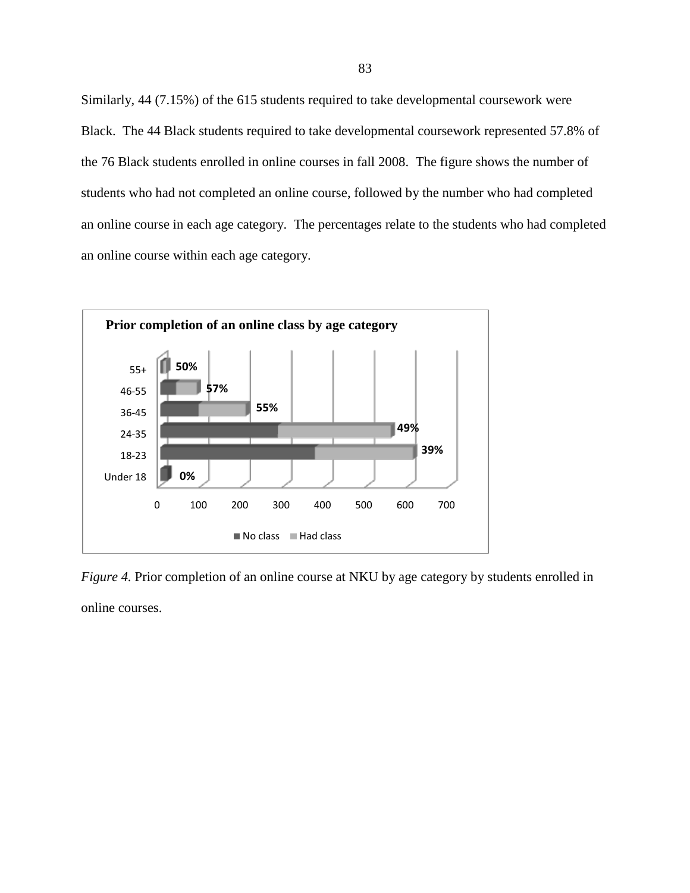Similarly, 44 (7.15%) of the 615 students required to take developmental coursework were Black. The 44 Black students required to take developmental coursework represented 57.8% of the 76 Black students enrolled in online courses in fall 2008. The figure shows the number of students who had not completed an online course, followed by the number who had completed an online course in each age category. The percentages relate to the students who had completed an online course within each age category.

**Prior completion of an online class by age category**

| Age category | Had class (%) |
|---|---|
| 55+ | 50% |
| 46-55 | 57% |
| 36-45 | 55% |
| 24-35 | 49% |
| 18-23 | 39% |
| Under 18 | 0% |

*Figure 4.* Prior completion of an online course at NKU by age category by students enrolled in online courses.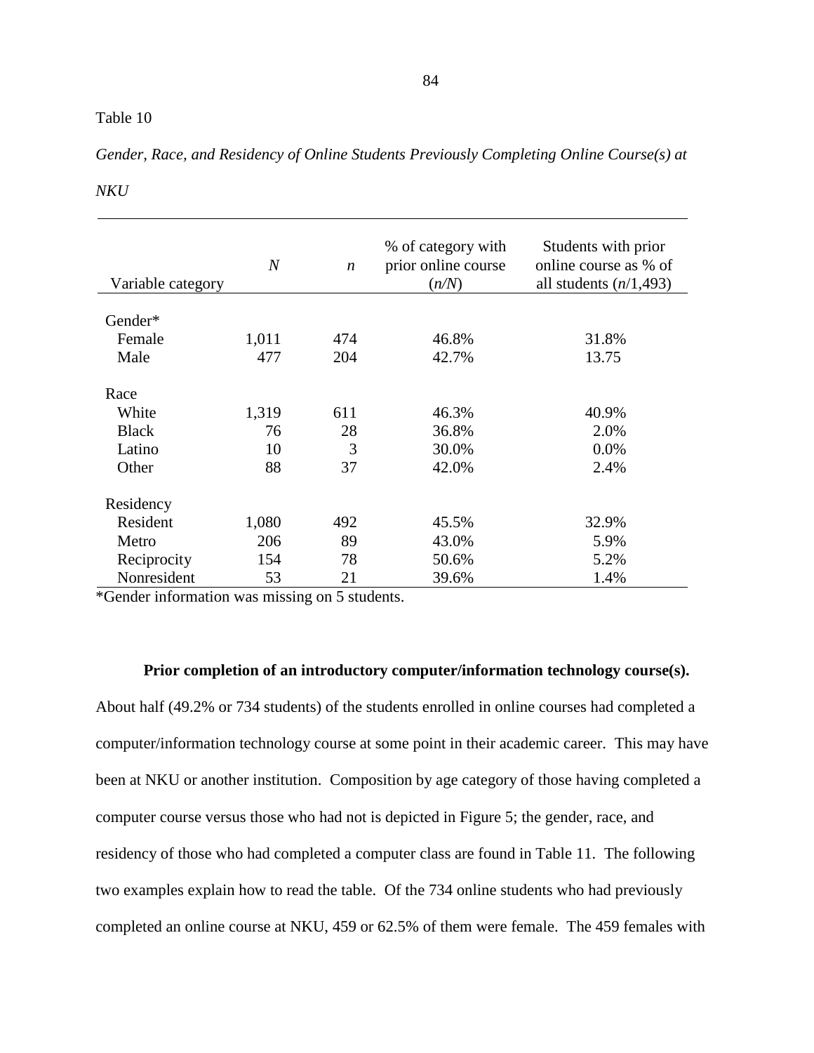Table 10

*Gender, Race, and Residency of Online Students Previously Completing Online Course(s) at NKU*

| Variable category | *N* | *n* | % of category with prior online course (*n/N*) | Students with prior online course as % of all students (*n*/1,493) |
|---|---|---|---|---|
| Gender* | | | | |
| Female | 1,011 | 474 | 46.8% | 31.8% |
| Male | 477 | 204 | 42.7% | 13.75 |
| Race | | | | |
| White | 1,319 | 611 | 46.3% | 40.9% |
| Black | 76 | 28 | 36.8% | 2.0% |
| Latino | 10 | 3 | 30.0% | 0.0% |
| Other | 88 | 37 | 42.0% | 2.4% |
| Residency | | | | |
| Resident | 1,080 | 492 | 45.5% | 32.9% |
| Metro | 206 | 89 | 43.0% | 5.9% |
| Reciprocity | 154 | 78 | 50.6% | 5.2% |
| Nonresident | 53 | 21 | 39.6% | 1.4% |

*Gender information was missing on 5 students.

**Prior completion of an introductory computer/information technology course(s).** About half (49.2% or 734 students) of the students enrolled in online courses had completed a computer/information technology course at some point in their academic career. This may have been at NKU or another institution. Composition by age category of those having completed a computer course versus those who had not is depicted in Figure 5; the gender, race, and residency of those who had completed a computer class are found in Table 11. The following two examples explain how to read the table. Of the 734 online students who had previously completed an online course at NKU, 459 or 62.5% of them were female. The 459 females with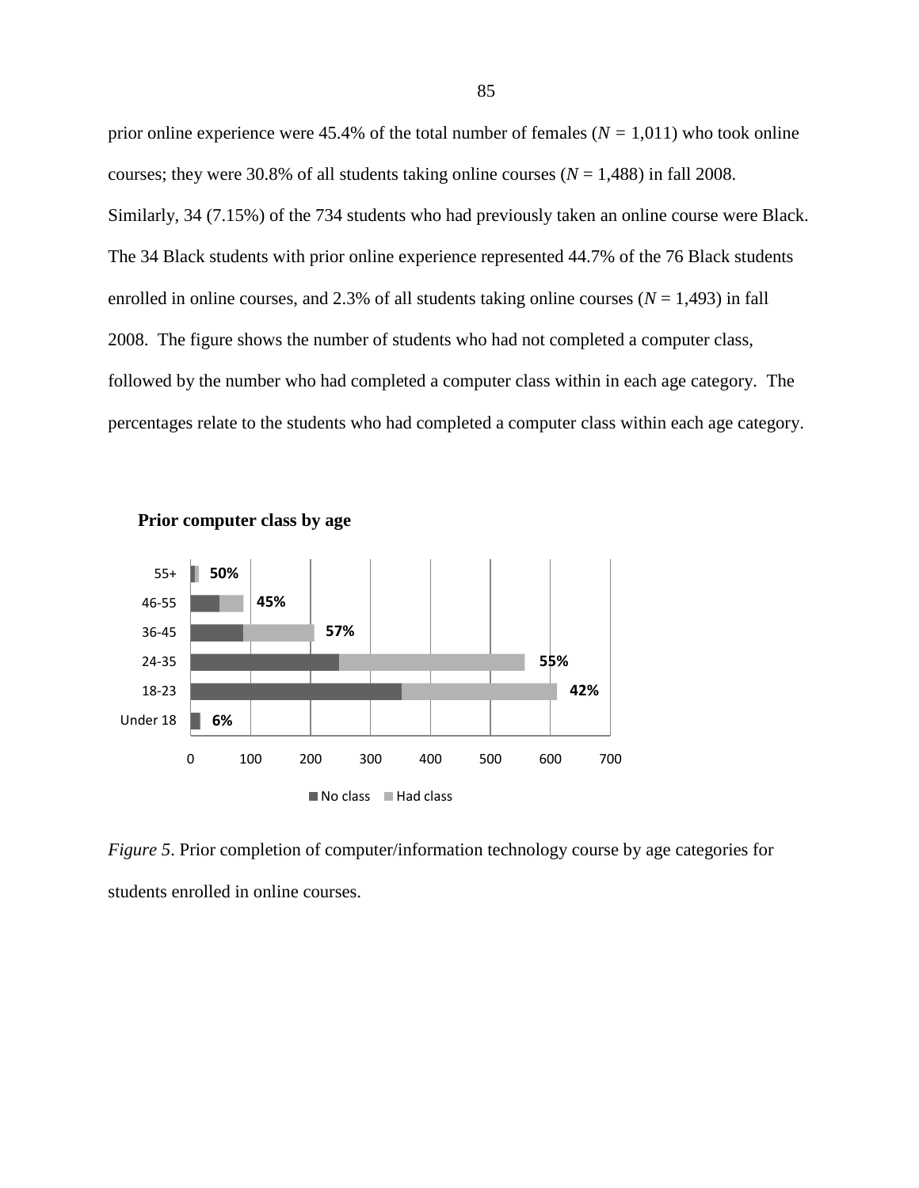prior online experience were 45.4% of the total number of females ($N$ = 1,011) who took online courses; they were 30.8% of all students taking online courses ($N$ = 1,488) in fall 2008. Similarly, 34 (7.15%) of the 734 students who had previously taken an online course were Black. The 34 Black students with prior online experience represented 44.7% of the 76 Black students enrolled in online courses, and 2.3% of all students taking online courses ($N$ = 1,493) in fall 2008. The figure shows the number of students who had not completed a computer class, followed by the number who had completed a computer class within in each age category. The percentages relate to the students who had completed a computer class within each age category.

**Prior computer class by age**

| Age | % Had class |
|---|---|
| 55+ | 50% |
| 46-55 | 45% |
| 36-45 | 57% |
| 24-35 | 55% |
| 18-23 | 42% |
| Under 18 | 6% |

No class / Had class

*Figure 5*. Prior completion of computer/information technology course by age categories for students enrolled in online courses.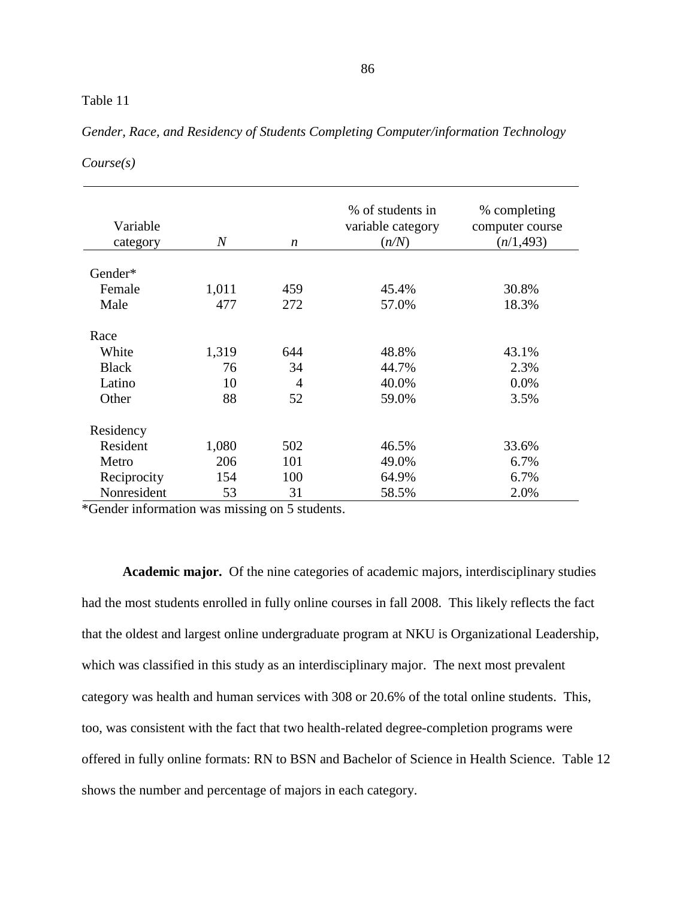Table 11

*Gender, Race, and Residency of Students Completing Computer/information Technology Course(s)*

| Variable category | *N* | *n* | % of students in variable category (*n/N*) | % completing computer course (*n*/1,493) |
|---|---|---|---|---|
| Gender* | | | | |
| Female | 1,011 | 459 | 45.4% | 30.8% |
| Male | 477 | 272 | 57.0% | 18.3% |
| Race | | | | |
| White | 1,319 | 644 | 48.8% | 43.1% |
| Black | 76 | 34 | 44.7% | 2.3% |
| Latino | 10 | 4 | 40.0% | 0.0% |
| Other | 88 | 52 | 59.0% | 3.5% |
| Residency | | | | |
| Resident | 1,080 | 502 | 46.5% | 33.6% |
| Metro | 206 | 101 | 49.0% | 6.7% |
| Reciprocity | 154 | 100 | 64.9% | 6.7% |
| Nonresident | 53 | 31 | 58.5% | 2.0% |

*Gender information was missing on 5 students.

**Academic major.** Of the nine categories of academic majors, interdisciplinary studies had the most students enrolled in fully online courses in fall 2008. This likely reflects the fact that the oldest and largest online undergraduate program at NKU is Organizational Leadership, which was classified in this study as an interdisciplinary major. The next most prevalent category was health and human services with 308 or 20.6% of the total online students. This, too, was consistent with the fact that two health-related degree-completion programs were offered in fully online formats: RN to BSN and Bachelor of Science in Health Science. Table 12 shows the number and percentage of majors in each category.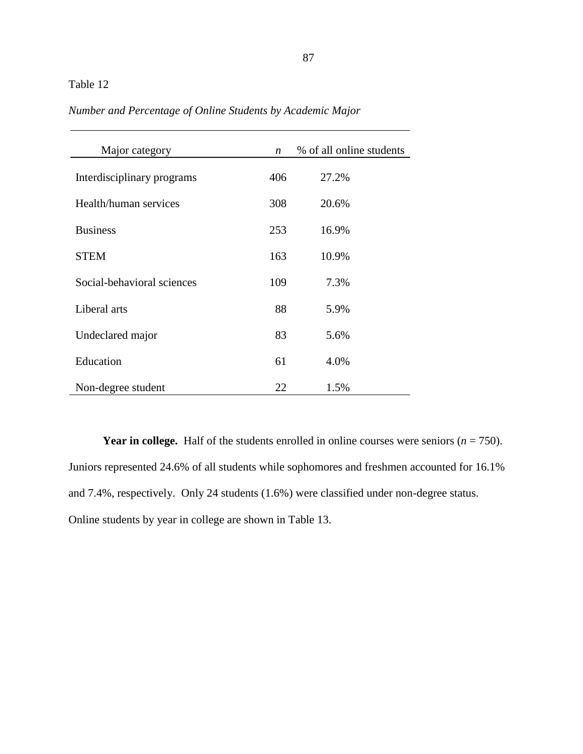Table 12

*Number and Percentage of Online Students by Academic Major*

| Major category | *n* | % of all online students |
|---|---|---|
| Interdisciplinary programs | 406 | 27.2% |
| Health/human services | 308 | 20.6% |
| Business | 253 | 16.9% |
| STEM | 163 | 10.9% |
| Social-behavioral sciences | 109 | 7.3% |
| Liberal arts | 88 | 5.9% |
| Undeclared major | 83 | 5.6% |
| Education | 61 | 4.0% |
| Non-degree student | 22 | 1.5% |

**Year in college.** Half of the students enrolled in online courses were seniors ($n$ = 750). Juniors represented 24.6% of all students while sophomores and freshmen accounted for 16.1% and 7.4%, respectively. Only 24 students (1.6%) were classified under non-degree status. Online students by year in college are shown in Table 13.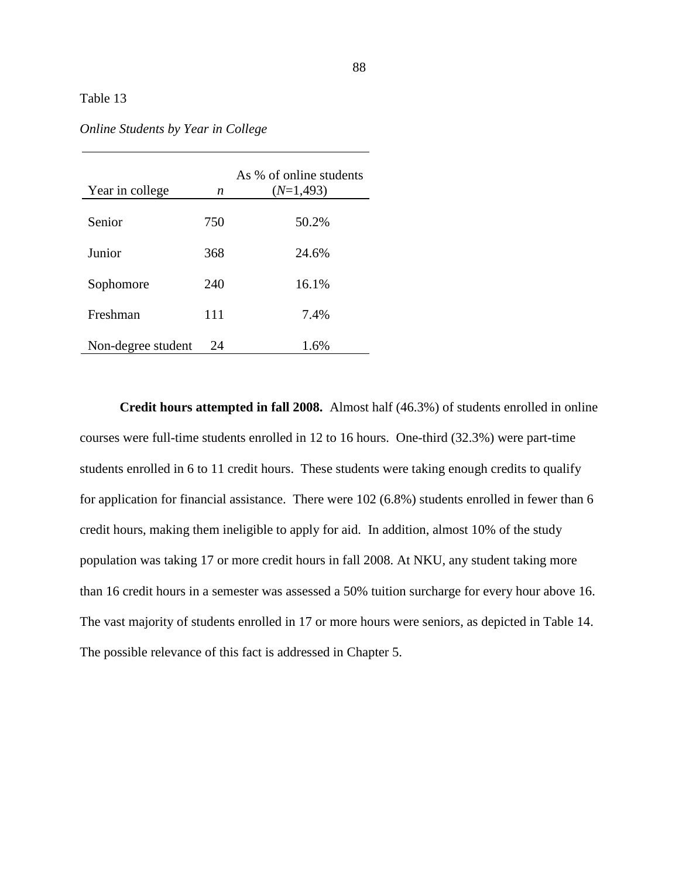Table 13

*Online Students by Year in College*

| Year in college | *n* | As % of online students (*N*=1,493) |
|---|---|---|
| Senior | 750 | 50.2% |
| Junior | 368 | 24.6% |
| Sophomore | 240 | 16.1% |
| Freshman | 111 | 7.4% |
| Non-degree student | 24 | 1.6% |

**Credit hours attempted in fall 2008.** Almost half (46.3%) of students enrolled in online courses were full-time students enrolled in 12 to 16 hours. One-third (32.3%) were part-time students enrolled in 6 to 11 credit hours. These students were taking enough credits to qualify for application for financial assistance. There were 102 (6.8%) students enrolled in fewer than 6 credit hours, making them ineligible to apply for aid. In addition, almost 10% of the study population was taking 17 or more credit hours in fall 2008. At NKU, any student taking more than 16 credit hours in a semester was assessed a 50% tuition surcharge for every hour above 16. The vast majority of students enrolled in 17 or more hours were seniors, as depicted in Table 14. The possible relevance of this fact is addressed in Chapter 5.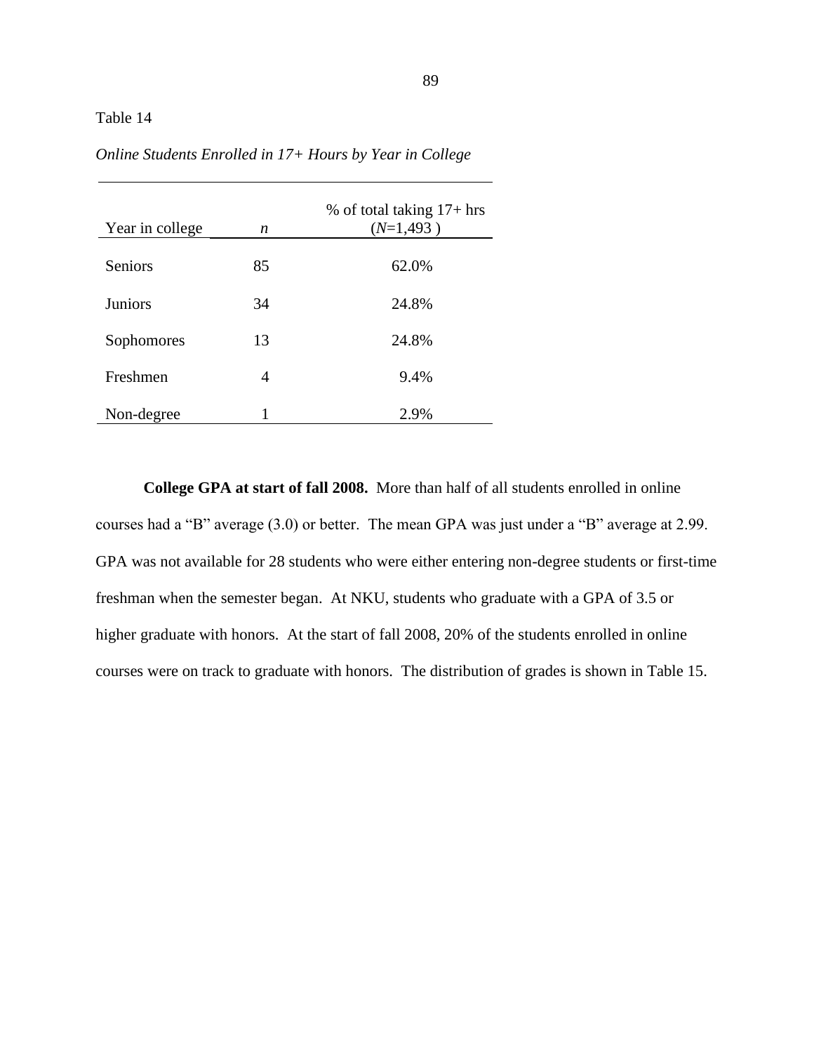Table 14

*Online Students Enrolled in 17+ Hours by Year in College*

| Year in college | *n* | % of total taking 17+ hrs (*N*=1,493 ) |
|---|---|---|
| Seniors | 85 | 62.0% |
| Juniors | 34 | 24.8% |
| Sophomores | 13 | 24.8% |
| Freshmen | 4 | 9.4% |
| Non-degree | 1 | 2.9% |

**College GPA at start of fall 2008.** More than half of all students enrolled in online courses had a “B” average (3.0) or better. The mean GPA was just under a “B” average at 2.99. GPA was not available for 28 students who were either entering non-degree students or first-time freshman when the semester began. At NKU, students who graduate with a GPA of 3.5 or higher graduate with honors. At the start of fall 2008, 20% of the students enrolled in online courses were on track to graduate with honors. The distribution of grades is shown in Table 15.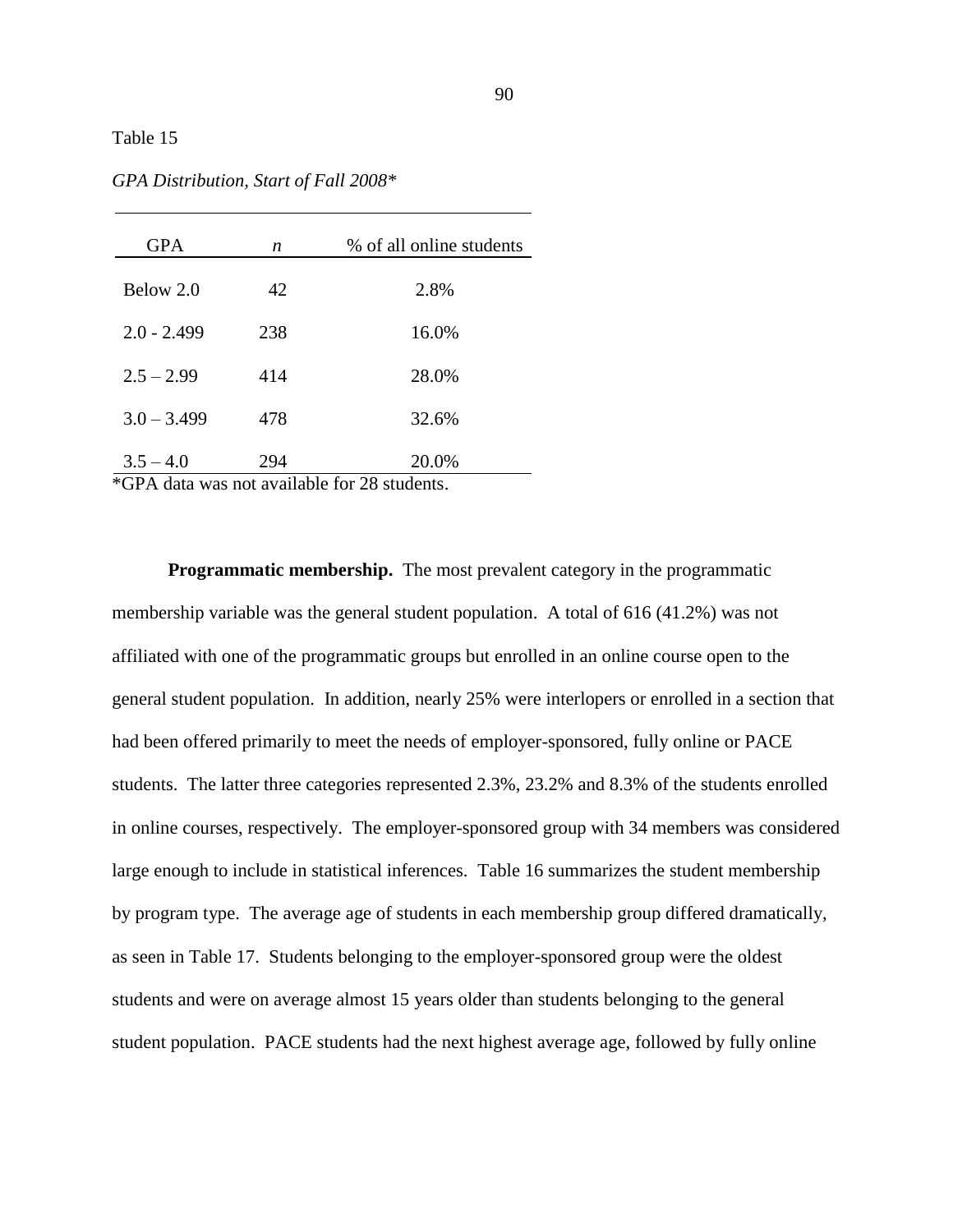Table 15

*GPA Distribution, Start of Fall 2008**

| GPA | *n* | % of all online students |
|---|---|---|
| Below 2.0 | 42 | 2.8% |
| 2.0 - 2.499 | 238 | 16.0% |
| 2.5 – 2.99 | 414 | 28.0% |
| 3.0 – 3.499 | 478 | 32.6% |
| 3.5 – 4.0 | 294 | 20.0% |

*GPA data was not available for 28 students.

**Programmatic membership.** The most prevalent category in the programmatic membership variable was the general student population. A total of 616 (41.2%) was not affiliated with one of the programmatic groups but enrolled in an online course open to the general student population. In addition, nearly 25% were interlopers or enrolled in a section that had been offered primarily to meet the needs of employer-sponsored, fully online or PACE students. The latter three categories represented 2.3%, 23.2% and 8.3% of the students enrolled in online courses, respectively. The employer-sponsored group with 34 members was considered large enough to include in statistical inferences. Table 16 summarizes the student membership by program type. The average age of students in each membership group differed dramatically, as seen in Table 17. Students belonging to the employer-sponsored group were the oldest students and were on average almost 15 years older than students belonging to the general student population. PACE students had the next highest average age, followed by fully online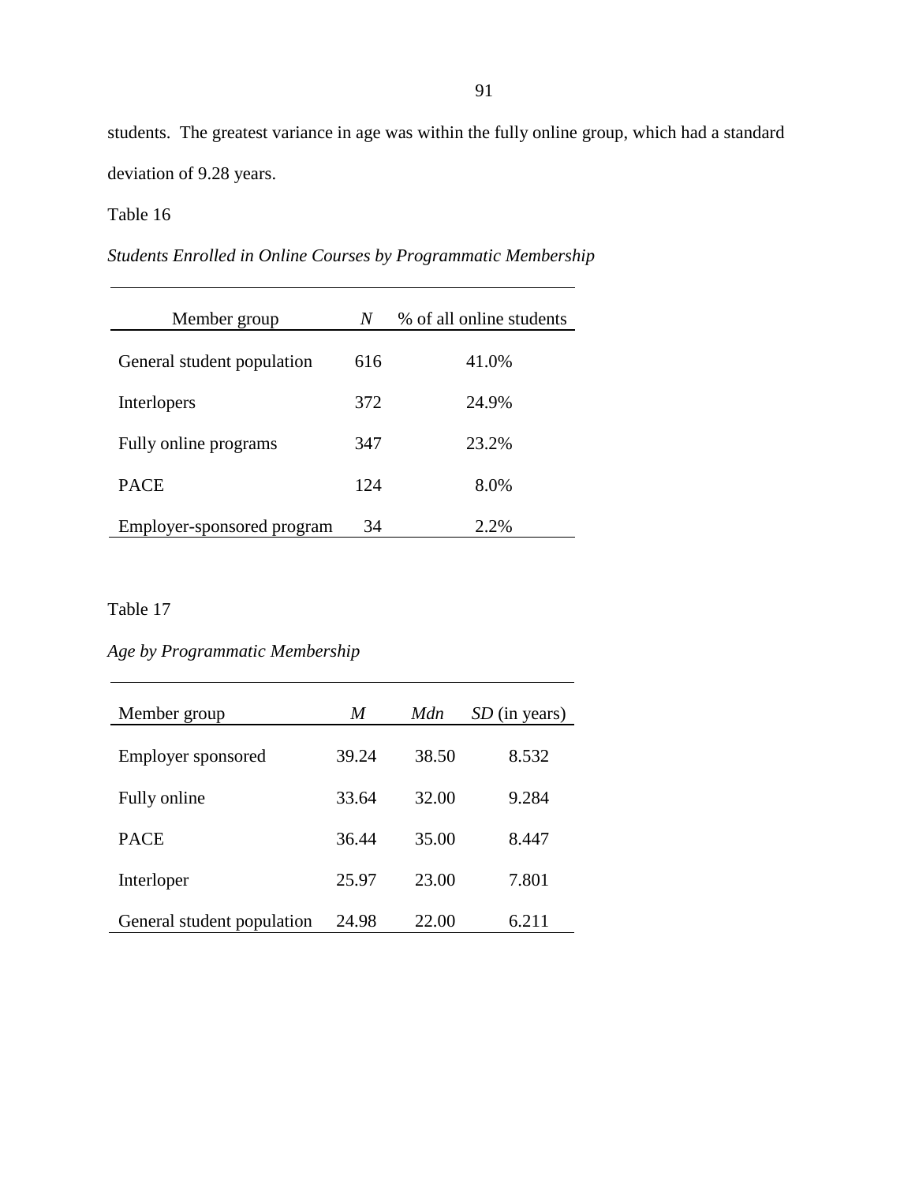students. The greatest variance in age was within the fully online group, which had a standard deviation of 9.28 years.

Table 16

*Students Enrolled in Online Courses by Programmatic Membership*

| Member group | *N* | % of all online students |
|---|---|---|
| General student population | 616 | 41.0% |
| Interlopers | 372 | 24.9% |
| Fully online programs | 347 | 23.2% |
| PACE | 124 | 8.0% |
| Employer-sponsored program | 34 | 2.2% |

Table 17

*Age by Programmatic Membership*

| Member group | *M* | *Mdn* | *SD* (in years) |
|---|---|---|---|
| Employer sponsored | 39.24 | 38.50 | 8.532 |
| Fully online | 33.64 | 32.00 | 9.284 |
| PACE | 36.44 | 35.00 | 8.447 |
| Interloper | 25.97 | 23.00 | 7.801 |
| General student population | 24.98 | 22.00 | 6.211 |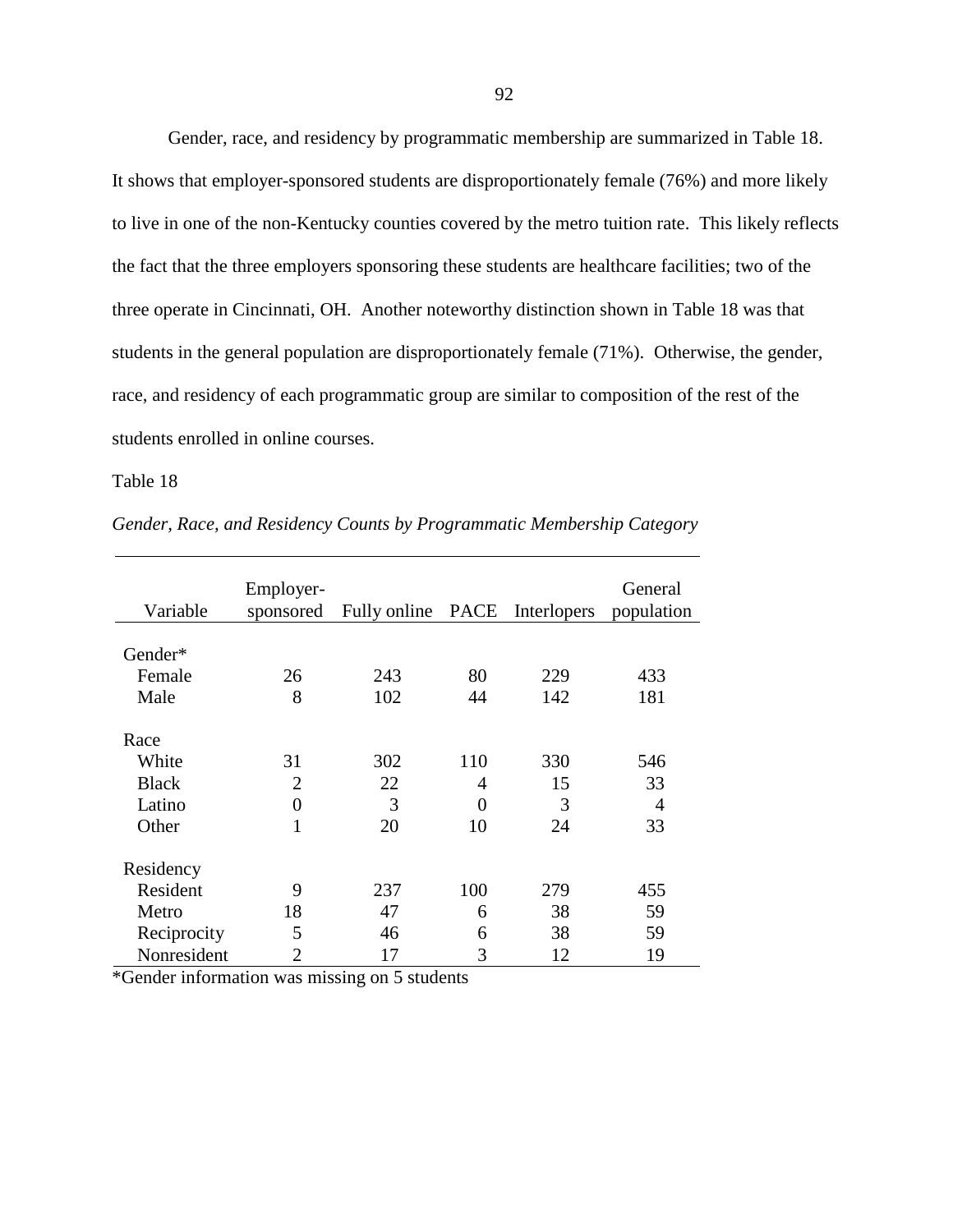Gender, race, and residency by programmatic membership are summarized in Table 18. It shows that employer-sponsored students are disproportionately female (76%) and more likely to live in one of the non-Kentucky counties covered by the metro tuition rate. This likely reflects the fact that the three employers sponsoring these students are healthcare facilities; two of the three operate in Cincinnati, OH. Another noteworthy distinction shown in Table 18 was that students in the general population are disproportionately female (71%). Otherwise, the gender, race, and residency of each programmatic group are similar to composition of the rest of the students enrolled in online courses.

Table 18

*Gender, Race, and Residency Counts by Programmatic Membership Category*

| Variable | Employer-sponsored | Fully online | PACE | Interlopers | General population |
|---|---|---|---|---|---|
| Gender* | | | | | |
| Female | 26 | 243 | 80 | 229 | 433 |
| Male | 8 | 102 | 44 | 142 | 181 |
| Race | | | | | |
| White | 31 | 302 | 110 | 330 | 546 |
| Black | 2 | 22 | 4 | 15 | 33 |
| Latino | 0 | 3 | 0 | 3 | 4 |
| Other | 1 | 20 | 10 | 24 | 33 |
| Residency | | | | | |
| Resident | 9 | 237 | 100 | 279 | 455 |
| Metro | 18 | 47 | 6 | 38 | 59 |
| Reciprocity | 5 | 46 | 6 | 38 | 59 |
| Nonresident | 2 | 17 | 3 | 12 | 19 |

*Gender information was missing on 5 students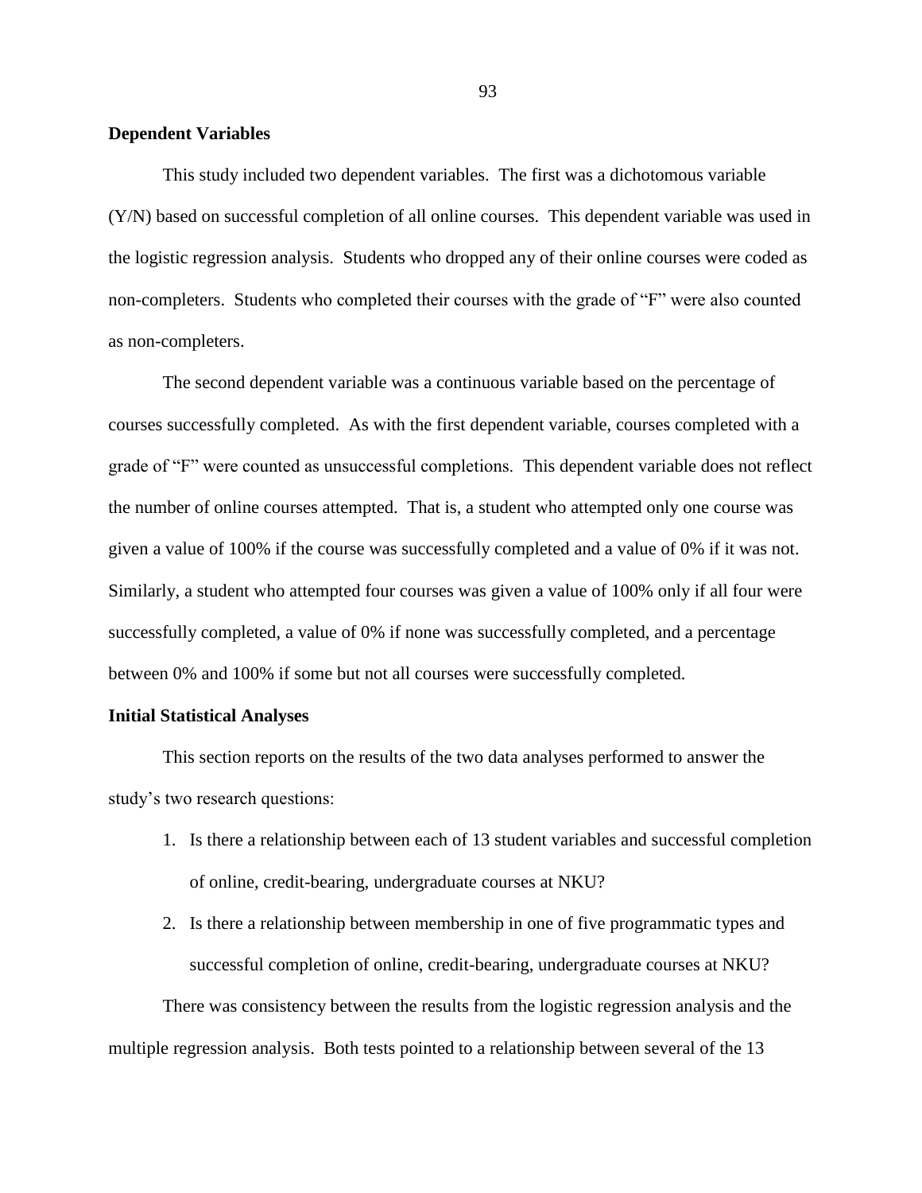**Dependent Variables**

This study included two dependent variables. The first was a dichotomous variable (Y/N) based on successful completion of all online courses. This dependent variable was used in the logistic regression analysis. Students who dropped any of their online courses were coded as non-completers. Students who completed their courses with the grade of "F" were also counted as non-completers.

The second dependent variable was a continuous variable based on the percentage of courses successfully completed. As with the first dependent variable, courses completed with a grade of "F" were counted as unsuccessful completions. This dependent variable does not reflect the number of online courses attempted. That is, a student who attempted only one course was given a value of 100% if the course was successfully completed and a value of 0% if it was not. Similarly, a student who attempted four courses was given a value of 100% only if all four were successfully completed, a value of 0% if none was successfully completed, and a percentage between 0% and 100% if some but not all courses were successfully completed.

**Initial Statistical Analyses**

This section reports on the results of the two data analyses performed to answer the study's two research questions:

1. Is there a relationship between each of 13 student variables and successful completion of online, credit-bearing, undergraduate courses at NKU?
2. Is there a relationship between membership in one of five programmatic types and successful completion of online, credit-bearing, undergraduate courses at NKU?

There was consistency between the results from the logistic regression analysis and the multiple regression analysis. Both tests pointed to a relationship between several of the 13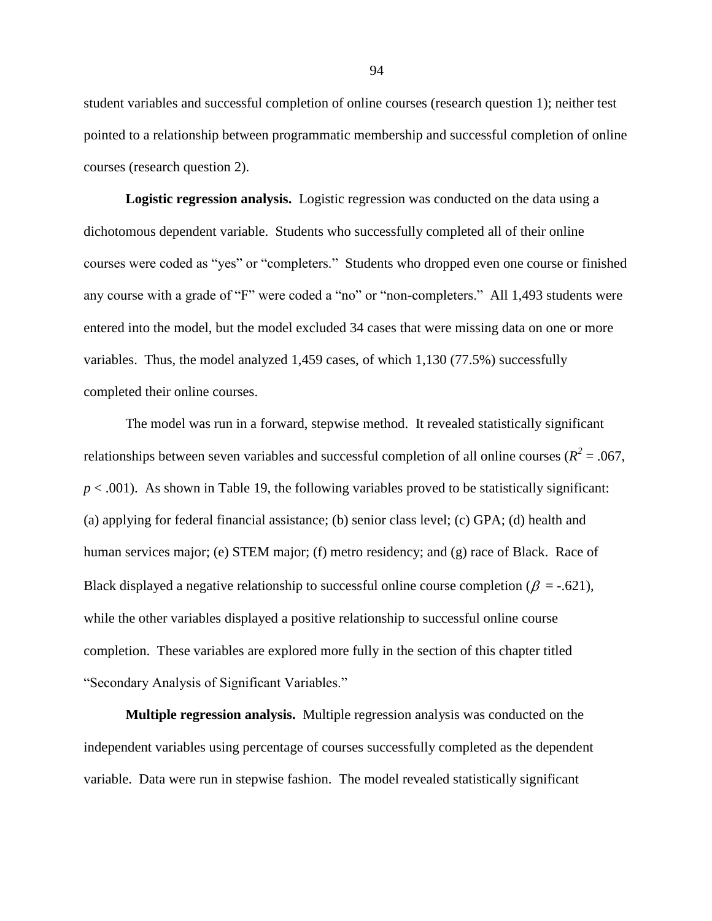student variables and successful completion of online courses (research question 1); neither test pointed to a relationship between programmatic membership and successful completion of online courses (research question 2).

**Logistic regression analysis.** Logistic regression was conducted on the data using a dichotomous dependent variable. Students who successfully completed all of their online courses were coded as "yes" or "completers." Students who dropped even one course or finished any course with a grade of "F" were coded a "no" or "non-completers." All 1,493 students were entered into the model, but the model excluded 34 cases that were missing data on one or more variables. Thus, the model analyzed 1,459 cases, of which 1,130 (77.5%) successfully completed their online courses.

The model was run in a forward, stepwise method. It revealed statistically significant relationships between seven variables and successful completion of all online courses ($R^2 = .067$, $p < .001$). As shown in Table 19, the following variables proved to be statistically significant: (a) applying for federal financial assistance; (b) senior class level; (c) GPA; (d) health and human services major; (e) STEM major; (f) metro residency; and (g) race of Black. Race of Black displayed a negative relationship to successful online course completion ($\beta = -.621$), while the other variables displayed a positive relationship to successful online course completion. These variables are explored more fully in the section of this chapter titled "Secondary Analysis of Significant Variables."

**Multiple regression analysis.** Multiple regression analysis was conducted on the independent variables using percentage of courses successfully completed as the dependent variable. Data were run in stepwise fashion. The model revealed statistically significant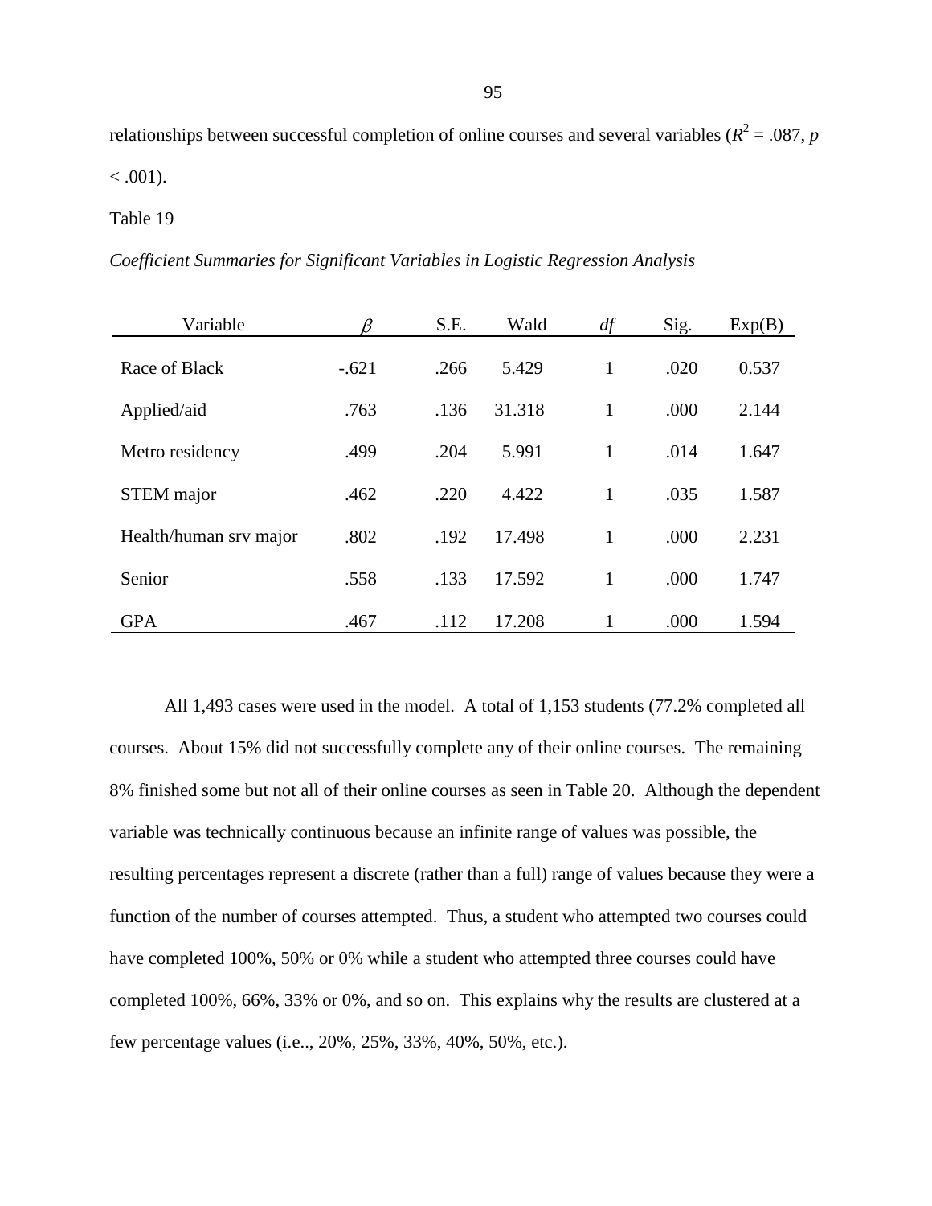relationships between successful completion of online courses and several variables ($R^2$ = .087, $p$ < .001).

Table 19

*Coefficient Summaries for Significant Variables in Logistic Regression Analysis*

| Variable | $\beta$ | S.E. | Wald | *df* | Sig. | Exp(B) |
|---|---|---|---|---|---|---|
| Race of Black | -.621 | .266 | 5.429 | 1 | .020 | 0.537 |
| Applied/aid | .763 | .136 | 31.318 | 1 | .000 | 2.144 |
| Metro residency | .499 | .204 | 5.991 | 1 | .014 | 1.647 |
| STEM major | .462 | .220 | 4.422 | 1 | .035 | 1.587 |
| Health/human srv major | .802 | .192 | 17.498 | 1 | .000 | 2.231 |
| Senior | .558 | .133 | 17.592 | 1 | .000 | 1.747 |
| GPA | .467 | .112 | 17.208 | 1 | .000 | 1.594 |

All 1,493 cases were used in the model. A total of 1,153 students (77.2% completed all courses. About 15% did not successfully complete any of their online courses. The remaining 8% finished some but not all of their online courses as seen in Table 20. Although the dependent variable was technically continuous because an infinite range of values was possible, the resulting percentages represent a discrete (rather than a full) range of values because they were a function of the number of courses attempted. Thus, a student who attempted two courses could have completed 100%, 50% or 0% while a student who attempted three courses could have completed 100%, 66%, 33% or 0%, and so on. This explains why the results are clustered at a few percentage values (i.e.., 20%, 25%, 33%, 40%, 50%, etc.).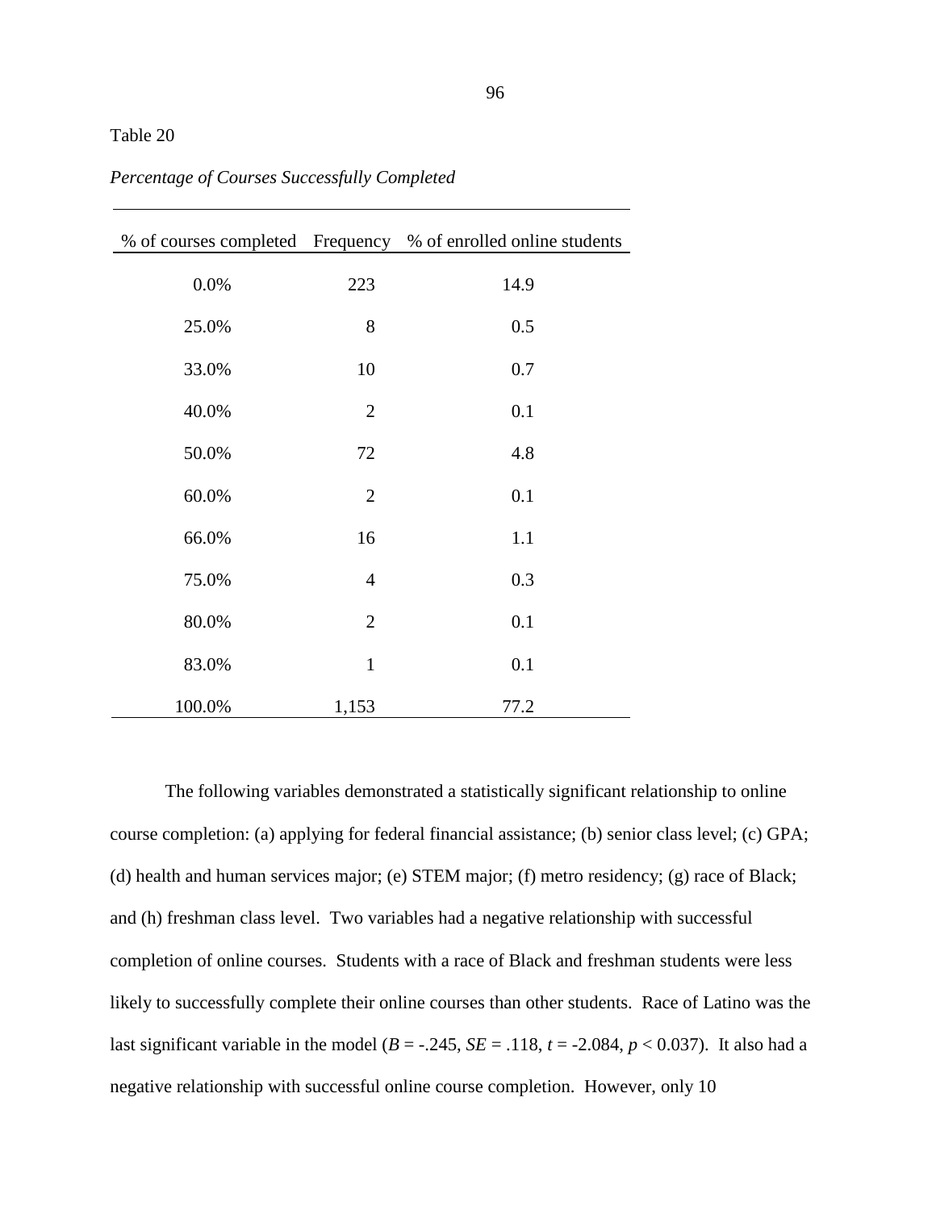Table 20

*Percentage of Courses Successfully Completed*

| % of courses completed | Frequency | % of enrolled online students |
|---|---|---|
| 0.0% | 223 | 14.9 |
| 25.0% | 8 | 0.5 |
| 33.0% | 10 | 0.7 |
| 40.0% | 2 | 0.1 |
| 50.0% | 72 | 4.8 |
| 60.0% | 2 | 0.1 |
| 66.0% | 16 | 1.1 |
| 75.0% | 4 | 0.3 |
| 80.0% | 2 | 0.1 |
| 83.0% | 1 | 0.1 |
| 100.0% | 1,153 | 77.2 |

The following variables demonstrated a statistically significant relationship to online course completion: (a) applying for federal financial assistance; (b) senior class level; (c) GPA; (d) health and human services major; (e) STEM major; (f) metro residency; (g) race of Black; and (h) freshman class level. Two variables had a negative relationship with successful completion of online courses. Students with a race of Black and freshman students were less likely to successfully complete their online courses than other students. Race of Latino was the last significant variable in the model ($B$ = -.245, $SE$ = .118, $t$ = -2.084, $p < 0.037$). It also had a negative relationship with successful online course completion. However, only 10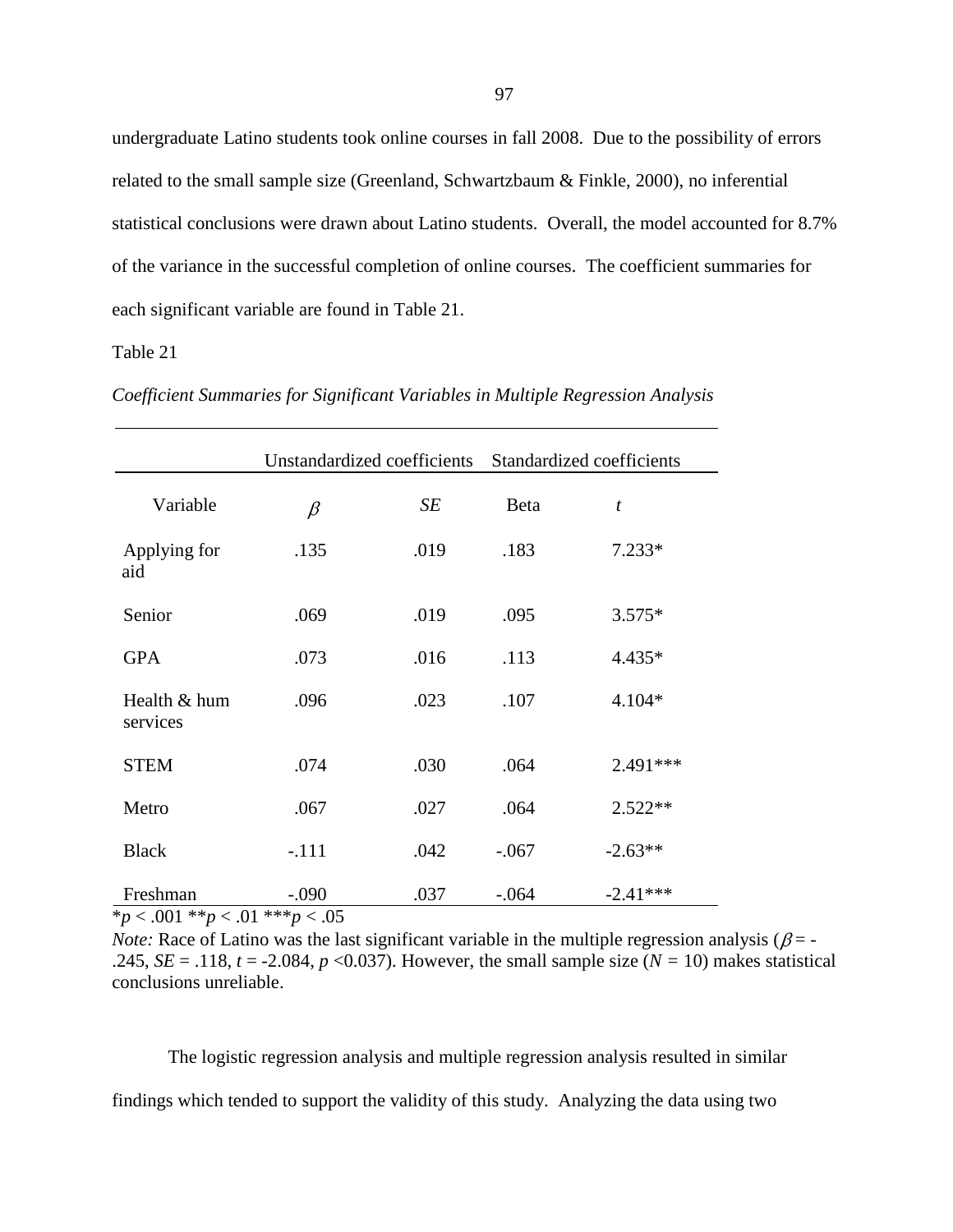undergraduate Latino students took online courses in fall 2008. Due to the possibility of errors related to the small sample size (Greenland, Schwartzbaum & Finkle, 2000), no inferential statistical conclusions were drawn about Latino students. Overall, the model accounted for 8.7% of the variance in the successful completion of online courses. The coefficient summaries for each significant variable are found in Table 21.

Table 21

*Coefficient Summaries for Significant Variables in Multiple Regression Analysis*

| | Unstandardized coefficients | | Standardized coefficients | |
|---|---|---|---|---|
| Variable | $\beta$ | *SE* | Beta | *t* |
| Applying for aid | .135 | .019 | .183 | 7.233* |
| Senior | .069 | .019 | .095 | 3.575* |
| GPA | .073 | .016 | .113 | 4.435* |
| Health & hum services | .096 | .023 | .107 | 4.104* |
| STEM | .074 | .030 | .064 | 2.491*** |
| Metro | .067 | .027 | .064 | 2.522** |
| Black | -.111 | .042 | -.067 | -2.63** |
| Freshman | -.090 | .037 | -.064 | -2.41*** |

*$p < .001$ **$p < .01$ ***$p < .05$

*Note:* Race of Latino was the last significant variable in the multiple regression analysis ($\beta = -.245$, $SE = .118$, $t = -2.084$, $p < 0.037$). However, the small sample size ($N = 10$) makes statistical conclusions unreliable.

The logistic regression analysis and multiple regression analysis resulted in similar findings which tended to support the validity of this study. Analyzing the data using two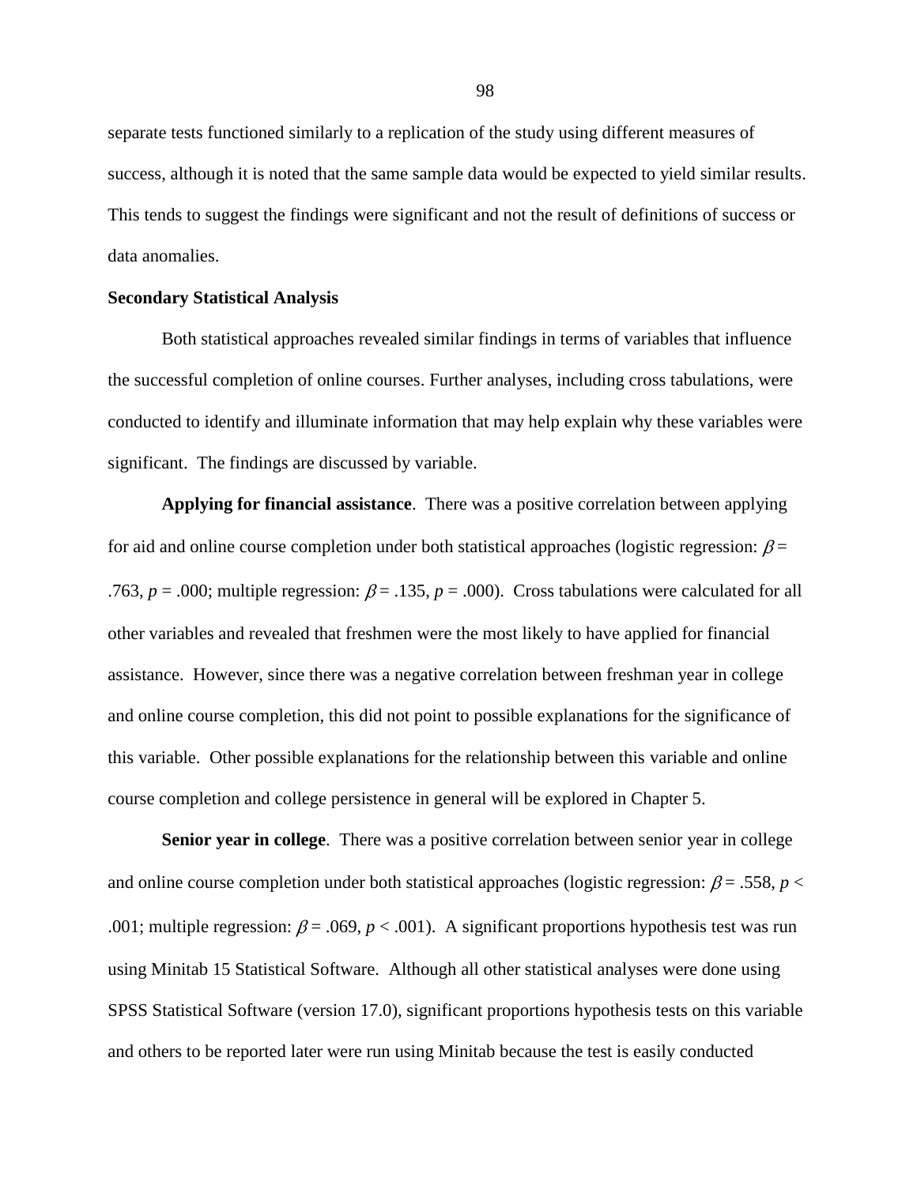separate tests functioned similarly to a replication of the study using different measures of success, although it is noted that the same sample data would be expected to yield similar results. This tends to suggest the findings were significant and not the result of definitions of success or data anomalies.

**Secondary Statistical Analysis**

Both statistical approaches revealed similar findings in terms of variables that influence the successful completion of online courses. Further analyses, including cross tabulations, were conducted to identify and illuminate information that may help explain why these variables were significant. The findings are discussed by variable.

**Applying for financial assistance**. There was a positive correlation between applying for aid and online course completion under both statistical approaches (logistic regression: $\beta$ = .763, $p$ = .000; multiple regression: $\beta$ = .135, $p$ = .000). Cross tabulations were calculated for all other variables and revealed that freshmen were the most likely to have applied for financial assistance. However, since there was a negative correlation between freshman year in college and online course completion, this did not point to possible explanations for the significance of this variable. Other possible explanations for the relationship between this variable and online course completion and college persistence in general will be explored in Chapter 5.

**Senior year in college**. There was a positive correlation between senior year in college and online course completion under both statistical approaches (logistic regression: $\beta$ = .558, $p$ < .001; multiple regression: $\beta$ = .069, $p$ < .001). A significant proportions hypothesis test was run using Minitab 15 Statistical Software. Although all other statistical analyses were done using SPSS Statistical Software (version 17.0), significant proportions hypothesis tests on this variable and others to be reported later were run using Minitab because the test is easily conducted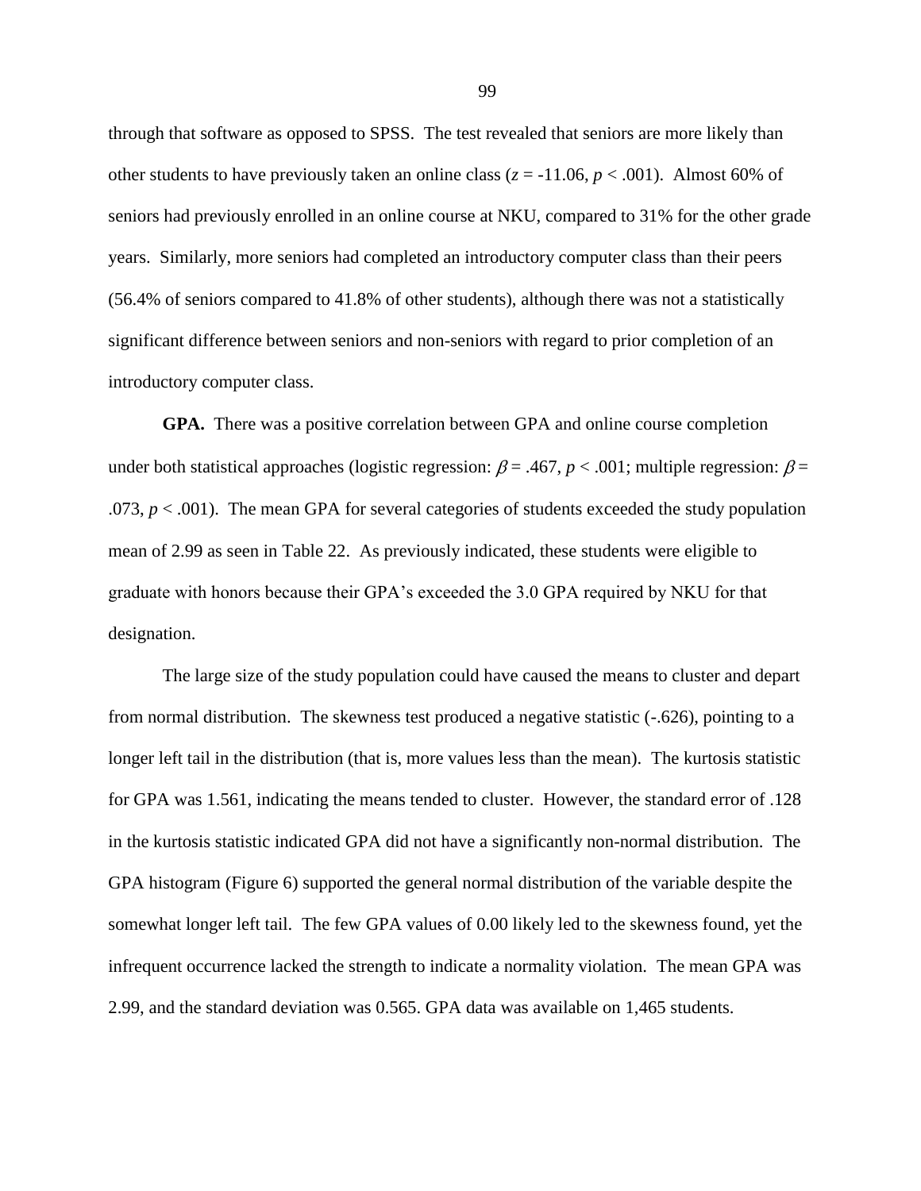through that software as opposed to SPSS. The test revealed that seniors are more likely than other students to have previously taken an online class ($z$ = -11.06, $p$ < .001). Almost 60% of seniors had previously enrolled in an online course at NKU, compared to 31% for the other grade years. Similarly, more seniors had completed an introductory computer class than their peers (56.4% of seniors compared to 41.8% of other students), although there was not a statistically significant difference between seniors and non-seniors with regard to prior completion of an introductory computer class.

**GPA.** There was a positive correlation between GPA and online course completion under both statistical approaches (logistic regression: $\beta$ = .467, $p$ < .001; multiple regression: $\beta$ = .073, $p$ < .001). The mean GPA for several categories of students exceeded the study population mean of 2.99 as seen in Table 22. As previously indicated, these students were eligible to graduate with honors because their GPA's exceeded the 3.0 GPA required by NKU for that designation.

The large size of the study population could have caused the means to cluster and depart from normal distribution. The skewness test produced a negative statistic (-.626), pointing to a longer left tail in the distribution (that is, more values less than the mean). The kurtosis statistic for GPA was 1.561, indicating the means tended to cluster. However, the standard error of .128 in the kurtosis statistic indicated GPA did not have a significantly non-normal distribution. The GPA histogram (Figure 6) supported the general normal distribution of the variable despite the somewhat longer left tail. The few GPA values of 0.00 likely led to the skewness found, yet the infrequent occurrence lacked the strength to indicate a normality violation. The mean GPA was 2.99, and the standard deviation was 0.565. GPA data was available on 1,465 students.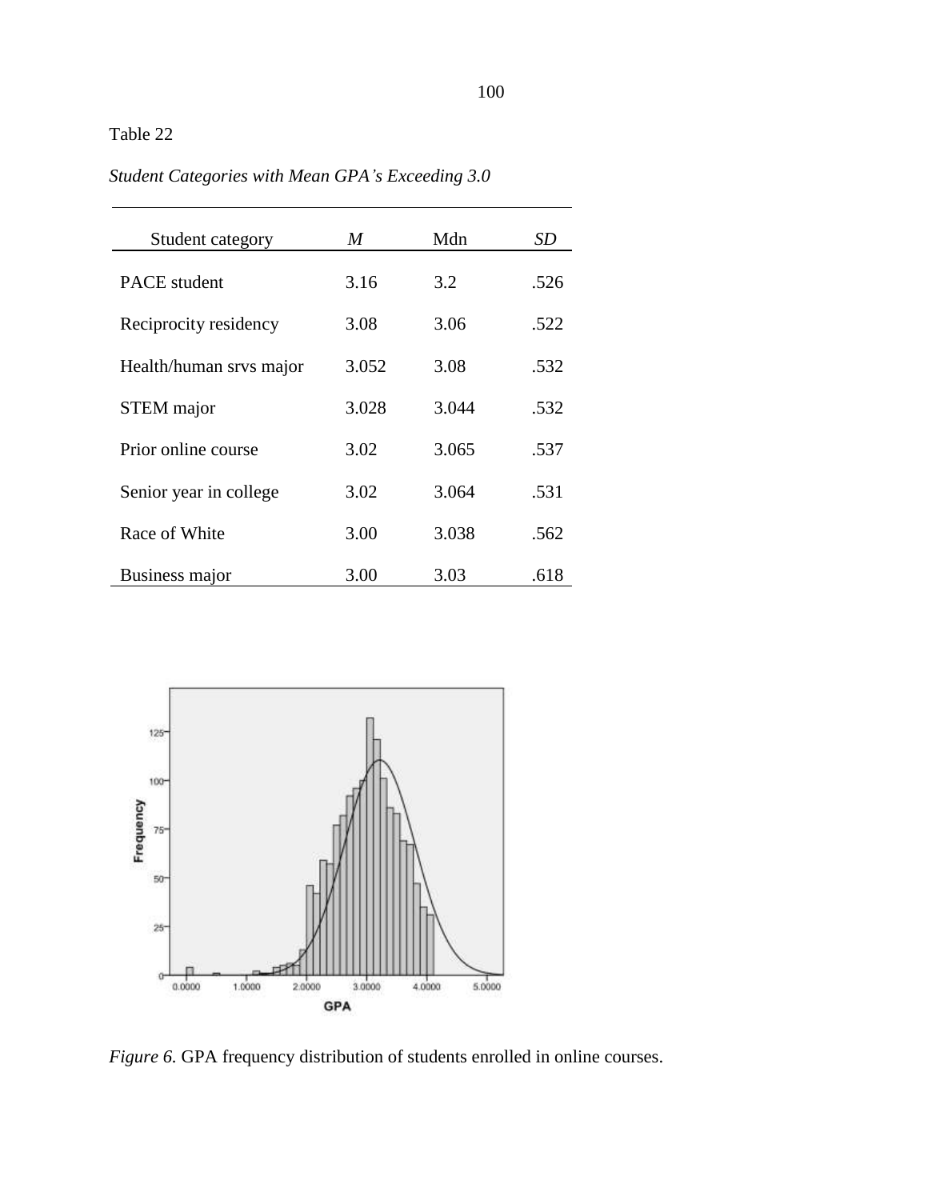Table 22

*Student Categories with Mean GPA's Exceeding 3.0*

| Student category | *M* | Mdn | *SD* |
|---|---|---|---|
| PACE student | 3.16 | 3.2 | .526 |
| Reciprocity residency | 3.08 | 3.06 | .522 |
| Health/human srvs major | 3.052 | 3.08 | .532 |
| STEM major | 3.028 | 3.044 | .532 |
| Prior online course | 3.02 | 3.065 | .537 |
| Senior year in college | 3.02 | 3.064 | .531 |
| Race of White | 3.00 | 3.038 | .562 |
| Business major | 3.00 | 3.03 | .618 |

*Figure 6.* GPA frequency distribution of students enrolled in online courses.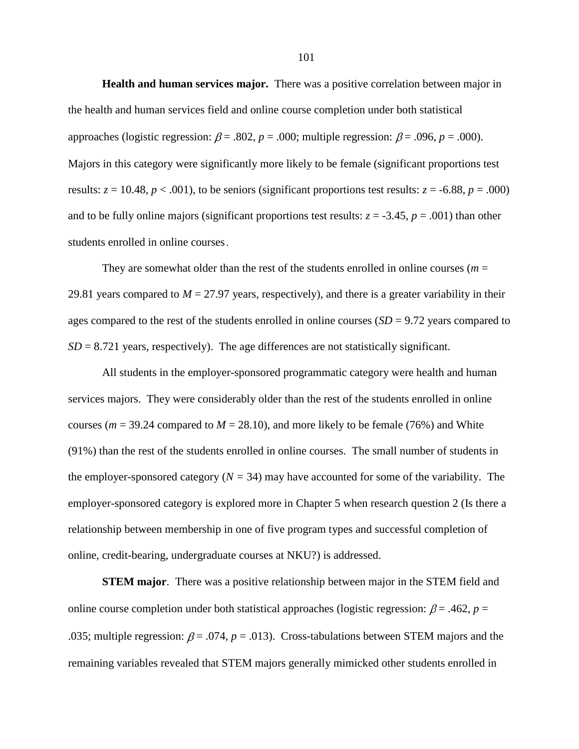**Health and human services major.** There was a positive correlation between major in the health and human services field and online course completion under both statistical approaches (logistic regression: $\beta = .802$, $p = .000$; multiple regression: $\beta = .096$, $p = .000$). Majors in this category were significantly more likely to be female (significant proportions test results: $z = 10.48$, $p < .001$), to be seniors (significant proportions test results: $z = -6.88$, $p = .000$) and to be fully online majors (significant proportions test results: $z = -3.45$, $p = .001$) than other students enrolled in online courses.

They are somewhat older than the rest of the students enrolled in online courses ($m = 29.81$ years compared to $M = 27.97$ years, respectively), and there is a greater variability in their ages compared to the rest of the students enrolled in online courses ($SD = 9.72$ years compared to $SD = 8.721$ years, respectively). The age differences are not statistically significant.

All students in the employer-sponsored programmatic category were health and human services majors. They were considerably older than the rest of the students enrolled in online courses ($m = 39.24$ compared to $M = 28.10$), and more likely to be female (76%) and White (91%) than the rest of the students enrolled in online courses. The small number of students in the employer-sponsored category ($N = 34$) may have accounted for some of the variability. The employer-sponsored category is explored more in Chapter 5 when research question 2 (Is there a relationship between membership in one of five program types and successful completion of online, credit-bearing, undergraduate courses at NKU?) is addressed.

**STEM major**. There was a positive relationship between major in the STEM field and online course completion under both statistical approaches (logistic regression: $\beta = .462$, $p = .035$; multiple regression: $\beta = .074$, $p = .013$). Cross-tabulations between STEM majors and the remaining variables revealed that STEM majors generally mimicked other students enrolled in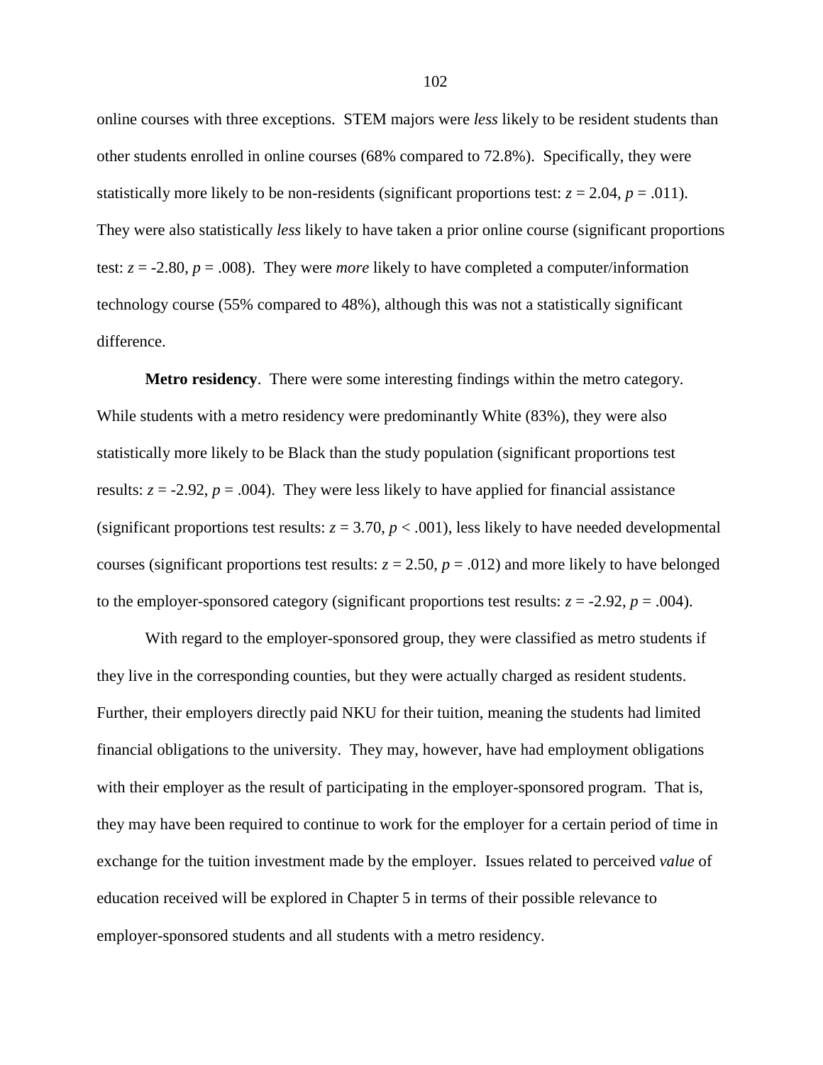online courses with three exceptions. STEM majors were *less* likely to be resident students than other students enrolled in online courses (68% compared to 72.8%). Specifically, they were statistically more likely to be non-residents (significant proportions test: $z = 2.04$, $p = .011$). They were also statistically *less* likely to have taken a prior online course (significant proportions test: $z = -2.80$, $p = .008$). They were *more* likely to have completed a computer/information technology course (55% compared to 48%), although this was not a statistically significant difference.

**Metro residency**. There were some interesting findings within the metro category. While students with a metro residency were predominantly White (83%), they were also statistically more likely to be Black than the study population (significant proportions test results: $z = -2.92$, $p = .004$). They were less likely to have applied for financial assistance (significant proportions test results: $z = 3.70$, $p < .001$), less likely to have needed developmental courses (significant proportions test results: $z = 2.50$, $p = .012$) and more likely to have belonged to the employer-sponsored category (significant proportions test results: $z = -2.92$, $p = .004$).

With regard to the employer-sponsored group, they were classified as metro students if they live in the corresponding counties, but they were actually charged as resident students. Further, their employers directly paid NKU for their tuition, meaning the students had limited financial obligations to the university. They may, however, have had employment obligations with their employer as the result of participating in the employer-sponsored program. That is, they may have been required to continue to work for the employer for a certain period of time in exchange for the tuition investment made by the employer. Issues related to perceived *value* of education received will be explored in Chapter 5 in terms of their possible relevance to employer-sponsored students and all students with a metro residency.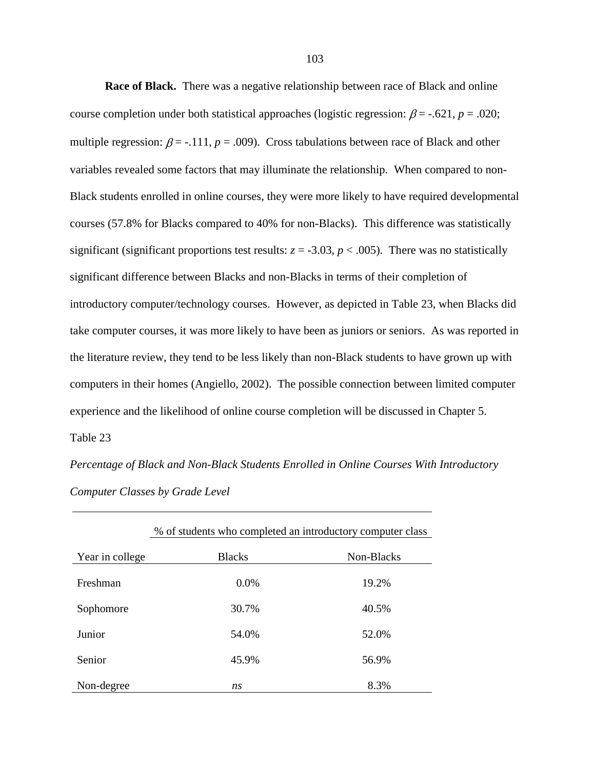**Race of Black.** There was a negative relationship between race of Black and online course completion under both statistical approaches (logistic regression: $\beta$ = -.621, $p$ = .020; multiple regression: $\beta$ = -.111, $p$ = .009). Cross tabulations between race of Black and other variables revealed some factors that may illuminate the relationship. When compared to non-Black students enrolled in online courses, they were more likely to have required developmental courses (57.8% for Blacks compared to 40% for non-Blacks). This difference was statistically significant (significant proportions test results: $z$ = -3.03, $p$ < .005). There was no statistically significant difference between Blacks and non-Blacks in terms of their completion of introductory computer/technology courses. However, as depicted in Table 23, when Blacks did take computer courses, it was more likely to have been as juniors or seniors. As was reported in the literature review, they tend to be less likely than non-Black students to have grown up with computers in their homes (Angiello, 2002). The possible connection between limited computer experience and the likelihood of online course completion will be discussed in Chapter 5.

Table 23

*Percentage of Black and Non-Black Students Enrolled in Online Courses With Introductory Computer Classes by Grade Level*

| | % of students who completed an introductory computer class | |
|---|---|---|
| Year in college | Blacks | Non-Blacks |
| Freshman | 0.0% | 19.2% |
| Sophomore | 30.7% | 40.5% |
| Junior | 54.0% | 52.0% |
| Senior | 45.9% | 56.9% |
| Non-degree | *ns* | 8.3% |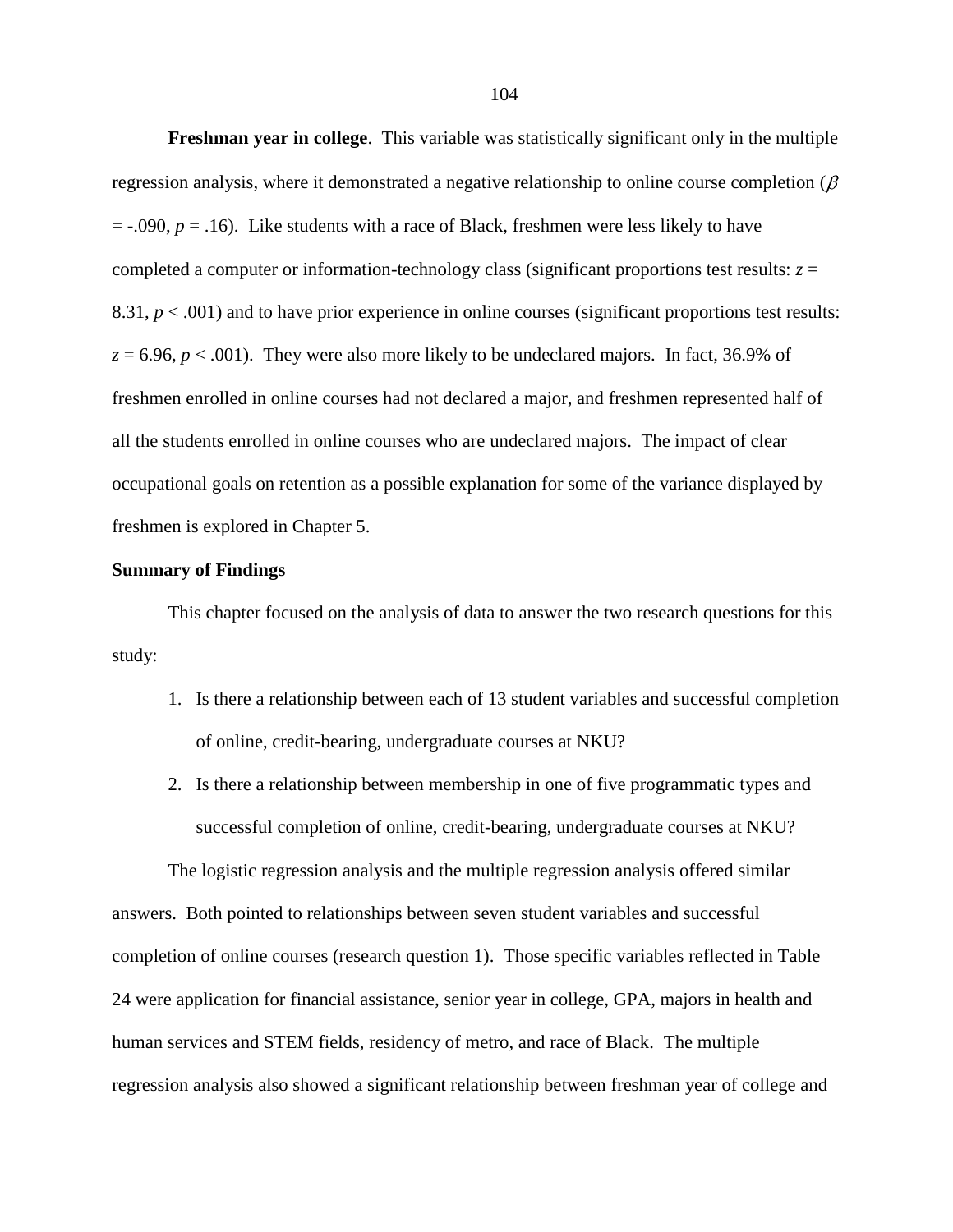**Freshman year in college**. This variable was statistically significant only in the multiple regression analysis, where it demonstrated a negative relationship to online course completion ($\beta$ = -.090, $p$ = .16). Like students with a race of Black, freshmen were less likely to have completed a computer or information-technology class (significant proportions test results: $z$ = 8.31, $p$ < .001) and to have prior experience in online courses (significant proportions test results: $z$ = 6.96, $p$ < .001). They were also more likely to be undeclared majors. In fact, 36.9% of freshmen enrolled in online courses had not declared a major, and freshmen represented half of all the students enrolled in online courses who are undeclared majors. The impact of clear occupational goals on retention as a possible explanation for some of the variance displayed by freshmen is explored in Chapter 5.

**Summary of Findings**

This chapter focused on the analysis of data to answer the two research questions for this study:

1. Is there a relationship between each of 13 student variables and successful completion of online, credit-bearing, undergraduate courses at NKU?
2. Is there a relationship between membership in one of five programmatic types and successful completion of online, credit-bearing, undergraduate courses at NKU?

The logistic regression analysis and the multiple regression analysis offered similar answers. Both pointed to relationships between seven student variables and successful completion of online courses (research question 1). Those specific variables reflected in Table 24 were application for financial assistance, senior year in college, GPA, majors in health and human services and STEM fields, residency of metro, and race of Black. The multiple regression analysis also showed a significant relationship between freshman year of college and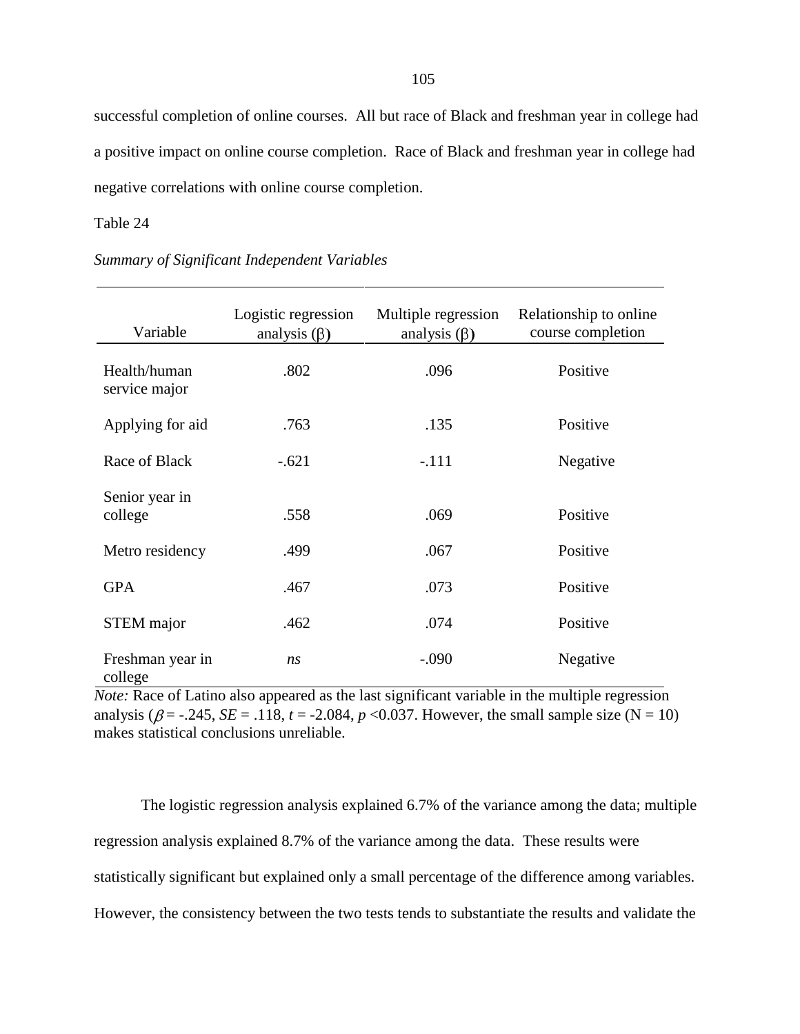successful completion of online courses. All but race of Black and freshman year in college had a positive impact on online course completion. Race of Black and freshman year in college had negative correlations with online course completion.

Table 24

*Summary of Significant Independent Variables*

| Variable | Logistic regression analysis (β) | Multiple regression analysis (β) | Relationship to online course completion |
|---|---|---|---|
| Health/human service major | .802 | .096 | Positive |
| Applying for aid | .763 | .135 | Positive |
| Race of Black | -.621 | -.111 | Negative |
| Senior year in college | .558 | .069 | Positive |
| Metro residency | .499 | .067 | Positive |
| GPA | .467 | .073 | Positive |
| STEM major | .462 | .074 | Positive |
| Freshman year in college | *ns* | -.090 | Negative |

*Note:* Race of Latino also appeared as the last significant variable in the multiple regression analysis ($\beta$ = -.245, *SE* = .118, $t$ = -2.084, $p$ <0.037. However, the small sample size (N = 10) makes statistical conclusions unreliable.

The logistic regression analysis explained 6.7% of the variance among the data; multiple regression analysis explained 8.7% of the variance among the data. These results were statistically significant but explained only a small percentage of the difference among variables. However, the consistency between the two tests tends to substantiate the results and validate the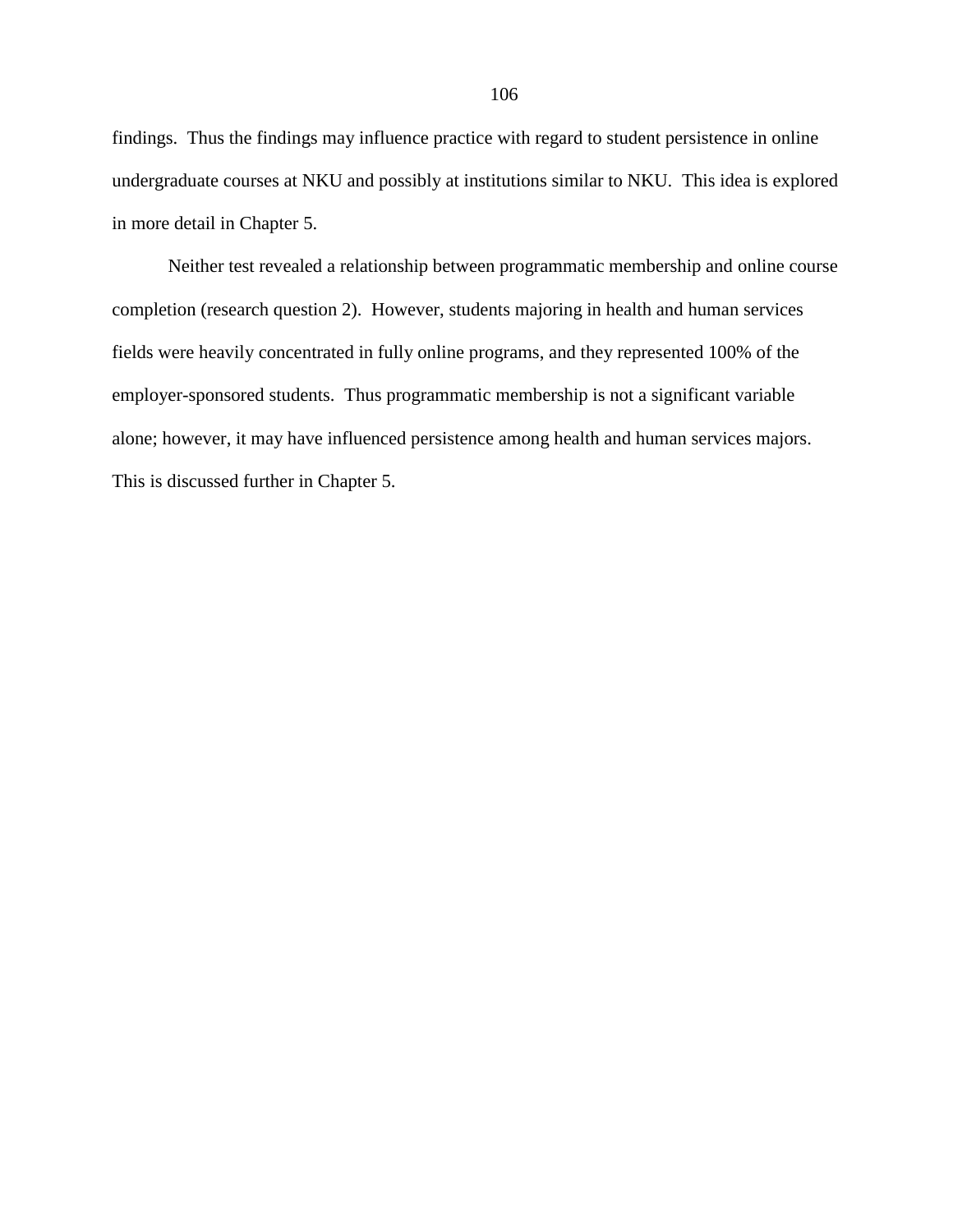findings. Thus the findings may influence practice with regard to student persistence in online undergraduate courses at NKU and possibly at institutions similar to NKU. This idea is explored in more detail in Chapter 5.

Neither test revealed a relationship between programmatic membership and online course completion (research question 2). However, students majoring in health and human services fields were heavily concentrated in fully online programs, and they represented 100% of the employer-sponsored students. Thus programmatic membership is not a significant variable alone; however, it may have influenced persistence among health and human services majors. This is discussed further in Chapter 5.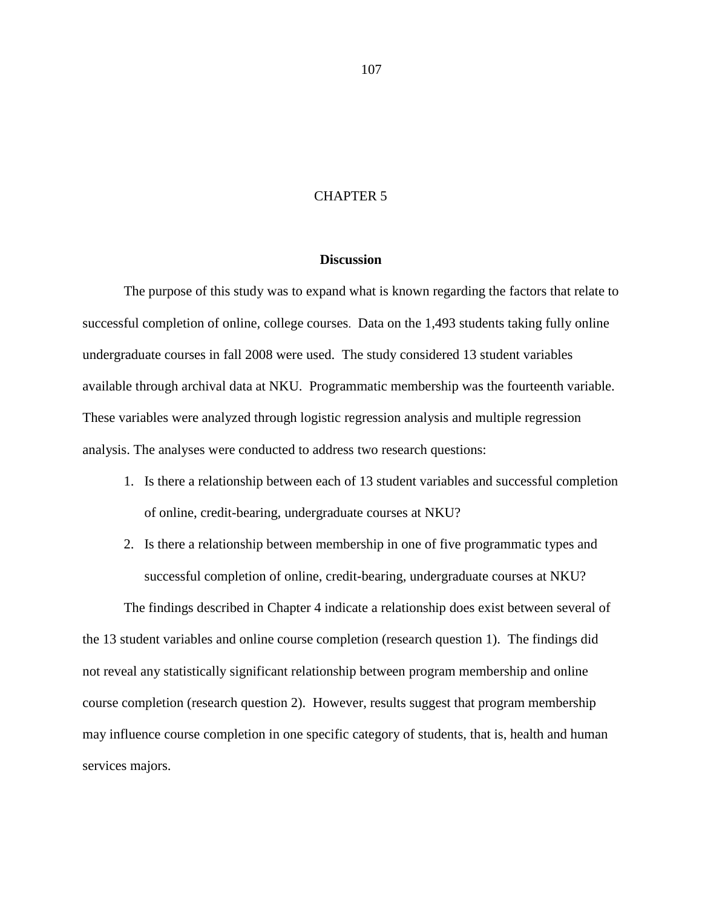# CHAPTER 5

## Discussion

The purpose of this study was to expand what is known regarding the factors that relate to successful completion of online, college courses. Data on the 1,493 students taking fully online undergraduate courses in fall 2008 were used. The study considered 13 student variables available through archival data at NKU. Programmatic membership was the fourteenth variable. These variables were analyzed through logistic regression analysis and multiple regression analysis. The analyses were conducted to address two research questions:

1. Is there a relationship between each of 13 student variables and successful completion of online, credit-bearing, undergraduate courses at NKU?
2. Is there a relationship between membership in one of five programmatic types and successful completion of online, credit-bearing, undergraduate courses at NKU?

The findings described in Chapter 4 indicate a relationship does exist between several of the 13 student variables and online course completion (research question 1). The findings did not reveal any statistically significant relationship between program membership and online course completion (research question 2). However, results suggest that program membership may influence course completion in one specific category of students, that is, health and human services majors.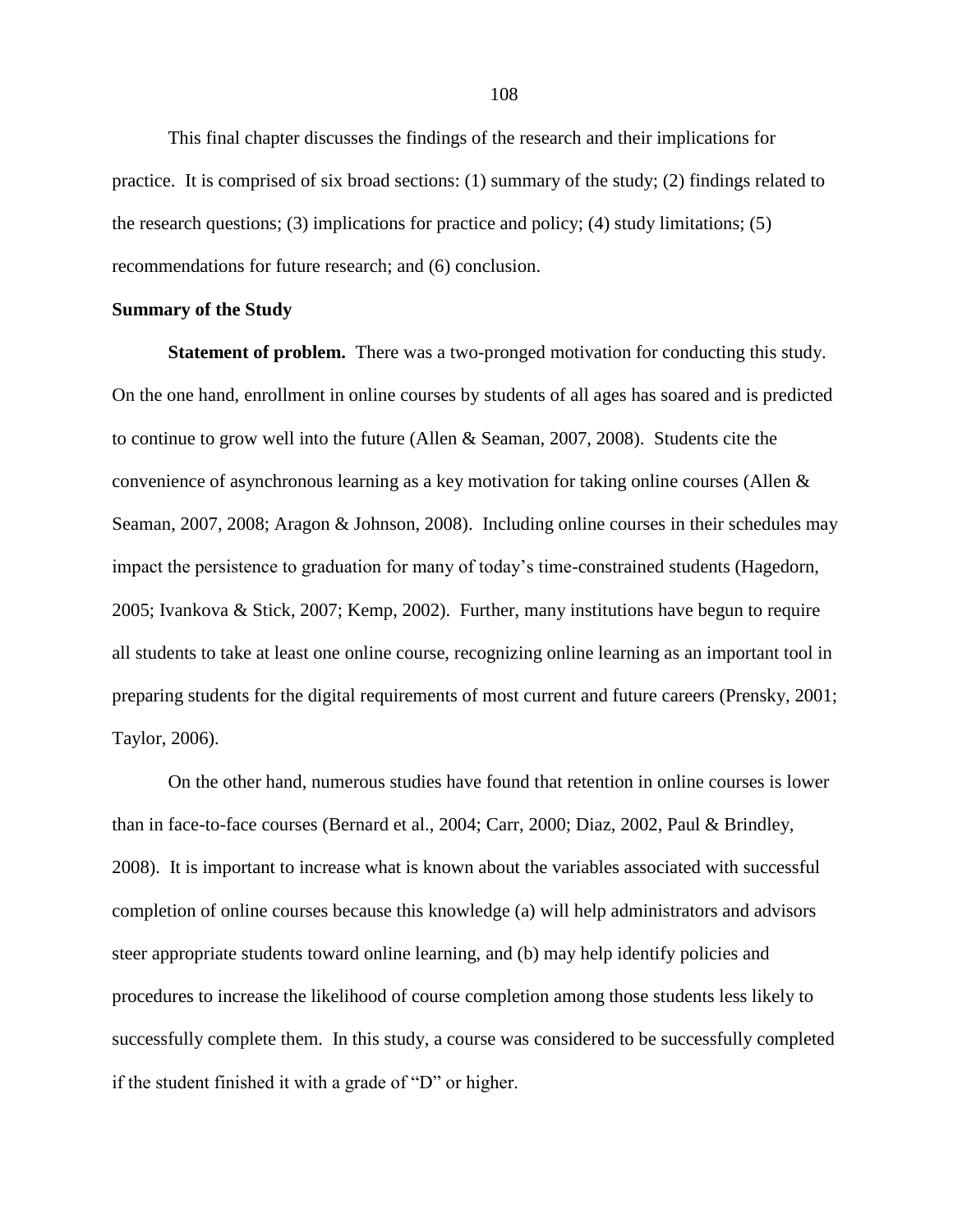This final chapter discusses the findings of the research and their implications for practice. It is comprised of six broad sections: (1) summary of the study; (2) findings related to the research questions; (3) implications for practice and policy; (4) study limitations; (5) recommendations for future research; and (6) conclusion.

## Summary of the Study

**Statement of problem.** There was a two-pronged motivation for conducting this study. On the one hand, enrollment in online courses by students of all ages has soared and is predicted to continue to grow well into the future (Allen & Seaman, 2007, 2008). Students cite the convenience of asynchronous learning as a key motivation for taking online courses (Allen & Seaman, 2007, 2008; Aragon & Johnson, 2008). Including online courses in their schedules may impact the persistence to graduation for many of today's time-constrained students (Hagedorn, 2005; Ivankova & Stick, 2007; Kemp, 2002). Further, many institutions have begun to require all students to take at least one online course, recognizing online learning as an important tool in preparing students for the digital requirements of most current and future careers (Prensky, 2001; Taylor, 2006).

On the other hand, numerous studies have found that retention in online courses is lower than in face-to-face courses (Bernard et al., 2004; Carr, 2000; Diaz, 2002, Paul & Brindley, 2008). It is important to increase what is known about the variables associated with successful completion of online courses because this knowledge (a) will help administrators and advisors steer appropriate students toward online learning, and (b) may help identify policies and procedures to increase the likelihood of course completion among those students less likely to successfully complete them. In this study, a course was considered to be successfully completed if the student finished it with a grade of "D" or higher.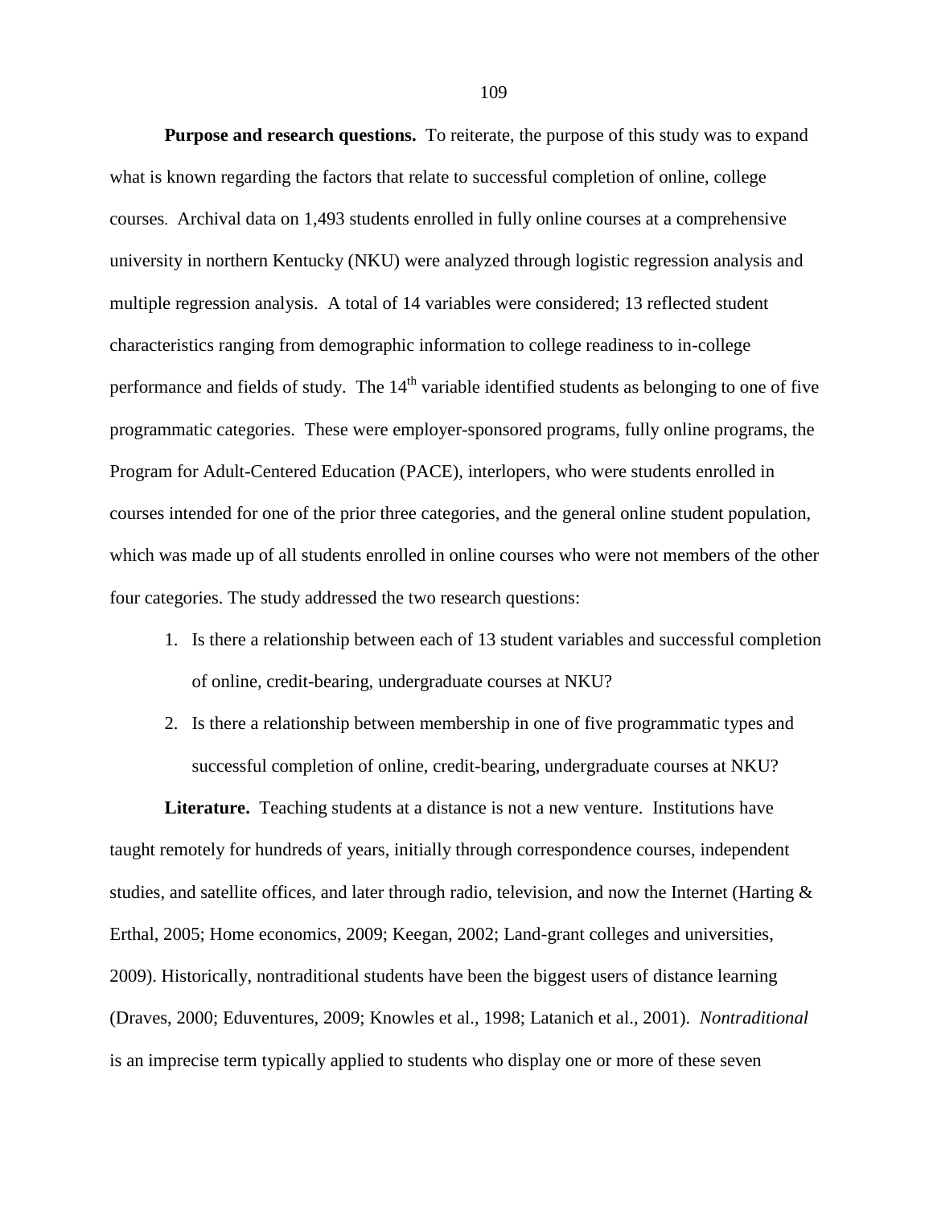**Purpose and research questions.** To reiterate, the purpose of this study was to expand what is known regarding the factors that relate to successful completion of online, college courses. Archival data on 1,493 students enrolled in fully online courses at a comprehensive university in northern Kentucky (NKU) were analyzed through logistic regression analysis and multiple regression analysis. A total of 14 variables were considered; 13 reflected student characteristics ranging from demographic information to college readiness to in-college performance and fields of study. The 14th variable identified students as belonging to one of five programmatic categories. These were employer-sponsored programs, fully online programs, the Program for Adult-Centered Education (PACE), interlopers, who were students enrolled in courses intended for one of the prior three categories, and the general online student population, which was made up of all students enrolled in online courses who were not members of the other four categories. The study addressed the two research questions:

1. Is there a relationship between each of 13 student variables and successful completion of online, credit-bearing, undergraduate courses at NKU?
2. Is there a relationship between membership in one of five programmatic types and successful completion of online, credit-bearing, undergraduate courses at NKU?

**Literature.** Teaching students at a distance is not a new venture. Institutions have taught remotely for hundreds of years, initially through correspondence courses, independent studies, and satellite offices, and later through radio, television, and now the Internet (Harting & Erthal, 2005; Home economics, 2009; Keegan, 2002; Land-grant colleges and universities, 2009). Historically, nontraditional students have been the biggest users of distance learning (Draves, 2000; Eduventures, 2009; Knowles et al., 1998; Latanich et al., 2001). *Nontraditional* is an imprecise term typically applied to students who display one or more of these seven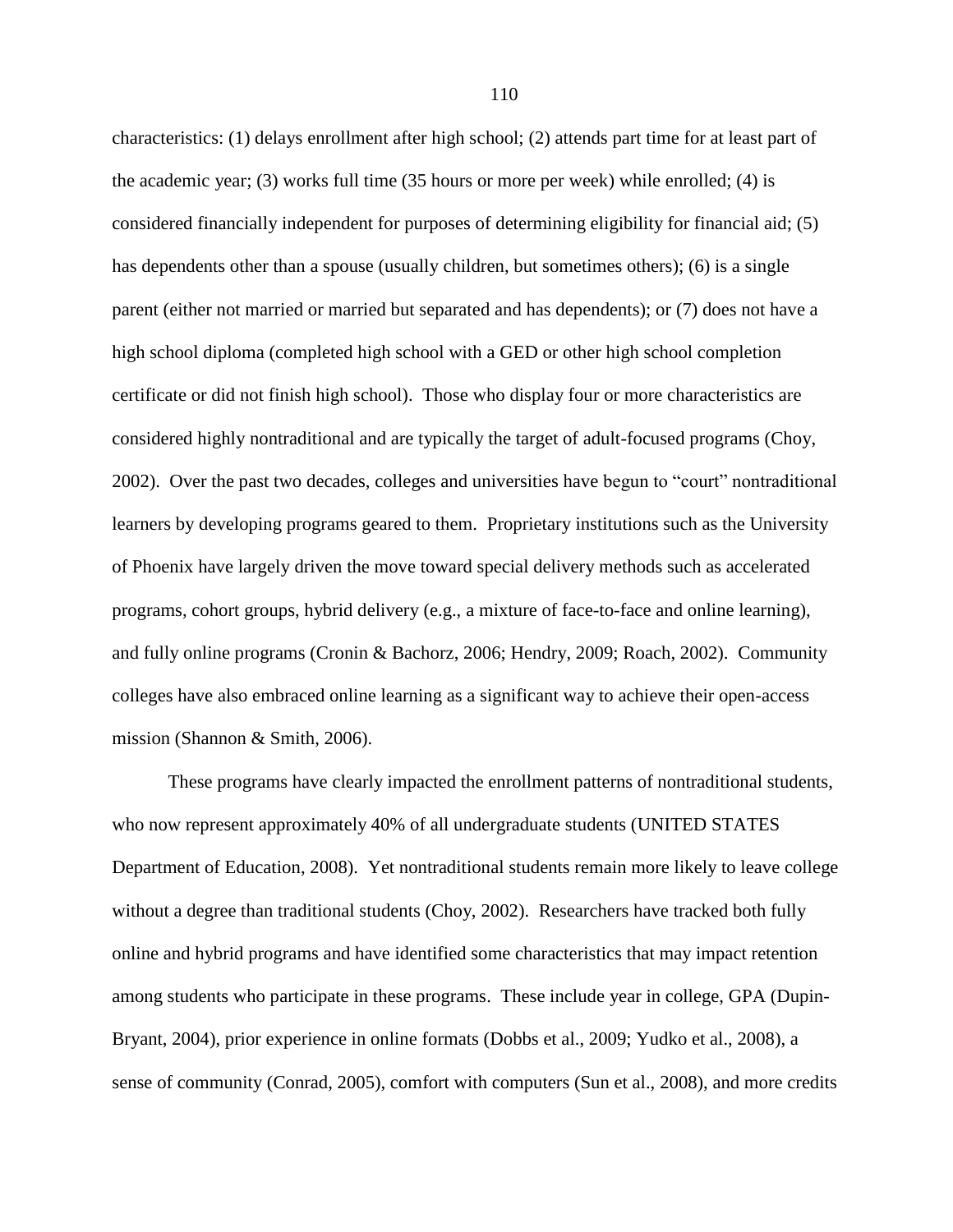characteristics: (1) delays enrollment after high school; (2) attends part time for at least part of the academic year; (3) works full time (35 hours or more per week) while enrolled; (4) is considered financially independent for purposes of determining eligibility for financial aid; (5) has dependents other than a spouse (usually children, but sometimes others); (6) is a single parent (either not married or married but separated and has dependents); or (7) does not have a high school diploma (completed high school with a GED or other high school completion certificate or did not finish high school). Those who display four or more characteristics are considered highly nontraditional and are typically the target of adult-focused programs (Choy, 2002). Over the past two decades, colleges and universities have begun to "court" nontraditional learners by developing programs geared to them. Proprietary institutions such as the University of Phoenix have largely driven the move toward special delivery methods such as accelerated programs, cohort groups, hybrid delivery (e.g., a mixture of face-to-face and online learning), and fully online programs (Cronin & Bachorz, 2006; Hendry, 2009; Roach, 2002). Community colleges have also embraced online learning as a significant way to achieve their open-access mission (Shannon & Smith, 2006).

These programs have clearly impacted the enrollment patterns of nontraditional students, who now represent approximately 40% of all undergraduate students (UNITED STATES Department of Education, 2008). Yet nontraditional students remain more likely to leave college without a degree than traditional students (Choy, 2002). Researchers have tracked both fully online and hybrid programs and have identified some characteristics that may impact retention among students who participate in these programs. These include year in college, GPA (Dupin-Bryant, 2004), prior experience in online formats (Dobbs et al., 2009; Yudko et al., 2008), a sense of community (Conrad, 2005), comfort with computers (Sun et al., 2008), and more credits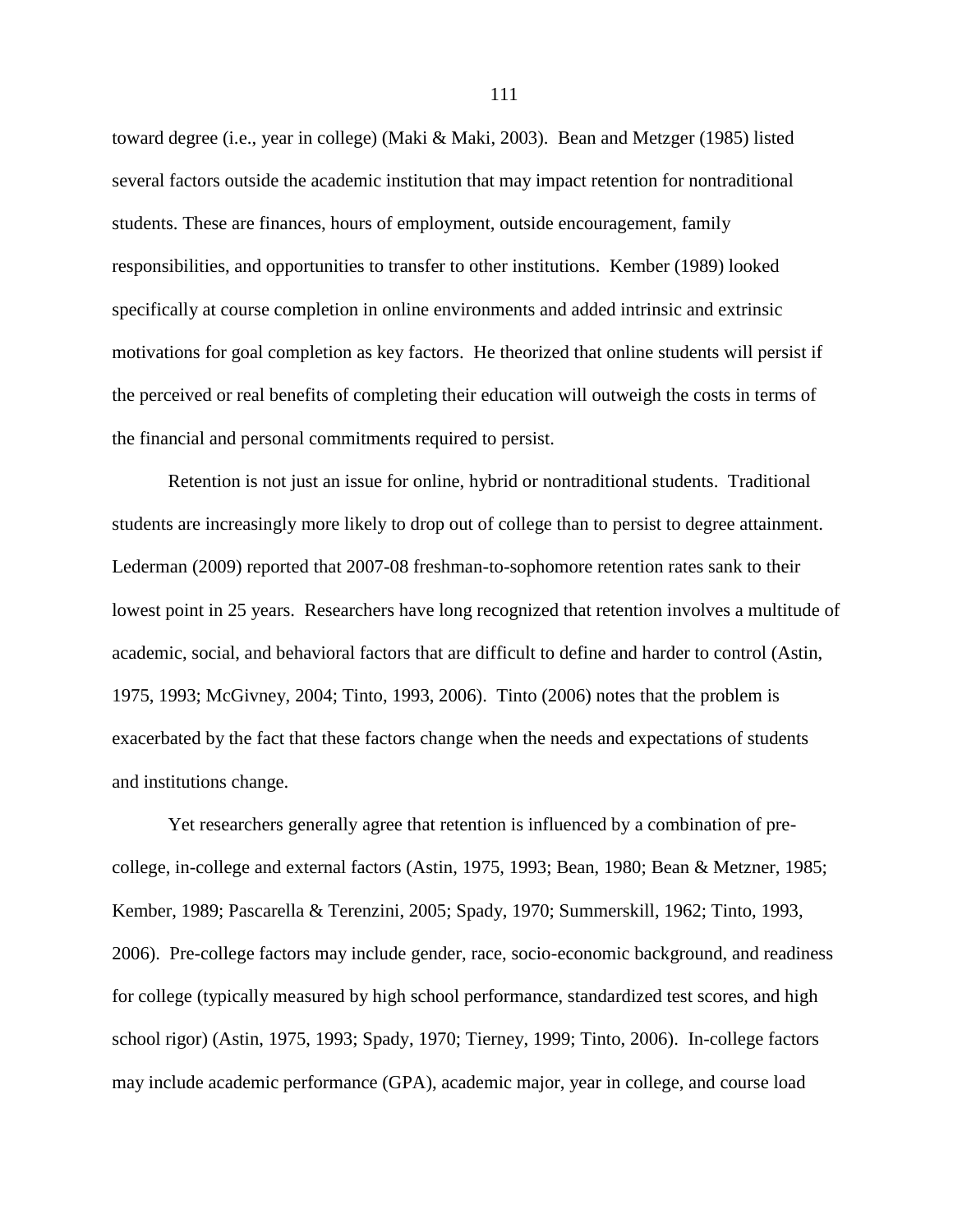toward degree (i.e., year in college) (Maki & Maki, 2003). Bean and Metzger (1985) listed several factors outside the academic institution that may impact retention for nontraditional students. These are finances, hours of employment, outside encouragement, family responsibilities, and opportunities to transfer to other institutions. Kember (1989) looked specifically at course completion in online environments and added intrinsic and extrinsic motivations for goal completion as key factors. He theorized that online students will persist if the perceived or real benefits of completing their education will outweigh the costs in terms of the financial and personal commitments required to persist.

Retention is not just an issue for online, hybrid or nontraditional students. Traditional students are increasingly more likely to drop out of college than to persist to degree attainment. Lederman (2009) reported that 2007-08 freshman-to-sophomore retention rates sank to their lowest point in 25 years. Researchers have long recognized that retention involves a multitude of academic, social, and behavioral factors that are difficult to define and harder to control (Astin, 1975, 1993; McGivney, 2004; Tinto, 1993, 2006). Tinto (2006) notes that the problem is exacerbated by the fact that these factors change when the needs and expectations of students and institutions change.

Yet researchers generally agree that retention is influenced by a combination of pre-college, in-college and external factors (Astin, 1975, 1993; Bean, 1980; Bean & Metzner, 1985; Kember, 1989; Pascarella & Terenzini, 2005; Spady, 1970; Summerskill, 1962; Tinto, 1993, 2006). Pre-college factors may include gender, race, socio-economic background, and readiness for college (typically measured by high school performance, standardized test scores, and high school rigor) (Astin, 1975, 1993; Spady, 1970; Tierney, 1999; Tinto, 2006). In-college factors may include academic performance (GPA), academic major, year in college, and course load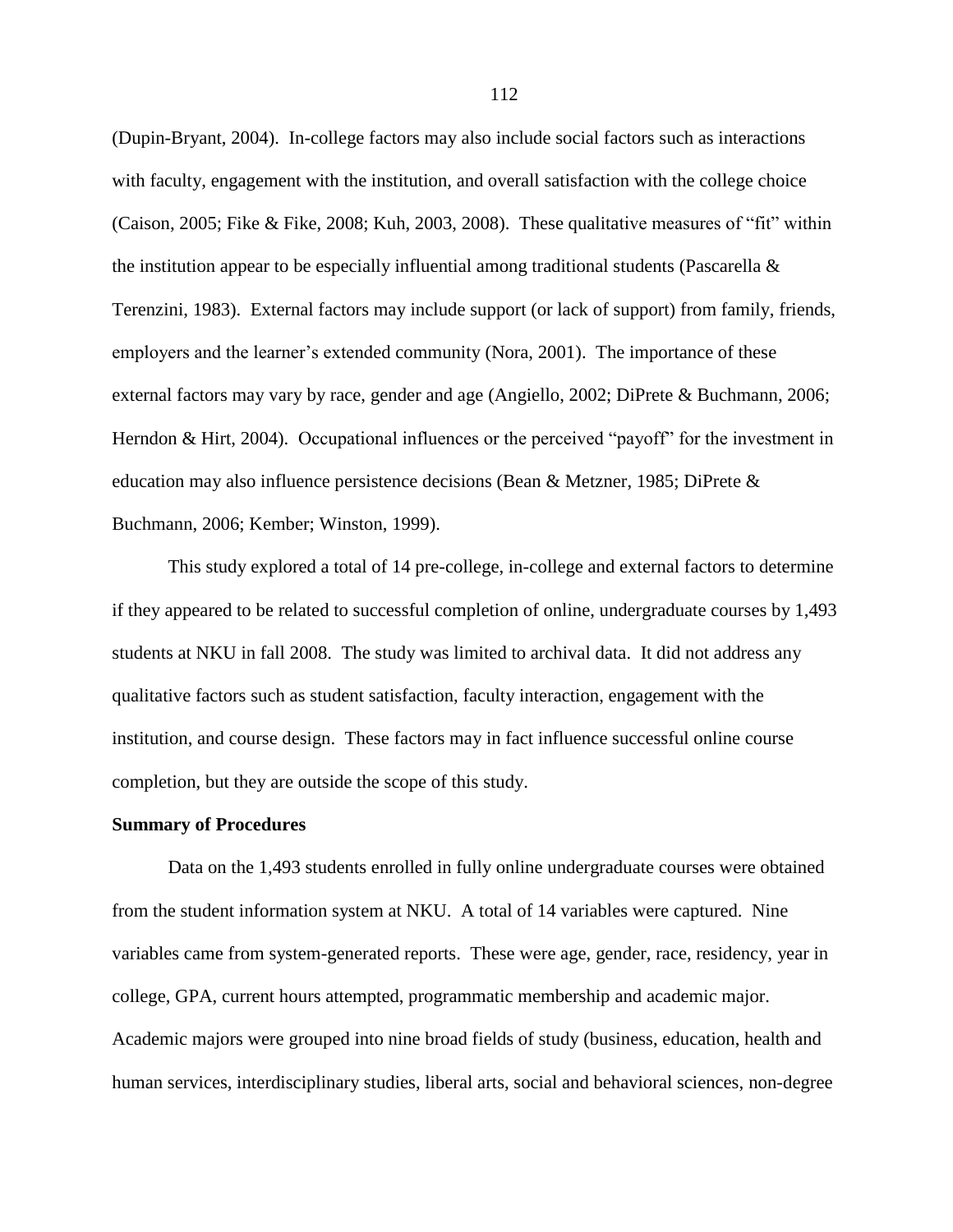(Dupin-Bryant, 2004). In-college factors may also include social factors such as interactions with faculty, engagement with the institution, and overall satisfaction with the college choice (Caison, 2005; Fike & Fike, 2008; Kuh, 2003, 2008). These qualitative measures of "fit" within the institution appear to be especially influential among traditional students (Pascarella & Terenzini, 1983). External factors may include support (or lack of support) from family, friends, employers and the learner's extended community (Nora, 2001). The importance of these external factors may vary by race, gender and age (Angiello, 2002; DiPrete & Buchmann, 2006; Herndon & Hirt, 2004). Occupational influences or the perceived "payoff" for the investment in education may also influence persistence decisions (Bean & Metzner, 1985; DiPrete & Buchmann, 2006; Kember; Winston, 1999).

This study explored a total of 14 pre-college, in-college and external factors to determine if they appeared to be related to successful completion of online, undergraduate courses by 1,493 students at NKU in fall 2008. The study was limited to archival data. It did not address any qualitative factors such as student satisfaction, faculty interaction, engagement with the institution, and course design. These factors may in fact influence successful online course completion, but they are outside the scope of this study.

**Summary of Procedures**

Data on the 1,493 students enrolled in fully online undergraduate courses were obtained from the student information system at NKU. A total of 14 variables were captured. Nine variables came from system-generated reports. These were age, gender, race, residency, year in college, GPA, current hours attempted, programmatic membership and academic major. Academic majors were grouped into nine broad fields of study (business, education, health and human services, interdisciplinary studies, liberal arts, social and behavioral sciences, non-degree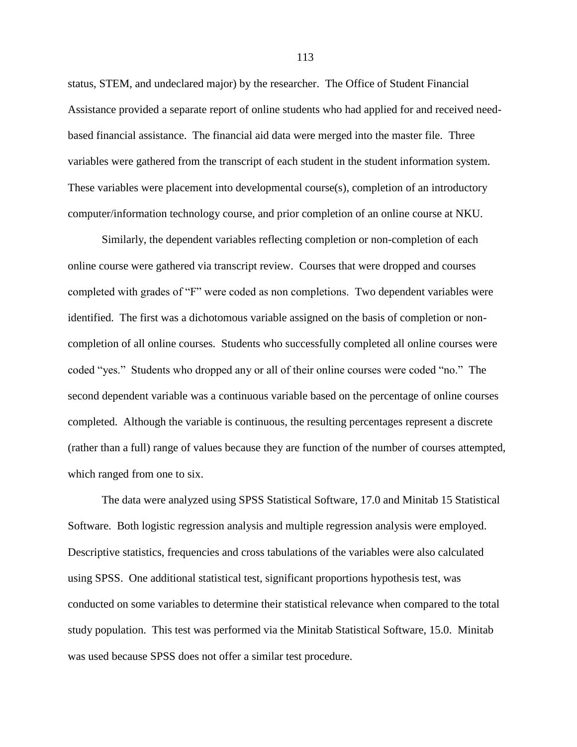status, STEM, and undeclared major) by the researcher. The Office of Student Financial Assistance provided a separate report of online students who had applied for and received need-based financial assistance. The financial aid data were merged into the master file. Three variables were gathered from the transcript of each student in the student information system. These variables were placement into developmental course(s), completion of an introductory computer/information technology course, and prior completion of an online course at NKU.

Similarly, the dependent variables reflecting completion or non-completion of each online course were gathered via transcript review. Courses that were dropped and courses completed with grades of "F" were coded as non completions. Two dependent variables were identified. The first was a dichotomous variable assigned on the basis of completion or non-completion of all online courses. Students who successfully completed all online courses were coded "yes." Students who dropped any or all of their online courses were coded "no." The second dependent variable was a continuous variable based on the percentage of online courses completed. Although the variable is continuous, the resulting percentages represent a discrete (rather than a full) range of values because they are function of the number of courses attempted, which ranged from one to six.

The data were analyzed using SPSS Statistical Software, 17.0 and Minitab 15 Statistical Software. Both logistic regression analysis and multiple regression analysis were employed. Descriptive statistics, frequencies and cross tabulations of the variables were also calculated using SPSS. One additional statistical test, significant proportions hypothesis test, was conducted on some variables to determine their statistical relevance when compared to the total study population. This test was performed via the Minitab Statistical Software, 15.0. Minitab was used because SPSS does not offer a similar test procedure.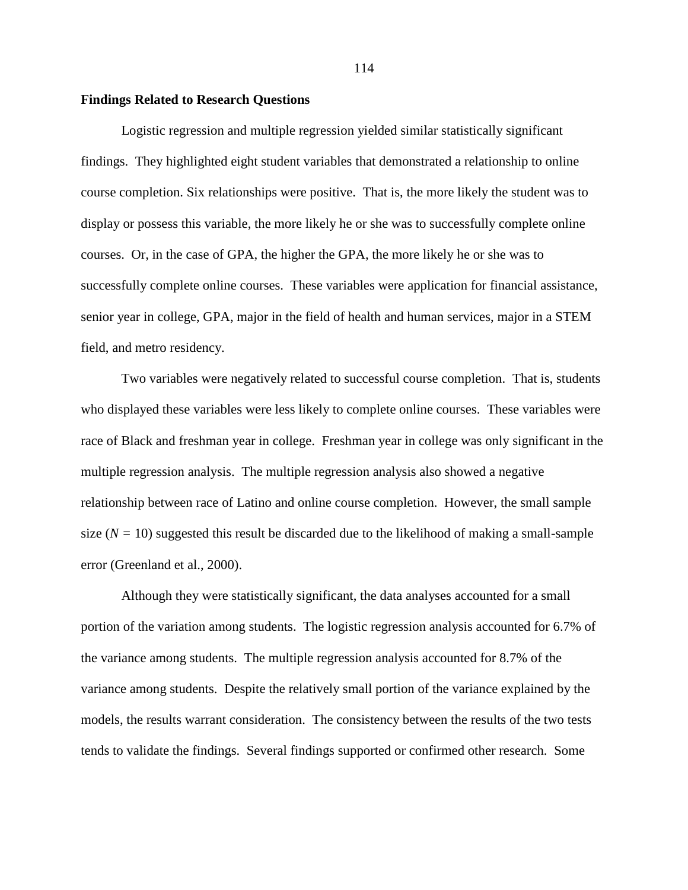### Findings Related to Research Questions

Logistic regression and multiple regression yielded similar statistically significant findings. They highlighted eight student variables that demonstrated a relationship to online course completion. Six relationships were positive. That is, the more likely the student was to display or possess this variable, the more likely he or she was to successfully complete online courses. Or, in the case of GPA, the higher the GPA, the more likely he or she was to successfully complete online courses. These variables were application for financial assistance, senior year in college, GPA, major in the field of health and human services, major in a STEM field, and metro residency.

Two variables were negatively related to successful course completion. That is, students who displayed these variables were less likely to complete online courses. These variables were race of Black and freshman year in college. Freshman year in college was only significant in the multiple regression analysis. The multiple regression analysis also showed a negative relationship between race of Latino and online course completion. However, the small sample size ($N$ = 10) suggested this result be discarded due to the likelihood of making a small-sample error (Greenland et al., 2000).

Although they were statistically significant, the data analyses accounted for a small portion of the variation among students. The logistic regression analysis accounted for 6.7% of the variance among students. The multiple regression analysis accounted for 8.7% of the variance among students. Despite the relatively small portion of the variance explained by the models, the results warrant consideration. The consistency between the results of the two tests tends to validate the findings. Several findings supported or confirmed other research. Some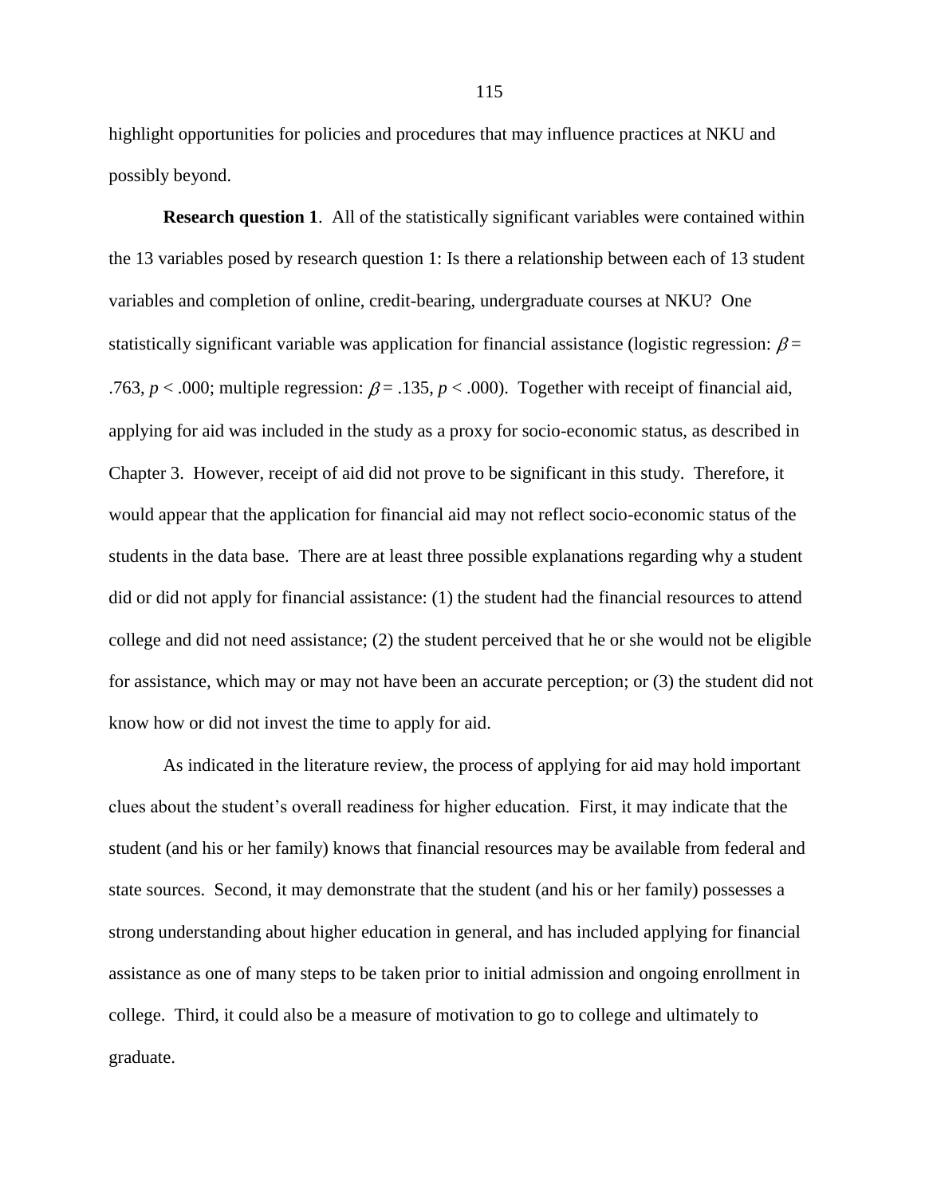highlight opportunities for policies and procedures that may influence practices at NKU and possibly beyond.

**Research question 1**. All of the statistically significant variables were contained within the 13 variables posed by research question 1: Is there a relationship between each of 13 student variables and completion of online, credit-bearing, undergraduate courses at NKU? One statistically significant variable was application for financial assistance (logistic regression: $\beta$ = .763, $p$ < .000; multiple regression: $\beta$ = .135, $p$ < .000). Together with receipt of financial aid, applying for aid was included in the study as a proxy for socio-economic status, as described in Chapter 3. However, receipt of aid did not prove to be significant in this study. Therefore, it would appear that the application for financial aid may not reflect socio-economic status of the students in the data base. There are at least three possible explanations regarding why a student did or did not apply for financial assistance: (1) the student had the financial resources to attend college and did not need assistance; (2) the student perceived that he or she would not be eligible for assistance, which may or may not have been an accurate perception; or (3) the student did not know how or did not invest the time to apply for aid.

As indicated in the literature review, the process of applying for aid may hold important clues about the student's overall readiness for higher education. First, it may indicate that the student (and his or her family) knows that financial resources may be available from federal and state sources. Second, it may demonstrate that the student (and his or her family) possesses a strong understanding about higher education in general, and has included applying for financial assistance as one of many steps to be taken prior to initial admission and ongoing enrollment in college. Third, it could also be a measure of motivation to go to college and ultimately to graduate.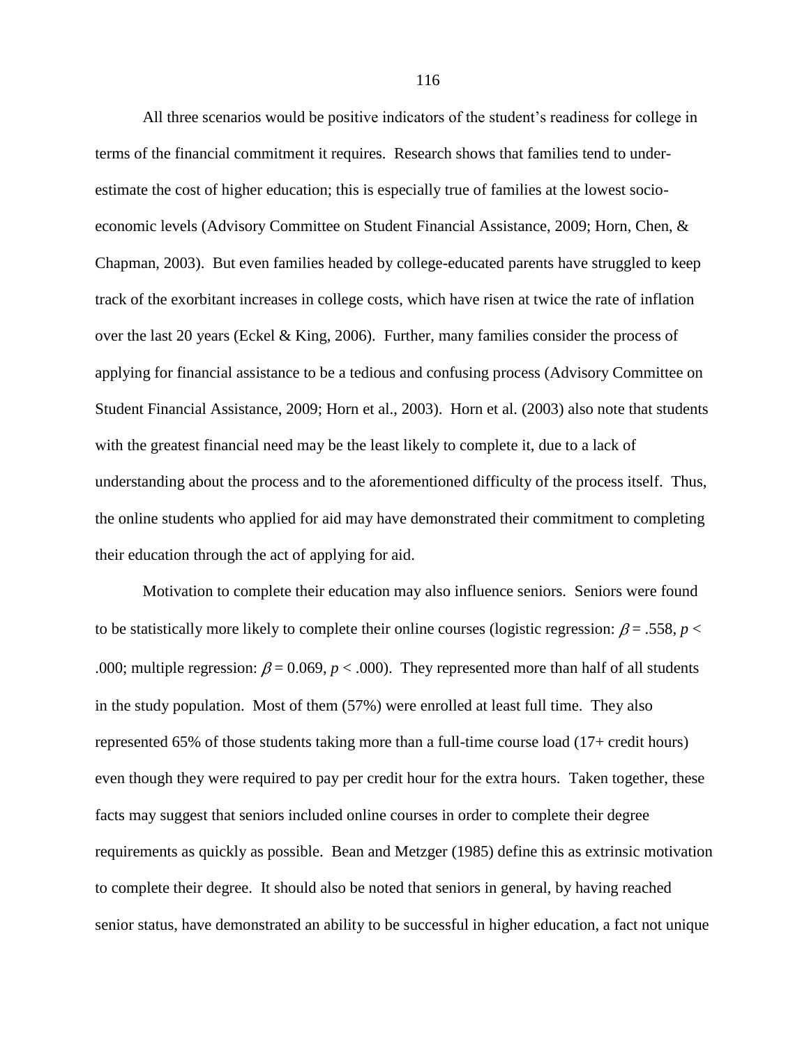All three scenarios would be positive indicators of the student's readiness for college in terms of the financial commitment it requires. Research shows that families tend to under-estimate the cost of higher education; this is especially true of families at the lowest socio-economic levels (Advisory Committee on Student Financial Assistance, 2009; Horn, Chen, & Chapman, 2003). But even families headed by college-educated parents have struggled to keep track of the exorbitant increases in college costs, which have risen at twice the rate of inflation over the last 20 years (Eckel & King, 2006). Further, many families consider the process of applying for financial assistance to be a tedious and confusing process (Advisory Committee on Student Financial Assistance, 2009; Horn et al., 2003). Horn et al. (2003) also note that students with the greatest financial need may be the least likely to complete it, due to a lack of understanding about the process and to the aforementioned difficulty of the process itself. Thus, the online students who applied for aid may have demonstrated their commitment to completing their education through the act of applying for aid.

Motivation to complete their education may also influence seniors. Seniors were found to be statistically more likely to complete their online courses (logistic regression: $\beta = .558$, $p < .000$; multiple regression: $\beta = 0.069$, $p < .000$). They represented more than half of all students in the study population. Most of them (57%) were enrolled at least full time. They also represented 65% of those students taking more than a full-time course load (17+ credit hours) even though they were required to pay per credit hour for the extra hours. Taken together, these facts may suggest that seniors included online courses in order to complete their degree requirements as quickly as possible. Bean and Metzger (1985) define this as extrinsic motivation to complete their degree. It should also be noted that seniors in general, by having reached senior status, have demonstrated an ability to be successful in higher education, a fact not unique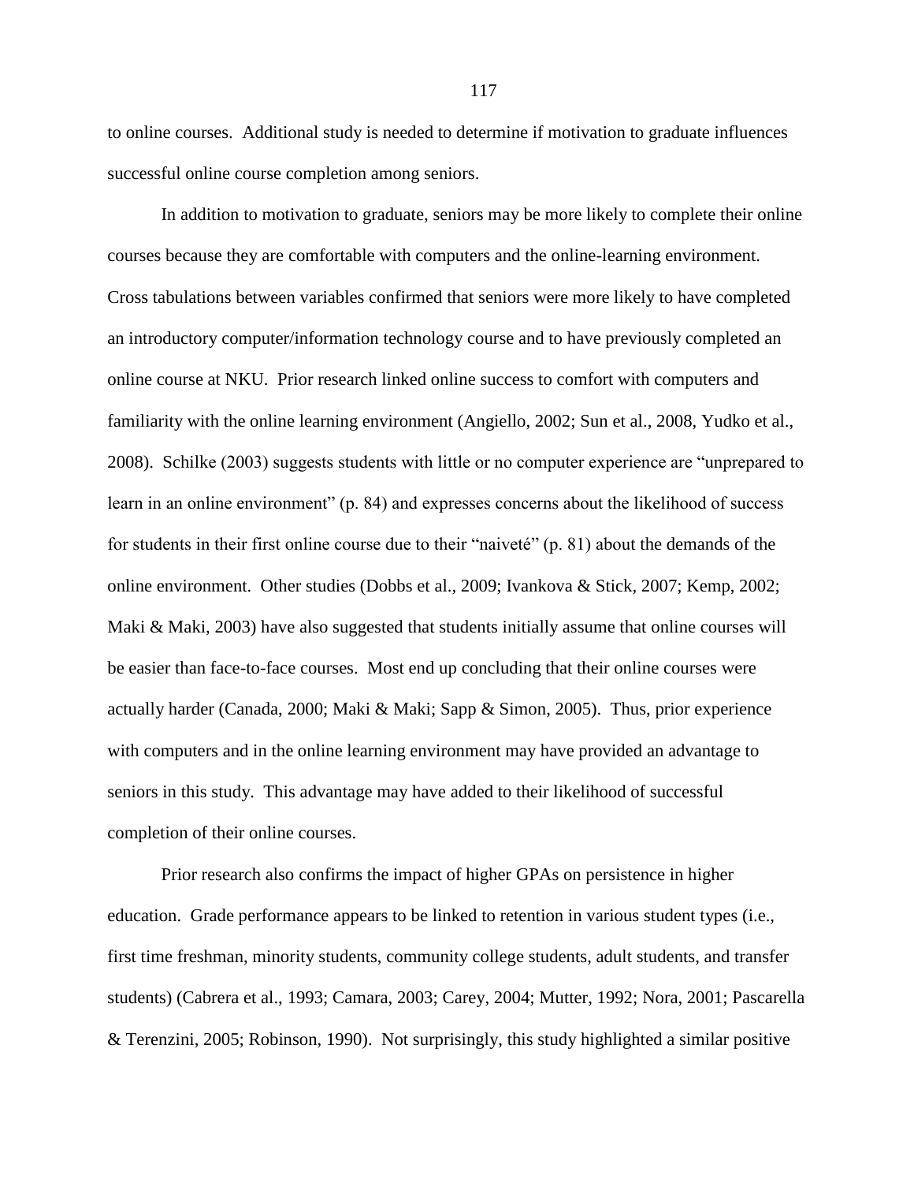to online courses. Additional study is needed to determine if motivation to graduate influences successful online course completion among seniors.

In addition to motivation to graduate, seniors may be more likely to complete their online courses because they are comfortable with computers and the online-learning environment. Cross tabulations between variables confirmed that seniors were more likely to have completed an introductory computer/information technology course and to have previously completed an online course at NKU. Prior research linked online success to comfort with computers and familiarity with the online learning environment (Angiello, 2002; Sun et al., 2008, Yudko et al., 2008). Schilke (2003) suggests students with little or no computer experience are “unprepared to learn in an online environment” (p. 84) and expresses concerns about the likelihood of success for students in their first online course due to their “naiveté” (p. 81) about the demands of the online environment. Other studies (Dobbs et al., 2009; Ivankova & Stick, 2007; Kemp, 2002; Maki & Maki, 2003) have also suggested that students initially assume that online courses will be easier than face-to-face courses. Most end up concluding that their online courses were actually harder (Canada, 2000; Maki & Maki; Sapp & Simon, 2005). Thus, prior experience with computers and in the online learning environment may have provided an advantage to seniors in this study. This advantage may have added to their likelihood of successful completion of their online courses.

Prior research also confirms the impact of higher GPAs on persistence in higher education. Grade performance appears to be linked to retention in various student types (i.e., first time freshman, minority students, community college students, adult students, and transfer students) (Cabrera et al., 1993; Camara, 2003; Carey, 2004; Mutter, 1992; Nora, 2001; Pascarella & Terenzini, 2005; Robinson, 1990). Not surprisingly, this study highlighted a similar positive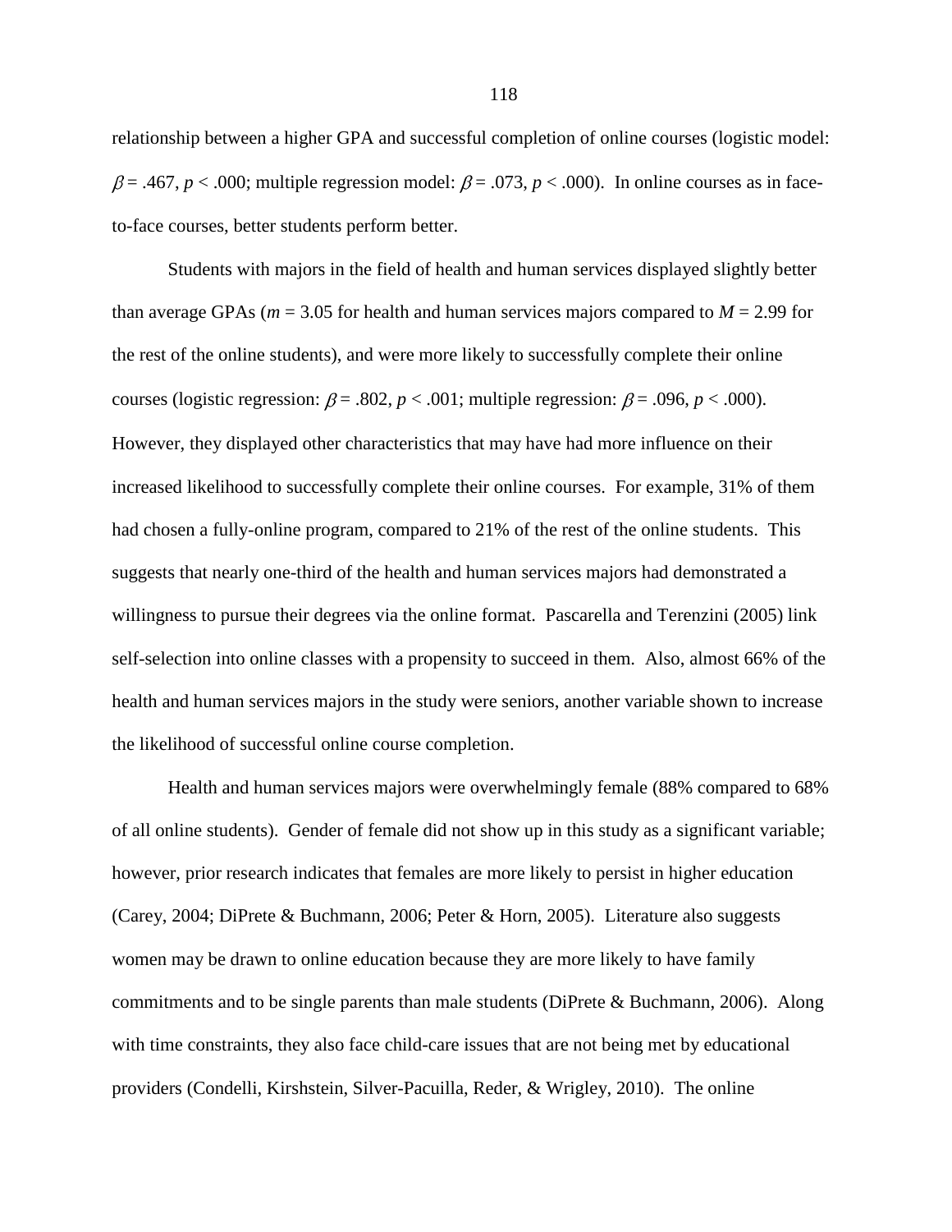relationship between a higher GPA and successful completion of online courses (logistic model: $\beta = .467$, $p < .000$; multiple regression model: $\beta = .073$, $p < .000$). In online courses as in face-to-face courses, better students perform better.

Students with majors in the field of health and human services displayed slightly better than average GPAs ($m = 3.05$ for health and human services majors compared to $M = 2.99$ for the rest of the online students), and were more likely to successfully complete their online courses (logistic regression: $\beta = .802$, $p < .001$; multiple regression: $\beta = .096$, $p < .000$). However, they displayed other characteristics that may have had more influence on their increased likelihood to successfully complete their online courses. For example, 31% of them had chosen a fully-online program, compared to 21% of the rest of the online students. This suggests that nearly one-third of the health and human services majors had demonstrated a willingness to pursue their degrees via the online format. Pascarella and Terenzini (2005) link self-selection into online classes with a propensity to succeed in them. Also, almost 66% of the health and human services majors in the study were seniors, another variable shown to increase the likelihood of successful online course completion.

Health and human services majors were overwhelmingly female (88% compared to 68% of all online students). Gender of female did not show up in this study as a significant variable; however, prior research indicates that females are more likely to persist in higher education (Carey, 2004; DiPrete & Buchmann, 2006; Peter & Horn, 2005). Literature also suggests women may be drawn to online education because they are more likely to have family commitments and to be single parents than male students (DiPrete & Buchmann, 2006). Along with time constraints, they also face child-care issues that are not being met by educational providers (Condelli, Kirshstein, Silver-Pacuilla, Reder, & Wrigley, 2010). The online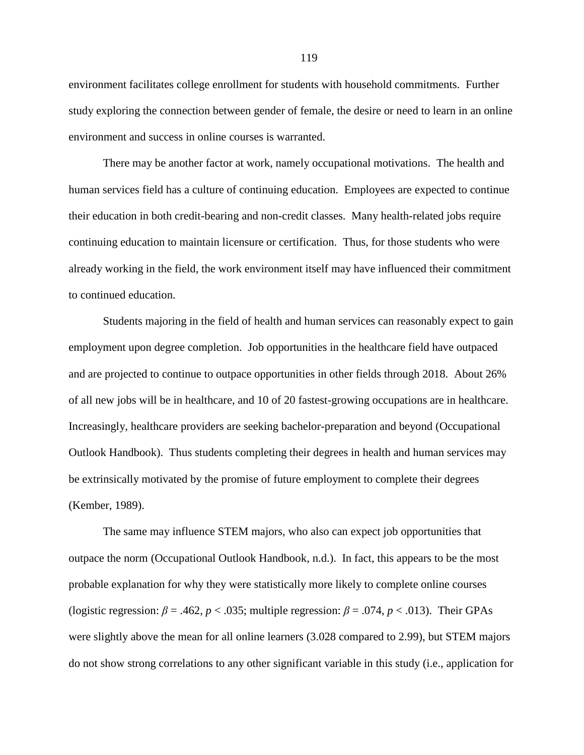environment facilitates college enrollment for students with household commitments. Further study exploring the connection between gender of female, the desire or need to learn in an online environment and success in online courses is warranted.

There may be another factor at work, namely occupational motivations. The health and human services field has a culture of continuing education. Employees are expected to continue their education in both credit-bearing and non-credit classes. Many health-related jobs require continuing education to maintain licensure or certification. Thus, for those students who were already working in the field, the work environment itself may have influenced their commitment to continued education.

Students majoring in the field of health and human services can reasonably expect to gain employment upon degree completion. Job opportunities in the healthcare field have outpaced and are projected to continue to outpace opportunities in other fields through 2018. About 26% of all new jobs will be in healthcare, and 10 of 20 fastest-growing occupations are in healthcare. Increasingly, healthcare providers are seeking bachelor-preparation and beyond (Occupational Outlook Handbook). Thus students completing their degrees in health and human services may be extrinsically motivated by the promise of future employment to complete their degrees (Kember, 1989).

The same may influence STEM majors, who also can expect job opportunities that outpace the norm (Occupational Outlook Handbook, n.d.). In fact, this appears to be the most probable explanation for why they were statistically more likely to complete online courses (logistic regression: $\beta = .462$, $p < .035$; multiple regression: $\beta = .074$, $p < .013$). Their GPAs were slightly above the mean for all online learners (3.028 compared to 2.99), but STEM majors do not show strong correlations to any other significant variable in this study (i.e., application for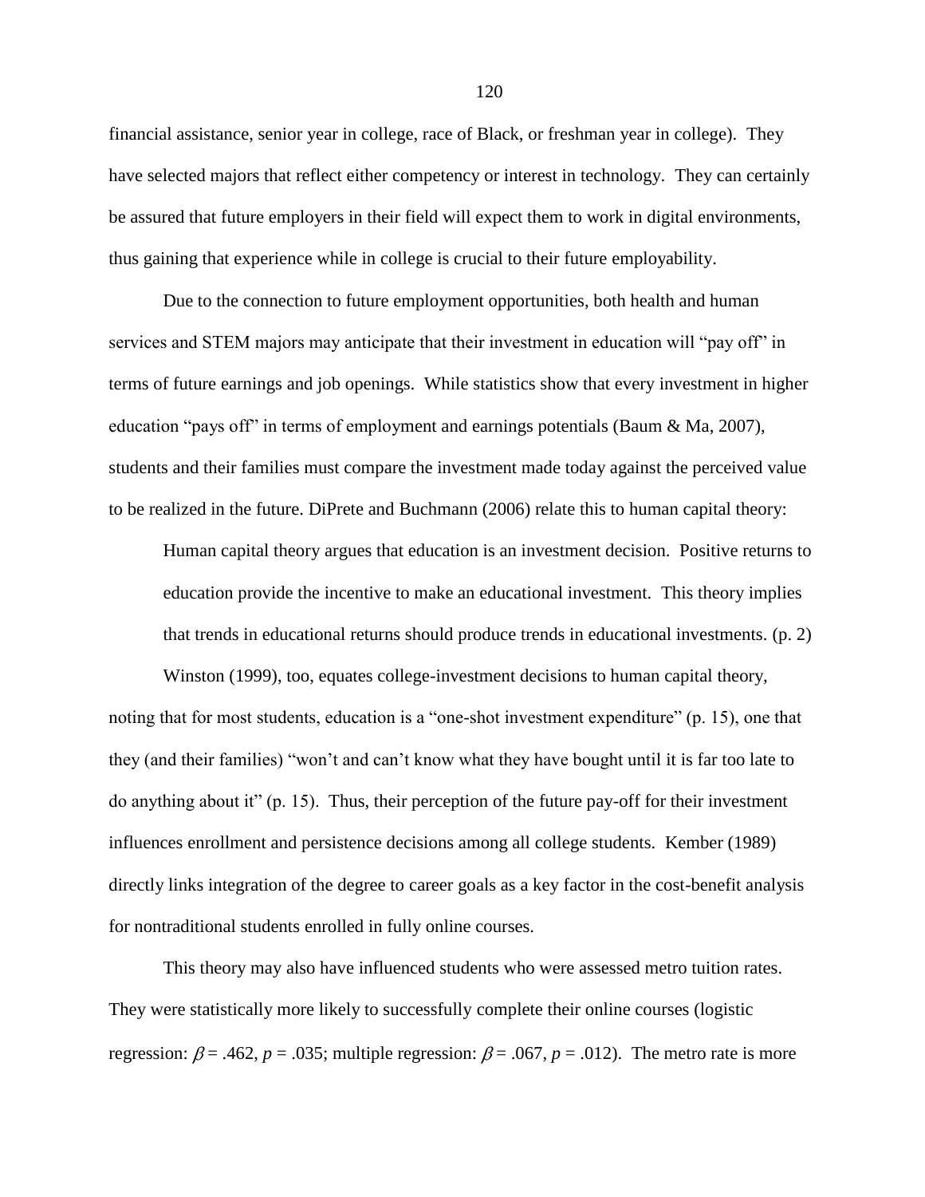financial assistance, senior year in college, race of Black, or freshman year in college). They have selected majors that reflect either competency or interest in technology. They can certainly be assured that future employers in their field will expect them to work in digital environments, thus gaining that experience while in college is crucial to their future employability.

Due to the connection to future employment opportunities, both health and human services and STEM majors may anticipate that their investment in education will "pay off" in terms of future earnings and job openings. While statistics show that every investment in higher education "pays off" in terms of employment and earnings potentials (Baum & Ma, 2007), students and their families must compare the investment made today against the perceived value to be realized in the future. DiPrete and Buchmann (2006) relate this to human capital theory:

> Human capital theory argues that education is an investment decision. Positive returns to education provide the incentive to make an educational investment. This theory implies that trends in educational returns should produce trends in educational investments. (p. 2)

Winston (1999), too, equates college-investment decisions to human capital theory, noting that for most students, education is a "one-shot investment expenditure" (p. 15), one that they (and their families) "won't and can't know what they have bought until it is far too late to do anything about it" (p. 15). Thus, their perception of the future pay-off for their investment influences enrollment and persistence decisions among all college students. Kember (1989) directly links integration of the degree to career goals as a key factor in the cost-benefit analysis for nontraditional students enrolled in fully online courses.

This theory may also have influenced students who were assessed metro tuition rates. They were statistically more likely to successfully complete their online courses (logistic regression: $\beta = .462$, $p = .035$; multiple regression: $\beta = .067$, $p = .012$). The metro rate is more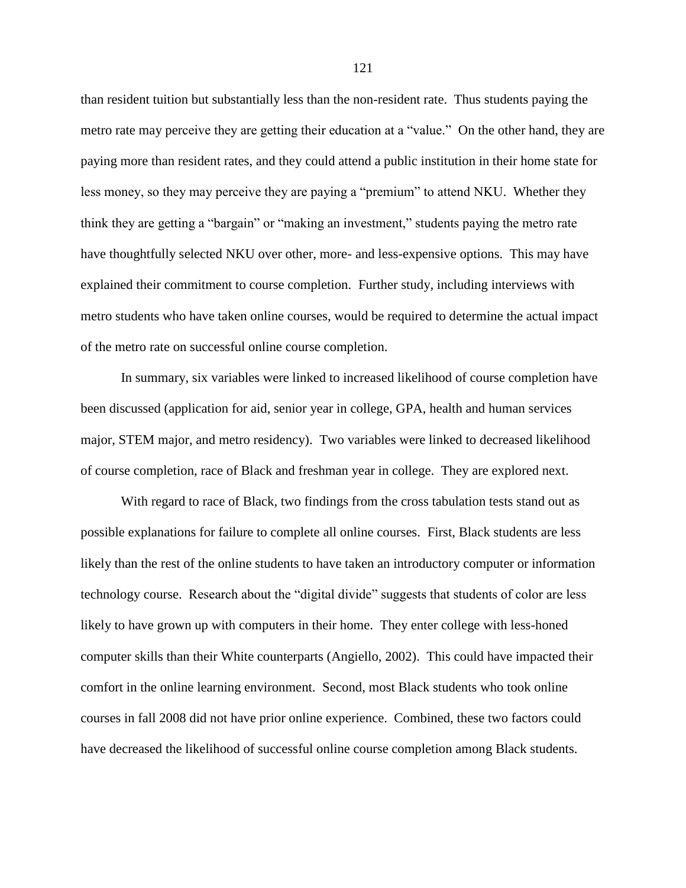than resident tuition but substantially less than the non-resident rate. Thus students paying the metro rate may perceive they are getting their education at a "value." On the other hand, they are paying more than resident rates, and they could attend a public institution in their home state for less money, so they may perceive they are paying a "premium" to attend NKU. Whether they think they are getting a "bargain" or "making an investment," students paying the metro rate have thoughtfully selected NKU over other, more- and less-expensive options. This may have explained their commitment to course completion. Further study, including interviews with metro students who have taken online courses, would be required to determine the actual impact of the metro rate on successful online course completion.

In summary, six variables were linked to increased likelihood of course completion have been discussed (application for aid, senior year in college, GPA, health and human services major, STEM major, and metro residency). Two variables were linked to decreased likelihood of course completion, race of Black and freshman year in college. They are explored next.

With regard to race of Black, two findings from the cross tabulation tests stand out as possible explanations for failure to complete all online courses. First, Black students are less likely than the rest of the online students to have taken an introductory computer or information technology course. Research about the "digital divide" suggests that students of color are less likely to have grown up with computers in their home. They enter college with less-honed computer skills than their White counterparts (Angiello, 2002). This could have impacted their comfort in the online learning environment. Second, most Black students who took online courses in fall 2008 did not have prior online experience. Combined, these two factors could have decreased the likelihood of successful online course completion among Black students.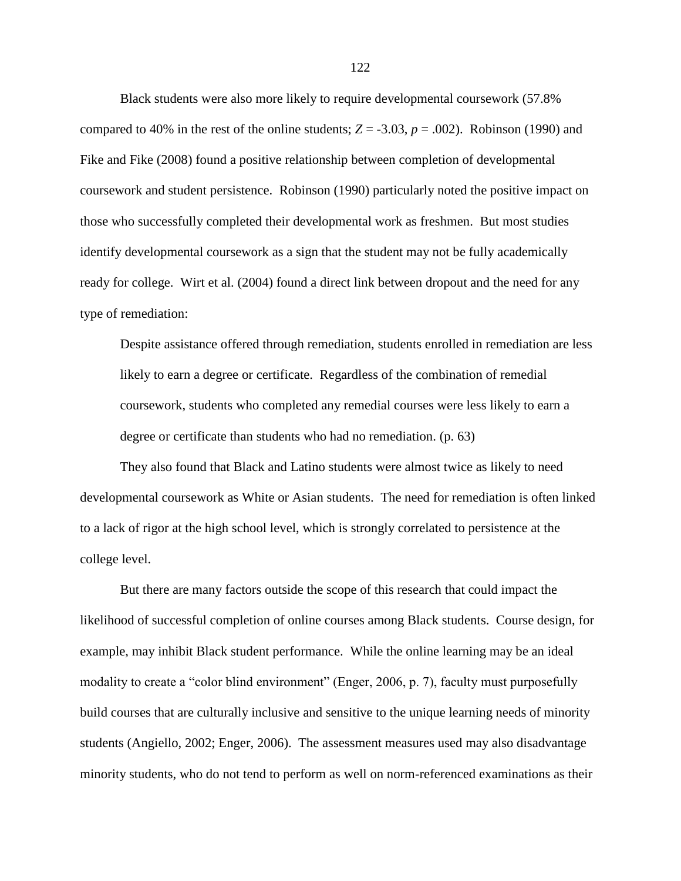Black students were also more likely to require developmental coursework (57.8% compared to 40% in the rest of the online students; $Z = -3.03$, $p = .002$). Robinson (1990) and Fike and Fike (2008) found a positive relationship between completion of developmental coursework and student persistence. Robinson (1990) particularly noted the positive impact on those who successfully completed their developmental work as freshmen. But most studies identify developmental coursework as a sign that the student may not be fully academically ready for college. Wirt et al. (2004) found a direct link between dropout and the need for any type of remediation:

> Despite assistance offered through remediation, students enrolled in remediation are less likely to earn a degree or certificate. Regardless of the combination of remedial coursework, students who completed any remedial courses were less likely to earn a degree or certificate than students who had no remediation. (p. 63)

They also found that Black and Latino students were almost twice as likely to need developmental coursework as White or Asian students. The need for remediation is often linked to a lack of rigor at the high school level, which is strongly correlated to persistence at the college level.

But there are many factors outside the scope of this research that could impact the likelihood of successful completion of online courses among Black students. Course design, for example, may inhibit Black student performance. While the online learning may be an ideal modality to create a "color blind environment" (Enger, 2006, p. 7), faculty must purposefully build courses that are culturally inclusive and sensitive to the unique learning needs of minority students (Angiello, 2002; Enger, 2006). The assessment measures used may also disadvantage minority students, who do not tend to perform as well on norm-referenced examinations as their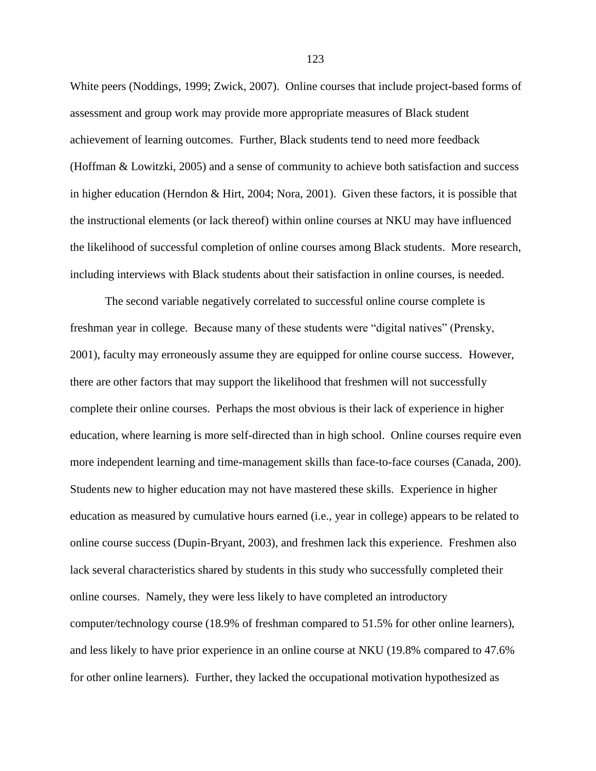White peers (Noddings, 1999; Zwick, 2007). Online courses that include project-based forms of assessment and group work may provide more appropriate measures of Black student achievement of learning outcomes. Further, Black students tend to need more feedback (Hoffman & Lowitzki, 2005) and a sense of community to achieve both satisfaction and success in higher education (Herndon & Hirt, 2004; Nora, 2001). Given these factors, it is possible that the instructional elements (or lack thereof) within online courses at NKU may have influenced the likelihood of successful completion of online courses among Black students. More research, including interviews with Black students about their satisfaction in online courses, is needed.

The second variable negatively correlated to successful online course complete is freshman year in college. Because many of these students were "digital natives" (Prensky, 2001), faculty may erroneously assume they are equipped for online course success. However, there are other factors that may support the likelihood that freshmen will not successfully complete their online courses. Perhaps the most obvious is their lack of experience in higher education, where learning is more self-directed than in high school. Online courses require even more independent learning and time-management skills than face-to-face courses (Canada, 200). Students new to higher education may not have mastered these skills. Experience in higher education as measured by cumulative hours earned (i.e., year in college) appears to be related to online course success (Dupin-Bryant, 2003), and freshmen lack this experience. Freshmen also lack several characteristics shared by students in this study who successfully completed their online courses. Namely, they were less likely to have completed an introductory computer/technology course (18.9% of freshman compared to 51.5% for other online learners), and less likely to have prior experience in an online course at NKU (19.8% compared to 47.6% for other online learners). Further, they lacked the occupational motivation hypothesized as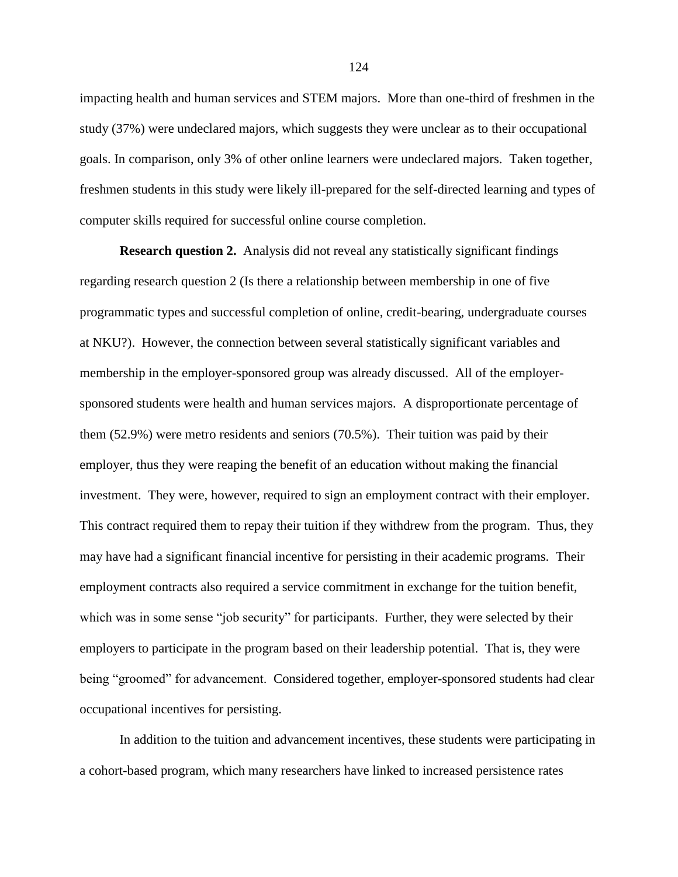impacting health and human services and STEM majors. More than one-third of freshmen in the study (37%) were undeclared majors, which suggests they were unclear as to their occupational goals. In comparison, only 3% of other online learners were undeclared majors. Taken together, freshmen students in this study were likely ill-prepared for the self-directed learning and types of computer skills required for successful online course completion.

**Research question 2.** Analysis did not reveal any statistically significant findings regarding research question 2 (Is there a relationship between membership in one of five programmatic types and successful completion of online, credit-bearing, undergraduate courses at NKU?). However, the connection between several statistically significant variables and membership in the employer-sponsored group was already discussed. All of the employer-sponsored students were health and human services majors. A disproportionate percentage of them (52.9%) were metro residents and seniors (70.5%). Their tuition was paid by their employer, thus they were reaping the benefit of an education without making the financial investment. They were, however, required to sign an employment contract with their employer. This contract required them to repay their tuition if they withdrew from the program. Thus, they may have had a significant financial incentive for persisting in their academic programs. Their employment contracts also required a service commitment in exchange for the tuition benefit, which was in some sense "job security" for participants. Further, they were selected by their employers to participate in the program based on their leadership potential. That is, they were being "groomed" for advancement. Considered together, employer-sponsored students had clear occupational incentives for persisting.

In addition to the tuition and advancement incentives, these students were participating in a cohort-based program, which many researchers have linked to increased persistence rates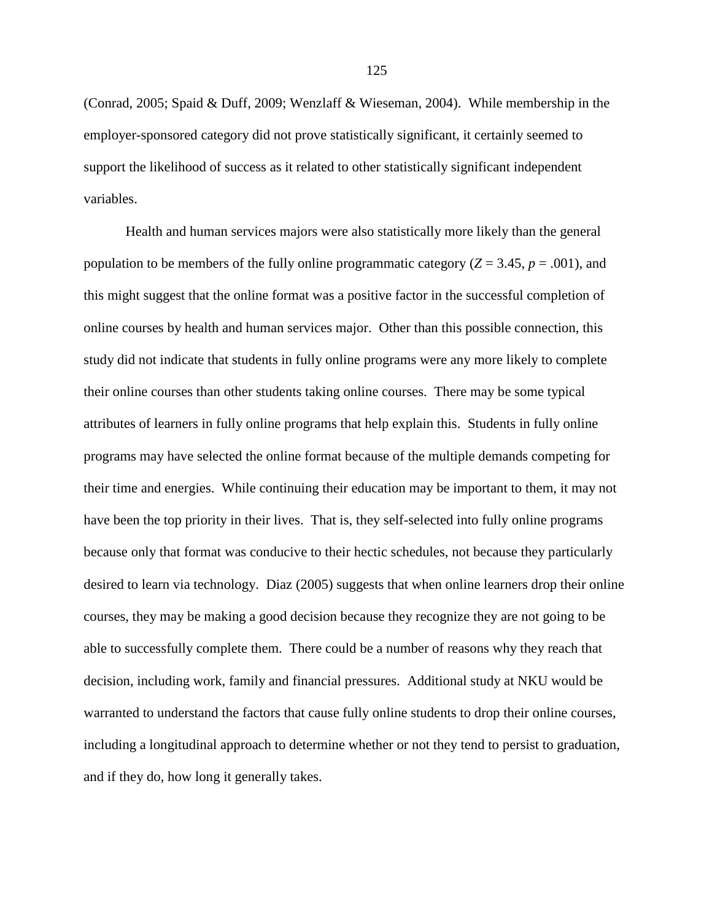(Conrad, 2005; Spaid & Duff, 2009; Wenzlaff & Wieseman, 2004). While membership in the employer-sponsored category did not prove statistically significant, it certainly seemed to support the likelihood of success as it related to other statistically significant independent variables.

Health and human services majors were also statistically more likely than the general population to be members of the fully online programmatic category ($Z = 3.45$, $p = .001$), and this might suggest that the online format was a positive factor in the successful completion of online courses by health and human services major. Other than this possible connection, this study did not indicate that students in fully online programs were any more likely to complete their online courses than other students taking online courses. There may be some typical attributes of learners in fully online programs that help explain this. Students in fully online programs may have selected the online format because of the multiple demands competing for their time and energies. While continuing their education may be important to them, it may not have been the top priority in their lives. That is, they self-selected into fully online programs because only that format was conducive to their hectic schedules, not because they particularly desired to learn via technology. Diaz (2005) suggests that when online learners drop their online courses, they may be making a good decision because they recognize they are not going to be able to successfully complete them. There could be a number of reasons why they reach that decision, including work, family and financial pressures. Additional study at NKU would be warranted to understand the factors that cause fully online students to drop their online courses, including a longitudinal approach to determine whether or not they tend to persist to graduation, and if they do, how long it generally takes.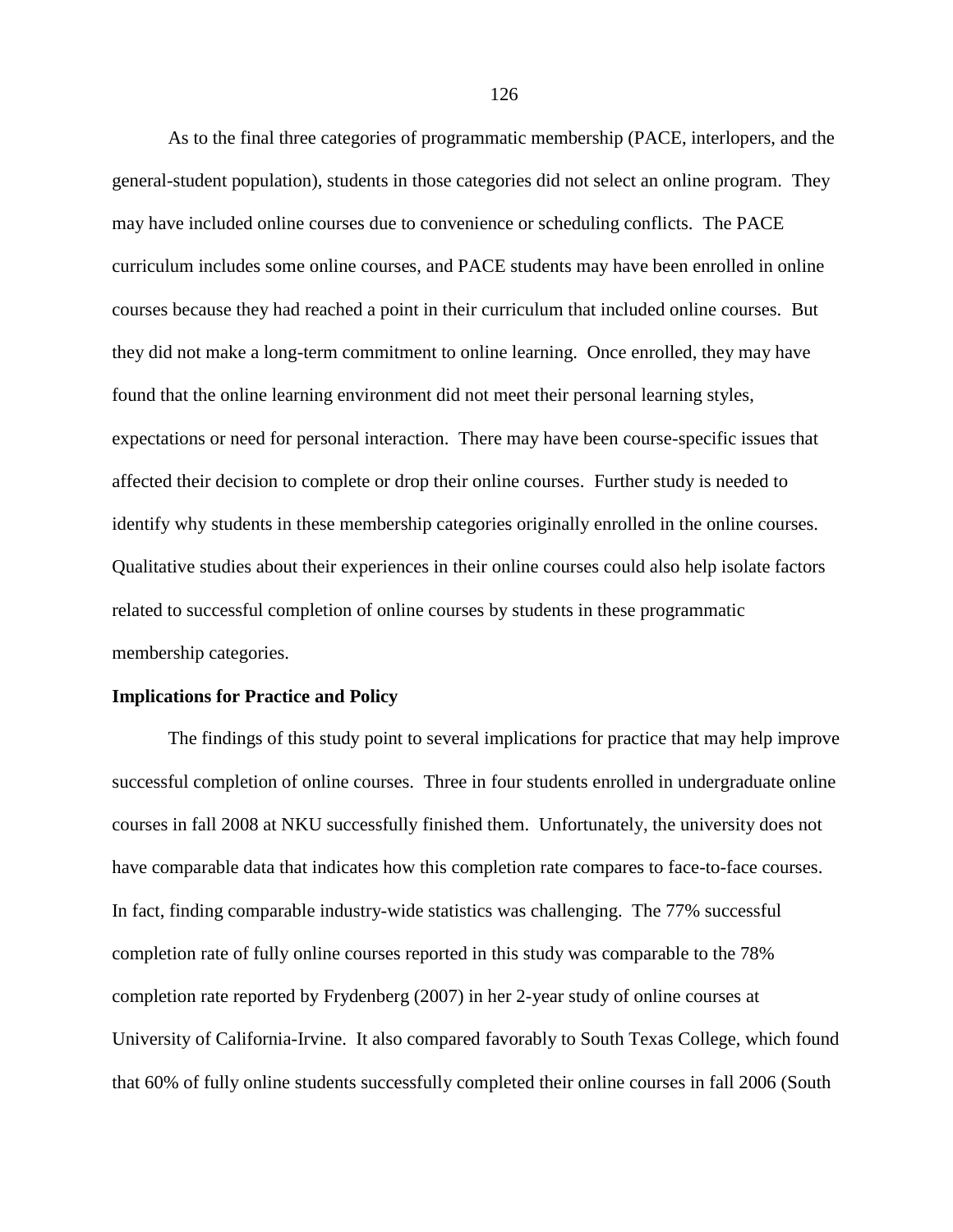As to the final three categories of programmatic membership (PACE, interlopers, and the general-student population), students in those categories did not select an online program. They may have included online courses due to convenience or scheduling conflicts. The PACE curriculum includes some online courses, and PACE students may have been enrolled in online courses because they had reached a point in their curriculum that included online courses. But they did not make a long-term commitment to online learning. Once enrolled, they may have found that the online learning environment did not meet their personal learning styles, expectations or need for personal interaction. There may have been course-specific issues that affected their decision to complete or drop their online courses. Further study is needed to identify why students in these membership categories originally enrolled in the online courses. Qualitative studies about their experiences in their online courses could also help isolate factors related to successful completion of online courses by students in these programmatic membership categories.

**Implications for Practice and Policy**

The findings of this study point to several implications for practice that may help improve successful completion of online courses. Three in four students enrolled in undergraduate online courses in fall 2008 at NKU successfully finished them. Unfortunately, the university does not have comparable data that indicates how this completion rate compares to face-to-face courses. In fact, finding comparable industry-wide statistics was challenging. The 77% successful completion rate of fully online courses reported in this study was comparable to the 78% completion rate reported by Frydenberg (2007) in her 2-year study of online courses at University of California-Irvine. It also compared favorably to South Texas College, which found that 60% of fully online students successfully completed their online courses in fall 2006 (South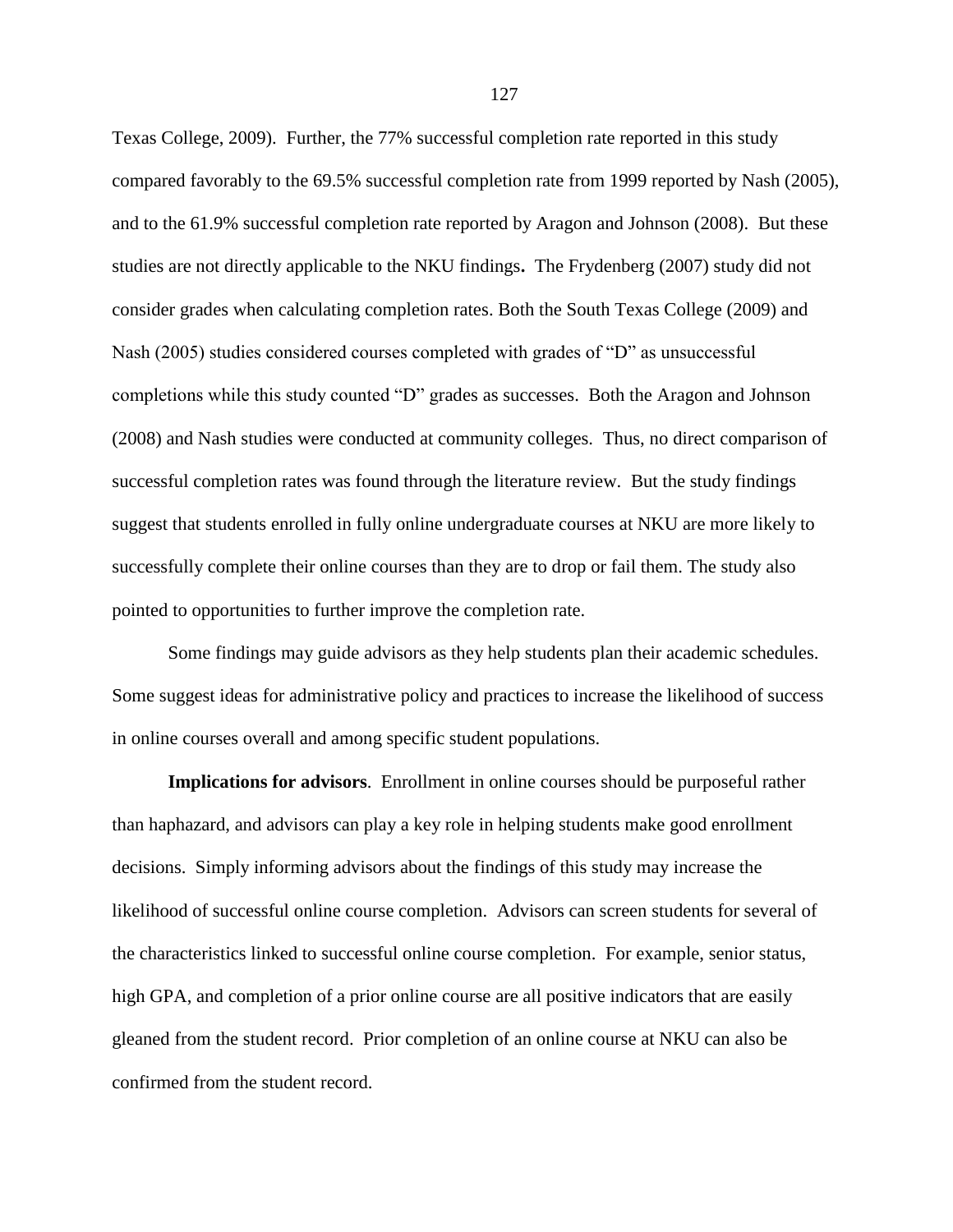Texas College, 2009). Further, the 77% successful completion rate reported in this study compared favorably to the 69.5% successful completion rate from 1999 reported by Nash (2005), and to the 61.9% successful completion rate reported by Aragon and Johnson (2008). But these studies are not directly applicable to the NKU findings**.** The Frydenberg (2007) study did not consider grades when calculating completion rates. Both the South Texas College (2009) and Nash (2005) studies considered courses completed with grades of "D" as unsuccessful completions while this study counted "D" grades as successes. Both the Aragon and Johnson (2008) and Nash studies were conducted at community colleges. Thus, no direct comparison of successful completion rates was found through the literature review. But the study findings suggest that students enrolled in fully online undergraduate courses at NKU are more likely to successfully complete their online courses than they are to drop or fail them. The study also pointed to opportunities to further improve the completion rate.

Some findings may guide advisors as they help students plan their academic schedules. Some suggest ideas for administrative policy and practices to increase the likelihood of success in online courses overall and among specific student populations.

**Implications for advisors**. Enrollment in online courses should be purposeful rather than haphazard, and advisors can play a key role in helping students make good enrollment decisions. Simply informing advisors about the findings of this study may increase the likelihood of successful online course completion. Advisors can screen students for several of the characteristics linked to successful online course completion. For example, senior status, high GPA, and completion of a prior online course are all positive indicators that are easily gleaned from the student record. Prior completion of an online course at NKU can also be confirmed from the student record.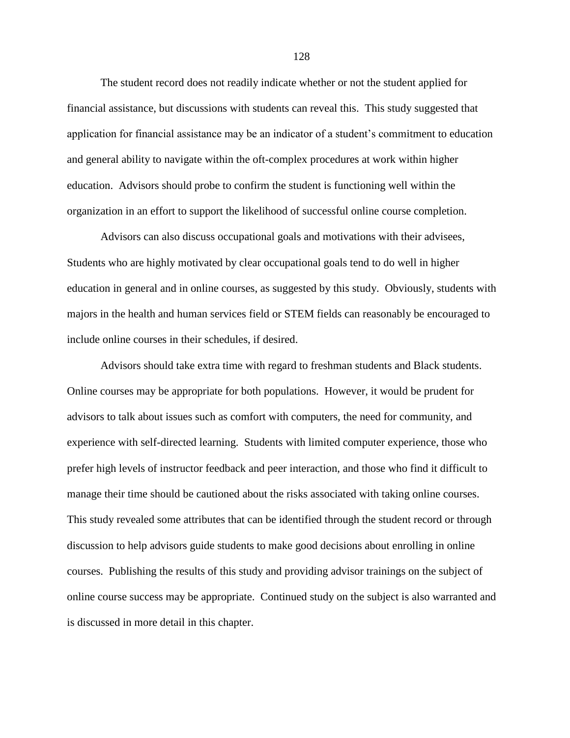The student record does not readily indicate whether or not the student applied for financial assistance, but discussions with students can reveal this. This study suggested that application for financial assistance may be an indicator of a student's commitment to education and general ability to navigate within the oft-complex procedures at work within higher education. Advisors should probe to confirm the student is functioning well within the organization in an effort to support the likelihood of successful online course completion.

Advisors can also discuss occupational goals and motivations with their advisees, Students who are highly motivated by clear occupational goals tend to do well in higher education in general and in online courses, as suggested by this study. Obviously, students with majors in the health and human services field or STEM fields can reasonably be encouraged to include online courses in their schedules, if desired.

Advisors should take extra time with regard to freshman students and Black students. Online courses may be appropriate for both populations. However, it would be prudent for advisors to talk about issues such as comfort with computers, the need for community, and experience with self-directed learning. Students with limited computer experience, those who prefer high levels of instructor feedback and peer interaction, and those who find it difficult to manage their time should be cautioned about the risks associated with taking online courses. This study revealed some attributes that can be identified through the student record or through discussion to help advisors guide students to make good decisions about enrolling in online courses. Publishing the results of this study and providing advisor trainings on the subject of online course success may be appropriate. Continued study on the subject is also warranted and is discussed in more detail in this chapter.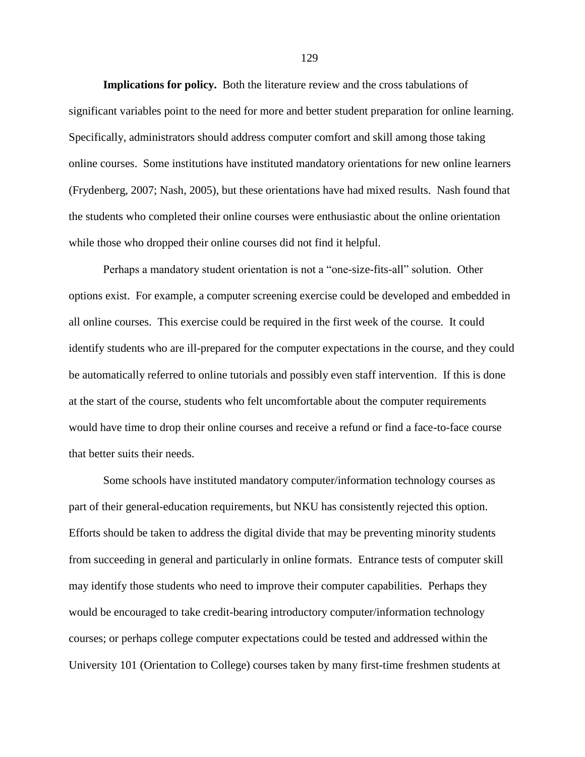**Implications for policy.** Both the literature review and the cross tabulations of significant variables point to the need for more and better student preparation for online learning. Specifically, administrators should address computer comfort and skill among those taking online courses. Some institutions have instituted mandatory orientations for new online learners (Frydenberg, 2007; Nash, 2005), but these orientations have had mixed results. Nash found that the students who completed their online courses were enthusiastic about the online orientation while those who dropped their online courses did not find it helpful.

Perhaps a mandatory student orientation is not a "one-size-fits-all" solution. Other options exist. For example, a computer screening exercise could be developed and embedded in all online courses. This exercise could be required in the first week of the course. It could identify students who are ill-prepared for the computer expectations in the course, and they could be automatically referred to online tutorials and possibly even staff intervention. If this is done at the start of the course, students who felt uncomfortable about the computer requirements would have time to drop their online courses and receive a refund or find a face-to-face course that better suits their needs.

Some schools have instituted mandatory computer/information technology courses as part of their general-education requirements, but NKU has consistently rejected this option. Efforts should be taken to address the digital divide that may be preventing minority students from succeeding in general and particularly in online formats. Entrance tests of computer skill may identify those students who need to improve their computer capabilities. Perhaps they would be encouraged to take credit-bearing introductory computer/information technology courses; or perhaps college computer expectations could be tested and addressed within the University 101 (Orientation to College) courses taken by many first-time freshmen students at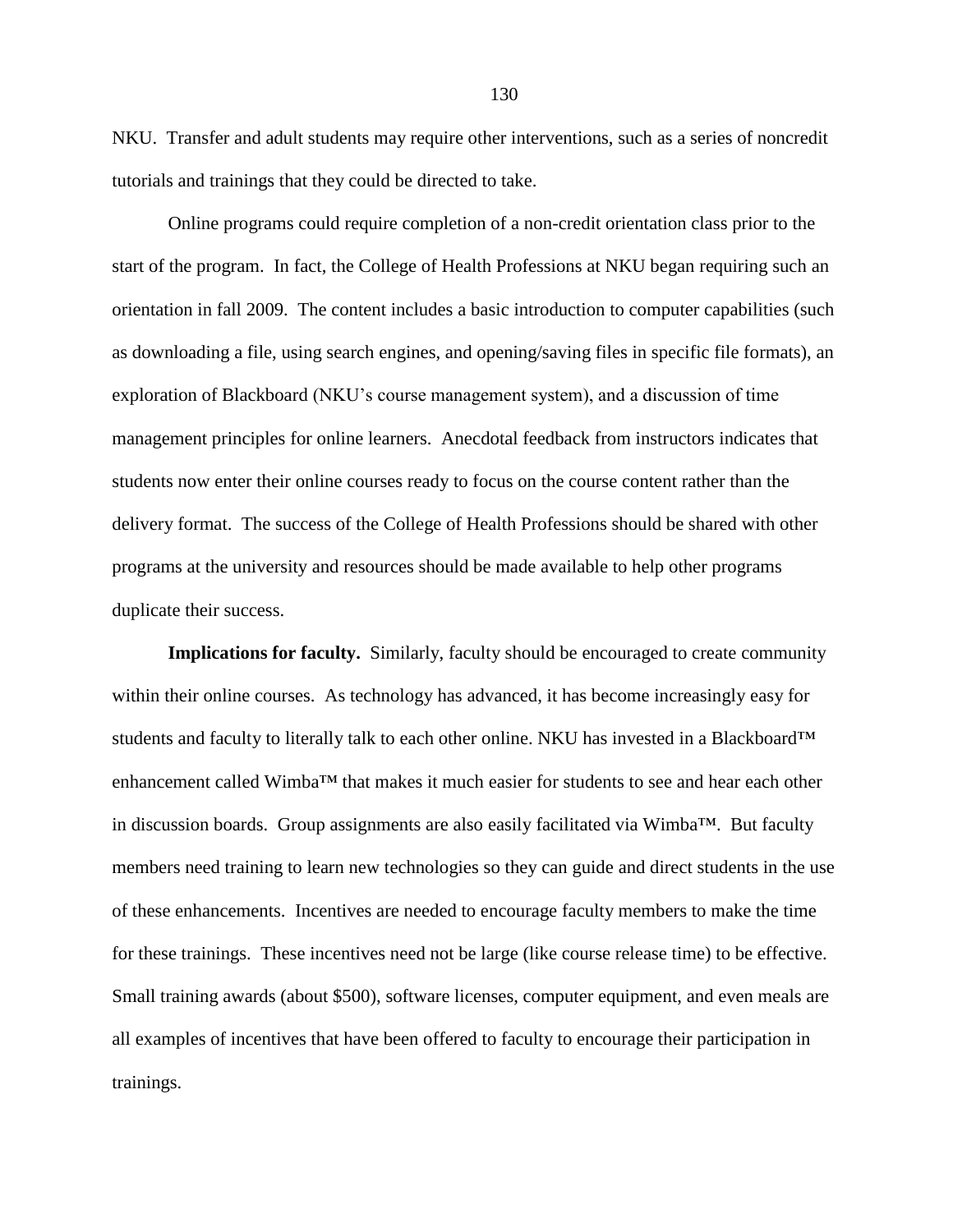NKU. Transfer and adult students may require other interventions, such as a series of noncredit tutorials and trainings that they could be directed to take.

Online programs could require completion of a non-credit orientation class prior to the start of the program. In fact, the College of Health Professions at NKU began requiring such an orientation in fall 2009. The content includes a basic introduction to computer capabilities (such as downloading a file, using search engines, and opening/saving files in specific file formats), an exploration of Blackboard (NKU's course management system), and a discussion of time management principles for online learners. Anecdotal feedback from instructors indicates that students now enter their online courses ready to focus on the course content rather than the delivery format. The success of the College of Health Professions should be shared with other programs at the university and resources should be made available to help other programs duplicate their success.

**Implications for faculty.** Similarly, faculty should be encouraged to create community within their online courses. As technology has advanced, it has become increasingly easy for students and faculty to literally talk to each other online. NKU has invested in a Blackboard™ enhancement called Wimba™ that makes it much easier for students to see and hear each other in discussion boards. Group assignments are also easily facilitated via Wimba™. But faculty members need training to learn new technologies so they can guide and direct students in the use of these enhancements. Incentives are needed to encourage faculty members to make the time for these trainings. These incentives need not be large (like course release time) to be effective. Small training awards (about $500), software licenses, computer equipment, and even meals are all examples of incentives that have been offered to faculty to encourage their participation in trainings.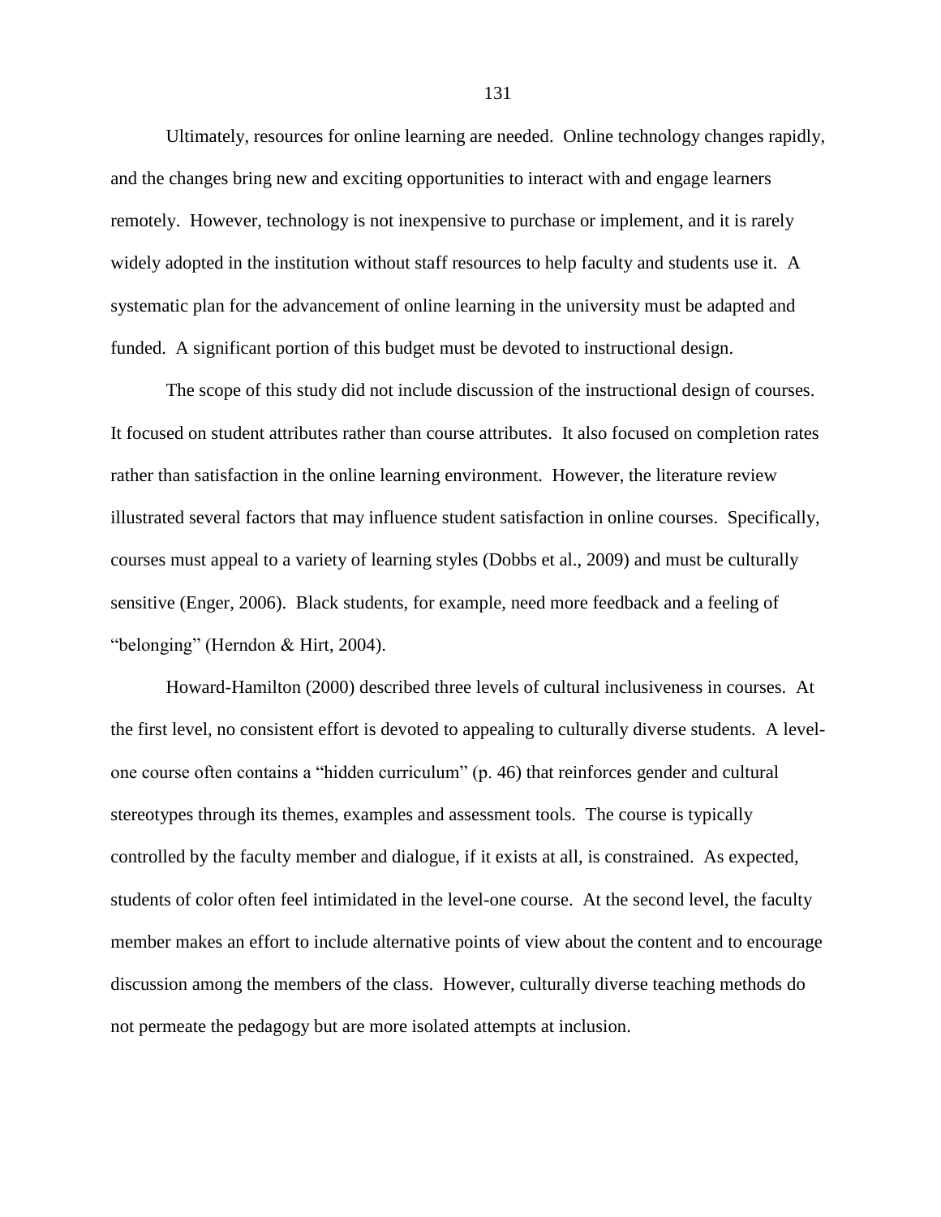Ultimately, resources for online learning are needed. Online technology changes rapidly, and the changes bring new and exciting opportunities to interact with and engage learners remotely. However, technology is not inexpensive to purchase or implement, and it is rarely widely adopted in the institution without staff resources to help faculty and students use it. A systematic plan for the advancement of online learning in the university must be adapted and funded. A significant portion of this budget must be devoted to instructional design.

The scope of this study did not include discussion of the instructional design of courses. It focused on student attributes rather than course attributes. It also focused on completion rates rather than satisfaction in the online learning environment. However, the literature review illustrated several factors that may influence student satisfaction in online courses. Specifically, courses must appeal to a variety of learning styles (Dobbs et al., 2009) and must be culturally sensitive (Enger, 2006). Black students, for example, need more feedback and a feeling of "belonging" (Herndon & Hirt, 2004).

Howard-Hamilton (2000) described three levels of cultural inclusiveness in courses. At the first level, no consistent effort is devoted to appealing to culturally diverse students. A level-one course often contains a "hidden curriculum" (p. 46) that reinforces gender and cultural stereotypes through its themes, examples and assessment tools. The course is typically controlled by the faculty member and dialogue, if it exists at all, is constrained. As expected, students of color often feel intimidated in the level-one course. At the second level, the faculty member makes an effort to include alternative points of view about the content and to encourage discussion among the members of the class. However, culturally diverse teaching methods do not permeate the pedagogy but are more isolated attempts at inclusion.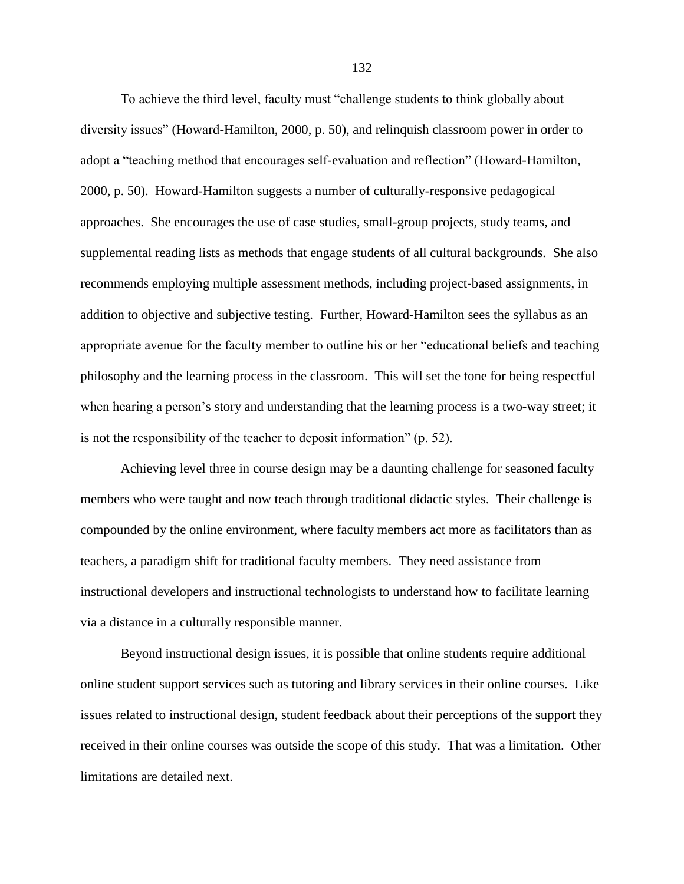To achieve the third level, faculty must "challenge students to think globally about diversity issues" (Howard-Hamilton, 2000, p. 50), and relinquish classroom power in order to adopt a "teaching method that encourages self-evaluation and reflection" (Howard-Hamilton, 2000, p. 50). Howard-Hamilton suggests a number of culturally-responsive pedagogical approaches. She encourages the use of case studies, small-group projects, study teams, and supplemental reading lists as methods that engage students of all cultural backgrounds. She also recommends employing multiple assessment methods, including project-based assignments, in addition to objective and subjective testing. Further, Howard-Hamilton sees the syllabus as an appropriate avenue for the faculty member to outline his or her "educational beliefs and teaching philosophy and the learning process in the classroom. This will set the tone for being respectful when hearing a person's story and understanding that the learning process is a two-way street; it is not the responsibility of the teacher to deposit information" (p. 52).

Achieving level three in course design may be a daunting challenge for seasoned faculty members who were taught and now teach through traditional didactic styles. Their challenge is compounded by the online environment, where faculty members act more as facilitators than as teachers, a paradigm shift for traditional faculty members. They need assistance from instructional developers and instructional technologists to understand how to facilitate learning via a distance in a culturally responsible manner.

Beyond instructional design issues, it is possible that online students require additional online student support services such as tutoring and library services in their online courses. Like issues related to instructional design, student feedback about their perceptions of the support they received in their online courses was outside the scope of this study. That was a limitation. Other limitations are detailed next.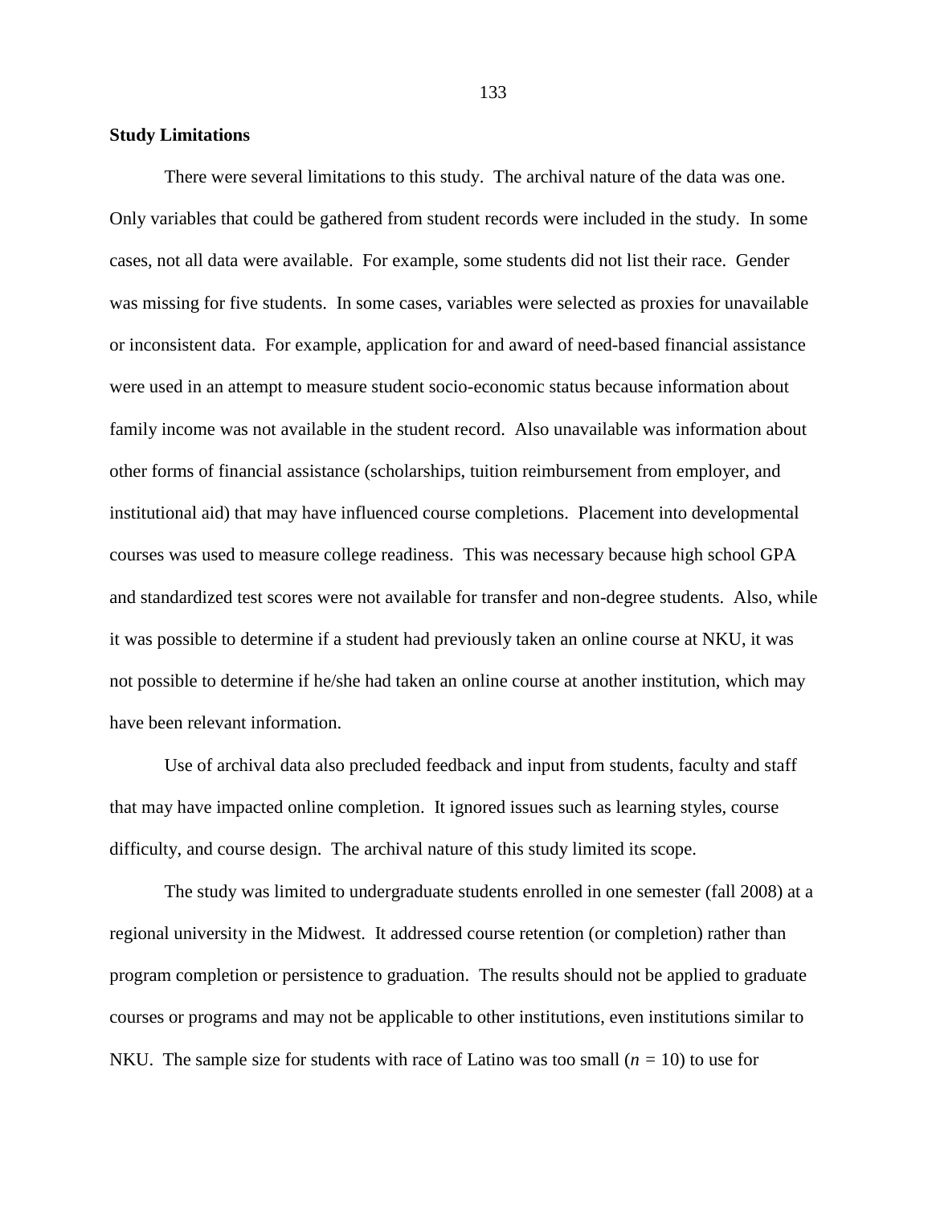**Study Limitations**

There were several limitations to this study. The archival nature of the data was one. Only variables that could be gathered from student records were included in the study. In some cases, not all data were available. For example, some students did not list their race. Gender was missing for five students. In some cases, variables were selected as proxies for unavailable or inconsistent data. For example, application for and award of need-based financial assistance were used in an attempt to measure student socio-economic status because information about family income was not available in the student record. Also unavailable was information about other forms of financial assistance (scholarships, tuition reimbursement from employer, and institutional aid) that may have influenced course completions. Placement into developmental courses was used to measure college readiness. This was necessary because high school GPA and standardized test scores were not available for transfer and non-degree students. Also, while it was possible to determine if a student had previously taken an online course at NKU, it was not possible to determine if he/she had taken an online course at another institution, which may have been relevant information.

Use of archival data also precluded feedback and input from students, faculty and staff that may have impacted online completion. It ignored issues such as learning styles, course difficulty, and course design. The archival nature of this study limited its scope.

The study was limited to undergraduate students enrolled in one semester (fall 2008) at a regional university in the Midwest. It addressed course retention (or completion) rather than program completion or persistence to graduation. The results should not be applied to graduate courses or programs and may not be applicable to other institutions, even institutions similar to NKU. The sample size for students with race of Latino was too small ($n$ = 10) to use for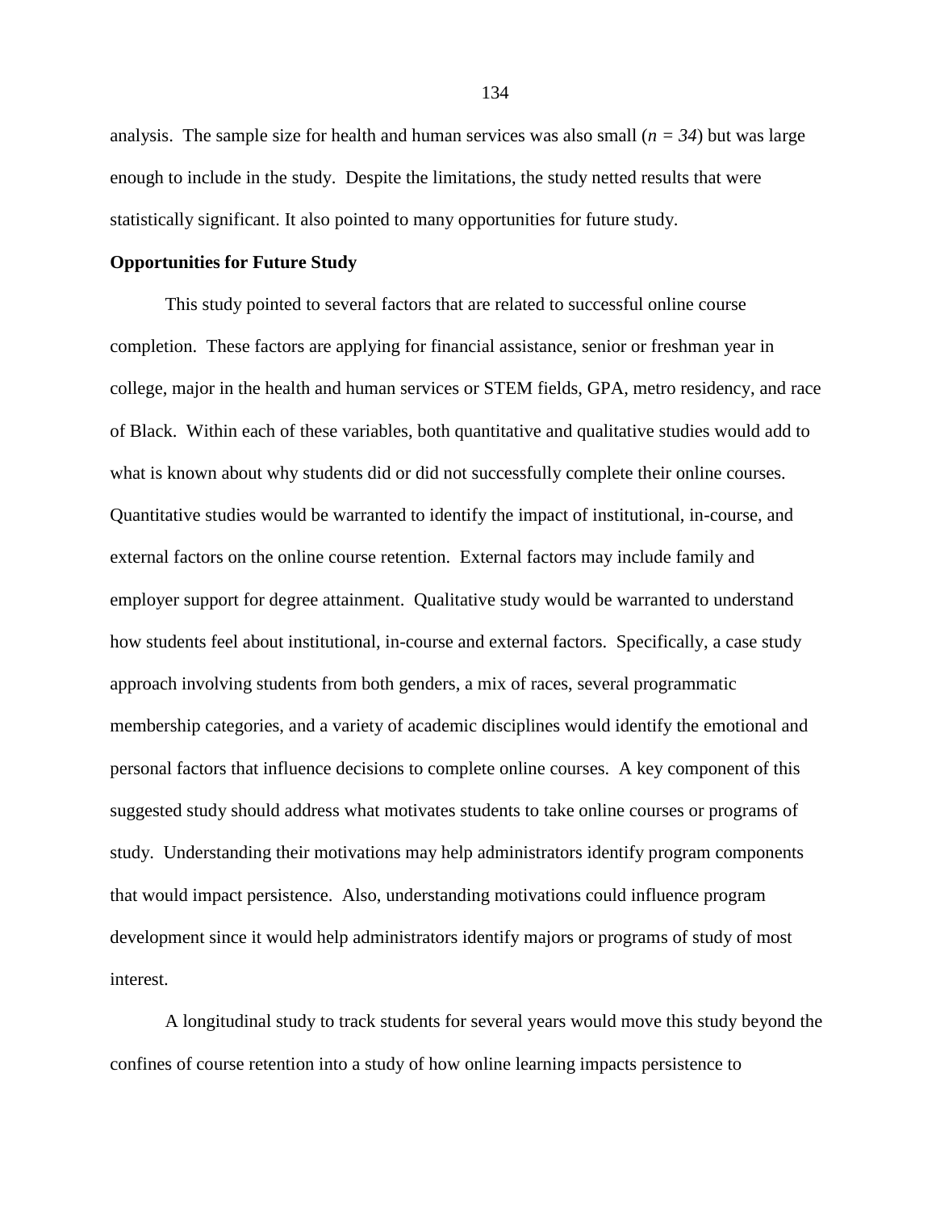analysis. The sample size for health and human services was also small ($n = 34$) but was large enough to include in the study. Despite the limitations, the study netted results that were statistically significant. It also pointed to many opportunities for future study.

**Opportunities for Future Study**

This study pointed to several factors that are related to successful online course completion. These factors are applying for financial assistance, senior or freshman year in college, major in the health and human services or STEM fields, GPA, metro residency, and race of Black. Within each of these variables, both quantitative and qualitative studies would add to what is known about why students did or did not successfully complete their online courses. Quantitative studies would be warranted to identify the impact of institutional, in-course, and external factors on the online course retention. External factors may include family and employer support for degree attainment. Qualitative study would be warranted to understand how students feel about institutional, in-course and external factors. Specifically, a case study approach involving students from both genders, a mix of races, several programmatic membership categories, and a variety of academic disciplines would identify the emotional and personal factors that influence decisions to complete online courses. A key component of this suggested study should address what motivates students to take online courses or programs of study. Understanding their motivations may help administrators identify program components that would impact persistence. Also, understanding motivations could influence program development since it would help administrators identify majors or programs of study of most interest.

A longitudinal study to track students for several years would move this study beyond the confines of course retention into a study of how online learning impacts persistence to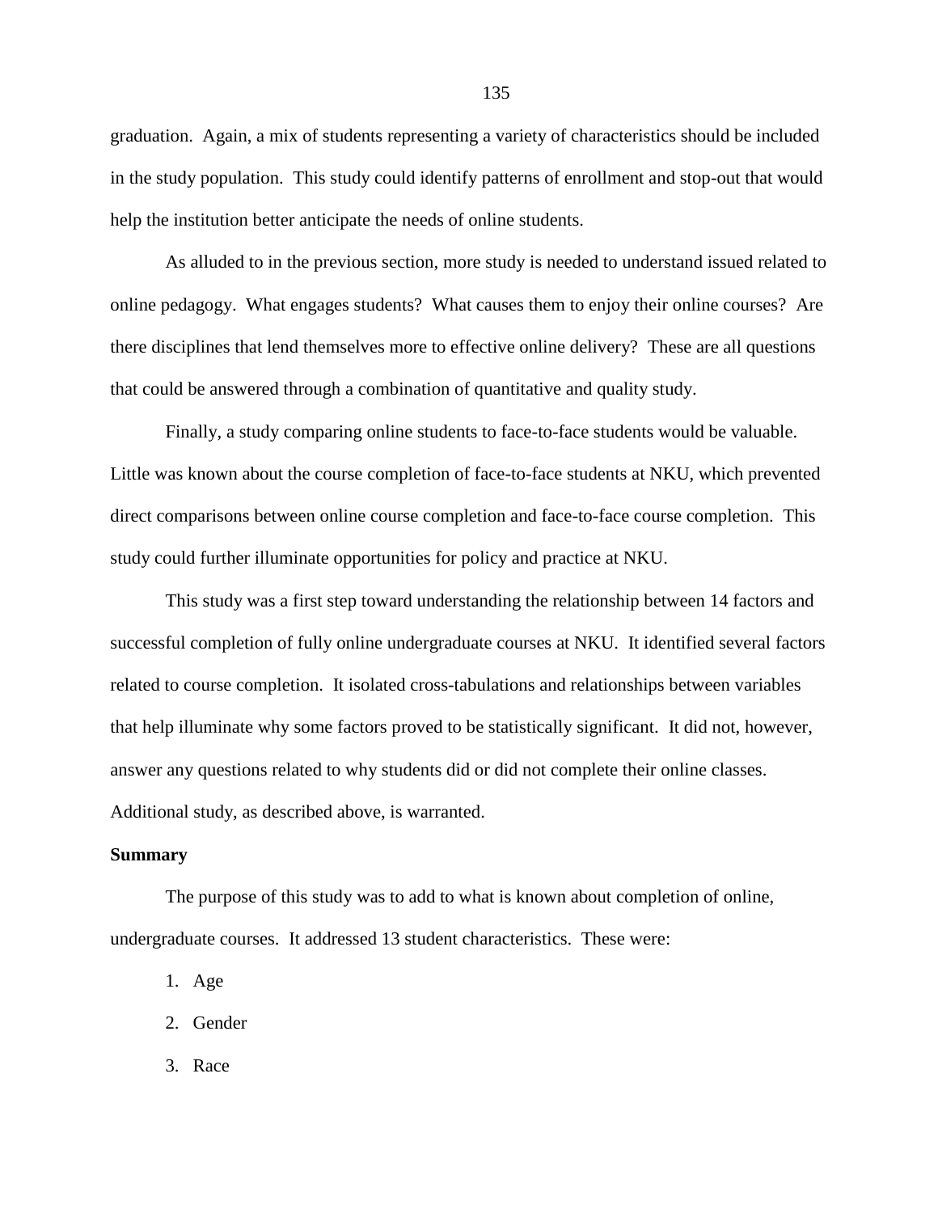graduation. Again, a mix of students representing a variety of characteristics should be included in the study population. This study could identify patterns of enrollment and stop-out that would help the institution better anticipate the needs of online students.

As alluded to in the previous section, more study is needed to understand issued related to online pedagogy. What engages students? What causes them to enjoy their online courses? Are there disciplines that lend themselves more to effective online delivery? These are all questions that could be answered through a combination of quantitative and quality study.

Finally, a study comparing online students to face-to-face students would be valuable. Little was known about the course completion of face-to-face students at NKU, which prevented direct comparisons between online course completion and face-to-face course completion. This study could further illuminate opportunities for policy and practice at NKU.

This study was a first step toward understanding the relationship between 14 factors and successful completion of fully online undergraduate courses at NKU. It identified several factors related to course completion. It isolated cross-tabulations and relationships between variables that help illuminate why some factors proved to be statistically significant. It did not, however, answer any questions related to why students did or did not complete their online classes. Additional study, as described above, is warranted.

**Summary**

The purpose of this study was to add to what is known about completion of online, undergraduate courses. It addressed 13 student characteristics. These were:

1. Age
2. Gender
3. Race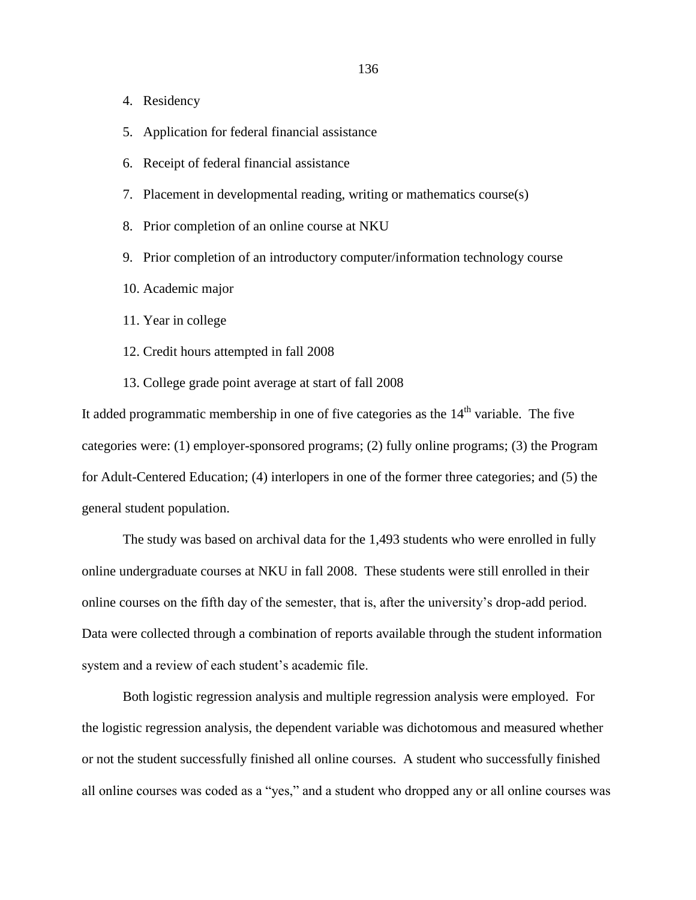4. Residency
5. Application for federal financial assistance
6. Receipt of federal financial assistance
7. Placement in developmental reading, writing or mathematics course(s)
8. Prior completion of an online course at NKU
9. Prior completion of an introductory computer/information technology course
10. Academic major
11. Year in college
12. Credit hours attempted in fall 2008
13. College grade point average at start of fall 2008

It added programmatic membership in one of five categories as the 14th variable. The five categories were: (1) employer-sponsored programs; (2) fully online programs; (3) the Program for Adult-Centered Education; (4) interlopers in one of the former three categories; and (5) the general student population.

The study was based on archival data for the 1,493 students who were enrolled in fully online undergraduate courses at NKU in fall 2008. These students were still enrolled in their online courses on the fifth day of the semester, that is, after the university's drop-add period. Data were collected through a combination of reports available through the student information system and a review of each student's academic file.

Both logistic regression analysis and multiple regression analysis were employed. For the logistic regression analysis, the dependent variable was dichotomous and measured whether or not the student successfully finished all online courses. A student who successfully finished all online courses was coded as a "yes," and a student who dropped any or all online courses was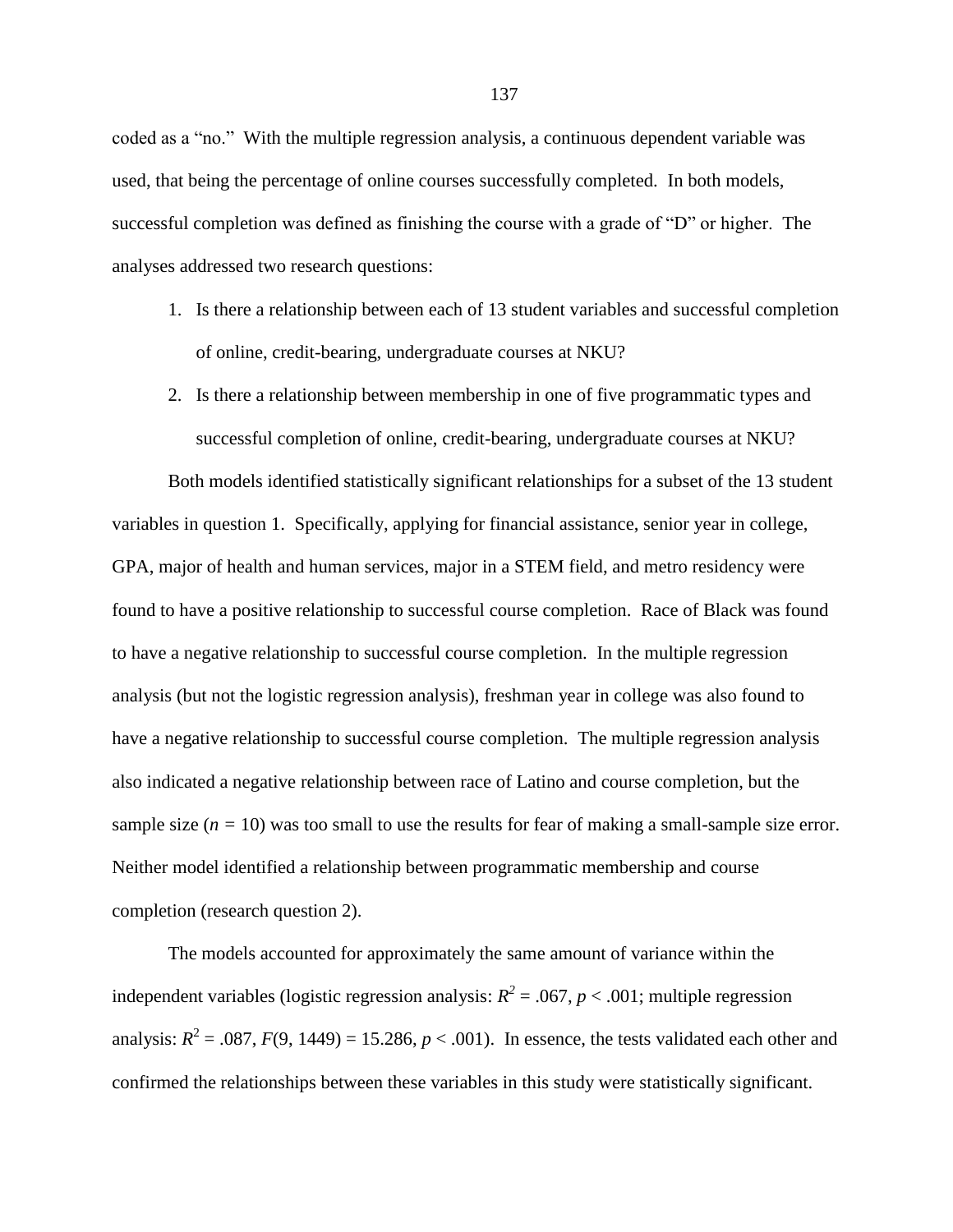coded as a "no." With the multiple regression analysis, a continuous dependent variable was used, that being the percentage of online courses successfully completed. In both models, successful completion was defined as finishing the course with a grade of "D" or higher. The analyses addressed two research questions:

1. Is there a relationship between each of 13 student variables and successful completion of online, credit-bearing, undergraduate courses at NKU?
2. Is there a relationship between membership in one of five programmatic types and successful completion of online, credit-bearing, undergraduate courses at NKU?

Both models identified statistically significant relationships for a subset of the 13 student variables in question 1. Specifically, applying for financial assistance, senior year in college, GPA, major of health and human services, major in a STEM field, and metro residency were found to have a positive relationship to successful course completion. Race of Black was found to have a negative relationship to successful course completion. In the multiple regression analysis (but not the logistic regression analysis), freshman year in college was also found to have a negative relationship to successful course completion. The multiple regression analysis also indicated a negative relationship between race of Latino and course completion, but the sample size ($n = 10$) was too small to use the results for fear of making a small-sample size error. Neither model identified a relationship between programmatic membership and course completion (research question 2).

The models accounted for approximately the same amount of variance within the independent variables (logistic regression analysis: $R^2 = .067$, $p < .001$; multiple regression analysis: $R^2 = .087$, $F(9, 1449) = 15.286$, $p < .001$). In essence, the tests validated each other and confirmed the relationships between these variables in this study were statistically significant.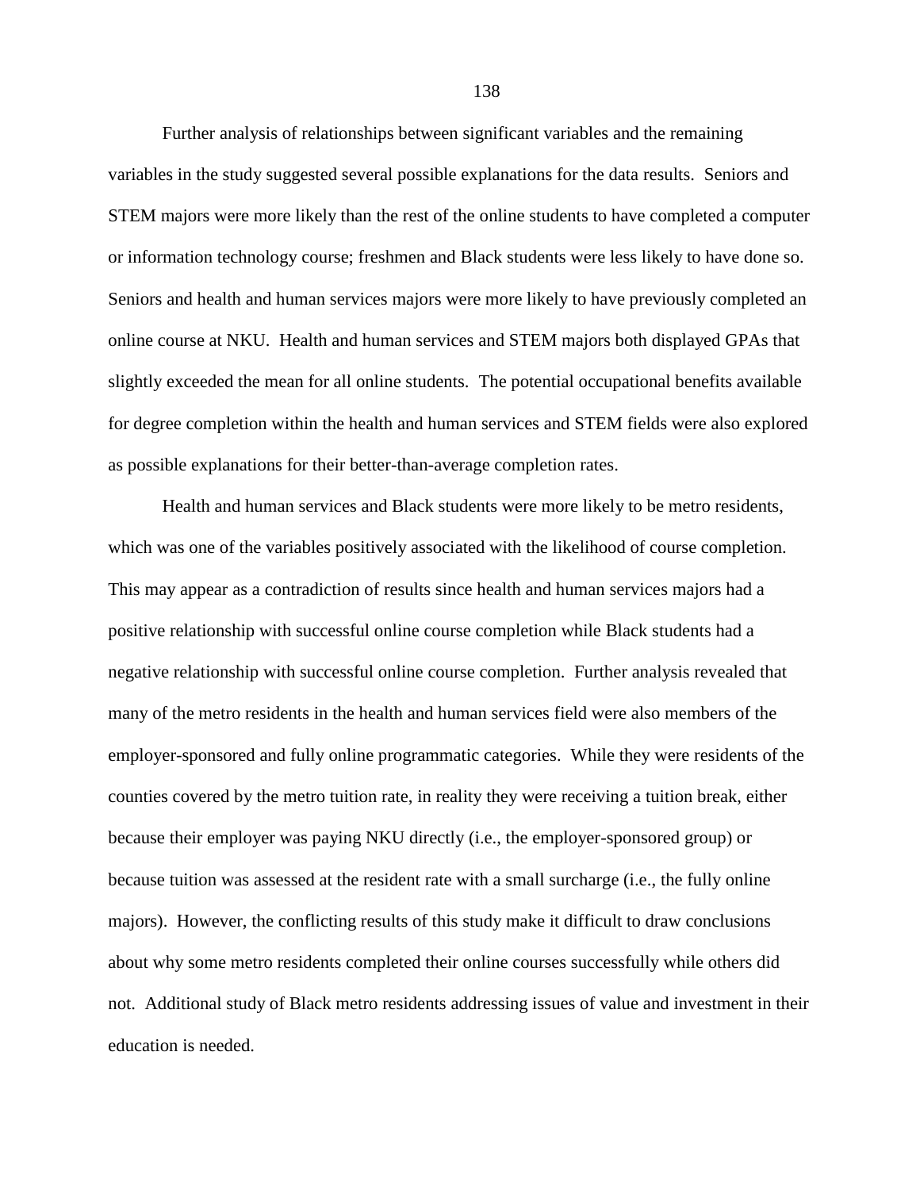Further analysis of relationships between significant variables and the remaining variables in the study suggested several possible explanations for the data results. Seniors and STEM majors were more likely than the rest of the online students to have completed a computer or information technology course; freshmen and Black students were less likely to have done so. Seniors and health and human services majors were more likely to have previously completed an online course at NKU. Health and human services and STEM majors both displayed GPAs that slightly exceeded the mean for all online students. The potential occupational benefits available for degree completion within the health and human services and STEM fields were also explored as possible explanations for their better-than-average completion rates.

Health and human services and Black students were more likely to be metro residents, which was one of the variables positively associated with the likelihood of course completion. This may appear as a contradiction of results since health and human services majors had a positive relationship with successful online course completion while Black students had a negative relationship with successful online course completion. Further analysis revealed that many of the metro residents in the health and human services field were also members of the employer-sponsored and fully online programmatic categories. While they were residents of the counties covered by the metro tuition rate, in reality they were receiving a tuition break, either because their employer was paying NKU directly (i.e., the employer-sponsored group) or because tuition was assessed at the resident rate with a small surcharge (i.e., the fully online majors). However, the conflicting results of this study make it difficult to draw conclusions about why some metro residents completed their online courses successfully while others did not. Additional study of Black metro residents addressing issues of value and investment in their education is needed.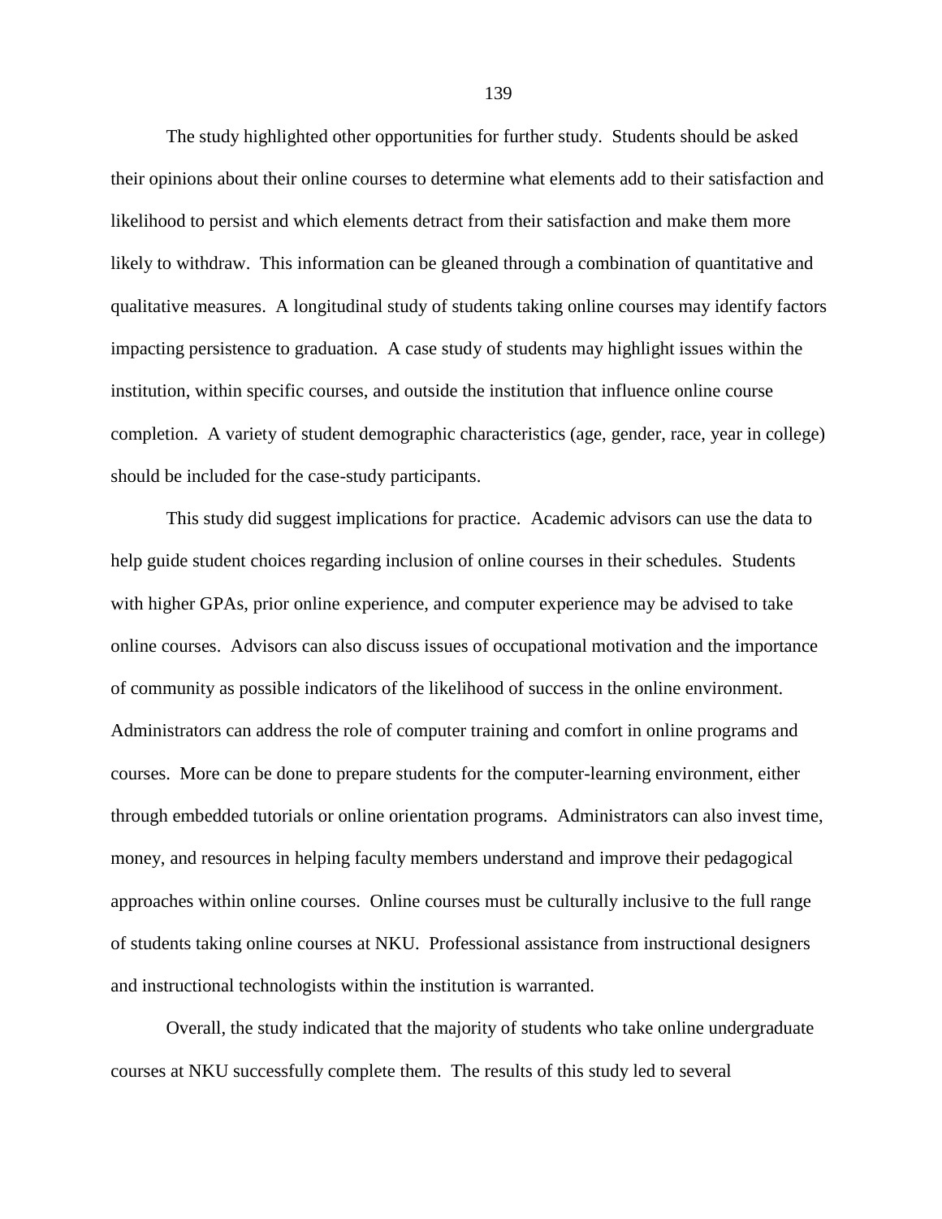The study highlighted other opportunities for further study. Students should be asked their opinions about their online courses to determine what elements add to their satisfaction and likelihood to persist and which elements detract from their satisfaction and make them more likely to withdraw. This information can be gleaned through a combination of quantitative and qualitative measures. A longitudinal study of students taking online courses may identify factors impacting persistence to graduation. A case study of students may highlight issues within the institution, within specific courses, and outside the institution that influence online course completion. A variety of student demographic characteristics (age, gender, race, year in college) should be included for the case-study participants.

This study did suggest implications for practice. Academic advisors can use the data to help guide student choices regarding inclusion of online courses in their schedules. Students with higher GPAs, prior online experience, and computer experience may be advised to take online courses. Advisors can also discuss issues of occupational motivation and the importance of community as possible indicators of the likelihood of success in the online environment. Administrators can address the role of computer training and comfort in online programs and courses. More can be done to prepare students for the computer-learning environment, either through embedded tutorials or online orientation programs. Administrators can also invest time, money, and resources in helping faculty members understand and improve their pedagogical approaches within online courses. Online courses must be culturally inclusive to the full range of students taking online courses at NKU. Professional assistance from instructional designers and instructional technologists within the institution is warranted.

Overall, the study indicated that the majority of students who take online undergraduate courses at NKU successfully complete them. The results of this study led to several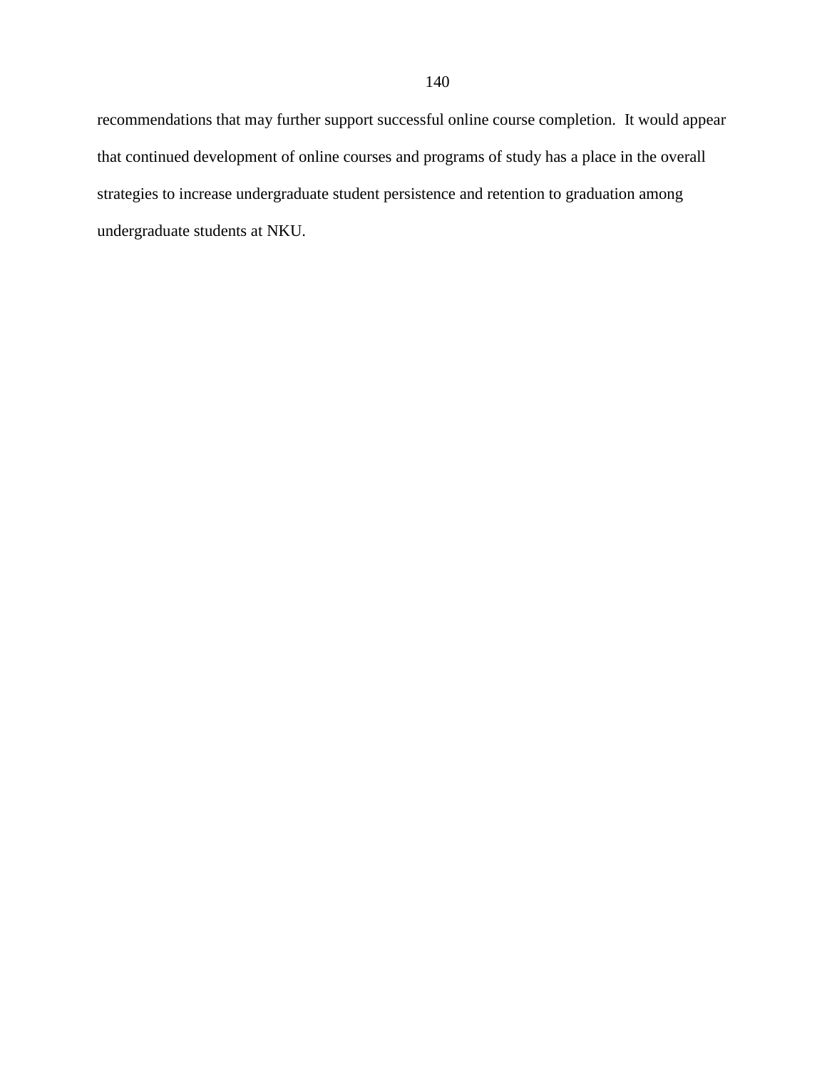recommendations that may further support successful online course completion. It would appear that continued development of online courses and programs of study has a place in the overall strategies to increase undergraduate student persistence and retention to graduation among undergraduate students at NKU.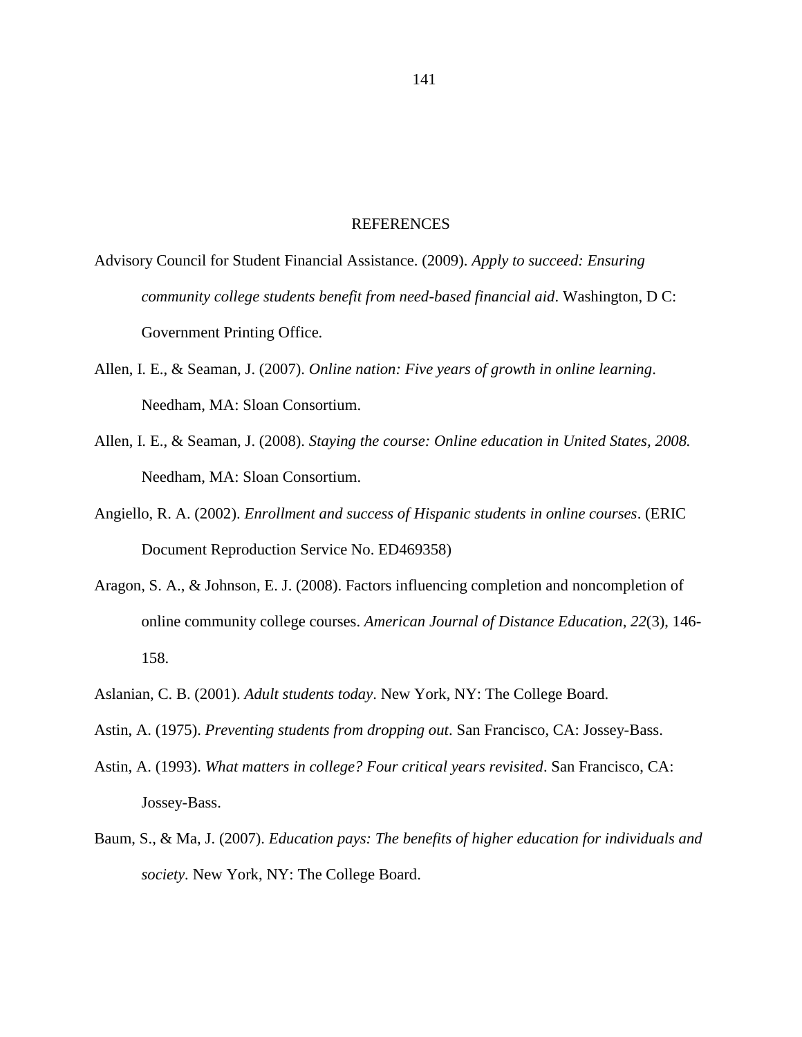# REFERENCES

Advisory Council for Student Financial Assistance. (2009). *Apply to succeed: Ensuring community college students benefit from need-based financial aid*. Washington, D C: Government Printing Office.

Allen, I. E., & Seaman, J. (2007). *Online nation: Five years of growth in online learning*. Needham, MA: Sloan Consortium.

Allen, I. E., & Seaman, J. (2008). *Staying the course: Online education in United States, 2008.* Needham, MA: Sloan Consortium.

Angiello, R. A. (2002). *Enrollment and success of Hispanic students in online courses*. (ERIC Document Reproduction Service No. ED469358)

Aragon, S. A., & Johnson, E. J. (2008). Factors influencing completion and noncompletion of online community college courses. *American Journal of Distance Education*, *22*(3), 146-158.

Aslanian, C. B. (2001). *Adult students today*. New York, NY: The College Board.

Astin, A. (1975). *Preventing students from dropping out*. San Francisco, CA: Jossey-Bass.

Astin, A. (1993). *What matters in college? Four critical years revisited*. San Francisco, CA: Jossey-Bass.

Baum, S., & Ma, J. (2007). *Education pays: The benefits of higher education for individuals and society*. New York, NY: The College Board.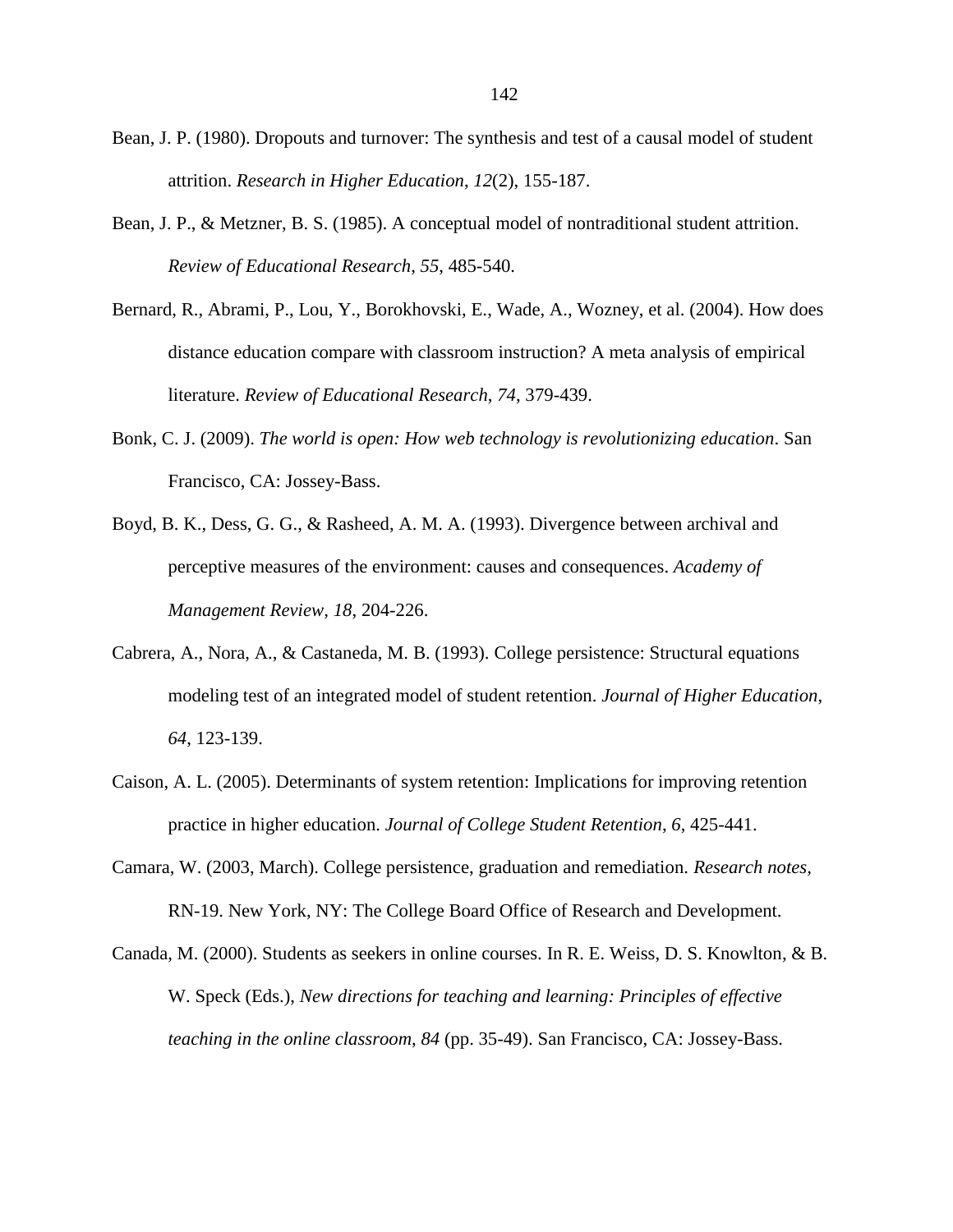Bean, J. P. (1980). Dropouts and turnover: The synthesis and test of a causal model of student attrition. *Research in Higher Education*, *12*(2), 155-187.

Bean, J. P., & Metzner, B. S. (1985). A conceptual model of nontraditional student attrition. *Review of Educational Research*, *55*, 485-540.

Bernard, R., Abrami, P., Lou, Y., Borokhovski, E., Wade, A., Wozney, et al. (2004). How does distance education compare with classroom instruction? A meta analysis of empirical literature. *Review of Educational Research*, *74*, 379-439.

Bonk, C. J. (2009). *The world is open: How web technology is revolutionizing education*. San Francisco, CA: Jossey-Bass.

Boyd, B. K., Dess, G. G., & Rasheed, A. M. A. (1993). Divergence between archival and perceptive measures of the environment: causes and consequences. *Academy of Management Review*, *18*, 204-226.

Cabrera, A., Nora, A., & Castaneda, M. B. (1993). College persistence: Structural equations modeling test of an integrated model of student retention. *Journal of Higher Education*, *64*, 123-139.

Caison, A. L. (2005). Determinants of system retention: Implications for improving retention practice in higher education. *Journal of College Student Retention*, *6*, 425-441.

Camara, W. (2003, March). College persistence, graduation and remediation. *Research notes*, RN-19. New York, NY: The College Board Office of Research and Development.

Canada, M. (2000). Students as seekers in online courses. In R. E. Weiss, D. S. Knowlton, & B. W. Speck (Eds.), *New directions for teaching and learning: Principles of effective teaching in the online classroom*, *84* (pp. 35-49). San Francisco, CA: Jossey-Bass.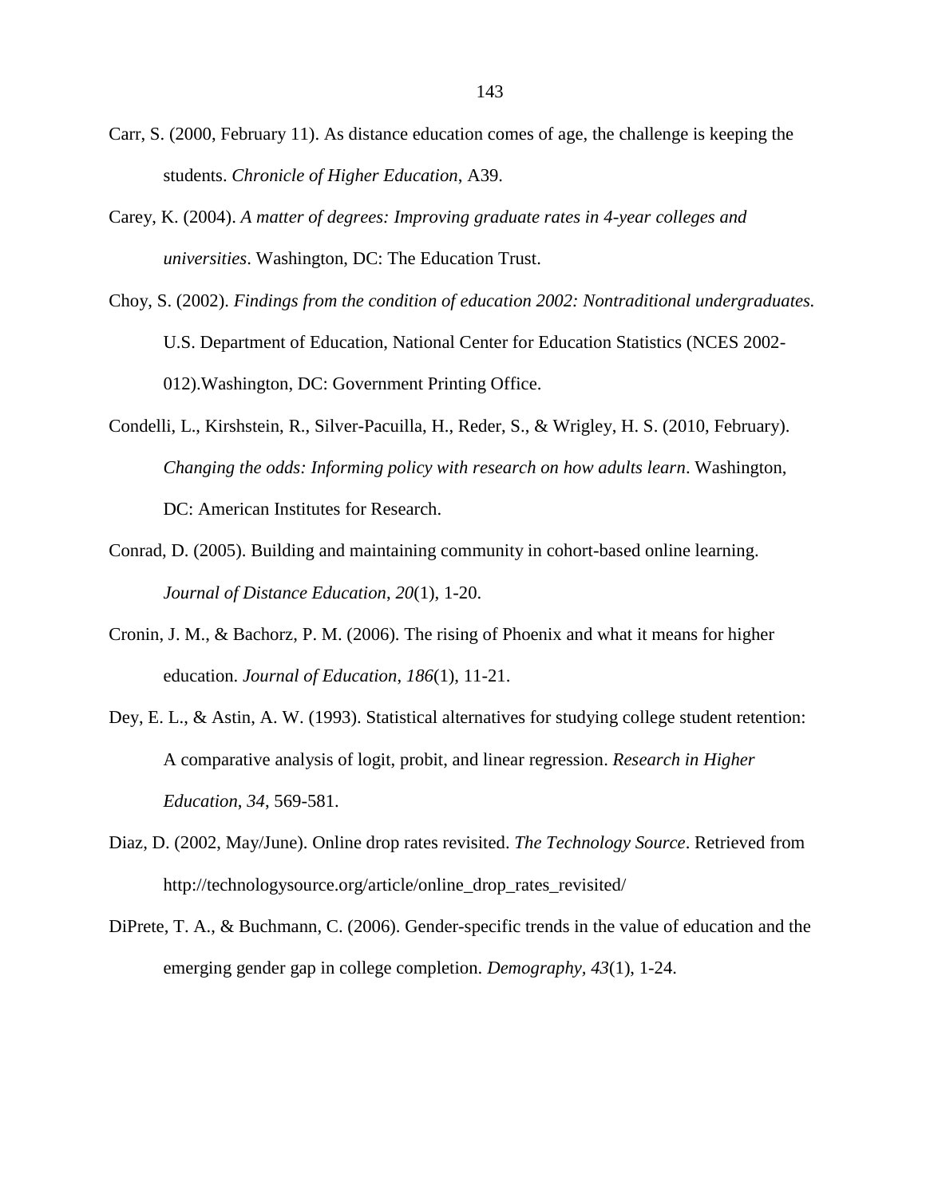Carr, S. (2000, February 11). As distance education comes of age, the challenge is keeping the students. *Chronicle of Higher Education*, A39.

Carey, K. (2004). *A matter of degrees: Improving graduate rates in 4-year colleges and universities*. Washington, DC: The Education Trust.

Choy, S. (2002). *Findings from the condition of education 2002: Nontraditional undergraduates.* U.S. Department of Education, National Center for Education Statistics (NCES 2002-012).Washington, DC: Government Printing Office.

Condelli, L., Kirshstein, R., Silver-Pacuilla, H., Reder, S., & Wrigley, H. S. (2010, February). *Changing the odds: Informing policy with research on how adults learn*. Washington, DC: American Institutes for Research.

Conrad, D. (2005). Building and maintaining community in cohort-based online learning. *Journal of Distance Education*, *20*(1), 1-20.

Cronin, J. M., & Bachorz, P. M. (2006). The rising of Phoenix and what it means for higher education. *Journal of Education, 186*(1), 11-21.

Dey, E. L., & Astin, A. W. (1993). Statistical alternatives for studying college student retention: A comparative analysis of logit, probit, and linear regression. *Research in Higher Education*, *34*, 569-581.

Diaz, D. (2002, May/June). Online drop rates revisited. *The Technology Source*. Retrieved from http://technologysource.org/article/online_drop_rates_revisited/

DiPrete, T. A., & Buchmann, C. (2006). Gender-specific trends in the value of education and the emerging gender gap in college completion. *Demography, 43*(1), 1-24.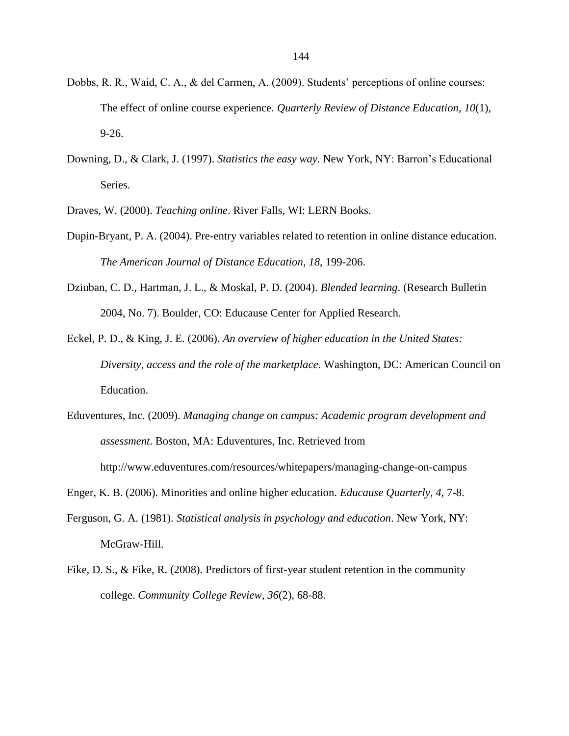Dobbs, R. R., Waid, C. A., & del Carmen, A. (2009). Students' perceptions of online courses: The effect of online course experience. *Quarterly Review of Distance Education, 10*(1), 9-26.

Downing, D., & Clark, J. (1997). *Statistics the easy way*. New York, NY: Barron's Educational Series.

Draves, W. (2000). *Teaching online*. River Falls, WI: LERN Books.

Dupin-Bryant, P. A. (2004). Pre-entry variables related to retention in online distance education. *The American Journal of Distance Education*, *18*, 199-206.

Dziuban, C. D., Hartman, J. L., & Moskal, P. D. (2004). *Blended learning*. (Research Bulletin 2004, No. 7). Boulder, CO: Educause Center for Applied Research.

Eckel, P. D., & King, J. E. (2006). *An overview of higher education in the United States: Diversity, access and the role of the marketplace*. Washington, DC: American Council on Education.

Eduventures, Inc. (2009). *Managing change on campus: Academic program development and assessment*. Boston, MA: Eduventures, Inc. Retrieved from http://www.eduventures.com/resources/whitepapers/managing-change-on-campus

Enger, K. B. (2006). Minorities and online higher education. *Educause Quarterly*, *4*, 7-8.

Ferguson, G. A. (1981). *Statistical analysis in psychology and education*. New York, NY: McGraw-Hill.

Fike, D. S., & Fike, R. (2008). Predictors of first-year student retention in the community college. *Community College Review*, *36*(2), 68-88.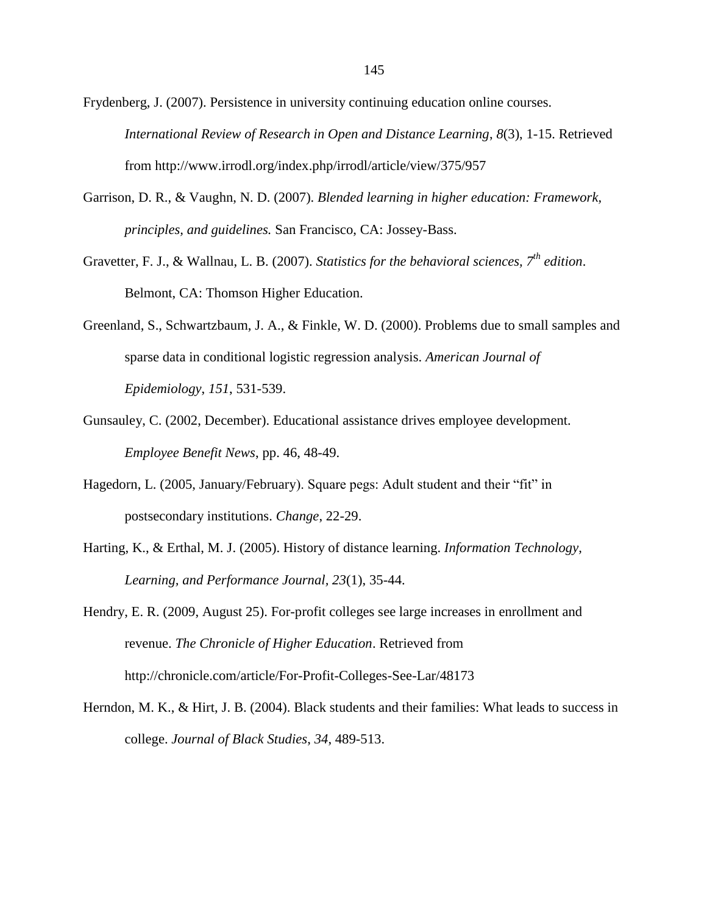Frydenberg, J. (2007). Persistence in university continuing education online courses. *International Review of Research in Open and Distance Learning*, *8*(3), 1-15. Retrieved from http://www.irrodl.org/index.php/irrodl/article/view/375/957

Garrison, D. R., & Vaughn, N. D. (2007). *Blended learning in higher education: Framework, principles, and guidelines.* San Francisco, CA: Jossey-Bass.

Gravetter, F. J., & Wallnau, L. B. (2007). *Statistics for the behavioral sciences, 7th edition*. Belmont, CA: Thomson Higher Education.

Greenland, S., Schwartzbaum, J. A., & Finkle, W. D. (2000). Problems due to small samples and sparse data in conditional logistic regression analysis. *American Journal of Epidemiology*, *151*, 531-539.

Gunsauley, C. (2002, December). Educational assistance drives employee development. *Employee Benefit News*, pp. 46, 48-49.

Hagedorn, L. (2005, January/February). Square pegs: Adult student and their "fit" in postsecondary institutions. *Change*, 22-29.

Harting, K., & Erthal, M. J. (2005). History of distance learning. *Information Technology, Learning, and Performance Journal*, *23*(1), 35-44.

Hendry, E. R. (2009, August 25). For-profit colleges see large increases in enrollment and revenue. *The Chronicle of Higher Education*. Retrieved from http://chronicle.com/article/For-Profit-Colleges-See-Lar/48173

Herndon, M. K., & Hirt, J. B. (2004). Black students and their families: What leads to success in college. *Journal of Black Studies*, *34*, 489-513.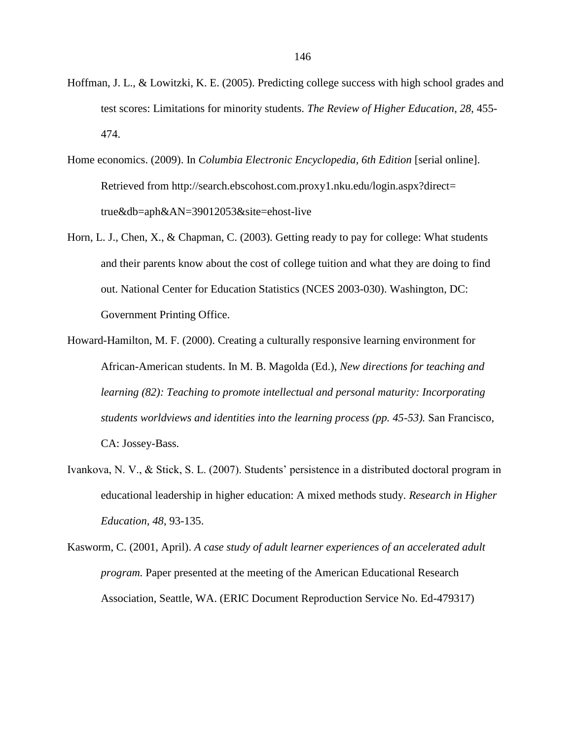Hoffman, J. L., & Lowitzki, K. E. (2005). Predicting college success with high school grades and test scores: Limitations for minority students. *The Review of Higher Education*, *28*, 455-474.

Home economics. (2009). In *Columbia Electronic Encyclopedia, 6th Edition* [serial online]. Retrieved from http://search.ebscohost.com.proxy1.nku.edu/login.aspx?direct=true&db=aph&AN=39012053&site=ehost-live

Horn, L. J., Chen, X., & Chapman, C. (2003). Getting ready to pay for college: What students and their parents know about the cost of college tuition and what they are doing to find out. National Center for Education Statistics (NCES 2003-030). Washington, DC: Government Printing Office.

Howard-Hamilton, M. F. (2000). Creating a culturally responsive learning environment for African-American students. In M. B. Magolda (Ed.), *New directions for teaching and learning (82): Teaching to promote intellectual and personal maturity: Incorporating students worldviews and identities into the learning process (pp. 45-53).* San Francisco, CA: Jossey-Bass.

Ivankova, N. V., & Stick, S. L. (2007). Students' persistence in a distributed doctoral program in educational leadership in higher education: A mixed methods study. *Research in Higher Education, 48*, 93-135.

Kasworm, C. (2001, April). *A case study of adult learner experiences of an accelerated adult program.* Paper presented at the meeting of the American Educational Research Association, Seattle, WA. (ERIC Document Reproduction Service No. Ed-479317)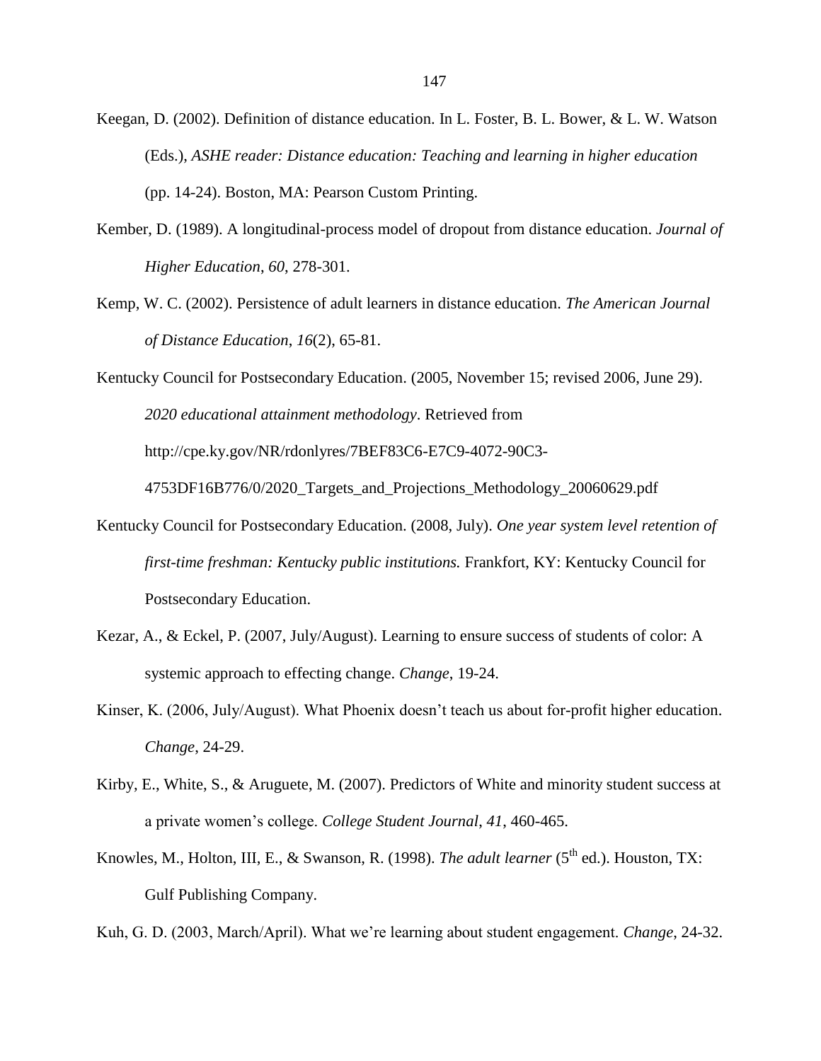Keegan, D. (2002). Definition of distance education. In L. Foster, B. L. Bower, & L. W. Watson (Eds.), *ASHE reader: Distance education: Teaching and learning in higher education* (pp. 14-24). Boston, MA: Pearson Custom Printing.

Kember, D. (1989). A longitudinal-process model of dropout from distance education. *Journal of Higher Education*, *60*, 278-301.

Kemp, W. C. (2002). Persistence of adult learners in distance education. *The American Journal of Distance Education*, *16*(2), 65-81.

Kentucky Council for Postsecondary Education. (2005, November 15; revised 2006, June 29). *2020 educational attainment methodology*. Retrieved from http://cpe.ky.gov/NR/rdonlyres/7BEF83C6-E7C9-4072-90C3-4753DF16B776/0/2020_Targets_and_Projections_Methodology_20060629.pdf

Kentucky Council for Postsecondary Education. (2008, July). *One year system level retention of first-time freshman: Kentucky public institutions.* Frankfort, KY: Kentucky Council for Postsecondary Education.

Kezar, A., & Eckel, P. (2007, July/August). Learning to ensure success of students of color: A systemic approach to effecting change. *Change*, 19-24.

Kinser, K. (2006, July/August). What Phoenix doesn't teach us about for-profit higher education. *Change*, 24-29.

Kirby, E., White, S., & Aruguete, M. (2007). Predictors of White and minority student success at a private women's college. *College Student Journal*, *41*, 460-465.

Knowles, M., Holton, III, E., & Swanson, R. (1998). *The adult learner* (5th ed.). Houston, TX: Gulf Publishing Company.

Kuh, G. D. (2003, March/April). What we're learning about student engagement. *Change*, 24-32.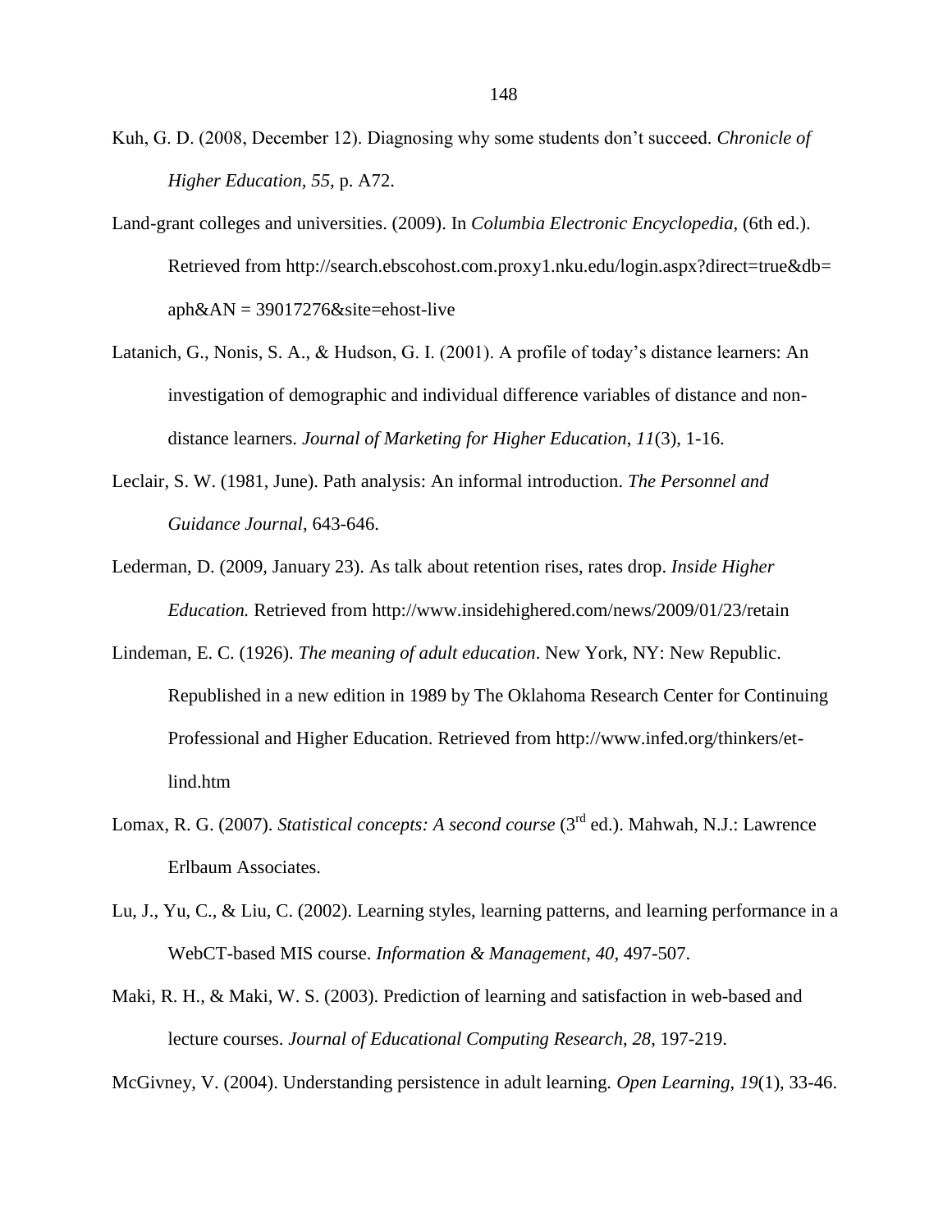Kuh, G. D. (2008, December 12). Diagnosing why some students don't succeed. *Chronicle of Higher Education, 55*, p. A72.

Land-grant colleges and universities. (2009). In *Columbia Electronic Encyclopedia,* (6th ed.). Retrieved from http://search.ebscohost.com.proxy1.nku.edu/login.aspx?direct=true&db=aph&AN = 39017276&site=ehost-live

Latanich, G., Nonis, S. A., & Hudson, G. I. (2001). A profile of today's distance learners: An investigation of demographic and individual difference variables of distance and non-distance learners. *Journal of Marketing for Higher Education*, *11*(3), 1-16.

Leclair, S. W. (1981, June). Path analysis: An informal introduction. *The Personnel and Guidance Journal*, 643-646.

Lederman, D. (2009, January 23). As talk about retention rises, rates drop. *Inside Higher Education.* Retrieved from http://www.insidehighered.com/news/2009/01/23/retain

Lindeman, E. C. (1926). *The meaning of adult education*. New York, NY: New Republic. Republished in a new edition in 1989 by The Oklahoma Research Center for Continuing Professional and Higher Education. Retrieved from http://www.infed.org/thinkers/et-lind.htm

Lomax, R. G. (2007). *Statistical concepts: A second course* (3rd ed.). Mahwah, N.J.: Lawrence Erlbaum Associates.

Lu, J., Yu, C., & Liu, C. (2002). Learning styles, learning patterns, and learning performance in a WebCT-based MIS course. *Information & Management*, *40*, 497-507.

Maki, R. H., & Maki, W. S. (2003). Prediction of learning and satisfaction in web-based and lecture courses. *Journal of Educational Computing Research*, *28*, 197-219.

McGivney, V. (2004). Understanding persistence in adult learning. *Open Learning*, *19*(1), 33-46.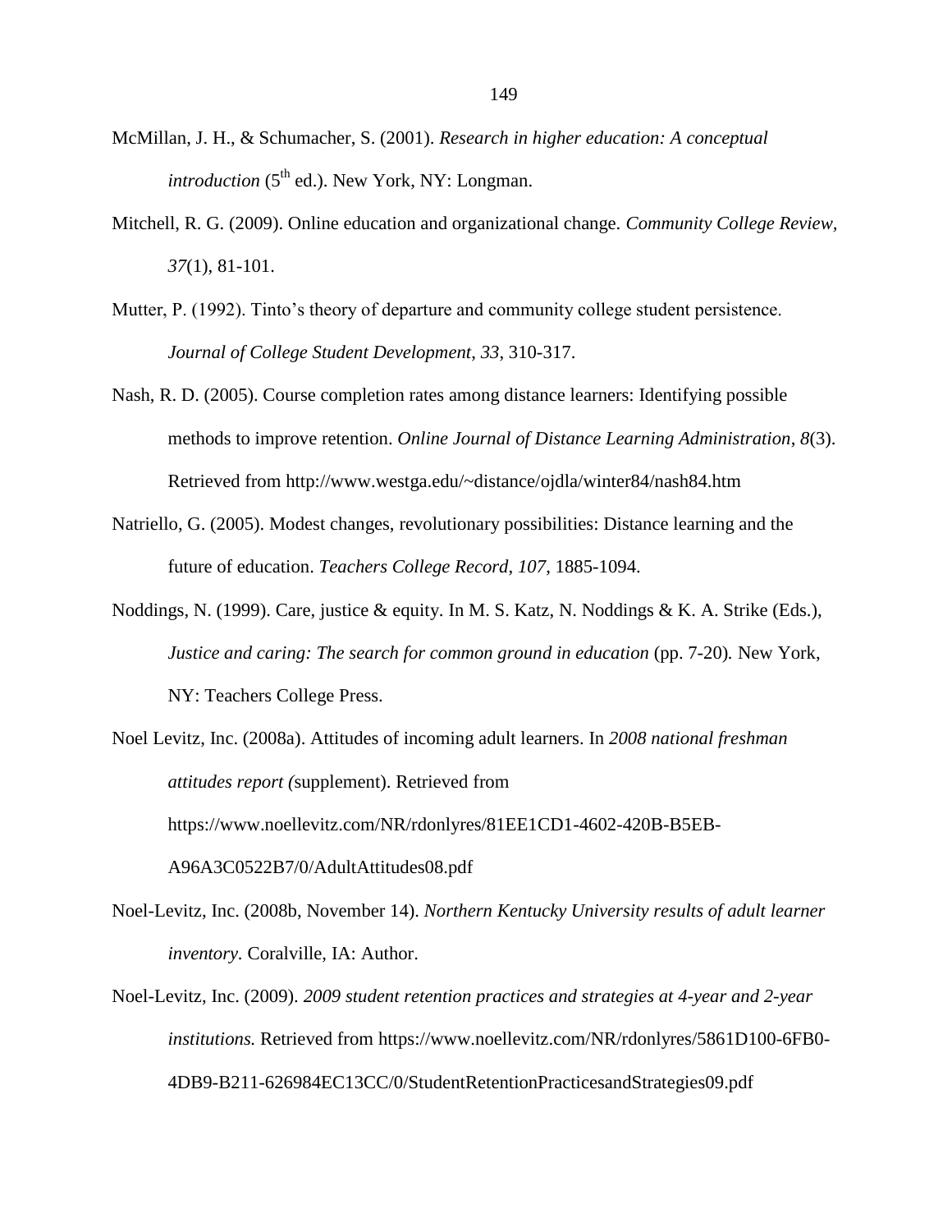McMillan, J. H., & Schumacher, S. (2001). *Research in higher education: A conceptual introduction* (5th ed.). New York, NY: Longman.

Mitchell, R. G. (2009). Online education and organizational change. *Community College Review, 37*(1), 81-101.

Mutter, P. (1992). Tinto's theory of departure and community college student persistence. *Journal of College Student Development*, *33*, 310-317.

Nash, R. D. (2005). Course completion rates among distance learners: Identifying possible methods to improve retention. *Online Journal of Distance Learning Administration*, *8*(3). Retrieved from http://www.westga.edu/~distance/ojdla/winter84/nash84.htm

Natriello, G. (2005). Modest changes, revolutionary possibilities: Distance learning and the future of education. *Teachers College Record*, *107*, 1885-1094.

Noddings, N. (1999). Care, justice & equity. In M. S. Katz, N. Noddings & K. A. Strike (Eds.), *Justice and caring: The search for common ground in education* (pp. 7-20)*.* New York, NY: Teachers College Press.

Noel Levitz, Inc. (2008a). Attitudes of incoming adult learners. In *2008 national freshman attitudes report (*supplement). Retrieved from https://www.noellevitz.com/NR/rdonlyres/81EE1CD1-4602-420B-B5EB-A96A3C0522B7/0/AdultAttitudes08.pdf

Noel-Levitz, Inc. (2008b, November 14). *Northern Kentucky University results of adult learner inventory.* Coralville, IA: Author.

Noel-Levitz, Inc. (2009). *2009 student retention practices and strategies at 4-year and 2-year institutions.* Retrieved from https://www.noellevitz.com/NR/rdonlyres/5861D100-6FB0-4DB9-B211-626984EC13CC/0/StudentRetentionPracticesandStrategies09.pdf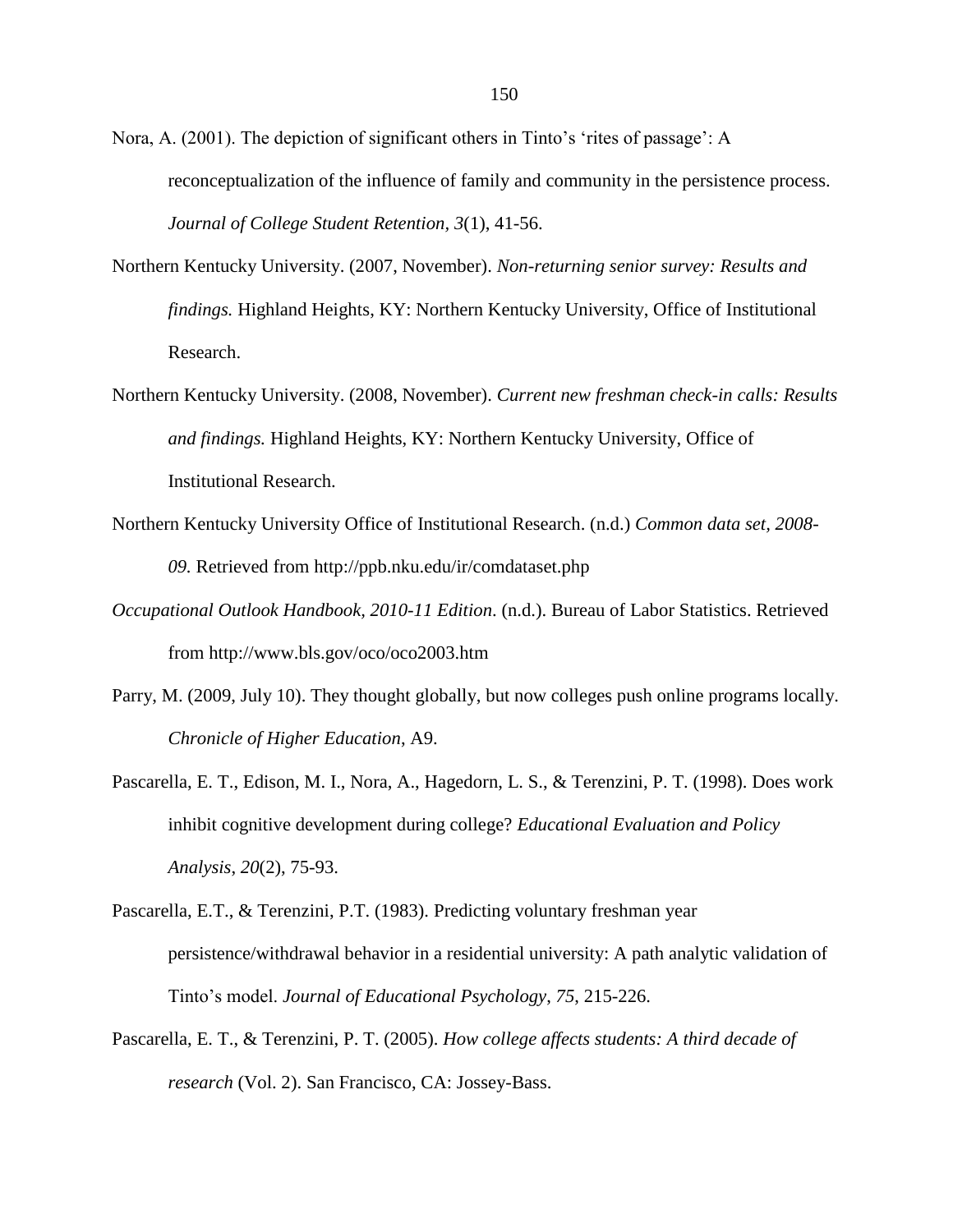Nora, A. (2001). The depiction of significant others in Tinto's 'rites of passage': A reconceptualization of the influence of family and community in the persistence process. *Journal of College Student Retention*, *3*(1), 41-56.

Northern Kentucky University. (2007, November). *Non-returning senior survey: Results and findings.* Highland Heights, KY: Northern Kentucky University, Office of Institutional Research.

Northern Kentucky University. (2008, November). *Current new freshman check-in calls: Results and findings.* Highland Heights, KY: Northern Kentucky University, Office of Institutional Research.

Northern Kentucky University Office of Institutional Research. (n.d.) *Common data set, 2008-09.* Retrieved from http://ppb.nku.edu/ir/comdataset.php

*Occupational Outlook Handbook, 2010-11 Edition.* (n.d.). Bureau of Labor Statistics. Retrieved from http://www.bls.gov/oco/oco2003.htm

Parry, M. (2009, July 10). They thought globally, but now colleges push online programs locally. *Chronicle of Higher Education*, A9.

Pascarella, E. T., Edison, M. I., Nora, A., Hagedorn, L. S., & Terenzini, P. T. (1998). Does work inhibit cognitive development during college? *Educational Evaluation and Policy Analysis*, *20*(2), 75-93.

Pascarella, E.T., & Terenzini, P.T. (1983). Predicting voluntary freshman year persistence/withdrawal behavior in a residential university: A path analytic validation of Tinto's model. *Journal of Educational Psychology*, *75*, 215-226.

Pascarella, E. T., & Terenzini, P. T. (2005). *How college affects students: A third decade of research* (Vol. 2). San Francisco, CA: Jossey-Bass.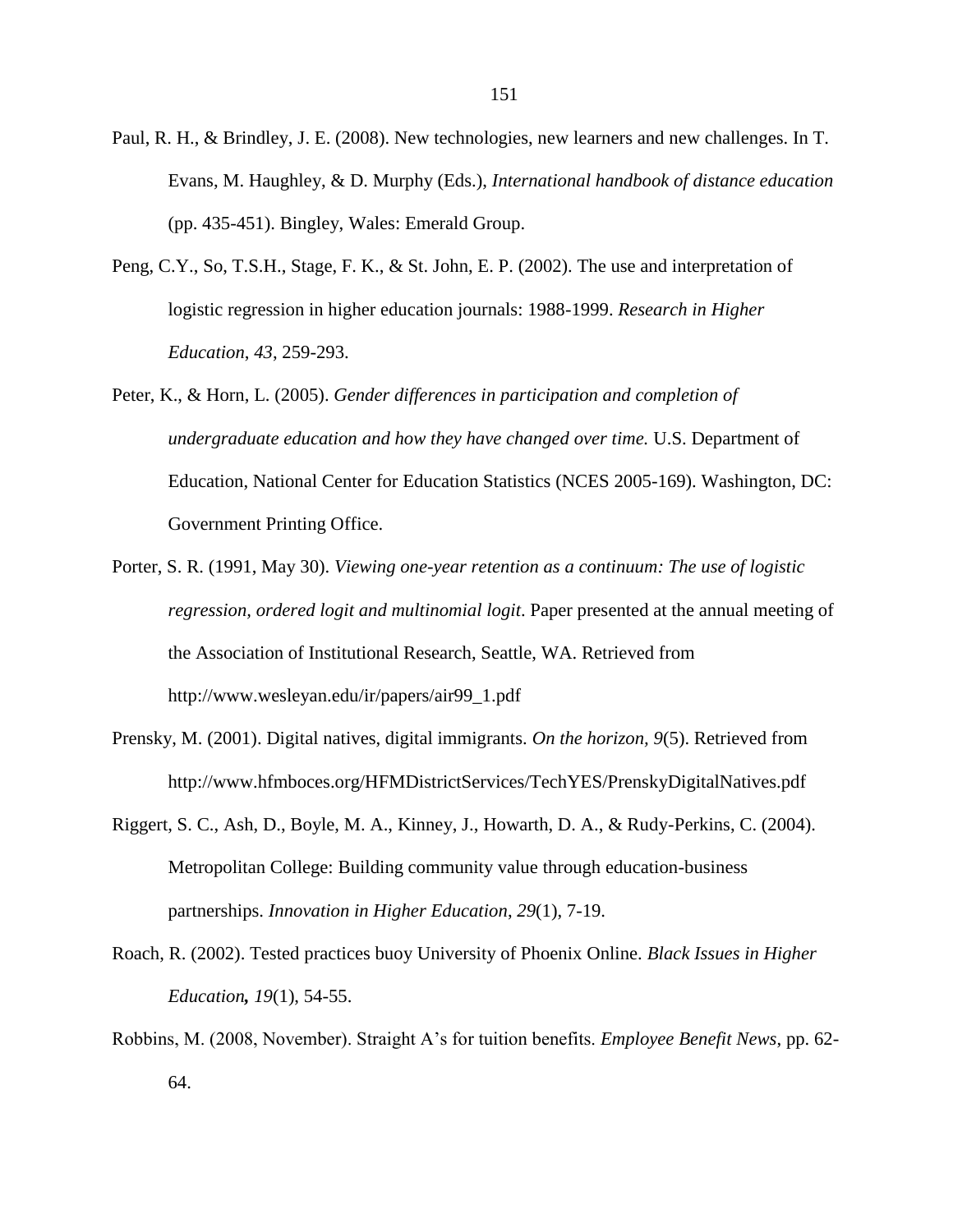Paul, R. H., & Brindley, J. E. (2008). New technologies, new learners and new challenges. In T. Evans, M. Haughley, & D. Murphy (Eds.), *International handbook of distance education* (pp. 435-451). Bingley, Wales: Emerald Group.

Peng, C.Y., So, T.S.H., Stage, F. K., & St. John, E. P. (2002). The use and interpretation of logistic regression in higher education journals: 1988-1999. *Research in Higher Education*, *43*, 259-293.

Peter, K., & Horn, L. (2005). *Gender differences in participation and completion of undergraduate education and how they have changed over time.* U.S. Department of Education, National Center for Education Statistics (NCES 2005-169). Washington, DC: Government Printing Office.

Porter, S. R. (1991, May 30). *Viewing one-year retention as a continuum: The use of logistic regression, ordered logit and multinomial logit*. Paper presented at the annual meeting of the Association of Institutional Research, Seattle, WA. Retrieved from http://www.wesleyan.edu/ir/papers/air99_1.pdf

Prensky, M. (2001). Digital natives, digital immigrants. *On the horizon, 9*(5). Retrieved from http://www.hfmboces.org/HFMDistrictServices/TechYES/PrenskyDigitalNatives.pdf

Riggert, S. C., Ash, D., Boyle, M. A., Kinney, J., Howarth, D. A., & Rudy-Perkins, C. (2004). Metropolitan College: Building community value through education-business partnerships. *Innovation in Higher Education*, *29*(1), 7-19.

Roach, R. (2002). Tested practices buoy University of Phoenix Online. *Black Issues in Higher Education, 19*(1), 54-55.

Robbins, M. (2008, November). Straight A's for tuition benefits. *Employee Benefit News*, pp. 62-64.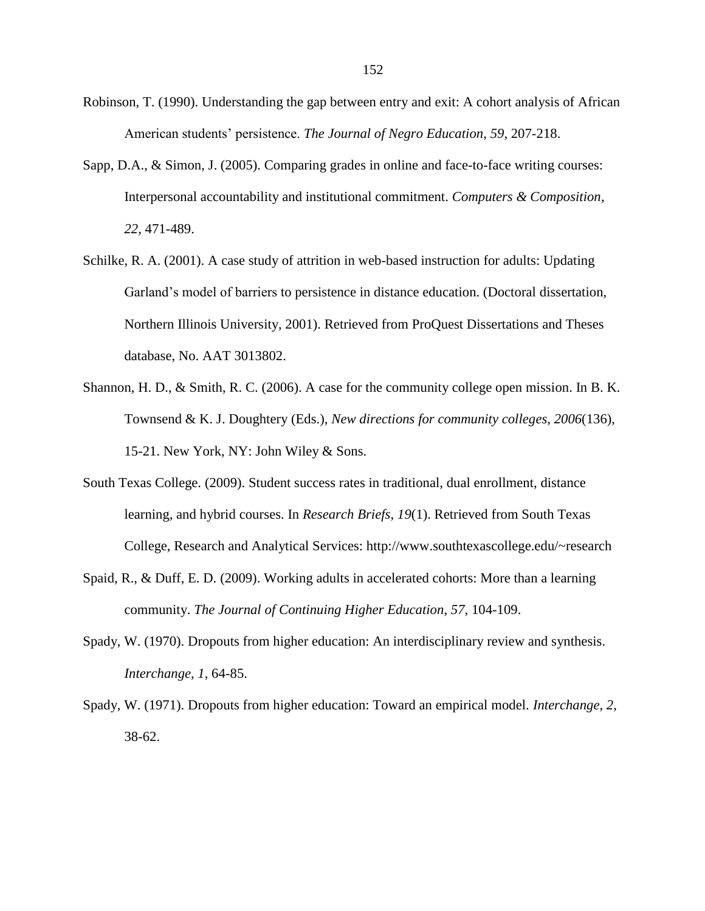Robinson, T. (1990). Understanding the gap between entry and exit: A cohort analysis of African American students' persistence. *The Journal of Negro Education*, *59*, 207-218.

Sapp, D.A., & Simon, J. (2005). Comparing grades in online and face-to-face writing courses: Interpersonal accountability and institutional commitment. *Computers & Composition*, *22*, 471-489.

Schilke, R. A. (2001). A case study of attrition in web-based instruction for adults: Updating Garland's model of barriers to persistence in distance education. (Doctoral dissertation, Northern Illinois University, 2001). Retrieved from ProQuest Dissertations and Theses database, No. AAT 3013802.

Shannon, H. D., & Smith, R. C. (2006). A case for the community college open mission. In B. K. Townsend & K. J. Doughtery (Eds.), *New directions for community colleges*, *2006*(136), 15-21. New York, NY: John Wiley & Sons.

South Texas College. (2009). Student success rates in traditional, dual enrollment, distance learning, and hybrid courses. In *Research Briefs*, *19*(1). Retrieved from South Texas College, Research and Analytical Services: http://www.southtexascollege.edu/~research

Spaid, R., & Duff, E. D. (2009). Working adults in accelerated cohorts: More than a learning community. *The Journal of Continuing Higher Education*, *57*, 104-109.

Spady, W. (1970). Dropouts from higher education: An interdisciplinary review and synthesis. *Interchange*, *1*, 64-85.

Spady, W. (1971). Dropouts from higher education: Toward an empirical model. *Interchange*, *2*, 38-62.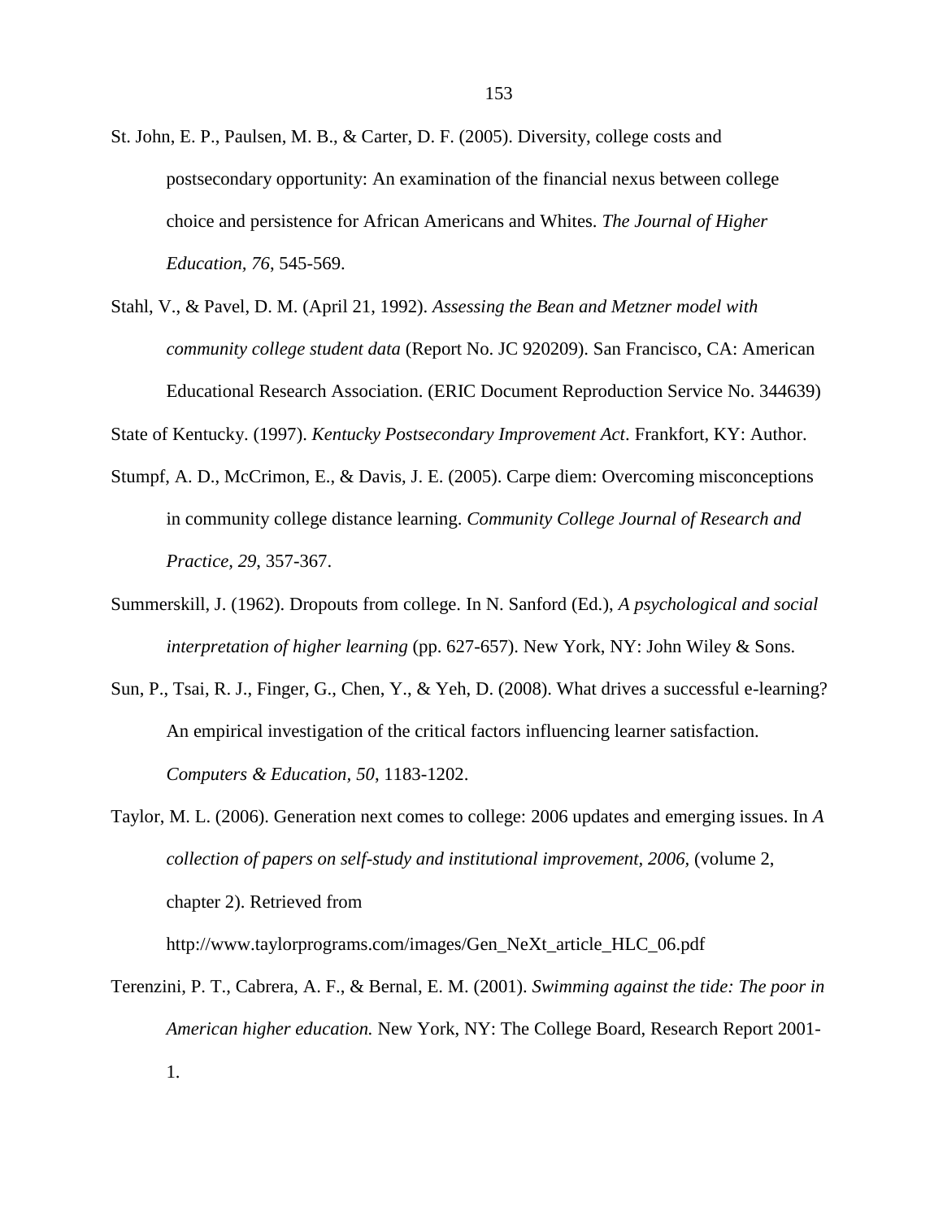St. John, E. P., Paulsen, M. B., & Carter, D. F. (2005). Diversity, college costs and postsecondary opportunity: An examination of the financial nexus between college choice and persistence for African Americans and Whites. *The Journal of Higher Education, 76*, 545-569.

Stahl, V., & Pavel, D. M. (April 21, 1992). *Assessing the Bean and Metzner model with community college student data* (Report No. JC 920209). San Francisco, CA: American Educational Research Association. (ERIC Document Reproduction Service No. 344639)

State of Kentucky. (1997). *Kentucky Postsecondary Improvement Act*. Frankfort, KY: Author.

Stumpf, A. D., McCrimon, E., & Davis, J. E. (2005). Carpe diem: Overcoming misconceptions in community college distance learning. *Community College Journal of Research and Practice*, *29*, 357-367.

Summerskill, J. (1962). Dropouts from college. In N. Sanford (Ed.), *A psychological and social interpretation of higher learning* (pp. 627-657). New York, NY: John Wiley & Sons.

Sun, P., Tsai, R. J., Finger, G., Chen, Y., & Yeh, D. (2008). What drives a successful e-learning? An empirical investigation of the critical factors influencing learner satisfaction. *Computers & Education*, *50*, 1183-1202.

Taylor, M. L. (2006). Generation next comes to college: 2006 updates and emerging issues. In *A collection of papers on self-study and institutional improvement, 2006,* (volume 2, chapter 2). Retrieved from http://www.taylorprograms.com/images/Gen_NeXt_article_HLC_06.pdf

Terenzini, P. T., Cabrera, A. F., & Bernal, E. M. (2001). *Swimming against the tide: The poor in American higher education.* New York, NY: The College Board, Research Report 2001-1.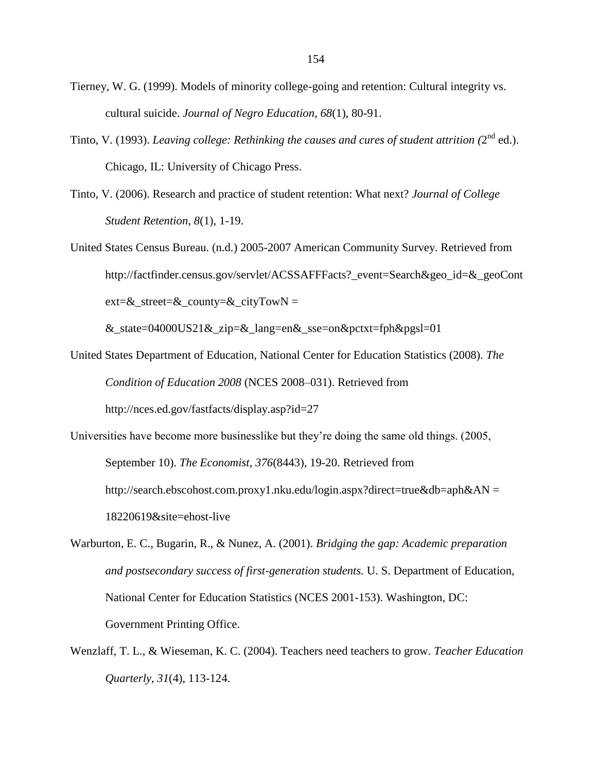Tierney, W. G. (1999). Models of minority college-going and retention: Cultural integrity vs. cultural suicide. *Journal of Negro Education*, *68*(1), 80-91.

Tinto, V. (1993). *Leaving college: Rethinking the causes and cures of student attrition (*2nd ed.). Chicago, IL: University of Chicago Press.

Tinto, V. (2006). Research and practice of student retention: What next? *Journal of College Student Retention*, *8*(1), 1-19.

United States Census Bureau. (n.d.) 2005-2007 American Community Survey. Retrieved from http://factfinder.census.gov/servlet/ACSSAFFFacts?_event=Search&geo_id=&_geoContext=&_street=&_county=&_cityTowN = &_state=04000US21&_zip=&_lang=en&_sse=on&pctxt=fph&pgsl=01

United States Department of Education, National Center for Education Statistics (2008). *The Condition of Education 2008* (NCES 2008–031). Retrieved from http://nces.ed.gov/fastfacts/display.asp?id=27

Universities have become more businesslike but they're doing the same old things. (2005, September 10). *The Economist*, *376*(8443), 19-20. Retrieved from http://search.ebscohost.com.proxy1.nku.edu/login.aspx?direct=true&db=aph&AN = 18220619&site=ehost-live

Warburton, E. C., Bugarin, R., & Nunez, A. (2001). *Bridging the gap: Academic preparation and postsecondary success of first-generation students.* U. S. Department of Education, National Center for Education Statistics (NCES 2001-153). Washington, DC: Government Printing Office.

Wenzlaff, T. L., & Wieseman, K. C. (2004). Teachers need teachers to grow. *Teacher Education Quarterly*, *31*(4), 113-124.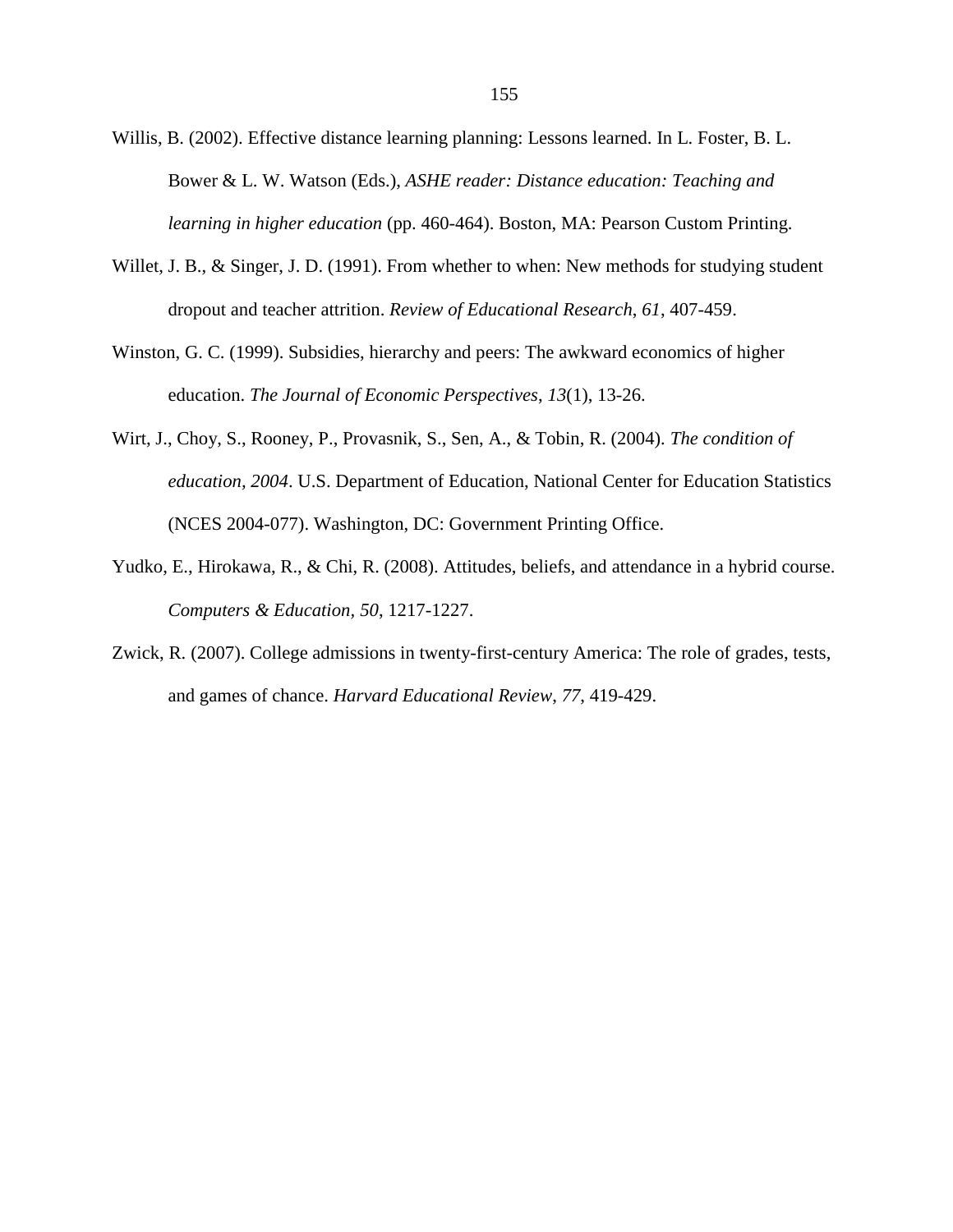Willis, B. (2002). Effective distance learning planning: Lessons learned. In L. Foster, B. L. Bower & L. W. Watson (Eds.), *ASHE reader: Distance education: Teaching and learning in higher education* (pp. 460-464). Boston, MA: Pearson Custom Printing.

Willet, J. B., & Singer, J. D. (1991). From whether to when: New methods for studying student dropout and teacher attrition. *Review of Educational Research*, *61*, 407-459.

Winston, G. C. (1999). Subsidies, hierarchy and peers: The awkward economics of higher education. *The Journal of Economic Perspectives*, *13*(1), 13-26.

Wirt, J., Choy, S., Rooney, P., Provasnik, S., Sen, A., & Tobin, R. (2004). *The condition of education, 2004*. U.S. Department of Education, National Center for Education Statistics (NCES 2004-077). Washington, DC: Government Printing Office.

Yudko, E., Hirokawa, R., & Chi, R. (2008). Attitudes, beliefs, and attendance in a hybrid course. *Computers & Education*, *50*, 1217-1227.

Zwick, R. (2007). College admissions in twenty-first-century America: The role of grades, tests, and games of chance. *Harvard Educational Review*, *77*, 419-429.